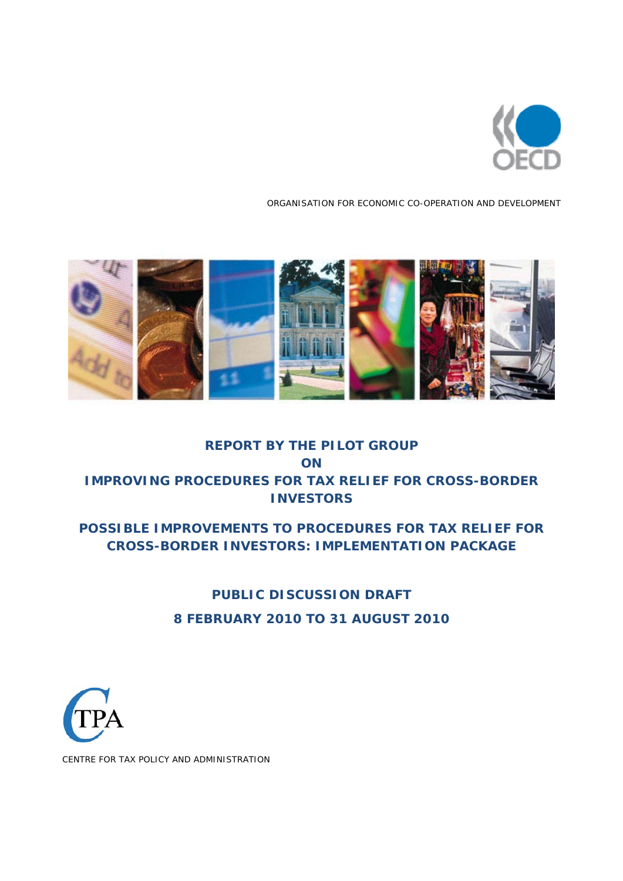ORGANISATION FOR ECONOMIC CO-OPERATION AND DEVELOPMENT

# REPORT BY THE PILOT GROUP ON IMPROVING PROCEDURES FOR TAX RELIEF FOR CROSS-BORDER INVESTORS

## POSSIBLE IMPROVEMENTS TO PROCEDURES FOR TAX RELIEF FOR CROSS-BORDER INVESTORS: IMPLEMENTATION PACKAGE

### PUBLIC DISCUSSION DRAFT

### 8 FEBRUARY 2010 TO 31 AUGUST 2010

CENTRE FOR TAX POLICY AND ADMINISTRATION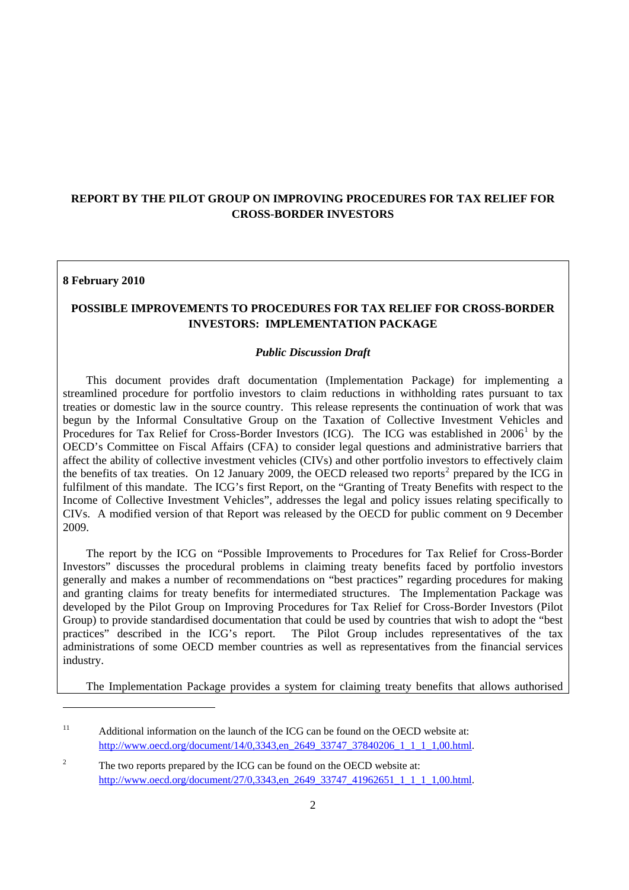**REPORT BY THE PILOT GROUP ON IMPROVING PROCEDURES FOR TAX RELIEF FOR CROSS-BORDER INVESTORS**

**8 February 2010**

## POSSIBLE IMPROVEMENTS TO PROCEDURES FOR TAX RELIEF FOR CROSS-BORDER INVESTORS: IMPLEMENTATION PACKAGE

***Public Discussion Draft***

This document provides draft documentation (Implementation Package) for implementing a streamlined procedure for portfolio investors to claim reductions in withholding rates pursuant to tax treaties or domestic law in the source country. This release represents the continuation of work that was begun by the Informal Consultative Group on the Taxation of Collective Investment Vehicles and Procedures for Tax Relief for Cross-Border Investors (ICG). The ICG was established in 2006[1] by the OECD's Committee on Fiscal Affairs (CFA) to consider legal questions and administrative barriers that affect the ability of collective investment vehicles (CIVs) and other portfolio investors to effectively claim the benefits of tax treaties. On 12 January 2009, the OECD released two reports[2] prepared by the ICG in fulfilment of this mandate. The ICG's first Report, on the "Granting of Treaty Benefits with respect to the Income of Collective Investment Vehicles", addresses the legal and policy issues relating specifically to CIVs. A modified version of that Report was released by the OECD for public comment on 9 December 2009.

The report by the ICG on "Possible Improvements to Procedures for Tax Relief for Cross-Border Investors" discusses the procedural problems in claiming treaty benefits faced by portfolio investors generally and makes a number of recommendations on "best practices" regarding procedures for making and granting claims for treaty benefits for intermediated structures. The Implementation Package was developed by the Pilot Group on Improving Procedures for Tax Relief for Cross-Border Investors (Pilot Group) to provide standardised documentation that could be used by countries that wish to adopt the "best practices" described in the ICG's report. The Pilot Group includes representatives of the tax administrations of some OECD member countries as well as representatives from the financial services industry.

The Implementation Package provides a system for claiming treaty benefits that allows authorised

---

[1] Additional information on the launch of the ICG can be found on the OECD website at: http://www.oecd.org/document/14/0,3343,en_2649_33747_37840206_1_1_1_1,00.html.

[2] The two reports prepared by the ICG can be found on the OECD website at: http://www.oecd.org/document/27/0,3343,en_2649_33747_41962651_1_1_1_1,00.html.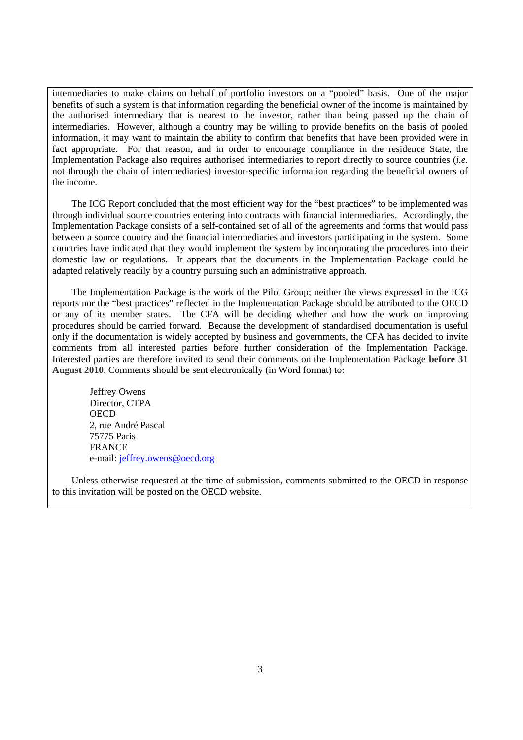intermediaries to make claims on behalf of portfolio investors on a "pooled" basis. One of the major benefits of such a system is that information regarding the beneficial owner of the income is maintained by the authorised intermediary that is nearest to the investor, rather than being passed up the chain of intermediaries. However, although a country may be willing to provide benefits on the basis of pooled information, it may want to maintain the ability to confirm that benefits that have been provided were in fact appropriate. For that reason, and in order to encourage compliance in the residence State, the Implementation Package also requires authorised intermediaries to report directly to source countries (*i.e.* not through the chain of intermediaries) investor-specific information regarding the beneficial owners of the income.

The ICG Report concluded that the most efficient way for the "best practices" to be implemented was through individual source countries entering into contracts with financial intermediaries. Accordingly, the Implementation Package consists of a self-contained set of all of the agreements and forms that would pass between a source country and the financial intermediaries and investors participating in the system. Some countries have indicated that they would implement the system by incorporating the procedures into their domestic law or regulations. It appears that the documents in the Implementation Package could be adapted relatively readily by a country pursuing such an administrative approach.

The Implementation Package is the work of the Pilot Group; neither the views expressed in the ICG reports nor the "best practices" reflected in the Implementation Package should be attributed to the OECD or any of its member states. The CFA will be deciding whether and how the work on improving procedures should be carried forward. Because the development of standardised documentation is useful only if the documentation is widely accepted by business and governments, the CFA has decided to invite comments from all interested parties before further consideration of the Implementation Package. Interested parties are therefore invited to send their comments on the Implementation Package **before 31 August 2010**. Comments should be sent electronically (in Word format) to:

Jeffrey Owens
Director, CTPA
OECD
2, rue André Pascal
75775 Paris
FRANCE
e-mail: jeffrey.owens@oecd.org

Unless otherwise requested at the time of submission, comments submitted to the OECD in response to this invitation will be posted on the OECD website.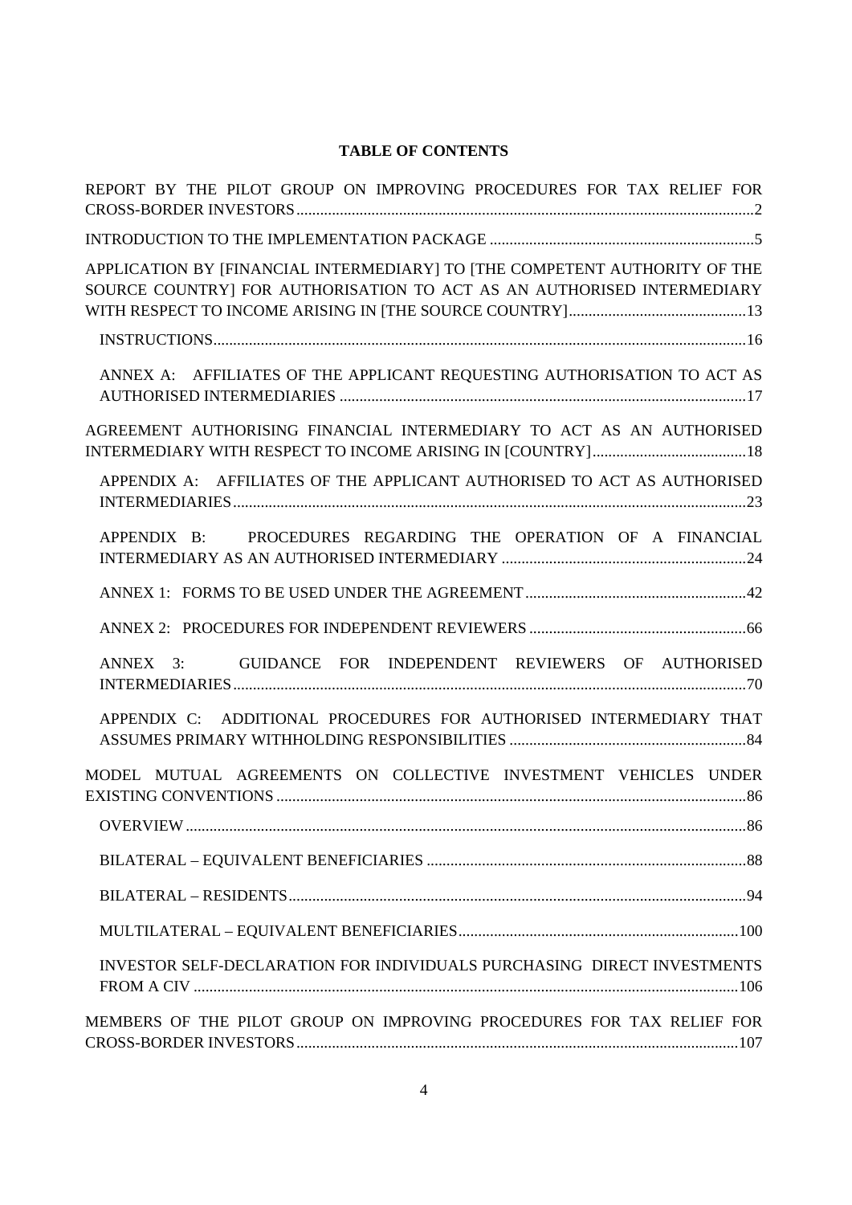**TABLE OF CONTENTS**

REPORT BY THE PILOT GROUP ON IMPROVING PROCEDURES FOR TAX RELIEF FOR CROSS-BORDER INVESTORS ....... 2

INTRODUCTION TO THE IMPLEMENTATION PACKAGE ....... 5

APPLICATION BY [FINANCIAL INTERMEDIARY] TO [THE COMPETENT AUTHORITY OF THE SOURCE COUNTRY] FOR AUTHORISATION TO ACT AS AN AUTHORISED INTERMEDIARY WITH RESPECT TO INCOME ARISING IN [THE SOURCE COUNTRY] ....... 13

- INSTRUCTIONS ....... 16
- ANNEX A: AFFILIATES OF THE APPLICANT REQUESTING AUTHORISATION TO ACT AS AUTHORISED INTERMEDIARIES ....... 17

AGREEMENT AUTHORISING FINANCIAL INTERMEDIARY TO ACT AS AN AUTHORISED INTERMEDIARY WITH RESPECT TO INCOME ARISING IN [COUNTRY] ....... 18

- APPENDIX A: AFFILIATES OF THE APPLICANT AUTHORISED TO ACT AS AUTHORISED INTERMEDIARIES ....... 23
- APPENDIX B: PROCEDURES REGARDING THE OPERATION OF A FINANCIAL INTERMEDIARY AS AN AUTHORISED INTERMEDIARY ....... 24
- ANNEX 1: FORMS TO BE USED UNDER THE AGREEMENT ....... 42
- ANNEX 2: PROCEDURES FOR INDEPENDENT REVIEWERS ....... 66
- ANNEX 3: GUIDANCE FOR INDEPENDENT REVIEWERS OF AUTHORISED INTERMEDIARIES ....... 70
- APPENDIX C: ADDITIONAL PROCEDURES FOR AUTHORISED INTERMEDIARY THAT ASSUMES PRIMARY WITHHOLDING RESPONSIBILITIES ....... 84

MODEL MUTUAL AGREEMENTS ON COLLECTIVE INVESTMENT VEHICLES UNDER EXISTING CONVENTIONS ....... 86

- OVERVIEW ....... 86
- BILATERAL – EQUIVALENT BENEFICIARIES ....... 88
- BILATERAL – RESIDENTS ....... 94
- MULTILATERAL – EQUIVALENT BENEFICIARIES ....... 100
- INVESTOR SELF-DECLARATION FOR INDIVIDUALS PURCHASING DIRECT INVESTMENTS FROM A CIV ....... 106

MEMBERS OF THE PILOT GROUP ON IMPROVING PROCEDURES FOR TAX RELIEF FOR CROSS-BORDER INVESTORS ....... 107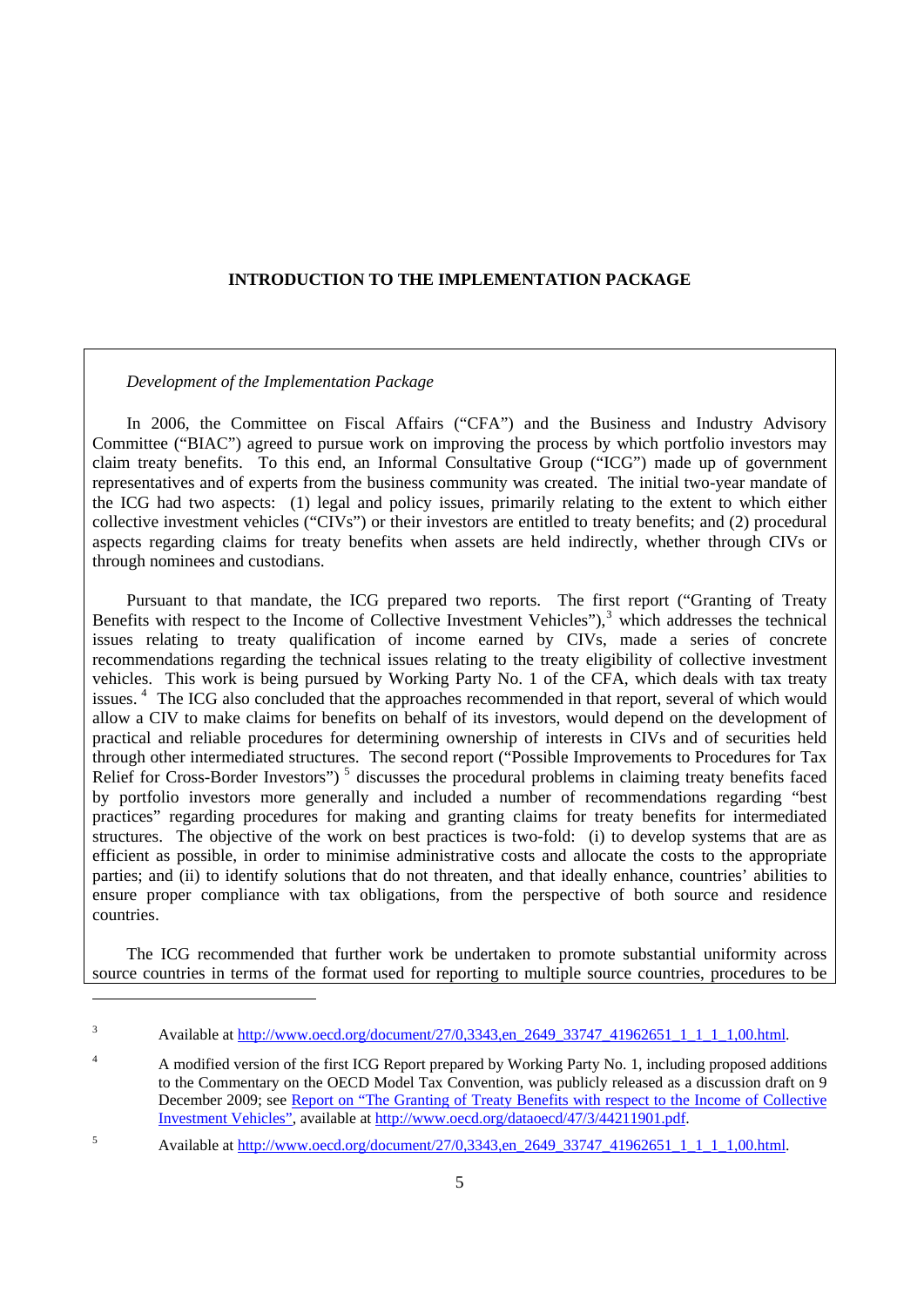## INTRODUCTION TO THE IMPLEMENTATION PACKAGE

*Development of the Implementation Package*

In 2006, the Committee on Fiscal Affairs ("CFA") and the Business and Industry Advisory Committee ("BIAC") agreed to pursue work on improving the process by which portfolio investors may claim treaty benefits. To this end, an Informal Consultative Group ("ICG") made up of government representatives and of experts from the business community was created. The initial two-year mandate of the ICG had two aspects: (1) legal and policy issues, primarily relating to the extent to which either collective investment vehicles ("CIVs") or their investors are entitled to treaty benefits; and (2) procedural aspects regarding claims for treaty benefits when assets are held indirectly, whether through CIVs or through nominees and custodians.

Pursuant to that mandate, the ICG prepared two reports. The first report ("Granting of Treaty Benefits with respect to the Income of Collective Investment Vehicles"),[3] which addresses the technical issues relating to treaty qualification of income earned by CIVs, made a series of concrete recommendations regarding the technical issues relating to the treaty eligibility of collective investment vehicles. This work is being pursued by Working Party No. 1 of the CFA, which deals with tax treaty issues.[4] The ICG also concluded that the approaches recommended in that report, several of which would allow a CIV to make claims for benefits on behalf of its investors, would depend on the development of practical and reliable procedures for determining ownership of interests in CIVs and of securities held through other intermediated structures. The second report ("Possible Improvements to Procedures for Tax Relief for Cross-Border Investors")[5] discusses the procedural problems in claiming treaty benefits faced by portfolio investors more generally and included a number of recommendations regarding "best practices" regarding procedures for making and granting claims for treaty benefits for intermediated structures. The objective of the work on best practices is two-fold: (i) to develop systems that are as efficient as possible, in order to minimise administrative costs and allocate the costs to the appropriate parties; and (ii) to identify solutions that do not threaten, and that ideally enhance, countries' abilities to ensure proper compliance with tax obligations, from the perspective of both source and residence countries.

The ICG recommended that further work be undertaken to promote substantial uniformity across source countries in terms of the format used for reporting to multiple source countries, procedures to be

---

[3] Available at http://www.oecd.org/document/27/0,3343,en_2649_33747_41962651_1_1_1_1,00.html.

[4] A modified version of the first ICG Report prepared by Working Party No. 1, including proposed additions to the Commentary on the OECD Model Tax Convention, was publicly released as a discussion draft on 9 December 2009; see Report on "The Granting of Treaty Benefits with respect to the Income of Collective Investment Vehicles", available at http://www.oecd.org/dataoecd/47/3/44211901.pdf.

[5] Available at http://www.oecd.org/document/27/0,3343,en_2649_33747_41962651_1_1_1_1,00.html.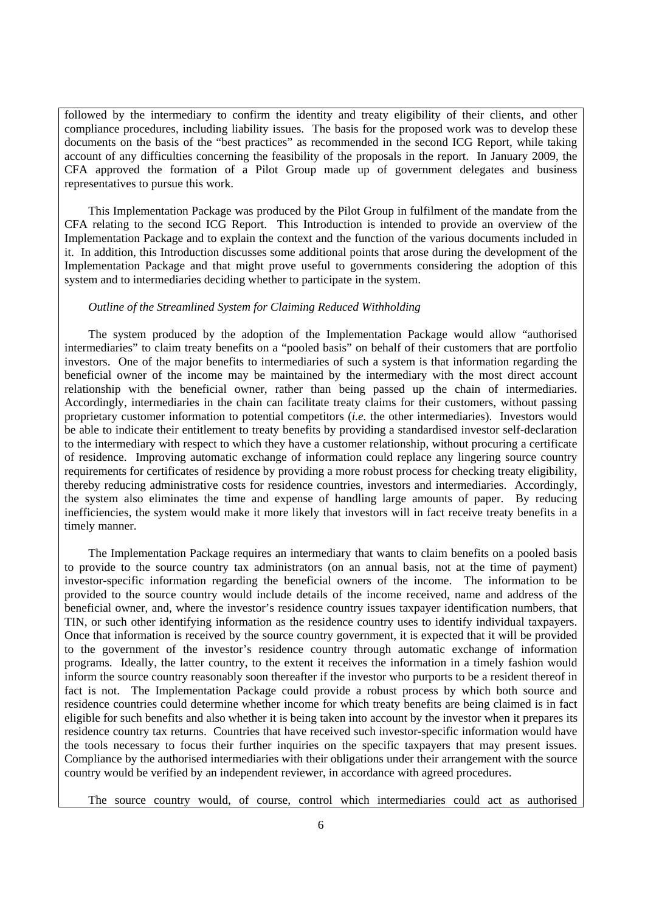followed by the intermediary to confirm the identity and treaty eligibility of their clients, and other compliance procedures, including liability issues. The basis for the proposed work was to develop these documents on the basis of the "best practices" as recommended in the second ICG Report, while taking account of any difficulties concerning the feasibility of the proposals in the report. In January 2009, the CFA approved the formation of a Pilot Group made up of government delegates and business representatives to pursue this work.

This Implementation Package was produced by the Pilot Group in fulfilment of the mandate from the CFA relating to the second ICG Report. This Introduction is intended to provide an overview of the Implementation Package and to explain the context and the function of the various documents included in it. In addition, this Introduction discusses some additional points that arose during the development of the Implementation Package and that might prove useful to governments considering the adoption of this system and to intermediaries deciding whether to participate in the system.

*Outline of the Streamlined System for Claiming Reduced Withholding*

The system produced by the adoption of the Implementation Package would allow "authorised intermediaries" to claim treaty benefits on a "pooled basis" on behalf of their customers that are portfolio investors. One of the major benefits to intermediaries of such a system is that information regarding the beneficial owner of the income may be maintained by the intermediary with the most direct account relationship with the beneficial owner, rather than being passed up the chain of intermediaries. Accordingly, intermediaries in the chain can facilitate treaty claims for their customers, without passing proprietary customer information to potential competitors (*i.e.* the other intermediaries). Investors would be able to indicate their entitlement to treaty benefits by providing a standardised investor self-declaration to the intermediary with respect to which they have a customer relationship, without procuring a certificate of residence. Improving automatic exchange of information could replace any lingering source country requirements for certificates of residence by providing a more robust process for checking treaty eligibility, thereby reducing administrative costs for residence countries, investors and intermediaries. Accordingly, the system also eliminates the time and expense of handling large amounts of paper. By reducing inefficiencies, the system would make it more likely that investors will in fact receive treaty benefits in a timely manner.

The Implementation Package requires an intermediary that wants to claim benefits on a pooled basis to provide to the source country tax administrators (on an annual basis, not at the time of payment) investor-specific information regarding the beneficial owners of the income. The information to be provided to the source country would include details of the income received, name and address of the beneficial owner, and, where the investor's residence country issues taxpayer identification numbers, that TIN, or such other identifying information as the residence country uses to identify individual taxpayers. Once that information is received by the source country government, it is expected that it will be provided to the government of the investor's residence country through automatic exchange of information programs. Ideally, the latter country, to the extent it receives the information in a timely fashion would inform the source country reasonably soon thereafter if the investor who purports to be a resident thereof in fact is not. The Implementation Package could provide a robust process by which both source and residence countries could determine whether income for which treaty benefits are being claimed is in fact eligible for such benefits and also whether it is being taken into account by the investor when it prepares its residence country tax returns. Countries that have received such investor-specific information would have the tools necessary to focus their further inquiries on the specific taxpayers that may present issues. Compliance by the authorised intermediaries with their obligations under their arrangement with the source country would be verified by an independent reviewer, in accordance with agreed procedures.

The source country would, of course, control which intermediaries could act as authorised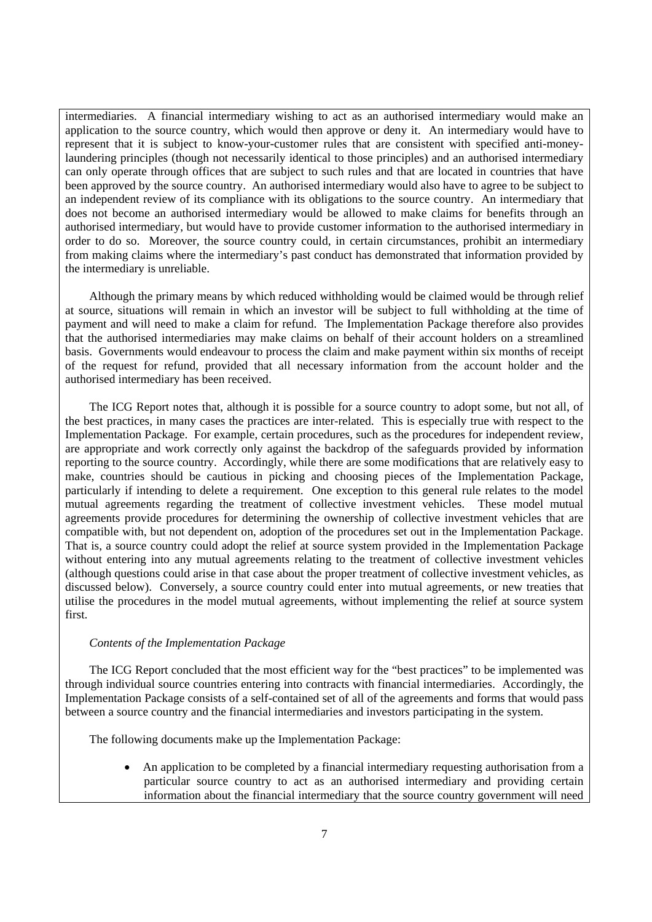intermediaries. A financial intermediary wishing to act as an authorised intermediary would make an application to the source country, which would then approve or deny it. An intermediary would have to represent that it is subject to know-your-customer rules that are consistent with specified anti-money-laundering principles (though not necessarily identical to those principles) and an authorised intermediary can only operate through offices that are subject to such rules and that are located in countries that have been approved by the source country. An authorised intermediary would also have to agree to be subject to an independent review of its compliance with its obligations to the source country. An intermediary that does not become an authorised intermediary would be allowed to make claims for benefits through an authorised intermediary, but would have to provide customer information to the authorised intermediary in order to do so. Moreover, the source country could, in certain circumstances, prohibit an intermediary from making claims where the intermediary's past conduct has demonstrated that information provided by the intermediary is unreliable.

Although the primary means by which reduced withholding would be claimed would be through relief at source, situations will remain in which an investor will be subject to full withholding at the time of payment and will need to make a claim for refund. The Implementation Package therefore also provides that the authorised intermediaries may make claims on behalf of their account holders on a streamlined basis. Governments would endeavour to process the claim and make payment within six months of receipt of the request for refund, provided that all necessary information from the account holder and the authorised intermediary has been received.

The ICG Report notes that, although it is possible for a source country to adopt some, but not all, of the best practices, in many cases the practices are inter-related. This is especially true with respect to the Implementation Package. For example, certain procedures, such as the procedures for independent review, are appropriate and work correctly only against the backdrop of the safeguards provided by information reporting to the source country. Accordingly, while there are some modifications that are relatively easy to make, countries should be cautious in picking and choosing pieces of the Implementation Package, particularly if intending to delete a requirement. One exception to this general rule relates to the model mutual agreements regarding the treatment of collective investment vehicles. These model mutual agreements provide procedures for determining the ownership of collective investment vehicles that are compatible with, but not dependent on, adoption of the procedures set out in the Implementation Package. That is, a source country could adopt the relief at source system provided in the Implementation Package without entering into any mutual agreements relating to the treatment of collective investment vehicles (although questions could arise in that case about the proper treatment of collective investment vehicles, as discussed below). Conversely, a source country could enter into mutual agreements, or new treaties that utilise the procedures in the model mutual agreements, without implementing the relief at source system first.

*Contents of the Implementation Package*

The ICG Report concluded that the most efficient way for the "best practices" to be implemented was through individual source countries entering into contracts with financial intermediaries. Accordingly, the Implementation Package consists of a self-contained set of all of the agreements and forms that would pass between a source country and the financial intermediaries and investors participating in the system.

The following documents make up the Implementation Package:

- An application to be completed by a financial intermediary requesting authorisation from a particular source country to act as an authorised intermediary and providing certain information about the financial intermediary that the source country government will need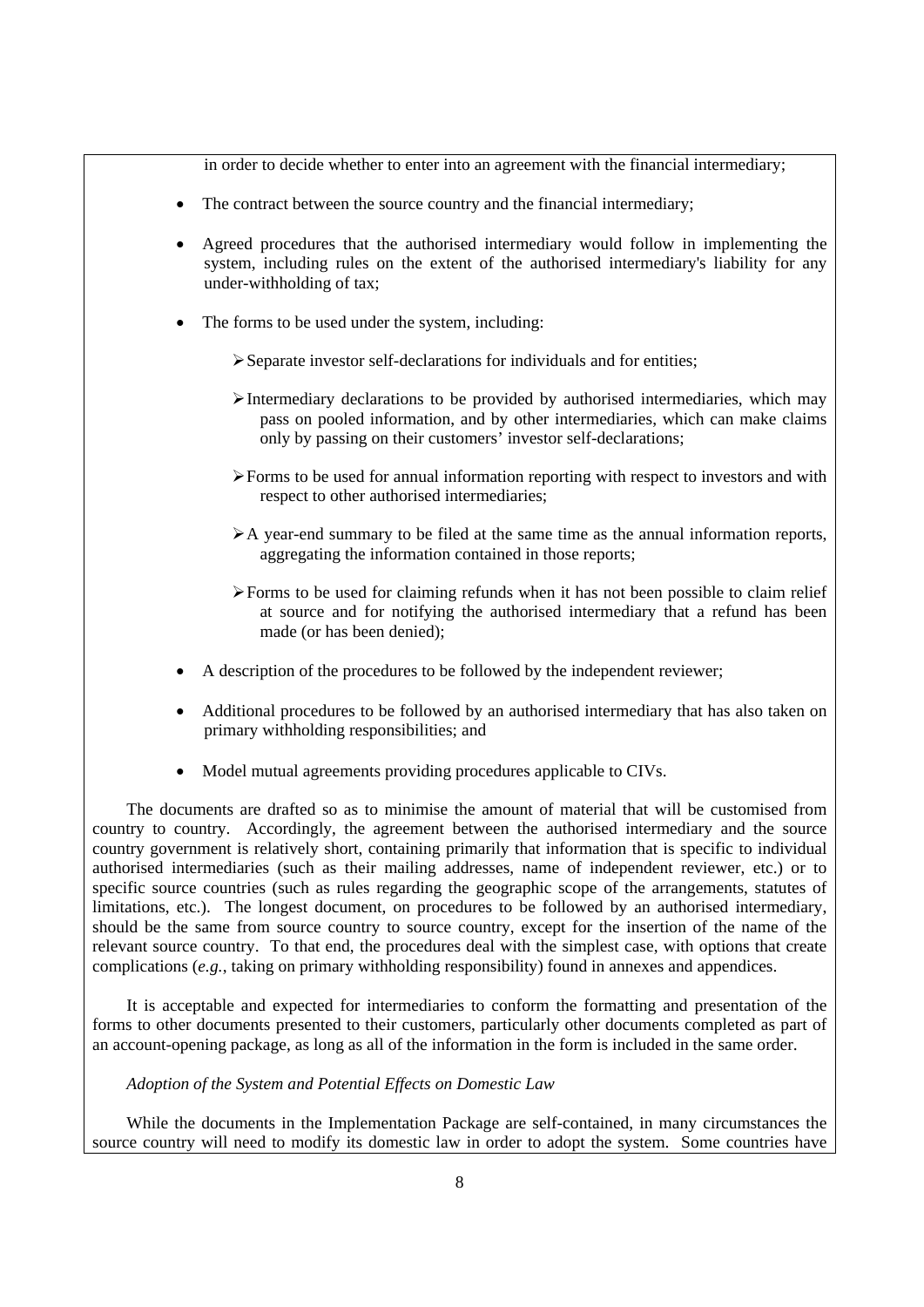in order to decide whether to enter into an agreement with the financial intermediary;

- The contract between the source country and the financial intermediary;
- Agreed procedures that the authorised intermediary would follow in implementing the system, including rules on the extent of the authorised intermediary's liability for any under-withholding of tax;
- The forms to be used under the system, including:
  - Separate investor self-declarations for individuals and for entities;
  - Intermediary declarations to be provided by authorised intermediaries, which may pass on pooled information, and by other intermediaries, which can make claims only by passing on their customers' investor self-declarations;
  - Forms to be used for annual information reporting with respect to investors and with respect to other authorised intermediaries;
  - A year-end summary to be filed at the same time as the annual information reports, aggregating the information contained in those reports;
  - Forms to be used for claiming refunds when it has not been possible to claim relief at source and for notifying the authorised intermediary that a refund has been made (or has been denied);
- A description of the procedures to be followed by the independent reviewer;
- Additional procedures to be followed by an authorised intermediary that has also taken on primary withholding responsibilities; and
- Model mutual agreements providing procedures applicable to CIVs.

The documents are drafted so as to minimise the amount of material that will be customised from country to country. Accordingly, the agreement between the authorised intermediary and the source country government is relatively short, containing primarily that information that is specific to individual authorised intermediaries (such as their mailing addresses, name of independent reviewer, etc.) or to specific source countries (such as rules regarding the geographic scope of the arrangements, statutes of limitations, etc.). The longest document, on procedures to be followed by an authorised intermediary, should be the same from source country to source country, except for the insertion of the name of the relevant source country. To that end, the procedures deal with the simplest case, with options that create complications (*e.g.*, taking on primary withholding responsibility) found in annexes and appendices.

It is acceptable and expected for intermediaries to conform the formatting and presentation of the forms to other documents presented to their customers, particularly other documents completed as part of an account-opening package, as long as all of the information in the form is included in the same order.

*Adoption of the System and Potential Effects on Domestic Law*

While the documents in the Implementation Package are self-contained, in many circumstances the source country will need to modify its domestic law in order to adopt the system. Some countries have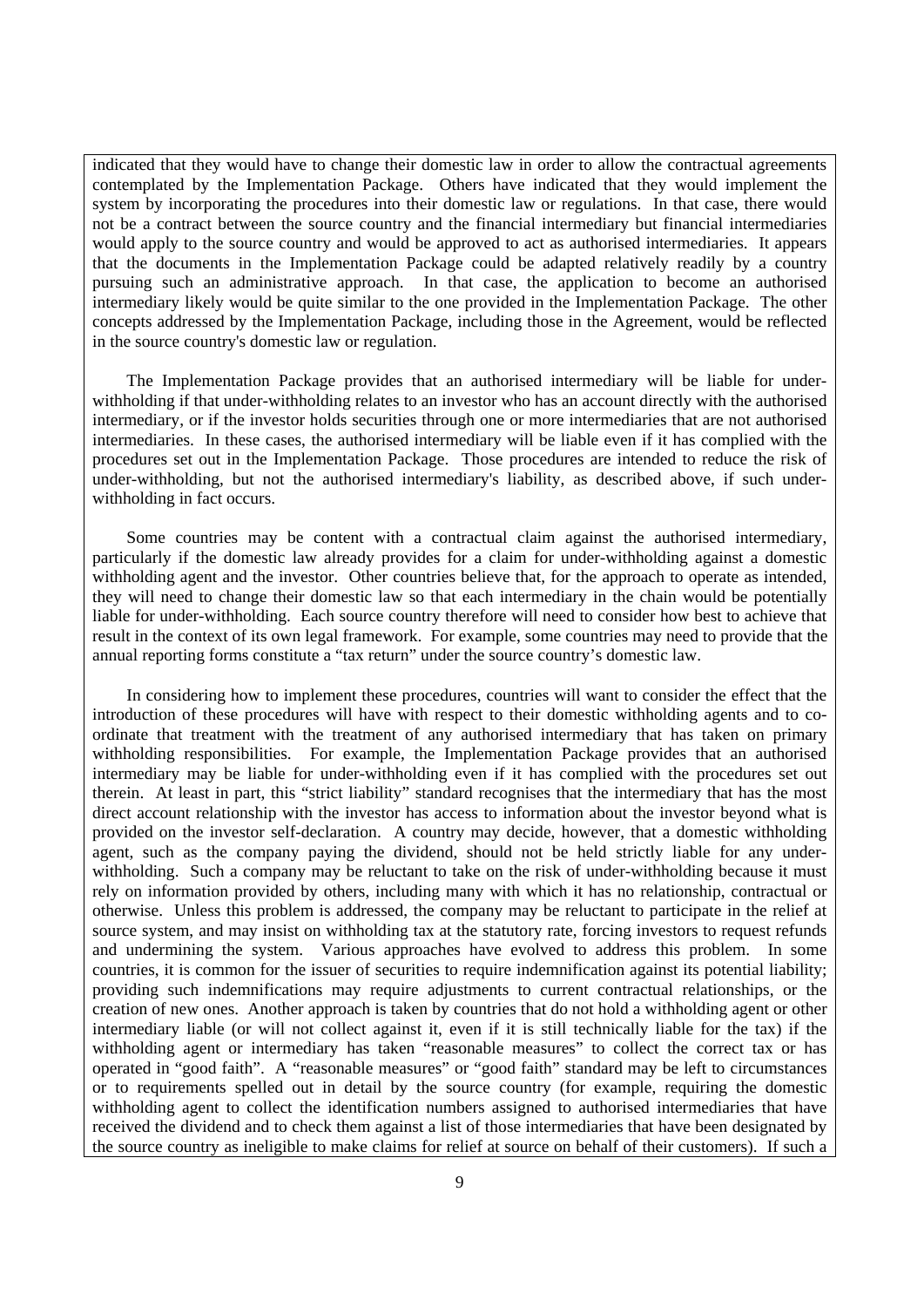indicated that they would have to change their domestic law in order to allow the contractual agreements contemplated by the Implementation Package. Others have indicated that they would implement the system by incorporating the procedures into their domestic law or regulations. In that case, there would not be a contract between the source country and the financial intermediary but financial intermediaries would apply to the source country and would be approved to act as authorised intermediaries. It appears that the documents in the Implementation Package could be adapted relatively readily by a country pursuing such an administrative approach. In that case, the application to become an authorised intermediary likely would be quite similar to the one provided in the Implementation Package. The other concepts addressed by the Implementation Package, including those in the Agreement, would be reflected in the source country's domestic law or regulation.

The Implementation Package provides that an authorised intermediary will be liable for under-withholding if that under-withholding relates to an investor who has an account directly with the authorised intermediary, or if the investor holds securities through one or more intermediaries that are not authorised intermediaries. In these cases, the authorised intermediary will be liable even if it has complied with the procedures set out in the Implementation Package. Those procedures are intended to reduce the risk of under-withholding, but not the authorised intermediary's liability, as described above, if such under-withholding in fact occurs.

Some countries may be content with a contractual claim against the authorised intermediary, particularly if the domestic law already provides for a claim for under-withholding against a domestic withholding agent and the investor. Other countries believe that, for the approach to operate as intended, they will need to change their domestic law so that each intermediary in the chain would be potentially liable for under-withholding. Each source country therefore will need to consider how best to achieve that result in the context of its own legal framework. For example, some countries may need to provide that the annual reporting forms constitute a "tax return" under the source country's domestic law.

In considering how to implement these procedures, countries will want to consider the effect that the introduction of these procedures will have with respect to their domestic withholding agents and to co-ordinate that treatment with the treatment of any authorised intermediary that has taken on primary withholding responsibilities. For example, the Implementation Package provides that an authorised intermediary may be liable for under-withholding even if it has complied with the procedures set out therein. At least in part, this "strict liability" standard recognises that the intermediary that has the most direct account relationship with the investor has access to information about the investor beyond what is provided on the investor self-declaration. A country may decide, however, that a domestic withholding agent, such as the company paying the dividend, should not be held strictly liable for any under-withholding. Such a company may be reluctant to take on the risk of under-withholding because it must rely on information provided by others, including many with which it has no relationship, contractual or otherwise. Unless this problem is addressed, the company may be reluctant to participate in the relief at source system, and may insist on withholding tax at the statutory rate, forcing investors to request refunds and undermining the system. Various approaches have evolved to address this problem. In some countries, it is common for the issuer of securities to require indemnification against its potential liability; providing such indemnifications may require adjustments to current contractual relationships, or the creation of new ones. Another approach is taken by countries that do not hold a withholding agent or other intermediary liable (or will not collect against it, even if it is still technically liable for the tax) if the withholding agent or intermediary has taken "reasonable measures" to collect the correct tax or has operated in "good faith". A "reasonable measures" or "good faith" standard may be left to circumstances or to requirements spelled out in detail by the source country (for example, requiring the domestic withholding agent to collect the identification numbers assigned to authorised intermediaries that have received the dividend and to check them against a list of those intermediaries that have been designated by the source country as ineligible to make claims for relief at source on behalf of their customers). If such a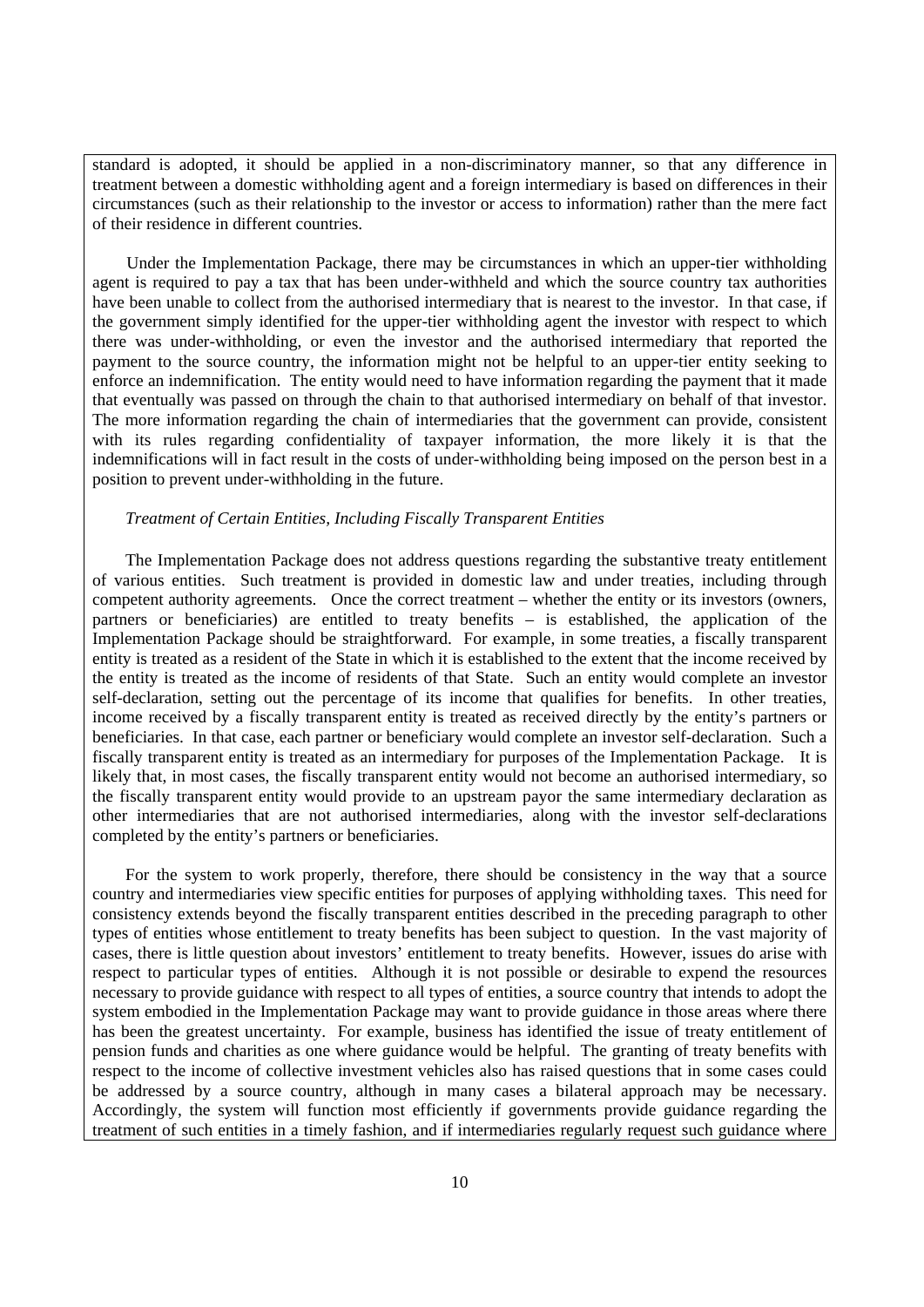standard is adopted, it should be applied in a non-discriminatory manner, so that any difference in treatment between a domestic withholding agent and a foreign intermediary is based on differences in their circumstances (such as their relationship to the investor or access to information) rather than the mere fact of their residence in different countries.

Under the Implementation Package, there may be circumstances in which an upper-tier withholding agent is required to pay a tax that has been under-withheld and which the source country tax authorities have been unable to collect from the authorised intermediary that is nearest to the investor. In that case, if the government simply identified for the upper-tier withholding agent the investor with respect to which there was under-withholding, or even the investor and the authorised intermediary that reported the payment to the source country, the information might not be helpful to an upper-tier entity seeking to enforce an indemnification. The entity would need to have information regarding the payment that it made that eventually was passed on through the chain to that authorised intermediary on behalf of that investor. The more information regarding the chain of intermediaries that the government can provide, consistent with its rules regarding confidentiality of taxpayer information, the more likely it is that the indemnifications will in fact result in the costs of under-withholding being imposed on the person best in a position to prevent under-withholding in the future.

*Treatment of Certain Entities, Including Fiscally Transparent Entities*

The Implementation Package does not address questions regarding the substantive treaty entitlement of various entities. Such treatment is provided in domestic law and under treaties, including through competent authority agreements. Once the correct treatment – whether the entity or its investors (owners, partners or beneficiaries) are entitled to treaty benefits – is established, the application of the Implementation Package should be straightforward. For example, in some treaties, a fiscally transparent entity is treated as a resident of the State in which it is established to the extent that the income received by the entity is treated as the income of residents of that State. Such an entity would complete an investor self-declaration, setting out the percentage of its income that qualifies for benefits. In other treaties, income received by a fiscally transparent entity is treated as received directly by the entity's partners or beneficiaries. In that case, each partner or beneficiary would complete an investor self-declaration. Such a fiscally transparent entity is treated as an intermediary for purposes of the Implementation Package. It is likely that, in most cases, the fiscally transparent entity would not become an authorised intermediary, so the fiscally transparent entity would provide to an upstream payor the same intermediary declaration as other intermediaries that are not authorised intermediaries, along with the investor self-declarations completed by the entity's partners or beneficiaries.

For the system to work properly, therefore, there should be consistency in the way that a source country and intermediaries view specific entities for purposes of applying withholding taxes. This need for consistency extends beyond the fiscally transparent entities described in the preceding paragraph to other types of entities whose entitlement to treaty benefits has been subject to question. In the vast majority of cases, there is little question about investors' entitlement to treaty benefits. However, issues do arise with respect to particular types of entities. Although it is not possible or desirable to expend the resources necessary to provide guidance with respect to all types of entities, a source country that intends to adopt the system embodied in the Implementation Package may want to provide guidance in those areas where there has been the greatest uncertainty. For example, business has identified the issue of treaty entitlement of pension funds and charities as one where guidance would be helpful. The granting of treaty benefits with respect to the income of collective investment vehicles also has raised questions that in some cases could be addressed by a source country, although in many cases a bilateral approach may be necessary. Accordingly, the system will function most efficiently if governments provide guidance regarding the treatment of such entities in a timely fashion, and if intermediaries regularly request such guidance where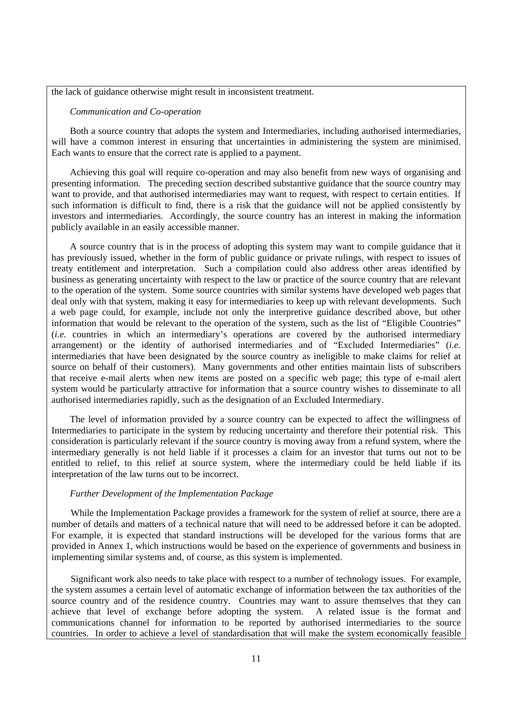the lack of guidance otherwise might result in inconsistent treatment.

*Communication and Co-operation*

Both a source country that adopts the system and Intermediaries, including authorised intermediaries, will have a common interest in ensuring that uncertainties in administering the system are minimised. Each wants to ensure that the correct rate is applied to a payment.

Achieving this goal will require co-operation and may also benefit from new ways of organising and presenting information. The preceding section described substantive guidance that the source country may want to provide, and that authorised intermediaries may want to request, with respect to certain entities. If such information is difficult to find, there is a risk that the guidance will not be applied consistently by investors and intermediaries. Accordingly, the source country has an interest in making the information publicly available in an easily accessible manner.

A source country that is in the process of adopting this system may want to compile guidance that it has previously issued, whether in the form of public guidance or private rulings, with respect to issues of treaty entitlement and interpretation. Such a compilation could also address other areas identified by business as generating uncertainty with respect to the law or practice of the source country that are relevant to the operation of the system. Some source countries with similar systems have developed web pages that deal only with that system, making it easy for intermediaries to keep up with relevant developments. Such a web page could, for example, include not only the interpretive guidance described above, but other information that would be relevant to the operation of the system, such as the list of "Eligible Countries" (*i.e.* countries in which an intermediary's operations are covered by the authorised intermediary arrangement) or the identity of authorised intermediaries and of "Excluded Intermediaries" (*i.e.* intermediaries that have been designated by the source country as ineligible to make claims for relief at source on behalf of their customers). Many governments and other entities maintain lists of subscribers that receive e-mail alerts when new items are posted on a specific web page; this type of e-mail alert system would be particularly attractive for information that a source country wishes to disseminate to all authorised intermediaries rapidly, such as the designation of an Excluded Intermediary.

The level of information provided by a source country can be expected to affect the willingness of Intermediaries to participate in the system by reducing uncertainty and therefore their potential risk. This consideration is particularly relevant if the source country is moving away from a refund system, where the intermediary generally is not held liable if it processes a claim for an investor that turns out not to be entitled to relief, to this relief at source system, where the intermediary could be held liable if its interpretation of the law turns out to be incorrect.

*Further Development of the Implementation Package*

While the Implementation Package provides a framework for the system of relief at source, there are a number of details and matters of a technical nature that will need to be addressed before it can be adopted. For example, it is expected that standard instructions will be developed for the various forms that are provided in Annex 1, which instructions would be based on the experience of governments and business in implementing similar systems and, of course, as this system is implemented.

Significant work also needs to take place with respect to a number of technology issues. For example, the system assumes a certain level of automatic exchange of information between the tax authorities of the source country and of the residence country. Countries may want to assure themselves that they can achieve that level of exchange before adopting the system. A related issue is the format and communications channel for information to be reported by authorised intermediaries to the source countries. In order to achieve a level of standardisation that will make the system economically feasible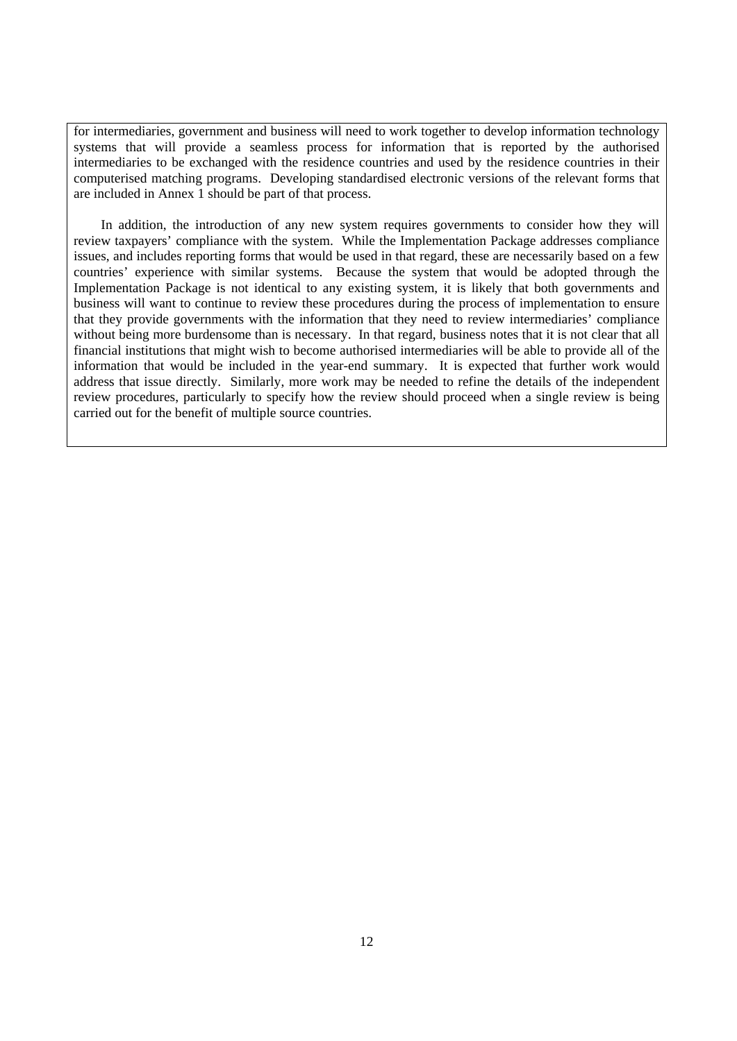for intermediaries, government and business will need to work together to develop information technology systems that will provide a seamless process for information that is reported by the authorised intermediaries to be exchanged with the residence countries and used by the residence countries in their computerised matching programs. Developing standardised electronic versions of the relevant forms that are included in Annex 1 should be part of that process.

In addition, the introduction of any new system requires governments to consider how they will review taxpayers' compliance with the system. While the Implementation Package addresses compliance issues, and includes reporting forms that would be used in that regard, these are necessarily based on a few countries' experience with similar systems. Because the system that would be adopted through the Implementation Package is not identical to any existing system, it is likely that both governments and business will want to continue to review these procedures during the process of implementation to ensure that they provide governments with the information that they need to review intermediaries' compliance without being more burdensome than is necessary. In that regard, business notes that it is not clear that all financial institutions that might wish to become authorised intermediaries will be able to provide all of the information that would be included in the year-end summary. It is expected that further work would address that issue directly. Similarly, more work may be needed to refine the details of the independent review procedures, particularly to specify how the review should proceed when a single review is being carried out for the benefit of multiple source countries.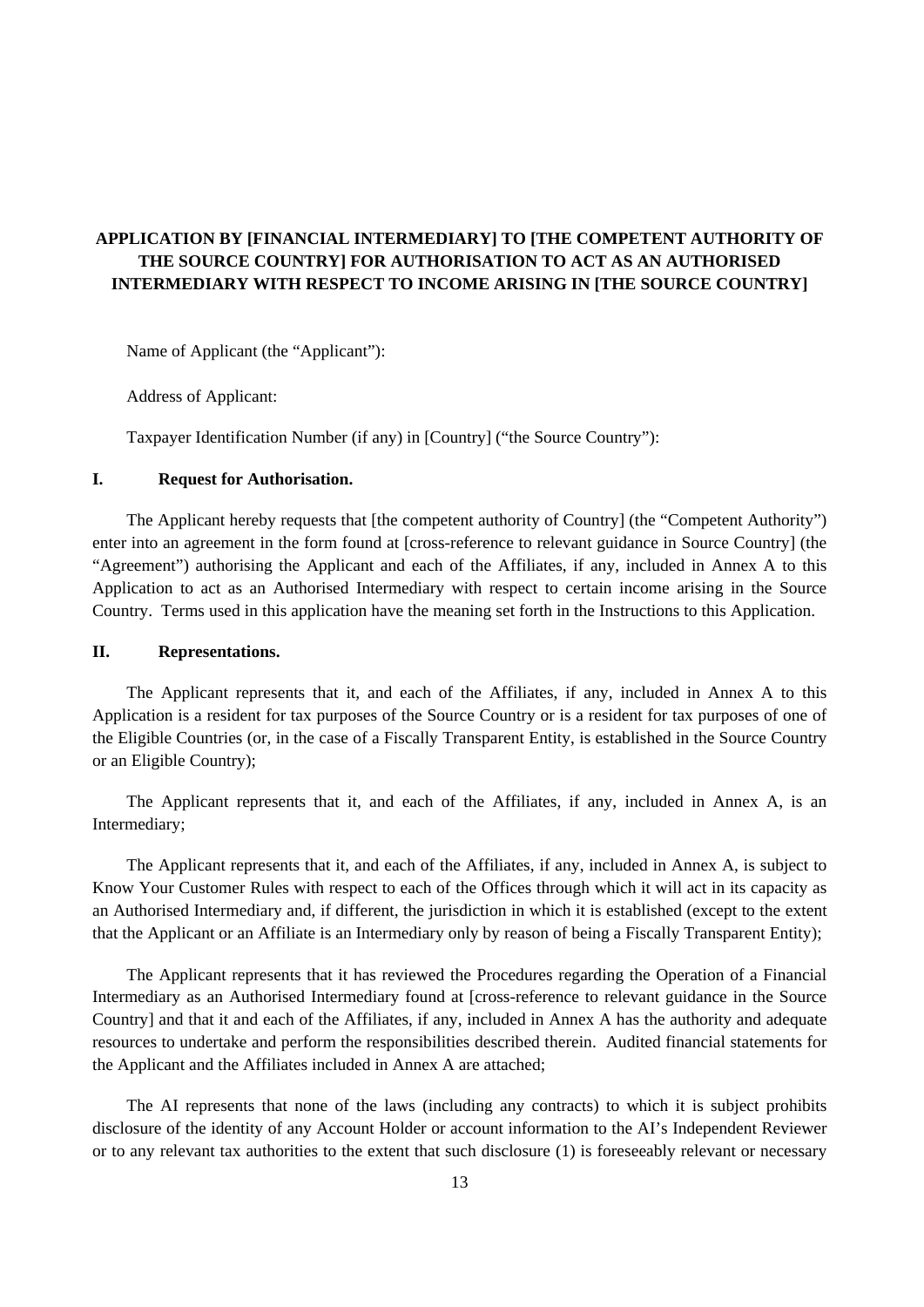**APPLICATION BY [FINANCIAL INTERMEDIARY] TO [THE COMPETENT AUTHORITY OF THE SOURCE COUNTRY] FOR AUTHORISATION TO ACT AS AN AUTHORISED INTERMEDIARY WITH RESPECT TO INCOME ARISING IN [THE SOURCE COUNTRY]**

Name of Applicant (the "Applicant"):

Address of Applicant:

Taxpayer Identification Number (if any) in [Country] ("the Source Country"):

## I. Request for Authorisation.

The Applicant hereby requests that [the competent authority of Country] (the "Competent Authority") enter into an agreement in the form found at [cross-reference to relevant guidance in Source Country] (the "Agreement") authorising the Applicant and each of the Affiliates, if any, included in Annex A to this Application to act as an Authorised Intermediary with respect to certain income arising in the Source Country. Terms used in this application have the meaning set forth in the Instructions to this Application.

## II. Representations.

The Applicant represents that it, and each of the Affiliates, if any, included in Annex A to this Application is a resident for tax purposes of the Source Country or is a resident for tax purposes of one of the Eligible Countries (or, in the case of a Fiscally Transparent Entity, is established in the Source Country or an Eligible Country);

The Applicant represents that it, and each of the Affiliates, if any, included in Annex A, is an Intermediary;

The Applicant represents that it, and each of the Affiliates, if any, included in Annex A, is subject to Know Your Customer Rules with respect to each of the Offices through which it will act in its capacity as an Authorised Intermediary and, if different, the jurisdiction in which it is established (except to the extent that the Applicant or an Affiliate is an Intermediary only by reason of being a Fiscally Transparent Entity);

The Applicant represents that it has reviewed the Procedures regarding the Operation of a Financial Intermediary as an Authorised Intermediary found at [cross-reference to relevant guidance in the Source Country] and that it and each of the Affiliates, if any, included in Annex A has the authority and adequate resources to undertake and perform the responsibilities described therein. Audited financial statements for the Applicant and the Affiliates included in Annex A are attached;

The AI represents that none of the laws (including any contracts) to which it is subject prohibits disclosure of the identity of any Account Holder or account information to the AI's Independent Reviewer or to any relevant tax authorities to the extent that such disclosure (1) is foreseeably relevant or necessary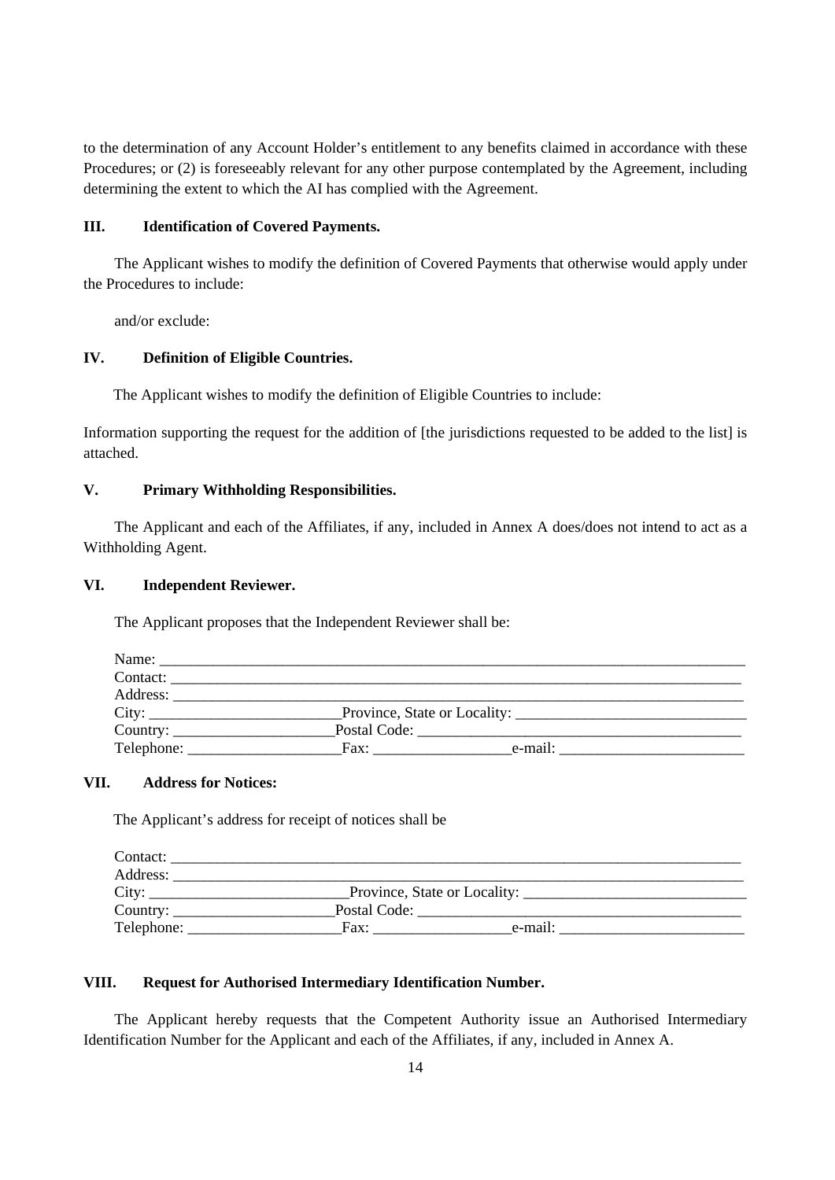to the determination of any Account Holder's entitlement to any benefits claimed in accordance with these Procedures; or (2) is foreseeably relevant for any other purpose contemplated by the Agreement, including determining the extent to which the AI has complied with the Agreement.

### III. Identification of Covered Payments.

The Applicant wishes to modify the definition of Covered Payments that otherwise would apply under the Procedures to include:

and/or exclude:

### IV. Definition of Eligible Countries.

The Applicant wishes to modify the definition of Eligible Countries to include:

Information supporting the request for the addition of [the jurisdictions requested to be added to the list] is attached.

### V. Primary Withholding Responsibilities.

The Applicant and each of the Affiliates, if any, included in Annex A does/does not intend to act as a Withholding Agent.

### VI. Independent Reviewer.

The Applicant proposes that the Independent Reviewer shall be:

Name: ______________________________________________________________________________
Contact: ____________________________________________________________________________
Address: ____________________________________________________________________________
City: ________________________ Province, State or Locality: ______________________________
Country: ____________________ Postal Code: ___________________________________________
Telephone: ___________________ Fax: _________________ e-mail: ________________________

### VII. Address for Notices:

The Applicant's address for receipt of notices shall be

Contact: ____________________________________________________________________________
Address: ____________________________________________________________________________
City: _________________________ Province, State or Locality: _____________________________
Country: ____________________ Postal Code: ___________________________________________
Telephone: ___________________ Fax: _________________ e-mail: ________________________

### VIII. Request for Authorised Intermediary Identification Number.

The Applicant hereby requests that the Competent Authority issue an Authorised Intermediary Identification Number for the Applicant and each of the Affiliates, if any, included in Annex A.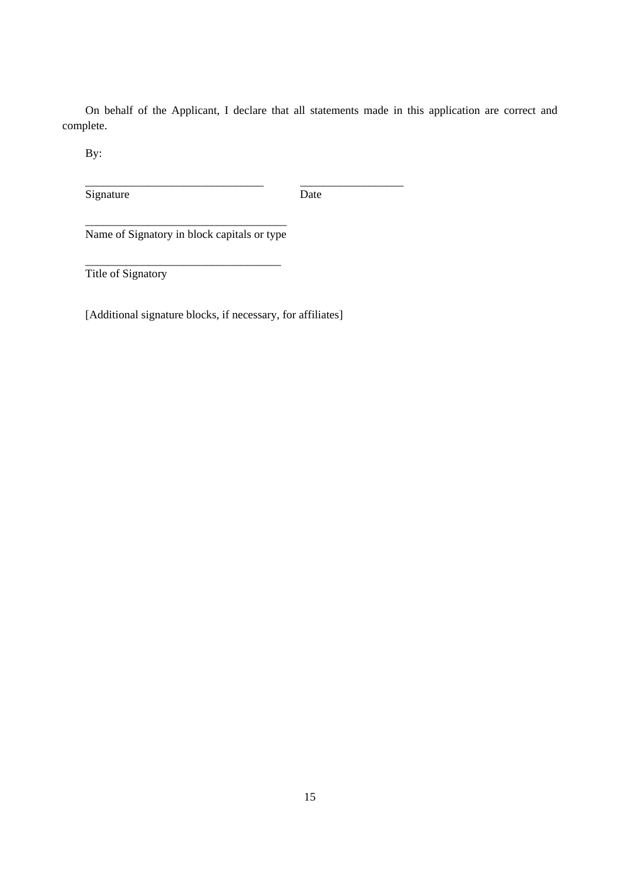On behalf of the Applicant, I declare that all statements made in this application are correct and complete.

By:

_______________________________ __________________

Signature Date

___________________________________

Name of Signatory in block capitals or type

__________________________________

Title of Signatory

[Additional signature blocks, if necessary, for affiliates]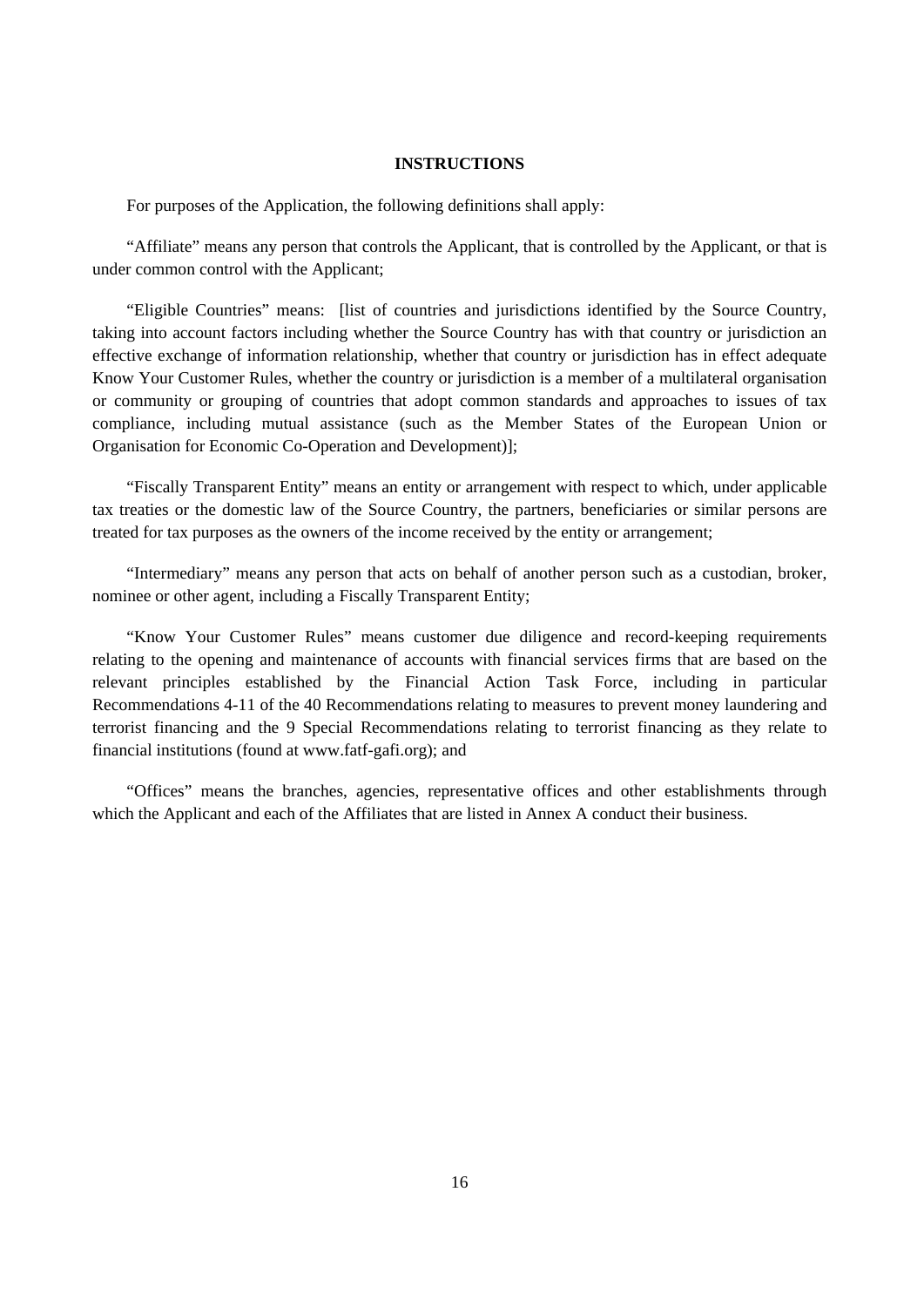## INSTRUCTIONS

For purposes of the Application, the following definitions shall apply:

"Affiliate" means any person that controls the Applicant, that is controlled by the Applicant, or that is under common control with the Applicant;

"Eligible Countries" means: [list of countries and jurisdictions identified by the Source Country, taking into account factors including whether the Source Country has with that country or jurisdiction an effective exchange of information relationship, whether that country or jurisdiction has in effect adequate Know Your Customer Rules, whether the country or jurisdiction is a member of a multilateral organisation or community or grouping of countries that adopt common standards and approaches to issues of tax compliance, including mutual assistance (such as the Member States of the European Union or Organisation for Economic Co-Operation and Development)];

"Fiscally Transparent Entity" means an entity or arrangement with respect to which, under applicable tax treaties or the domestic law of the Source Country, the partners, beneficiaries or similar persons are treated for tax purposes as the owners of the income received by the entity or arrangement;

"Intermediary" means any person that acts on behalf of another person such as a custodian, broker, nominee or other agent, including a Fiscally Transparent Entity;

"Know Your Customer Rules" means customer due diligence and record-keeping requirements relating to the opening and maintenance of accounts with financial services firms that are based on the relevant principles established by the Financial Action Task Force, including in particular Recommendations 4-11 of the 40 Recommendations relating to measures to prevent money laundering and terrorist financing and the 9 Special Recommendations relating to terrorist financing as they relate to financial institutions (found at www.fatf-gafi.org); and

"Offices" means the branches, agencies, representative offices and other establishments through which the Applicant and each of the Affiliates that are listed in Annex A conduct their business.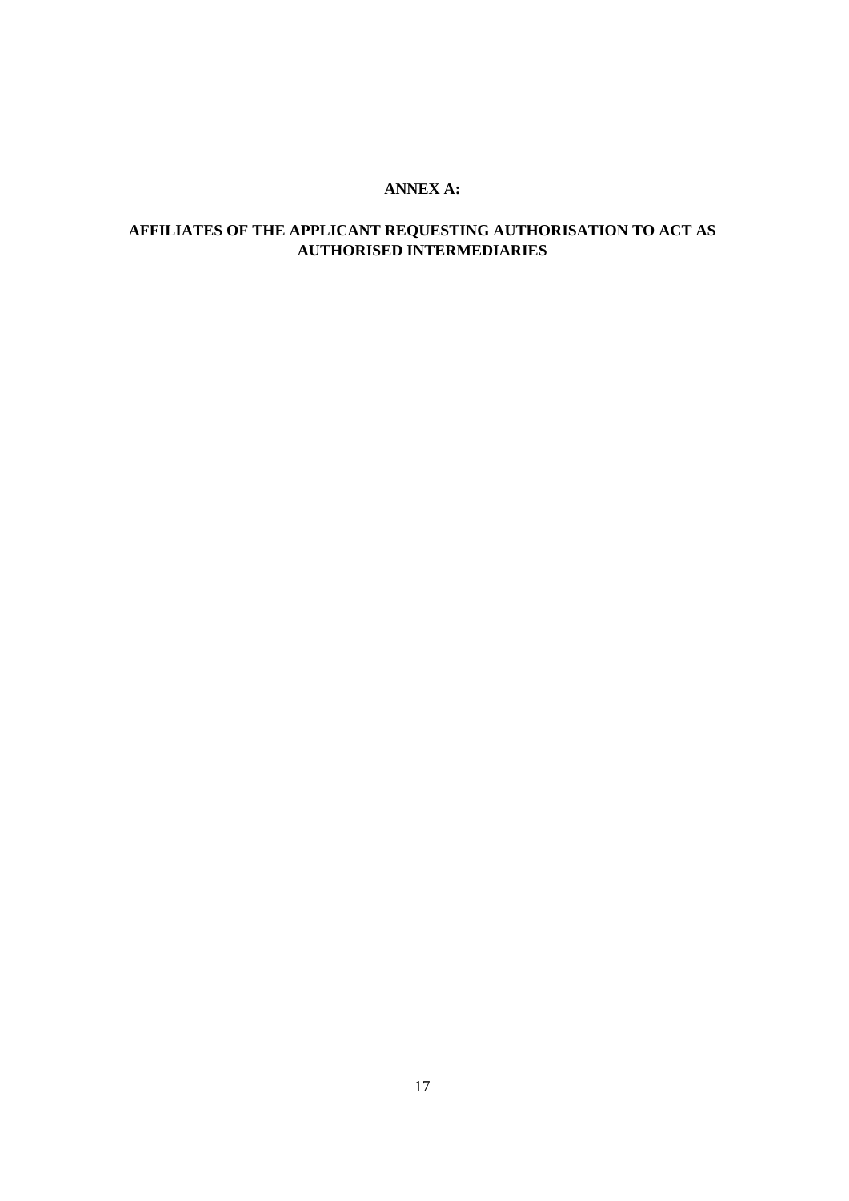# ANNEX A:

## AFFILIATES OF THE APPLICANT REQUESTING AUTHORISATION TO ACT AS AUTHORISED INTERMEDIARIES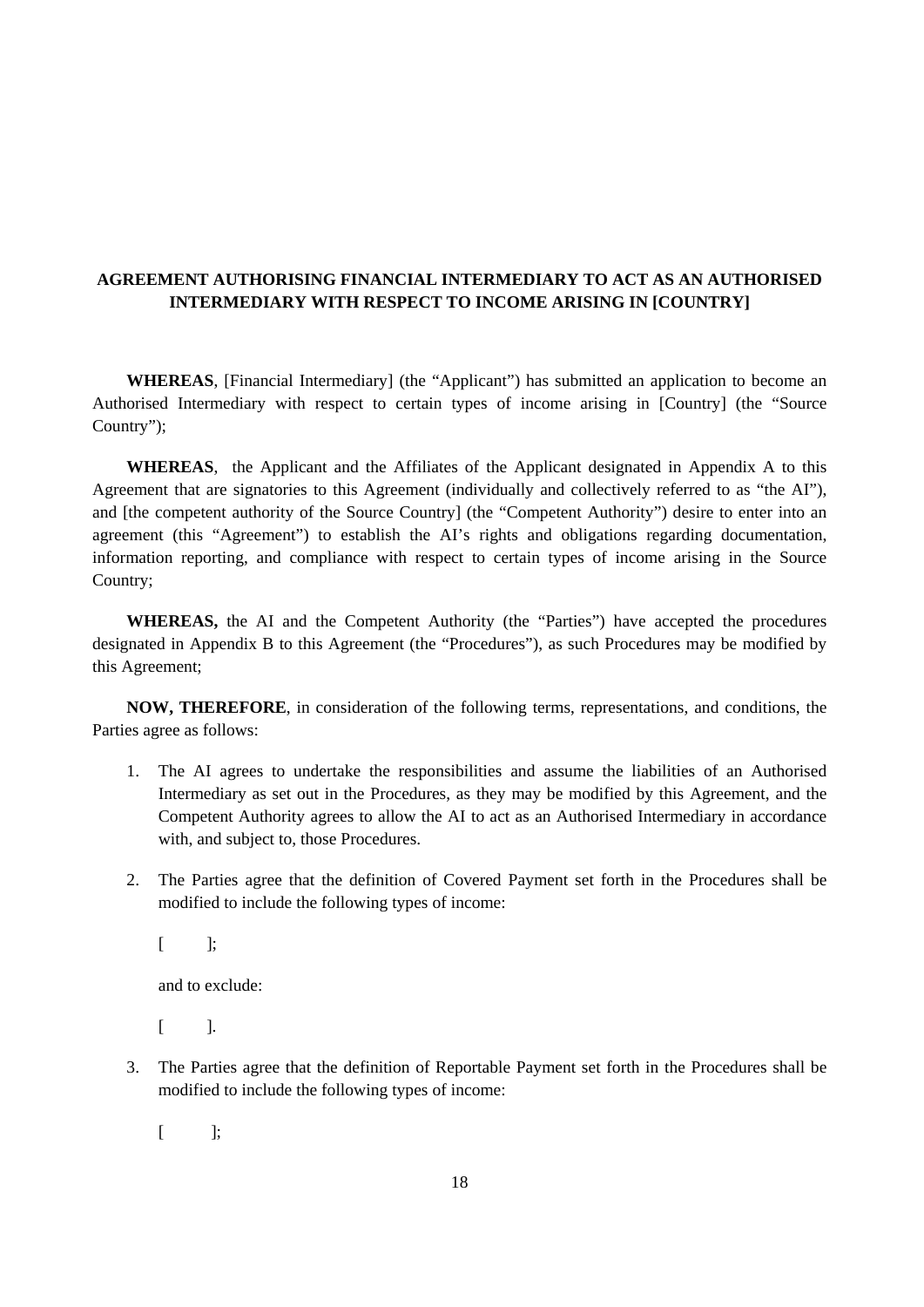**AGREEMENT AUTHORISING FINANCIAL INTERMEDIARY TO ACT AS AN AUTHORISED INTERMEDIARY WITH RESPECT TO INCOME ARISING IN [COUNTRY]**

**WHEREAS**, [Financial Intermediary] (the "Applicant") has submitted an application to become an Authorised Intermediary with respect to certain types of income arising in [Country] (the "Source Country");

**WHEREAS**, the Applicant and the Affiliates of the Applicant designated in Appendix A to this Agreement that are signatories to this Agreement (individually and collectively referred to as "the AI"), and [the competent authority of the Source Country] (the "Competent Authority") desire to enter into an agreement (this "Agreement") to establish the AI's rights and obligations regarding documentation, information reporting, and compliance with respect to certain types of income arising in the Source Country;

**WHEREAS,** the AI and the Competent Authority (the "Parties") have accepted the procedures designated in Appendix B to this Agreement (the "Procedures"), as such Procedures may be modified by this Agreement;

**NOW, THEREFORE**, in consideration of the following terms, representations, and conditions, the Parties agree as follows:

1. The AI agrees to undertake the responsibilities and assume the liabilities of an Authorised Intermediary as set out in the Procedures, as they may be modified by this Agreement, and the Competent Authority agrees to allow the AI to act as an Authorised Intermediary in accordance with, and subject to, those Procedures.

2. The Parties agree that the definition of Covered Payment set forth in the Procedures shall be modified to include the following types of income:

   [ ];

   and to exclude:

   [ ].

3. The Parties agree that the definition of Reportable Payment set forth in the Procedures shall be modified to include the following types of income:

   [ ];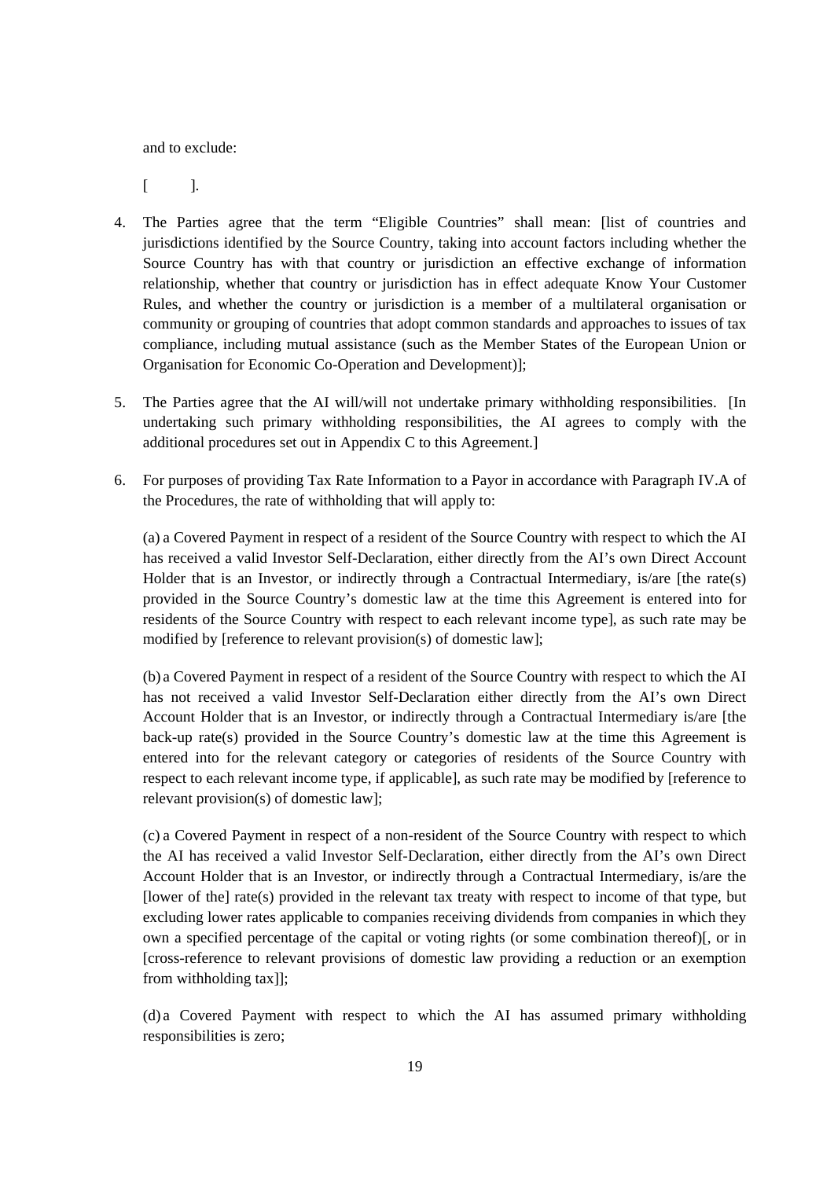and to exclude:

[ ].

4. The Parties agree that the term "Eligible Countries" shall mean: [list of countries and jurisdictions identified by the Source Country, taking into account factors including whether the Source Country has with that country or jurisdiction an effective exchange of information relationship, whether that country or jurisdiction has in effect adequate Know Your Customer Rules, and whether the country or jurisdiction is a member of a multilateral organisation or community or grouping of countries that adopt common standards and approaches to issues of tax compliance, including mutual assistance (such as the Member States of the European Union or Organisation for Economic Co-Operation and Development)];

5. The Parties agree that the AI will/will not undertake primary withholding responsibilities. [In undertaking such primary withholding responsibilities, the AI agrees to comply with the additional procedures set out in Appendix C to this Agreement.]

6. For purposes of providing Tax Rate Information to a Payor in accordance with Paragraph IV.A of the Procedures, the rate of withholding that will apply to:

   (a) a Covered Payment in respect of a resident of the Source Country with respect to which the AI has received a valid Investor Self-Declaration, either directly from the AI's own Direct Account Holder that is an Investor, or indirectly through a Contractual Intermediary, is/are [the rate(s) provided in the Source Country's domestic law at the time this Agreement is entered into for residents of the Source Country with respect to each relevant income type], as such rate may be modified by [reference to relevant provision(s) of domestic law];

   (b) a Covered Payment in respect of a resident of the Source Country with respect to which the AI has not received a valid Investor Self-Declaration either directly from the AI's own Direct Account Holder that is an Investor, or indirectly through a Contractual Intermediary is/are [the back-up rate(s) provided in the Source Country's domestic law at the time this Agreement is entered into for the relevant category or categories of residents of the Source Country with respect to each relevant income type, if applicable], as such rate may be modified by [reference to relevant provision(s) of domestic law];

   (c) a Covered Payment in respect of a non-resident of the Source Country with respect to which the AI has received a valid Investor Self-Declaration, either directly from the AI's own Direct Account Holder that is an Investor, or indirectly through a Contractual Intermediary, is/are the [lower of the] rate(s) provided in the relevant tax treaty with respect to income of that type, but excluding lower rates applicable to companies receiving dividends from companies in which they own a specified percentage of the capital or voting rights (or some combination thereof)[, or in [cross-reference to relevant provisions of domestic law providing a reduction or an exemption from withholding tax]];

   (d) a Covered Payment with respect to which the AI has assumed primary withholding responsibilities is zero;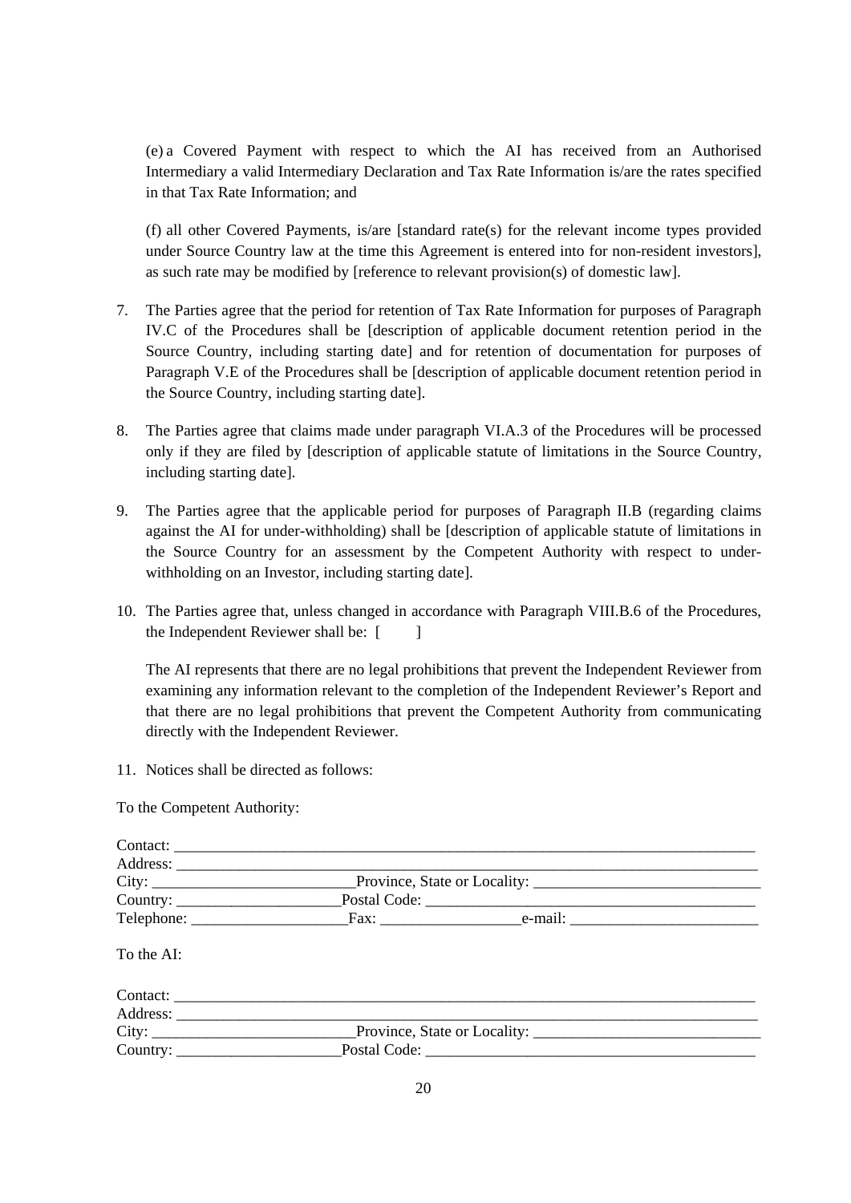(e) a Covered Payment with respect to which the AI has received from an Authorised Intermediary a valid Intermediary Declaration and Tax Rate Information is/are the rates specified in that Tax Rate Information; and

(f) all other Covered Payments, is/are [standard rate(s) for the relevant income types provided under Source Country law at the time this Agreement is entered into for non-resident investors], as such rate may be modified by [reference to relevant provision(s) of domestic law].

7. The Parties agree that the period for retention of Tax Rate Information for purposes of Paragraph IV.C of the Procedures shall be [description of applicable document retention period in the Source Country, including starting date] and for retention of documentation for purposes of Paragraph V.E of the Procedures shall be [description of applicable document retention period in the Source Country, including starting date].

8. The Parties agree that claims made under paragraph VI.A.3 of the Procedures will be processed only if they are filed by [description of applicable statute of limitations in the Source Country, including starting date].

9. The Parties agree that the applicable period for purposes of Paragraph II.B (regarding claims against the AI for under-withholding) shall be [description of applicable statute of limitations in the Source Country for an assessment by the Competent Authority with respect to under-withholding on an Investor, including starting date].

10. The Parties agree that, unless changed in accordance with Paragraph VIII.B.6 of the Procedures, the Independent Reviewer shall be: [ ]

    The AI represents that there are no legal prohibitions that prevent the Independent Reviewer from examining any information relevant to the completion of the Independent Reviewer's Report and that there are no legal prohibitions that prevent the Competent Authority from communicating directly with the Independent Reviewer.

11. Notices shall be directed as follows:

To the Competent Authority:

Contact: ______________________________________________________________
Address: ______________________________________________________________
City: ____________________ Province, State or Locality: ______________________
Country: __________________ Postal Code: ________________________________
Telephone: ________________ Fax: _______________ e-mail: ____________________

To the AI:

Contact: ______________________________________________________________
Address: ______________________________________________________________
City: ____________________ Province, State or Locality: ______________________
Country: __________________ Postal Code: ________________________________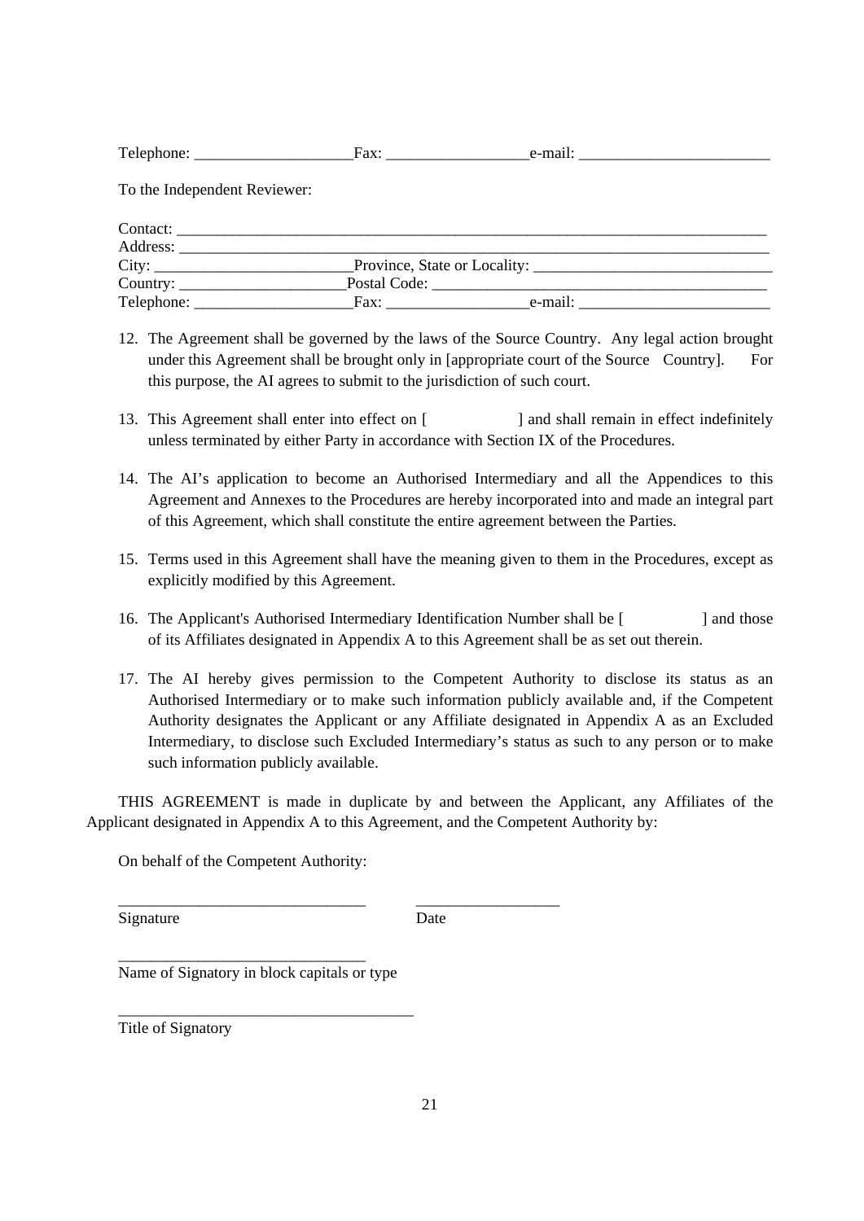Telephone: ____________________Fax: __________________e-mail: ________________________

To the Independent Reviewer:

Contact: ___________________________________________________________________________
Address: ___________________________________________________________________________
City: _________________________Province, State or Locality: ______________________________
Country: _____________________Postal Code: __________________________________________
Telephone: ____________________Fax: __________________e-mail: ________________________

12. The Agreement shall be governed by the laws of the Source Country. Any legal action brought under this Agreement shall be brought only in [appropriate court of the Source Country]. For this purpose, the AI agrees to submit to the jurisdiction of such court.

13. This Agreement shall enter into effect on [ ] and shall remain in effect indefinitely unless terminated by either Party in accordance with Section IX of the Procedures.

14. The AI's application to become an Authorised Intermediary and all the Appendices to this Agreement and Annexes to the Procedures are hereby incorporated into and made an integral part of this Agreement, which shall constitute the entire agreement between the Parties.

15. Terms used in this Agreement shall have the meaning given to them in the Procedures, except as explicitly modified by this Agreement.

16. The Applicant's Authorised Intermediary Identification Number shall be [ ] and those of its Affiliates designated in Appendix A to this Agreement shall be as set out therein.

17. The AI hereby gives permission to the Competent Authority to disclose its status as an Authorised Intermediary or to make such information publicly available and, if the Competent Authority designates the Applicant or any Affiliate designated in Appendix A as an Excluded Intermediary, to disclose such Excluded Intermediary's status as such to any person or to make such information publicly available.

THIS AGREEMENT is made in duplicate by and between the Applicant, any Affiliates of the Applicant designated in Appendix A to this Agreement, and the Competent Authority by:

On behalf of the Competent Authority:

_______________________________ __________________
Signature Date

_______________________________
Name of Signatory in block capitals or type

_____________________________________
Title of Signatory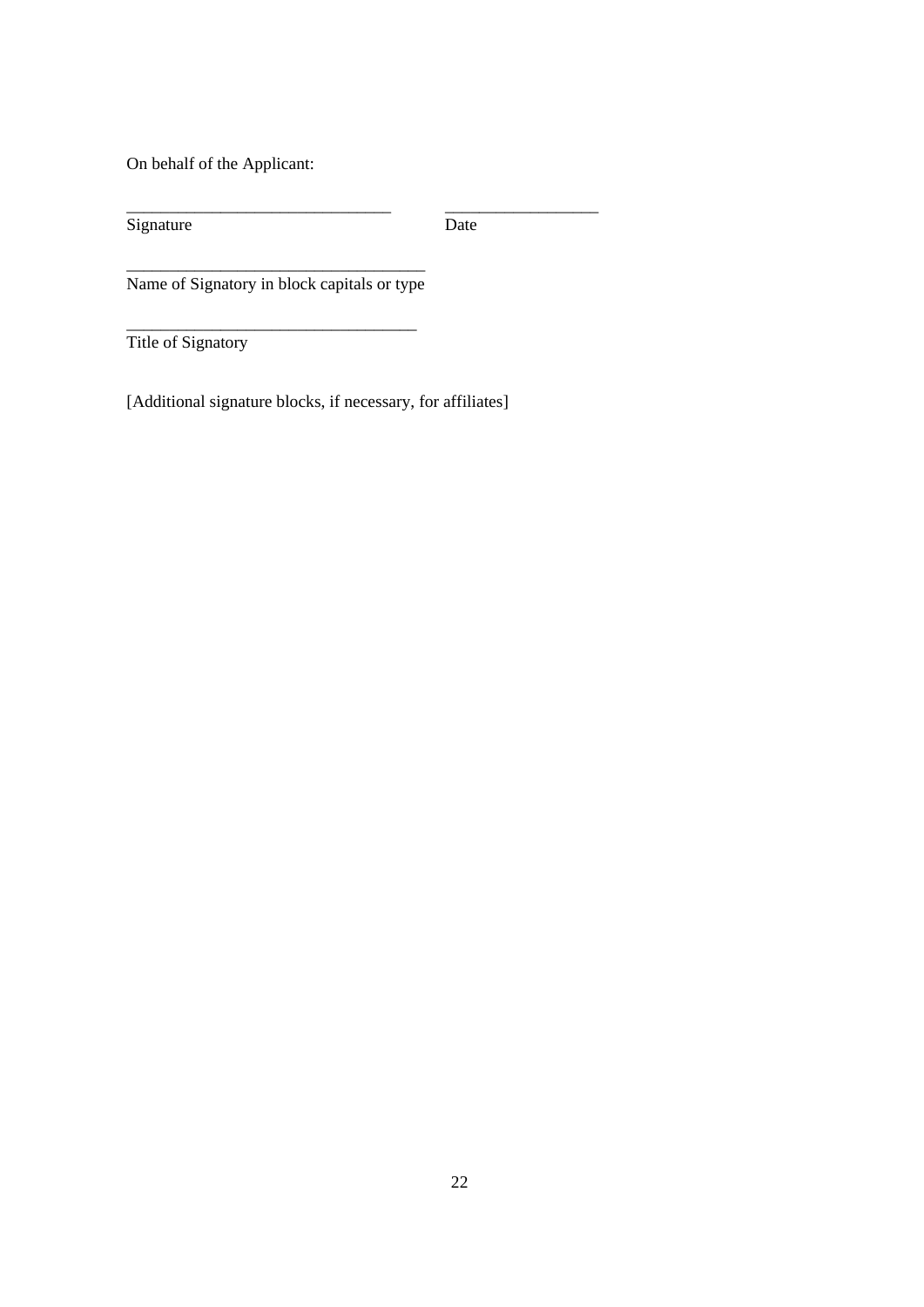On behalf of the Applicant:

_______________________________ __________________
Signature Date

___________________________________
Name of Signatory in block capitals or type

__________________________________
Title of Signatory

[Additional signature blocks, if necessary, for affiliates]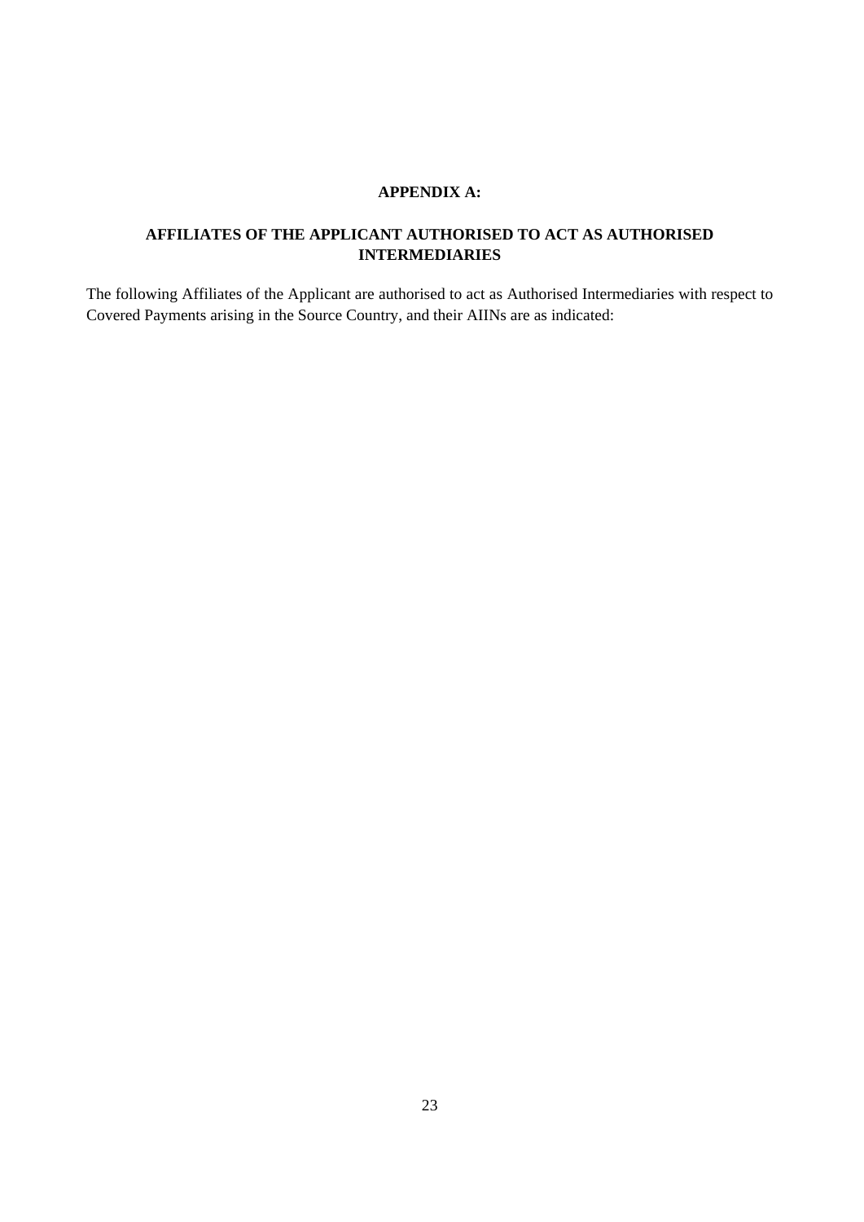## APPENDIX A:

## AFFILIATES OF THE APPLICANT AUTHORISED TO ACT AS AUTHORISED INTERMEDIARIES

The following Affiliates of the Applicant are authorised to act as Authorised Intermediaries with respect to Covered Payments arising in the Source Country, and their AIINs are as indicated: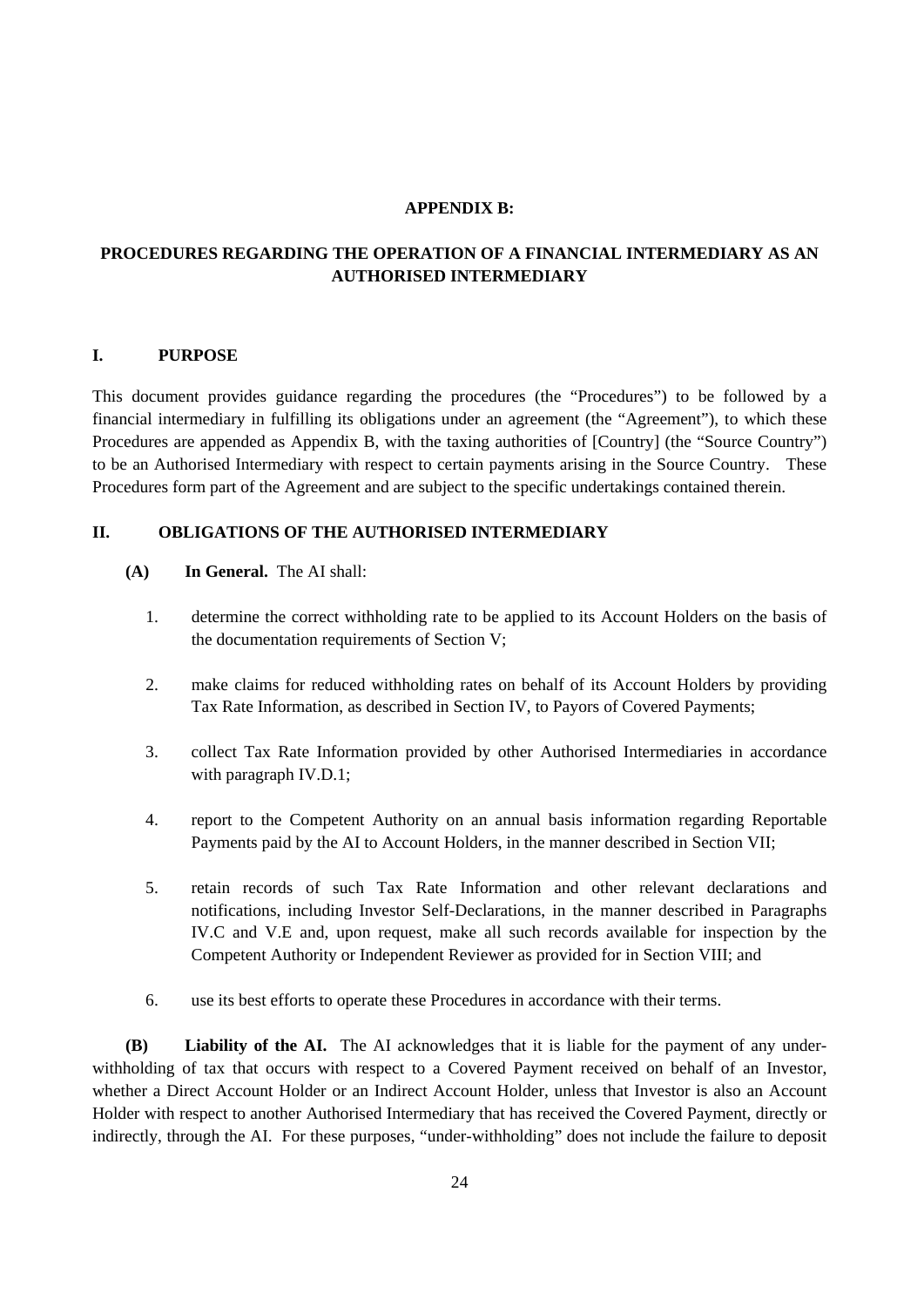**APPENDIX B:**

# PROCEDURES REGARDING THE OPERATION OF A FINANCIAL INTERMEDIARY AS AN AUTHORISED INTERMEDIARY

## I. PURPOSE

This document provides guidance regarding the procedures (the "Procedures") to be followed by a financial intermediary in fulfilling its obligations under an agreement (the "Agreement"), to which these Procedures are appended as Appendix B, with the taxing authorities of [Country] (the "Source Country") to be an Authorised Intermediary with respect to certain payments arising in the Source Country. These Procedures form part of the Agreement and are subject to the specific undertakings contained therein.

## II. OBLIGATIONS OF THE AUTHORISED INTERMEDIARY

**(A) In General.** The AI shall:

1. determine the correct withholding rate to be applied to its Account Holders on the basis of the documentation requirements of Section V;
2. make claims for reduced withholding rates on behalf of its Account Holders by providing Tax Rate Information, as described in Section IV, to Payors of Covered Payments;
3. collect Tax Rate Information provided by other Authorised Intermediaries in accordance with paragraph IV.D.1;
4. report to the Competent Authority on an annual basis information regarding Reportable Payments paid by the AI to Account Holders, in the manner described in Section VII;
5. retain records of such Tax Rate Information and other relevant declarations and notifications, including Investor Self-Declarations, in the manner described in Paragraphs IV.C and V.E and, upon request, make all such records available for inspection by the Competent Authority or Independent Reviewer as provided for in Section VIII; and
6. use its best efforts to operate these Procedures in accordance with their terms.

**(B) Liability of the AI.** The AI acknowledges that it is liable for the payment of any under-withholding of tax that occurs with respect to a Covered Payment received on behalf of an Investor, whether a Direct Account Holder or an Indirect Account Holder, unless that Investor is also an Account Holder with respect to another Authorised Intermediary that has received the Covered Payment, directly or indirectly, through the AI. For these purposes, "under-withholding" does not include the failure to deposit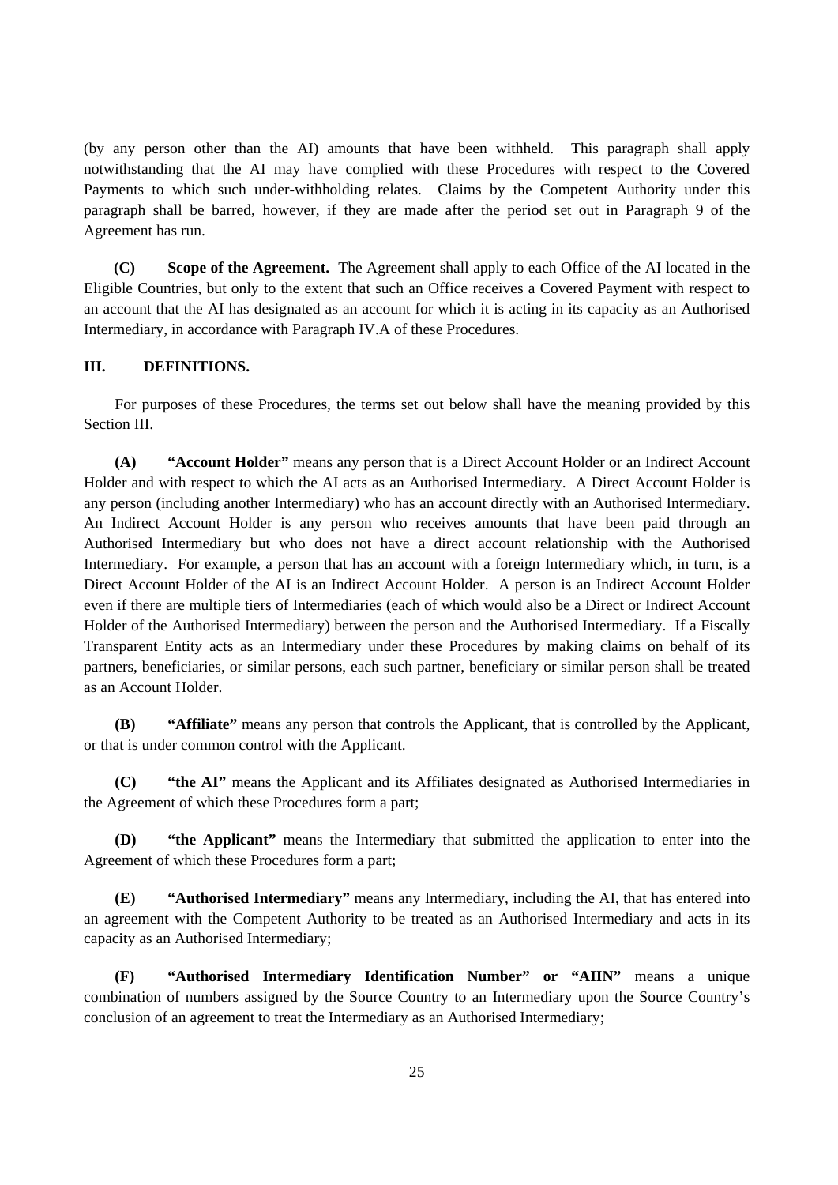(by any person other than the AI) amounts that have been withheld. This paragraph shall apply notwithstanding that the AI may have complied with these Procedures with respect to the Covered Payments to which such under-withholding relates. Claims by the Competent Authority under this paragraph shall be barred, however, if they are made after the period set out in Paragraph 9 of the Agreement has run.

**(C) Scope of the Agreement.** The Agreement shall apply to each Office of the AI located in the Eligible Countries, but only to the extent that such an Office receives a Covered Payment with respect to an account that the AI has designated as an account for which it is acting in its capacity as an Authorised Intermediary, in accordance with Paragraph IV.A of these Procedures.

## III. DEFINITIONS.

For purposes of these Procedures, the terms set out below shall have the meaning provided by this Section III.

**(A) "Account Holder"** means any person that is a Direct Account Holder or an Indirect Account Holder and with respect to which the AI acts as an Authorised Intermediary. A Direct Account Holder is any person (including another Intermediary) who has an account directly with an Authorised Intermediary. An Indirect Account Holder is any person who receives amounts that have been paid through an Authorised Intermediary but who does not have a direct account relationship with the Authorised Intermediary. For example, a person that has an account with a foreign Intermediary which, in turn, is a Direct Account Holder of the AI is an Indirect Account Holder. A person is an Indirect Account Holder even if there are multiple tiers of Intermediaries (each of which would also be a Direct or Indirect Account Holder of the Authorised Intermediary) between the person and the Authorised Intermediary. If a Fiscally Transparent Entity acts as an Intermediary under these Procedures by making claims on behalf of its partners, beneficiaries, or similar persons, each such partner, beneficiary or similar person shall be treated as an Account Holder.

**(B) "Affiliate"** means any person that controls the Applicant, that is controlled by the Applicant, or that is under common control with the Applicant.

**(C) "the AI"** means the Applicant and its Affiliates designated as Authorised Intermediaries in the Agreement of which these Procedures form a part;

**(D) "the Applicant"** means the Intermediary that submitted the application to enter into the Agreement of which these Procedures form a part;

**(E) "Authorised Intermediary"** means any Intermediary, including the AI, that has entered into an agreement with the Competent Authority to be treated as an Authorised Intermediary and acts in its capacity as an Authorised Intermediary;

**(F) "Authorised Intermediary Identification Number" or "AIIN"** means a unique combination of numbers assigned by the Source Country to an Intermediary upon the Source Country's conclusion of an agreement to treat the Intermediary as an Authorised Intermediary;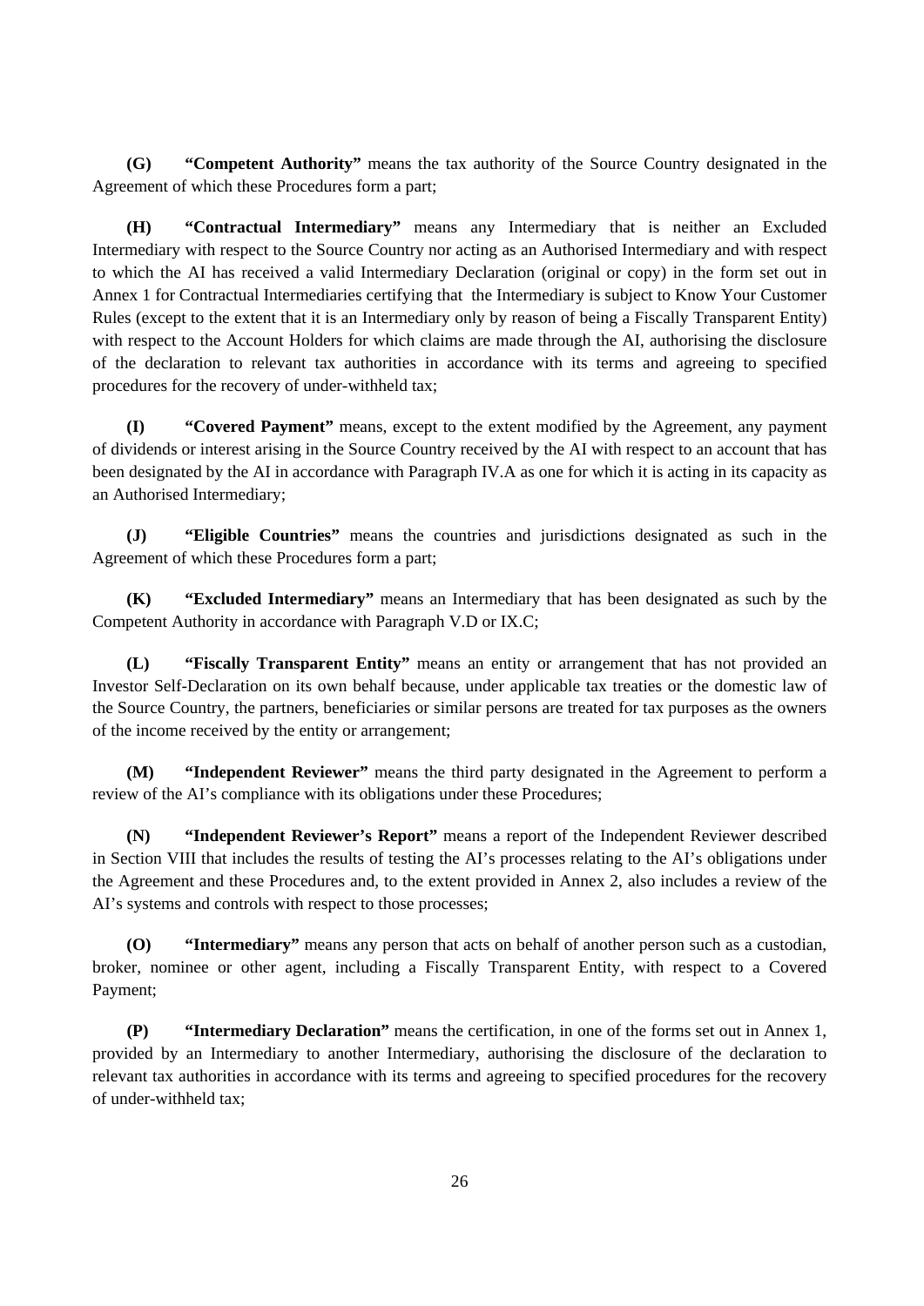**(G)** **“Competent Authority”** means the tax authority of the Source Country designated in the Agreement of which these Procedures form a part;

**(H)** **“Contractual Intermediary”** means any Intermediary that is neither an Excluded Intermediary with respect to the Source Country nor acting as an Authorised Intermediary and with respect to which the AI has received a valid Intermediary Declaration (original or copy) in the form set out in Annex 1 for Contractual Intermediaries certifying that the Intermediary is subject to Know Your Customer Rules (except to the extent that it is an Intermediary only by reason of being a Fiscally Transparent Entity) with respect to the Account Holders for which claims are made through the AI, authorising the disclosure of the declaration to relevant tax authorities in accordance with its terms and agreeing to specified procedures for the recovery of under-withheld tax;

**(I)** **“Covered Payment”** means, except to the extent modified by the Agreement, any payment of dividends or interest arising in the Source Country received by the AI with respect to an account that has been designated by the AI in accordance with Paragraph IV.A as one for which it is acting in its capacity as an Authorised Intermediary;

**(J)** **“Eligible Countries”** means the countries and jurisdictions designated as such in the Agreement of which these Procedures form a part;

**(K)** **“Excluded Intermediary”** means an Intermediary that has been designated as such by the Competent Authority in accordance with Paragraph V.D or IX.C;

**(L)** **“Fiscally Transparent Entity”** means an entity or arrangement that has not provided an Investor Self-Declaration on its own behalf because, under applicable tax treaties or the domestic law of the Source Country, the partners, beneficiaries or similar persons are treated for tax purposes as the owners of the income received by the entity or arrangement;

**(M)** **“Independent Reviewer”** means the third party designated in the Agreement to perform a review of the AI’s compliance with its obligations under these Procedures;

**(N)** **“Independent Reviewer’s Report”** means a report of the Independent Reviewer described in Section VIII that includes the results of testing the AI’s processes relating to the AI’s obligations under the Agreement and these Procedures and, to the extent provided in Annex 2, also includes a review of the AI’s systems and controls with respect to those processes;

**(O)** **“Intermediary”** means any person that acts on behalf of another person such as a custodian, broker, nominee or other agent, including a Fiscally Transparent Entity, with respect to a Covered Payment;

**(P)** **“Intermediary Declaration”** means the certification, in one of the forms set out in Annex 1, provided by an Intermediary to another Intermediary, authorising the disclosure of the declaration to relevant tax authorities in accordance with its terms and agreeing to specified procedures for the recovery of under-withheld tax;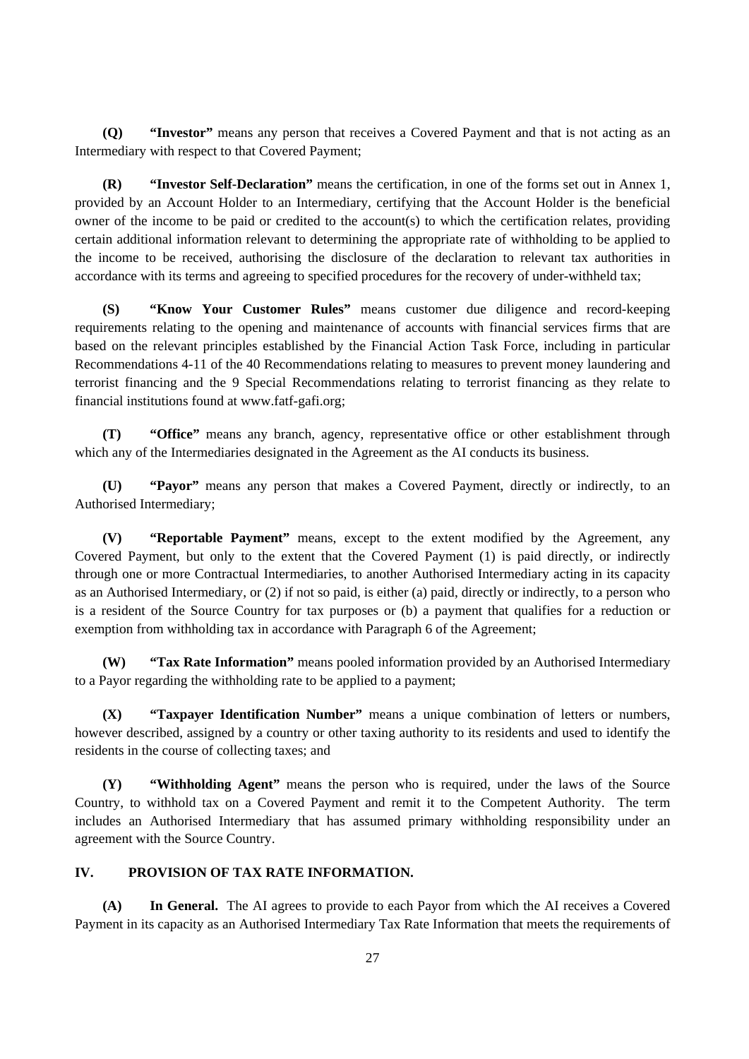**(Q)** **"Investor"** means any person that receives a Covered Payment and that is not acting as an Intermediary with respect to that Covered Payment;

**(R)** **"Investor Self-Declaration"** means the certification, in one of the forms set out in Annex 1, provided by an Account Holder to an Intermediary, certifying that the Account Holder is the beneficial owner of the income to be paid or credited to the account(s) to which the certification relates, providing certain additional information relevant to determining the appropriate rate of withholding to be applied to the income to be received, authorising the disclosure of the declaration to relevant tax authorities in accordance with its terms and agreeing to specified procedures for the recovery of under-withheld tax;

**(S)** **"Know Your Customer Rules"** means customer due diligence and record-keeping requirements relating to the opening and maintenance of accounts with financial services firms that are based on the relevant principles established by the Financial Action Task Force, including in particular Recommendations 4-11 of the 40 Recommendations relating to measures to prevent money laundering and terrorist financing and the 9 Special Recommendations relating to terrorist financing as they relate to financial institutions found at www.fatf-gafi.org;

**(T)** **"Office"** means any branch, agency, representative office or other establishment through which any of the Intermediaries designated in the Agreement as the AI conducts its business.

**(U)** **"Payor"** means any person that makes a Covered Payment, directly or indirectly, to an Authorised Intermediary;

**(V)** **"Reportable Payment"** means, except to the extent modified by the Agreement, any Covered Payment, but only to the extent that the Covered Payment (1) is paid directly, or indirectly through one or more Contractual Intermediaries, to another Authorised Intermediary acting in its capacity as an Authorised Intermediary, or (2) if not so paid, is either (a) paid, directly or indirectly, to a person who is a resident of the Source Country for tax purposes or (b) a payment that qualifies for a reduction or exemption from withholding tax in accordance with Paragraph 6 of the Agreement;

**(W)** **"Tax Rate Information"** means pooled information provided by an Authorised Intermediary to a Payor regarding the withholding rate to be applied to a payment;

**(X)** **"Taxpayer Identification Number"** means a unique combination of letters or numbers, however described, assigned by a country or other taxing authority to its residents and used to identify the residents in the course of collecting taxes; and

**(Y)** **"Withholding Agent"** means the person who is required, under the laws of the Source Country, to withhold tax on a Covered Payment and remit it to the Competent Authority. The term includes an Authorised Intermediary that has assumed primary withholding responsibility under an agreement with the Source Country.

## IV. PROVISION OF TAX RATE INFORMATION.

**(A)** **In General.** The AI agrees to provide to each Payor from which the AI receives a Covered Payment in its capacity as an Authorised Intermediary Tax Rate Information that meets the requirements of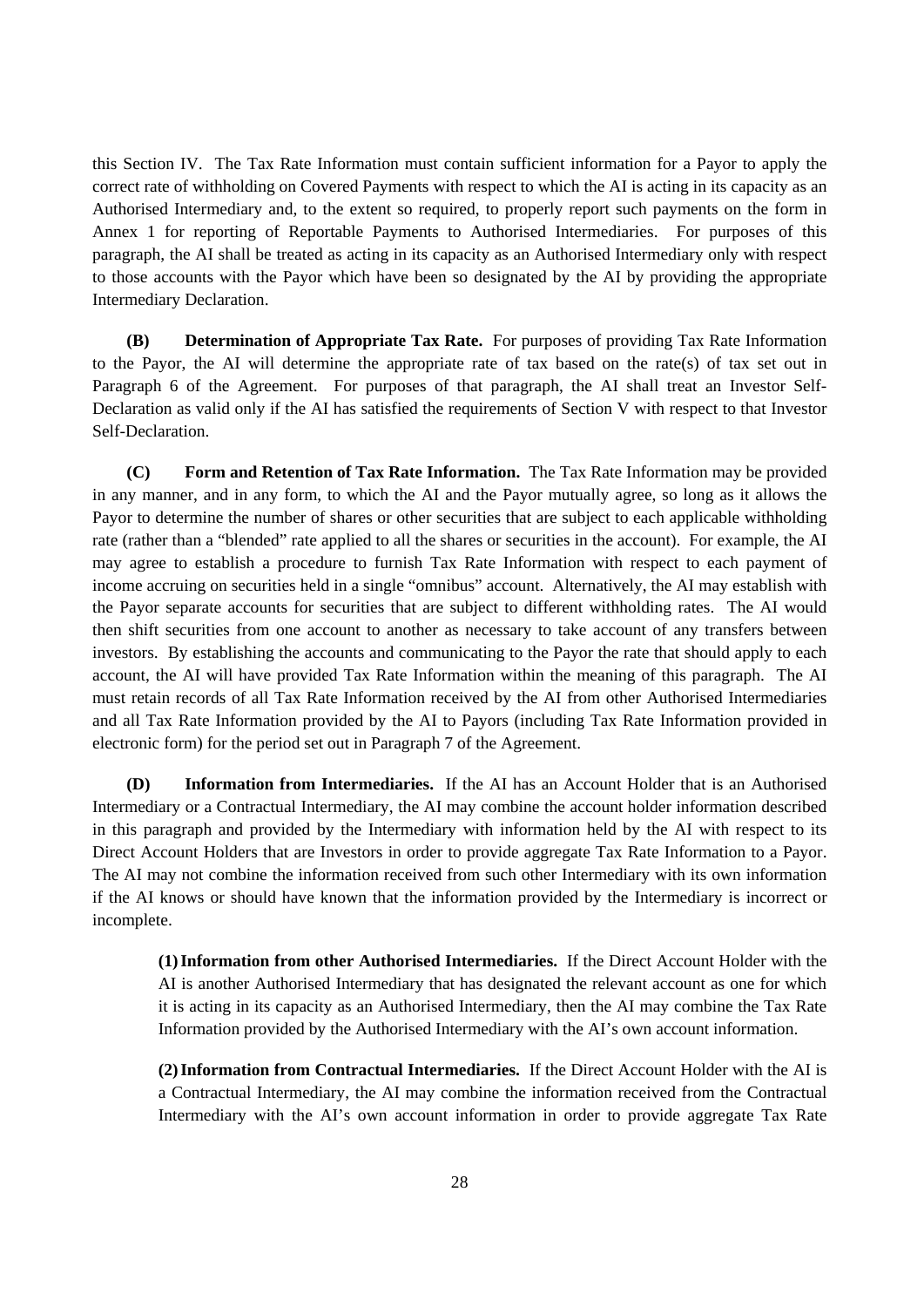this Section IV. The Tax Rate Information must contain sufficient information for a Payor to apply the correct rate of withholding on Covered Payments with respect to which the AI is acting in its capacity as an Authorised Intermediary and, to the extent so required, to properly report such payments on the form in Annex 1 for reporting of Reportable Payments to Authorised Intermediaries. For purposes of this paragraph, the AI shall be treated as acting in its capacity as an Authorised Intermediary only with respect to those accounts with the Payor which have been so designated by the AI by providing the appropriate Intermediary Declaration.

**(B) Determination of Appropriate Tax Rate.** For purposes of providing Tax Rate Information to the Payor, the AI will determine the appropriate rate of tax based on the rate(s) of tax set out in Paragraph 6 of the Agreement. For purposes of that paragraph, the AI shall treat an Investor Self-Declaration as valid only if the AI has satisfied the requirements of Section V with respect to that Investor Self-Declaration.

**(C) Form and Retention of Tax Rate Information.** The Tax Rate Information may be provided in any manner, and in any form, to which the AI and the Payor mutually agree, so long as it allows the Payor to determine the number of shares or other securities that are subject to each applicable withholding rate (rather than a "blended" rate applied to all the shares or securities in the account). For example, the AI may agree to establish a procedure to furnish Tax Rate Information with respect to each payment of income accruing on securities held in a single "omnibus" account. Alternatively, the AI may establish with the Payor separate accounts for securities that are subject to different withholding rates. The AI would then shift securities from one account to another as necessary to take account of any transfers between investors. By establishing the accounts and communicating to the Payor the rate that should apply to each account, the AI will have provided Tax Rate Information within the meaning of this paragraph. The AI must retain records of all Tax Rate Information received by the AI from other Authorised Intermediaries and all Tax Rate Information provided by the AI to Payors (including Tax Rate Information provided in electronic form) for the period set out in Paragraph 7 of the Agreement.

**(D) Information from Intermediaries.** If the AI has an Account Holder that is an Authorised Intermediary or a Contractual Intermediary, the AI may combine the account holder information described in this paragraph and provided by the Intermediary with information held by the AI with respect to its Direct Account Holders that are Investors in order to provide aggregate Tax Rate Information to a Payor. The AI may not combine the information received from such other Intermediary with its own information if the AI knows or should have known that the information provided by the Intermediary is incorrect or incomplete.

> **(1) Information from other Authorised Intermediaries.** If the Direct Account Holder with the AI is another Authorised Intermediary that has designated the relevant account as one for which it is acting in its capacity as an Authorised Intermediary, then the AI may combine the Tax Rate Information provided by the Authorised Intermediary with the AI's own account information.
>
> **(2) Information from Contractual Intermediaries.** If the Direct Account Holder with the AI is a Contractual Intermediary, the AI may combine the information received from the Contractual Intermediary with the AI's own account information in order to provide aggregate Tax Rate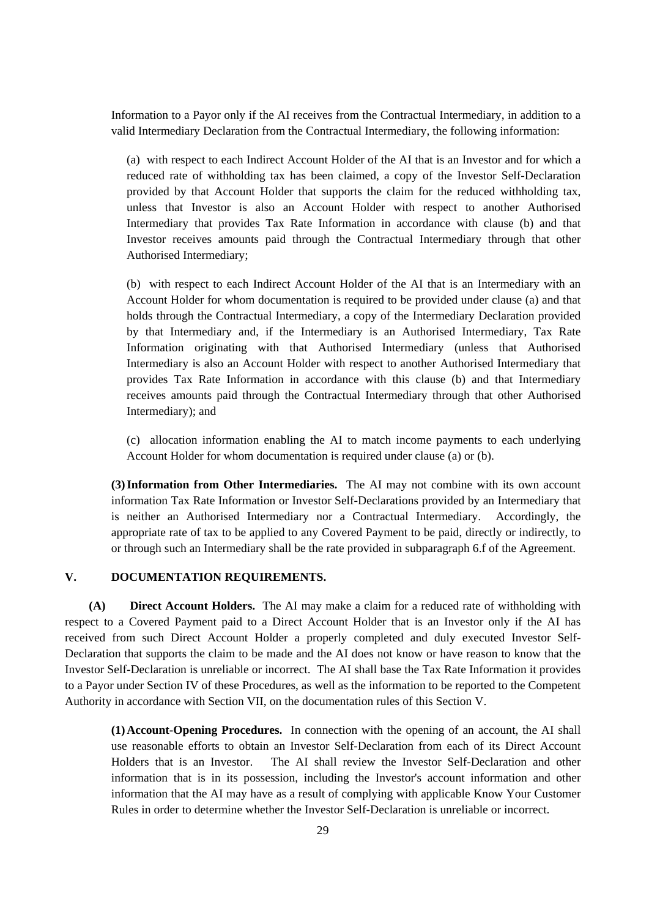Information to a Payor only if the AI receives from the Contractual Intermediary, in addition to a valid Intermediary Declaration from the Contractual Intermediary, the following information:

(a) with respect to each Indirect Account Holder of the AI that is an Investor and for which a reduced rate of withholding tax has been claimed, a copy of the Investor Self-Declaration provided by that Account Holder that supports the claim for the reduced withholding tax, unless that Investor is also an Account Holder with respect to another Authorised Intermediary that provides Tax Rate Information in accordance with clause (b) and that Investor receives amounts paid through the Contractual Intermediary through that other Authorised Intermediary;

(b) with respect to each Indirect Account Holder of the AI that is an Intermediary with an Account Holder for whom documentation is required to be provided under clause (a) and that holds through the Contractual Intermediary, a copy of the Intermediary Declaration provided by that Intermediary and, if the Intermediary is an Authorised Intermediary, Tax Rate Information originating with that Authorised Intermediary (unless that Authorised Intermediary is also an Account Holder with respect to another Authorised Intermediary that provides Tax Rate Information in accordance with this clause (b) and that Intermediary receives amounts paid through the Contractual Intermediary through that other Authorised Intermediary); and

(c) allocation information enabling the AI to match income payments to each underlying Account Holder for whom documentation is required under clause (a) or (b).

**(3) Information from Other Intermediaries.** The AI may not combine with its own account information Tax Rate Information or Investor Self-Declarations provided by an Intermediary that is neither an Authorised Intermediary nor a Contractual Intermediary. Accordingly, the appropriate rate of tax to be applied to any Covered Payment to be paid, directly or indirectly, to or through such an Intermediary shall be the rate provided in subparagraph 6.f of the Agreement.

## V. DOCUMENTATION REQUIREMENTS.

**(A) Direct Account Holders.** The AI may make a claim for a reduced rate of withholding with respect to a Covered Payment paid to a Direct Account Holder that is an Investor only if the AI has received from such Direct Account Holder a properly completed and duly executed Investor Self-Declaration that supports the claim to be made and the AI does not know or have reason to know that the Investor Self-Declaration is unreliable or incorrect. The AI shall base the Tax Rate Information it provides to a Payor under Section IV of these Procedures, as well as the information to be reported to the Competent Authority in accordance with Section VII, on the documentation rules of this Section V.

**(1) Account-Opening Procedures.** In connection with the opening of an account, the AI shall use reasonable efforts to obtain an Investor Self-Declaration from each of its Direct Account Holders that is an Investor. The AI shall review the Investor Self-Declaration and other information that is in its possession, including the Investor's account information and other information that the AI may have as a result of complying with applicable Know Your Customer Rules in order to determine whether the Investor Self-Declaration is unreliable or incorrect.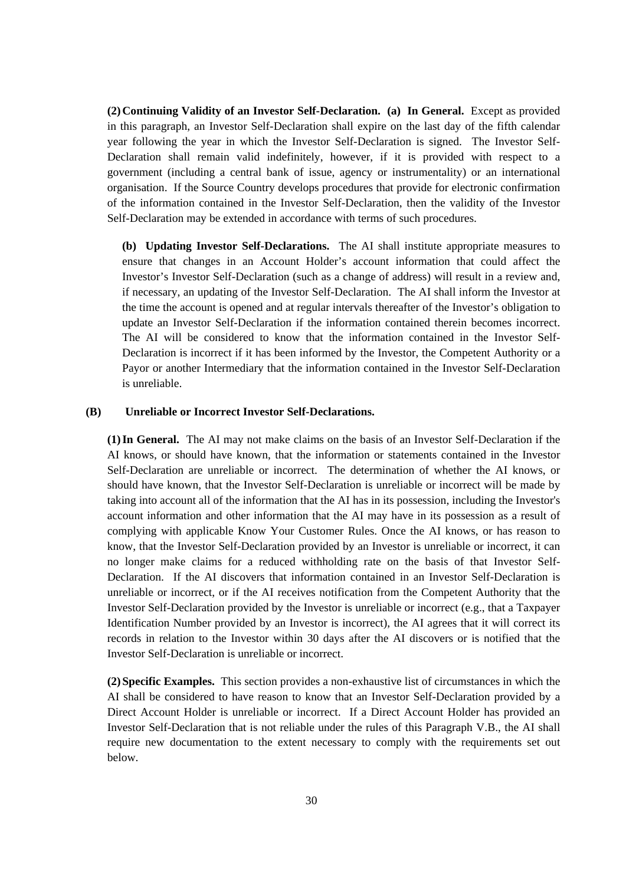**(2) Continuing Validity of an Investor Self-Declaration. (a) In General.** Except as provided in this paragraph, an Investor Self-Declaration shall expire on the last day of the fifth calendar year following the year in which the Investor Self-Declaration is signed. The Investor Self-Declaration shall remain valid indefinitely, however, if it is provided with respect to a government (including a central bank of issue, agency or instrumentality) or an international organisation. If the Source Country develops procedures that provide for electronic confirmation of the information contained in the Investor Self-Declaration, then the validity of the Investor Self-Declaration may be extended in accordance with terms of such procedures.

**(b) Updating Investor Self-Declarations.** The AI shall institute appropriate measures to ensure that changes in an Account Holder's account information that could affect the Investor's Investor Self-Declaration (such as a change of address) will result in a review and, if necessary, an updating of the Investor Self-Declaration. The AI shall inform the Investor at the time the account is opened and at regular intervals thereafter of the Investor's obligation to update an Investor Self-Declaration if the information contained therein becomes incorrect. The AI will be considered to know that the information contained in the Investor Self-Declaration is incorrect if it has been informed by the Investor, the Competent Authority or a Payor or another Intermediary that the information contained in the Investor Self-Declaration is unreliable.

**(B) Unreliable or Incorrect Investor Self-Declarations.**

**(1) In General.** The AI may not make claims on the basis of an Investor Self-Declaration if the AI knows, or should have known, that the information or statements contained in the Investor Self-Declaration are unreliable or incorrect. The determination of whether the AI knows, or should have known, that the Investor Self-Declaration is unreliable or incorrect will be made by taking into account all of the information that the AI has in its possession, including the Investor's account information and other information that the AI may have in its possession as a result of complying with applicable Know Your Customer Rules. Once the AI knows, or has reason to know, that the Investor Self-Declaration provided by an Investor is unreliable or incorrect, it can no longer make claims for a reduced withholding rate on the basis of that Investor Self-Declaration. If the AI discovers that information contained in an Investor Self-Declaration is unreliable or incorrect, or if the AI receives notification from the Competent Authority that the Investor Self-Declaration provided by the Investor is unreliable or incorrect (e.g., that a Taxpayer Identification Number provided by an Investor is incorrect), the AI agrees that it will correct its records in relation to the Investor within 30 days after the AI discovers or is notified that the Investor Self-Declaration is unreliable or incorrect.

**(2) Specific Examples.** This section provides a non-exhaustive list of circumstances in which the AI shall be considered to have reason to know that an Investor Self-Declaration provided by a Direct Account Holder is unreliable or incorrect. If a Direct Account Holder has provided an Investor Self-Declaration that is not reliable under the rules of this Paragraph V.B., the AI shall require new documentation to the extent necessary to comply with the requirements set out below.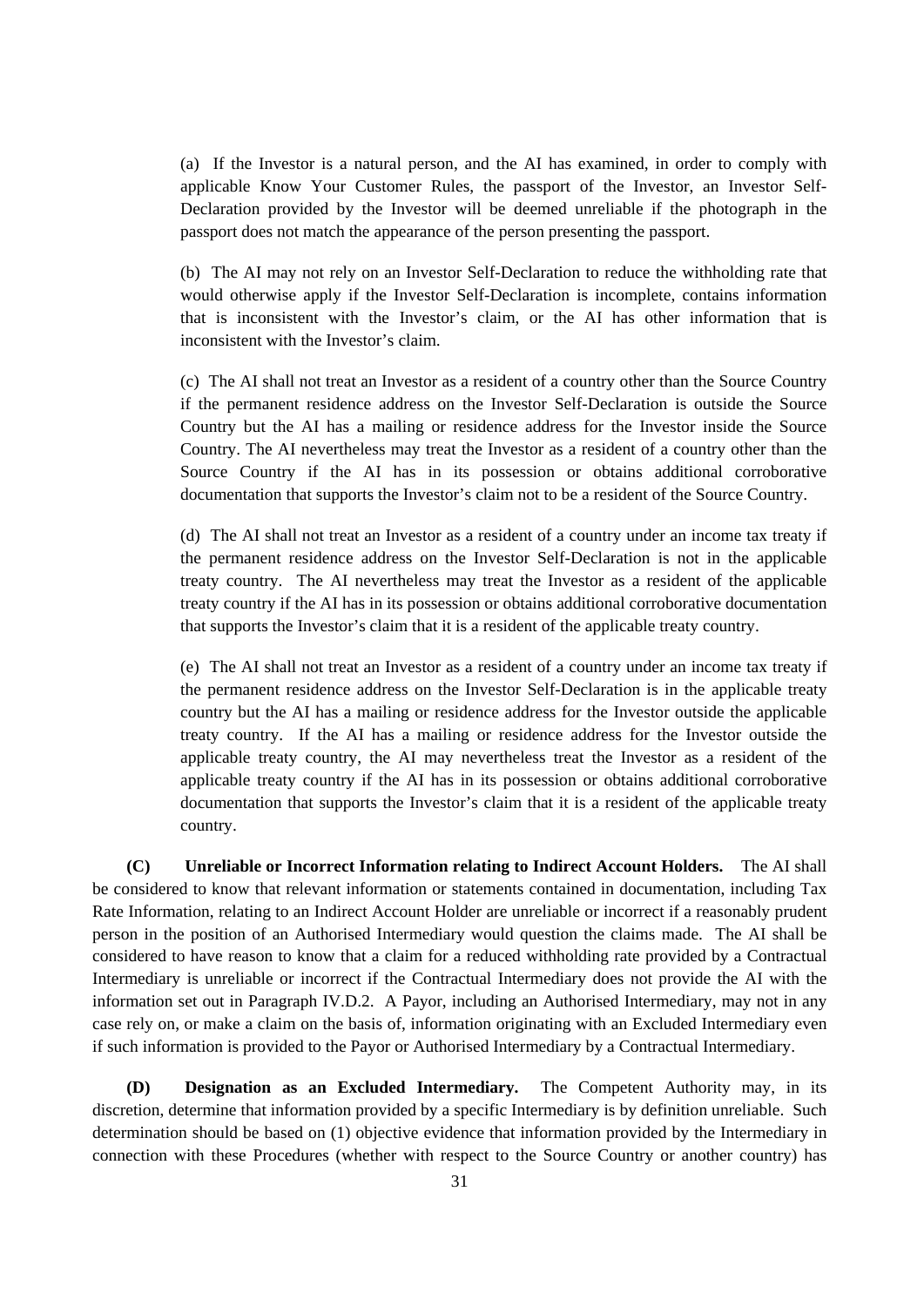(a) If the Investor is a natural person, and the AI has examined, in order to comply with applicable Know Your Customer Rules, the passport of the Investor, an Investor Self-Declaration provided by the Investor will be deemed unreliable if the photograph in the passport does not match the appearance of the person presenting the passport.

(b) The AI may not rely on an Investor Self-Declaration to reduce the withholding rate that would otherwise apply if the Investor Self-Declaration is incomplete, contains information that is inconsistent with the Investor's claim, or the AI has other information that is inconsistent with the Investor's claim.

(c) The AI shall not treat an Investor as a resident of a country other than the Source Country if the permanent residence address on the Investor Self-Declaration is outside the Source Country but the AI has a mailing or residence address for the Investor inside the Source Country. The AI nevertheless may treat the Investor as a resident of a country other than the Source Country if the AI has in its possession or obtains additional corroborative documentation that supports the Investor's claim not to be a resident of the Source Country.

(d) The AI shall not treat an Investor as a resident of a country under an income tax treaty if the permanent residence address on the Investor Self-Declaration is not in the applicable treaty country. The AI nevertheless may treat the Investor as a resident of the applicable treaty country if the AI has in its possession or obtains additional corroborative documentation that supports the Investor's claim that it is a resident of the applicable treaty country.

(e) The AI shall not treat an Investor as a resident of a country under an income tax treaty if the permanent residence address on the Investor Self-Declaration is in the applicable treaty country but the AI has a mailing or residence address for the Investor outside the applicable treaty country. If the AI has a mailing or residence address for the Investor outside the applicable treaty country, the AI may nevertheless treat the Investor as a resident of the applicable treaty country if the AI has in its possession or obtains additional corroborative documentation that supports the Investor's claim that it is a resident of the applicable treaty country.

**(C) Unreliable or Incorrect Information relating to Indirect Account Holders.** The AI shall be considered to know that relevant information or statements contained in documentation, including Tax Rate Information, relating to an Indirect Account Holder are unreliable or incorrect if a reasonably prudent person in the position of an Authorised Intermediary would question the claims made. The AI shall be considered to have reason to know that a claim for a reduced withholding rate provided by a Contractual Intermediary is unreliable or incorrect if the Contractual Intermediary does not provide the AI with the information set out in Paragraph IV.D.2. A Payor, including an Authorised Intermediary, may not in any case rely on, or make a claim on the basis of, information originating with an Excluded Intermediary even if such information is provided to the Payor or Authorised Intermediary by a Contractual Intermediary.

**(D) Designation as an Excluded Intermediary.** The Competent Authority may, in its discretion, determine that information provided by a specific Intermediary is by definition unreliable. Such determination should be based on (1) objective evidence that information provided by the Intermediary in connection with these Procedures (whether with respect to the Source Country or another country) has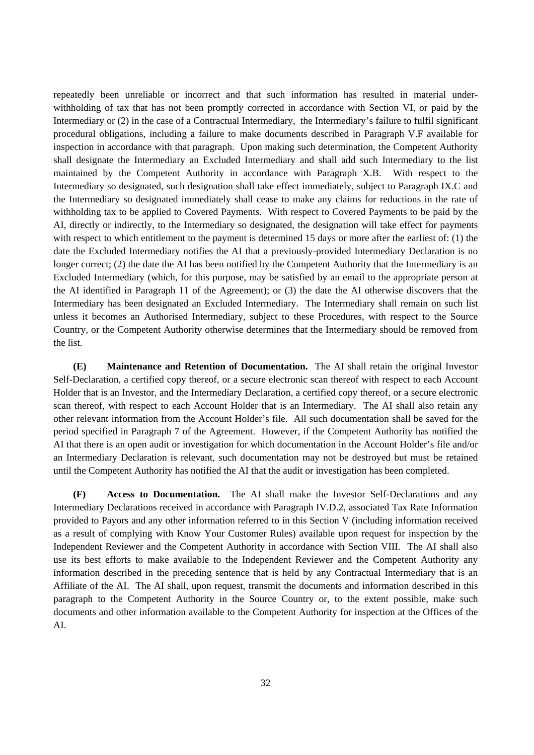repeatedly been unreliable or incorrect and that such information has resulted in material under-withholding of tax that has not been promptly corrected in accordance with Section VI, or paid by the Intermediary or (2) in the case of a Contractual Intermediary, the Intermediary's failure to fulfil significant procedural obligations, including a failure to make documents described in Paragraph V.F available for inspection in accordance with that paragraph. Upon making such determination, the Competent Authority shall designate the Intermediary an Excluded Intermediary and shall add such Intermediary to the list maintained by the Competent Authority in accordance with Paragraph X.B. With respect to the Intermediary so designated, such designation shall take effect immediately, subject to Paragraph IX.C and the Intermediary so designated immediately shall cease to make any claims for reductions in the rate of withholding tax to be applied to Covered Payments. With respect to Covered Payments to be paid by the AI, directly or indirectly, to the Intermediary so designated, the designation will take effect for payments with respect to which entitlement to the payment is determined 15 days or more after the earliest of: (1) the date the Excluded Intermediary notifies the AI that a previously-provided Intermediary Declaration is no longer correct; (2) the date the AI has been notified by the Competent Authority that the Intermediary is an Excluded Intermediary (which, for this purpose, may be satisfied by an email to the appropriate person at the AI identified in Paragraph 11 of the Agreement); or (3) the date the AI otherwise discovers that the Intermediary has been designated an Excluded Intermediary. The Intermediary shall remain on such list unless it becomes an Authorised Intermediary, subject to these Procedures, with respect to the Source Country, or the Competent Authority otherwise determines that the Intermediary should be removed from the list.

**(E) Maintenance and Retention of Documentation.** The AI shall retain the original Investor Self-Declaration, a certified copy thereof, or a secure electronic scan thereof with respect to each Account Holder that is an Investor, and the Intermediary Declaration, a certified copy thereof, or a secure electronic scan thereof, with respect to each Account Holder that is an Intermediary. The AI shall also retain any other relevant information from the Account Holder's file. All such documentation shall be saved for the period specified in Paragraph 7 of the Agreement. However, if the Competent Authority has notified the AI that there is an open audit or investigation for which documentation in the Account Holder's file and/or an Intermediary Declaration is relevant, such documentation may not be destroyed but must be retained until the Competent Authority has notified the AI that the audit or investigation has been completed.

**(F) Access to Documentation.** The AI shall make the Investor Self-Declarations and any Intermediary Declarations received in accordance with Paragraph IV.D.2, associated Tax Rate Information provided to Payors and any other information referred to in this Section V (including information received as a result of complying with Know Your Customer Rules) available upon request for inspection by the Independent Reviewer and the Competent Authority in accordance with Section VIII. The AI shall also use its best efforts to make available to the Independent Reviewer and the Competent Authority any information described in the preceding sentence that is held by any Contractual Intermediary that is an Affiliate of the AI. The AI shall, upon request, transmit the documents and information described in this paragraph to the Competent Authority in the Source Country or, to the extent possible, make such documents and other information available to the Competent Authority for inspection at the Offices of the AI.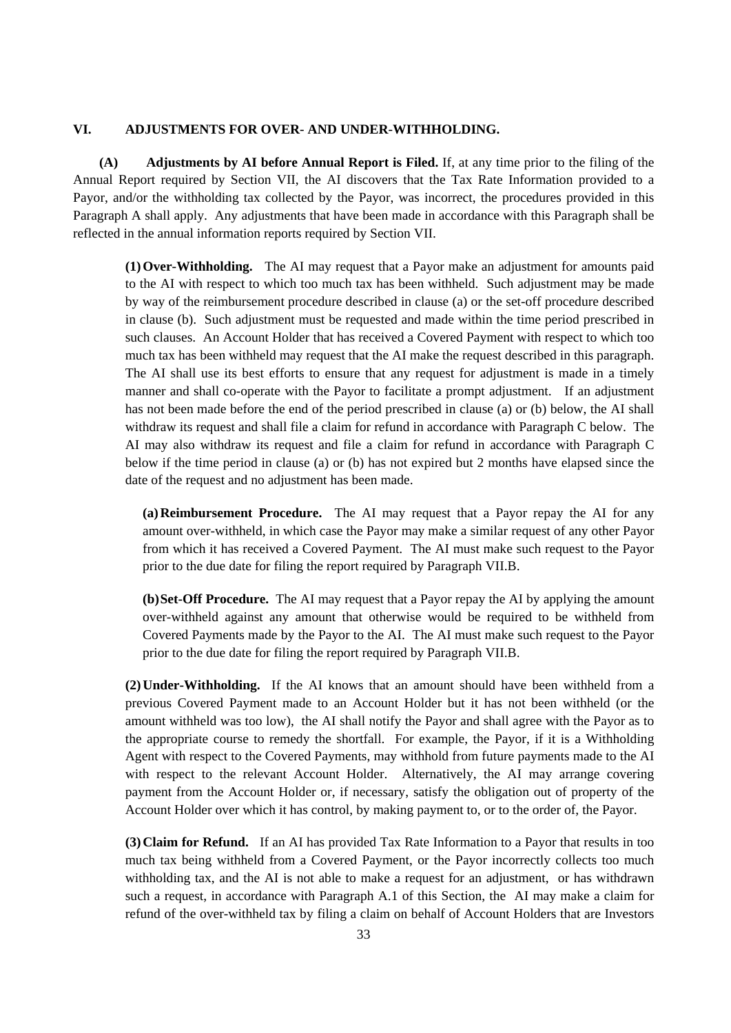## VI. ADJUSTMENTS FOR OVER- AND UNDER-WITHHOLDING.

**(A) Adjustments by AI before Annual Report is Filed.** If, at any time prior to the filing of the Annual Report required by Section VII, the AI discovers that the Tax Rate Information provided to a Payor, and/or the withholding tax collected by the Payor, was incorrect, the procedures provided in this Paragraph A shall apply. Any adjustments that have been made in accordance with this Paragraph shall be reflected in the annual information reports required by Section VII.

**(1) Over-Withholding.** The AI may request that a Payor make an adjustment for amounts paid to the AI with respect to which too much tax has been withheld. Such adjustment may be made by way of the reimbursement procedure described in clause (a) or the set-off procedure described in clause (b). Such adjustment must be requested and made within the time period prescribed in such clauses. An Account Holder that has received a Covered Payment with respect to which too much tax has been withheld may request that the AI make the request described in this paragraph. The AI shall use its best efforts to ensure that any request for adjustment is made in a timely manner and shall co-operate with the Payor to facilitate a prompt adjustment. If an adjustment has not been made before the end of the period prescribed in clause (a) or (b) below, the AI shall withdraw its request and shall file a claim for refund in accordance with Paragraph C below. The AI may also withdraw its request and file a claim for refund in accordance with Paragraph C below if the time period in clause (a) or (b) has not expired but 2 months have elapsed since the date of the request and no adjustment has been made.

**(a) Reimbursement Procedure.** The AI may request that a Payor repay the AI for any amount over-withheld, in which case the Payor may make a similar request of any other Payor from which it has received a Covered Payment. The AI must make such request to the Payor prior to the due date for filing the report required by Paragraph VII.B.

**(b) Set-Off Procedure.** The AI may request that a Payor repay the AI by applying the amount over-withheld against any amount that otherwise would be required to be withheld from Covered Payments made by the Payor to the AI. The AI must make such request to the Payor prior to the due date for filing the report required by Paragraph VII.B.

**(2) Under-Withholding.** If the AI knows that an amount should have been withheld from a previous Covered Payment made to an Account Holder but it has not been withheld (or the amount withheld was too low), the AI shall notify the Payor and shall agree with the Payor as to the appropriate course to remedy the shortfall. For example, the Payor, if it is a Withholding Agent with respect to the Covered Payments, may withhold from future payments made to the AI with respect to the relevant Account Holder. Alternatively, the AI may arrange covering payment from the Account Holder or, if necessary, satisfy the obligation out of property of the Account Holder over which it has control, by making payment to, or to the order of, the Payor.

**(3) Claim for Refund.** If an AI has provided Tax Rate Information to a Payor that results in too much tax being withheld from a Covered Payment, or the Payor incorrectly collects too much withholding tax, and the AI is not able to make a request for an adjustment, or has withdrawn such a request, in accordance with Paragraph A.1 of this Section, the AI may make a claim for refund of the over-withheld tax by filing a claim on behalf of Account Holders that are Investors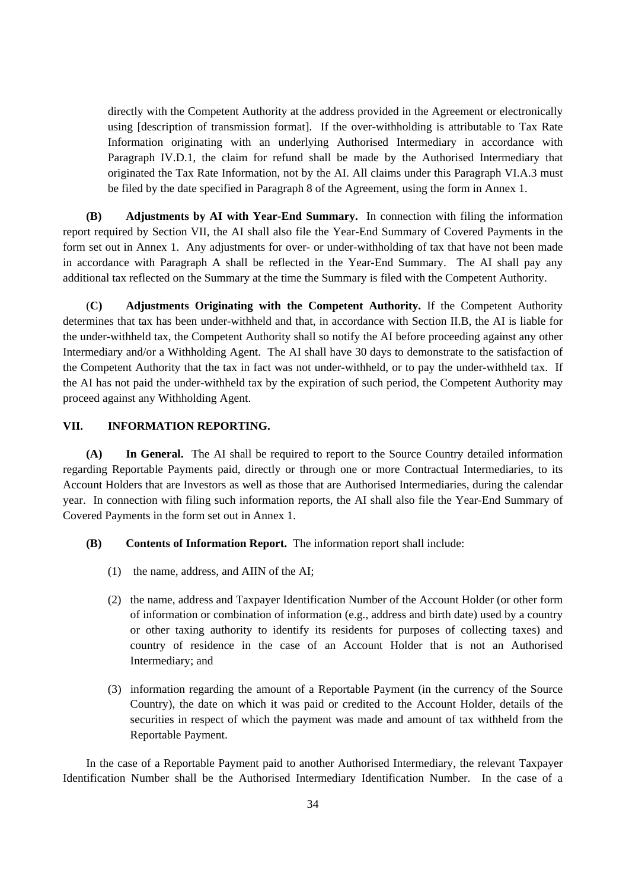directly with the Competent Authority at the address provided in the Agreement or electronically using [description of transmission format]. If the over-withholding is attributable to Tax Rate Information originating with an underlying Authorised Intermediary in accordance with Paragraph IV.D.1, the claim for refund shall be made by the Authorised Intermediary that originated the Tax Rate Information, not by the AI. All claims under this Paragraph VI.A.3 must be filed by the date specified in Paragraph 8 of the Agreement, using the form in Annex 1.

**(B) Adjustments by AI with Year-End Summary.** In connection with filing the information report required by Section VII, the AI shall also file the Year-End Summary of Covered Payments in the form set out in Annex 1. Any adjustments for over- or under-withholding of tax that have not been made in accordance with Paragraph A shall be reflected in the Year-End Summary. The AI shall pay any additional tax reflected on the Summary at the time the Summary is filed with the Competent Authority.

(**C) Adjustments Originating with the Competent Authority.** If the Competent Authority determines that tax has been under-withheld and that, in accordance with Section II.B, the AI is liable for the under-withheld tax, the Competent Authority shall so notify the AI before proceeding against any other Intermediary and/or a Withholding Agent. The AI shall have 30 days to demonstrate to the satisfaction of the Competent Authority that the tax in fact was not under-withheld, or to pay the under-withheld tax. If the AI has not paid the under-withheld tax by the expiration of such period, the Competent Authority may proceed against any Withholding Agent.

## VII. INFORMATION REPORTING.

**(A) In General.** The AI shall be required to report to the Source Country detailed information regarding Reportable Payments paid, directly or through one or more Contractual Intermediaries, to its Account Holders that are Investors as well as those that are Authorised Intermediaries, during the calendar year. In connection with filing such information reports, the AI shall also file the Year-End Summary of Covered Payments in the form set out in Annex 1.

**(B) Contents of Information Report.** The information report shall include:

(1) the name, address, and AIIN of the AI;

(2) the name, address and Taxpayer Identification Number of the Account Holder (or other form of information or combination of information (e.g., address and birth date) used by a country or other taxing authority to identify its residents for purposes of collecting taxes) and country of residence in the case of an Account Holder that is not an Authorised Intermediary; and

(3) information regarding the amount of a Reportable Payment (in the currency of the Source Country), the date on which it was paid or credited to the Account Holder, details of the securities in respect of which the payment was made and amount of tax withheld from the Reportable Payment.

In the case of a Reportable Payment paid to another Authorised Intermediary, the relevant Taxpayer Identification Number shall be the Authorised Intermediary Identification Number. In the case of a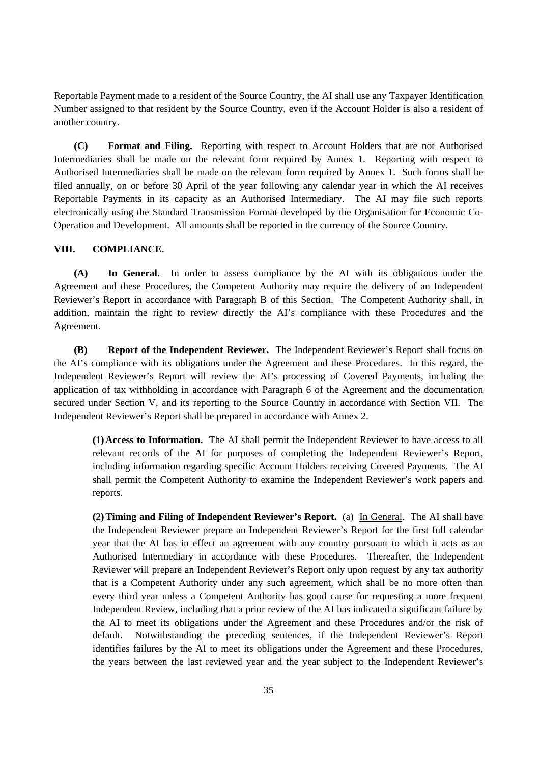Reportable Payment made to a resident of the Source Country, the AI shall use any Taxpayer Identification Number assigned to that resident by the Source Country, even if the Account Holder is also a resident of another country.

**(C) Format and Filing.** Reporting with respect to Account Holders that are not Authorised Intermediaries shall be made on the relevant form required by Annex 1. Reporting with respect to Authorised Intermediaries shall be made on the relevant form required by Annex 1. Such forms shall be filed annually, on or before 30 April of the year following any calendar year in which the AI receives Reportable Payments in its capacity as an Authorised Intermediary. The AI may file such reports electronically using the Standard Transmission Format developed by the Organisation for Economic Co-Operation and Development. All amounts shall be reported in the currency of the Source Country.

## VIII. COMPLIANCE.

**(A) In General.** In order to assess compliance by the AI with its obligations under the Agreement and these Procedures, the Competent Authority may require the delivery of an Independent Reviewer's Report in accordance with Paragraph B of this Section. The Competent Authority shall, in addition, maintain the right to review directly the AI's compliance with these Procedures and the Agreement.

**(B) Report of the Independent Reviewer.** The Independent Reviewer's Report shall focus on the AI's compliance with its obligations under the Agreement and these Procedures. In this regard, the Independent Reviewer's Report will review the AI's processing of Covered Payments, including the application of tax withholding in accordance with Paragraph 6 of the Agreement and the documentation secured under Section V, and its reporting to the Source Country in accordance with Section VII. The Independent Reviewer's Report shall be prepared in accordance with Annex 2.

**(1) Access to Information.** The AI shall permit the Independent Reviewer to have access to all relevant records of the AI for purposes of completing the Independent Reviewer's Report, including information regarding specific Account Holders receiving Covered Payments. The AI shall permit the Competent Authority to examine the Independent Reviewer's work papers and reports.

**(2) Timing and Filing of Independent Reviewer's Report.** (a) In General. The AI shall have the Independent Reviewer prepare an Independent Reviewer's Report for the first full calendar year that the AI has in effect an agreement with any country pursuant to which it acts as an Authorised Intermediary in accordance with these Procedures. Thereafter, the Independent Reviewer will prepare an Independent Reviewer's Report only upon request by any tax authority that is a Competent Authority under any such agreement, which shall be no more often than every third year unless a Competent Authority has good cause for requesting a more frequent Independent Review, including that a prior review of the AI has indicated a significant failure by the AI to meet its obligations under the Agreement and these Procedures and/or the risk of default. Notwithstanding the preceding sentences, if the Independent Reviewer's Report identifies failures by the AI to meet its obligations under the Agreement and these Procedures, the years between the last reviewed year and the year subject to the Independent Reviewer's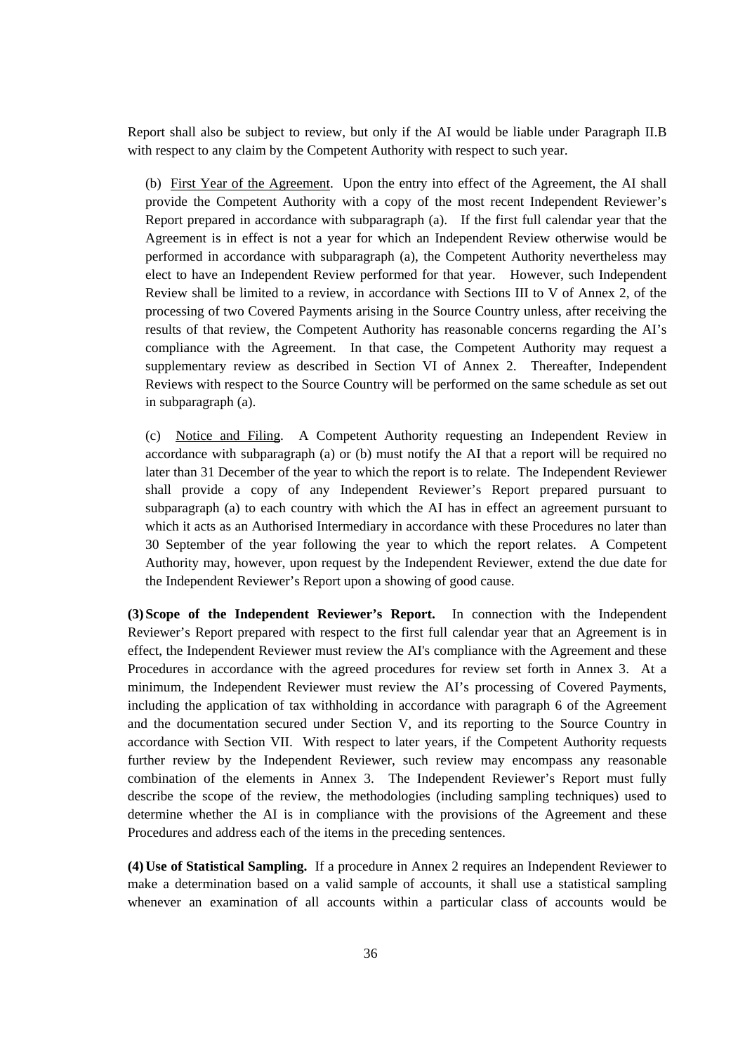Report shall also be subject to review, but only if the AI would be liable under Paragraph II.B with respect to any claim by the Competent Authority with respect to such year.

(b) First Year of the Agreement. Upon the entry into effect of the Agreement, the AI shall provide the Competent Authority with a copy of the most recent Independent Reviewer's Report prepared in accordance with subparagraph (a). If the first full calendar year that the Agreement is in effect is not a year for which an Independent Review otherwise would be performed in accordance with subparagraph (a), the Competent Authority nevertheless may elect to have an Independent Review performed for that year. However, such Independent Review shall be limited to a review, in accordance with Sections III to V of Annex 2, of the processing of two Covered Payments arising in the Source Country unless, after receiving the results of that review, the Competent Authority has reasonable concerns regarding the AI's compliance with the Agreement. In that case, the Competent Authority may request a supplementary review as described in Section VI of Annex 2. Thereafter, Independent Reviews with respect to the Source Country will be performed on the same schedule as set out in subparagraph (a).

(c) Notice and Filing. A Competent Authority requesting an Independent Review in accordance with subparagraph (a) or (b) must notify the AI that a report will be required no later than 31 December of the year to which the report is to relate. The Independent Reviewer shall provide a copy of any Independent Reviewer's Report prepared pursuant to subparagraph (a) to each country with which the AI has in effect an agreement pursuant to which it acts as an Authorised Intermediary in accordance with these Procedures no later than 30 September of the year following the year to which the report relates. A Competent Authority may, however, upon request by the Independent Reviewer, extend the due date for the Independent Reviewer's Report upon a showing of good cause.

**(3) Scope of the Independent Reviewer's Report.** In connection with the Independent Reviewer's Report prepared with respect to the first full calendar year that an Agreement is in effect, the Independent Reviewer must review the AI's compliance with the Agreement and these Procedures in accordance with the agreed procedures for review set forth in Annex 3. At a minimum, the Independent Reviewer must review the AI's processing of Covered Payments, including the application of tax withholding in accordance with paragraph 6 of the Agreement and the documentation secured under Section V, and its reporting to the Source Country in accordance with Section VII. With respect to later years, if the Competent Authority requests further review by the Independent Reviewer, such review may encompass any reasonable combination of the elements in Annex 3. The Independent Reviewer's Report must fully describe the scope of the review, the methodologies (including sampling techniques) used to determine whether the AI is in compliance with the provisions of the Agreement and these Procedures and address each of the items in the preceding sentences.

**(4) Use of Statistical Sampling.** If a procedure in Annex 2 requires an Independent Reviewer to make a determination based on a valid sample of accounts, it shall use a statistical sampling whenever an examination of all accounts within a particular class of accounts would be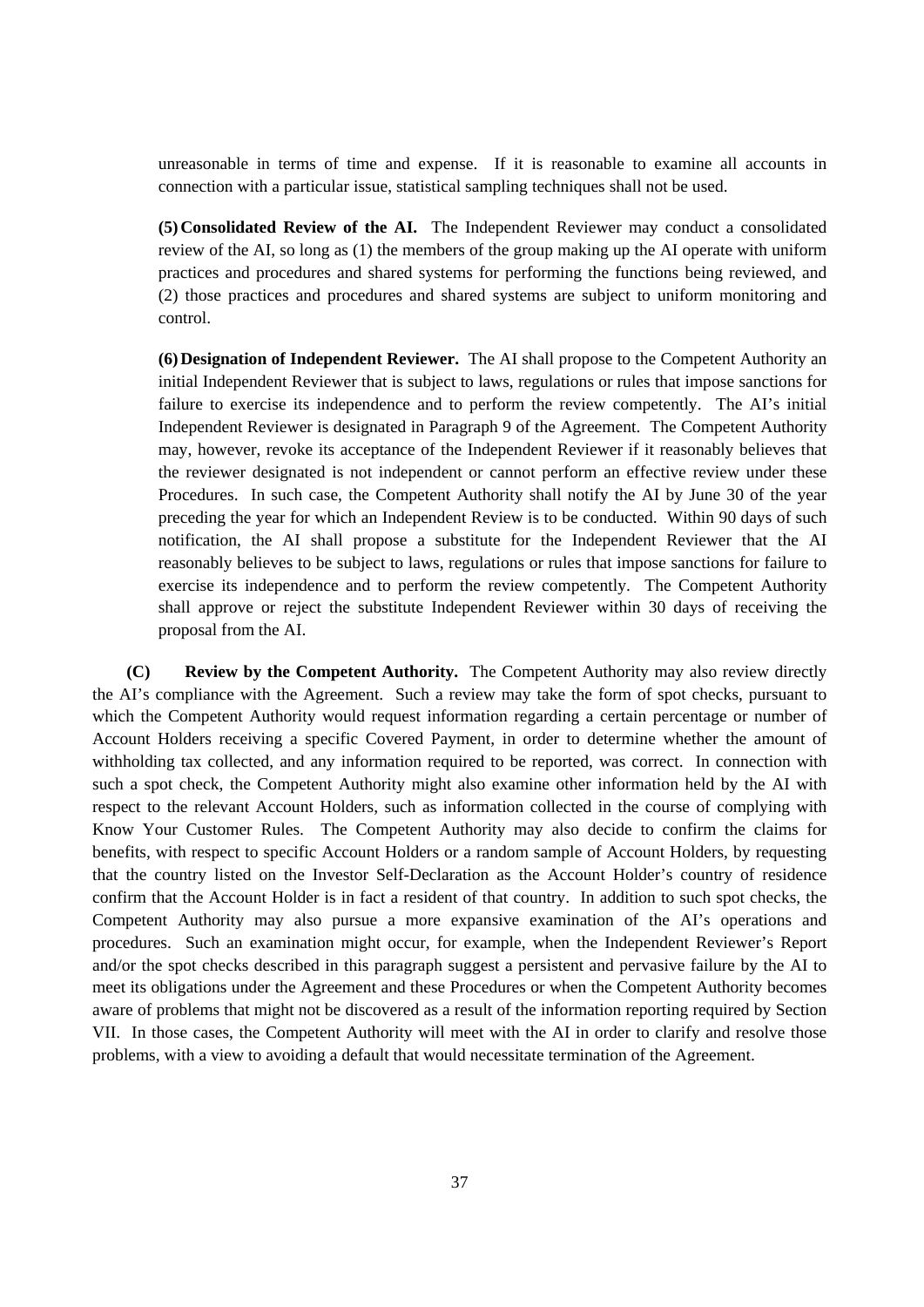unreasonable in terms of time and expense. If it is reasonable to examine all accounts in connection with a particular issue, statistical sampling techniques shall not be used.

**(5) Consolidated Review of the AI.** The Independent Reviewer may conduct a consolidated review of the AI, so long as (1) the members of the group making up the AI operate with uniform practices and procedures and shared systems for performing the functions being reviewed, and (2) those practices and procedures and shared systems are subject to uniform monitoring and control.

**(6) Designation of Independent Reviewer.** The AI shall propose to the Competent Authority an initial Independent Reviewer that is subject to laws, regulations or rules that impose sanctions for failure to exercise its independence and to perform the review competently. The AI's initial Independent Reviewer is designated in Paragraph 9 of the Agreement. The Competent Authority may, however, revoke its acceptance of the Independent Reviewer if it reasonably believes that the reviewer designated is not independent or cannot perform an effective review under these Procedures. In such case, the Competent Authority shall notify the AI by June 30 of the year preceding the year for which an Independent Review is to be conducted. Within 90 days of such notification, the AI shall propose a substitute for the Independent Reviewer that the AI reasonably believes to be subject to laws, regulations or rules that impose sanctions for failure to exercise its independence and to perform the review competently. The Competent Authority shall approve or reject the substitute Independent Reviewer within 30 days of receiving the proposal from the AI.

**(C) Review by the Competent Authority.** The Competent Authority may also review directly the AI's compliance with the Agreement. Such a review may take the form of spot checks, pursuant to which the Competent Authority would request information regarding a certain percentage or number of Account Holders receiving a specific Covered Payment, in order to determine whether the amount of withholding tax collected, and any information required to be reported, was correct. In connection with such a spot check, the Competent Authority might also examine other information held by the AI with respect to the relevant Account Holders, such as information collected in the course of complying with Know Your Customer Rules. The Competent Authority may also decide to confirm the claims for benefits, with respect to specific Account Holders or a random sample of Account Holders, by requesting that the country listed on the Investor Self-Declaration as the Account Holder's country of residence confirm that the Account Holder is in fact a resident of that country. In addition to such spot checks, the Competent Authority may also pursue a more expansive examination of the AI's operations and procedures. Such an examination might occur, for example, when the Independent Reviewer's Report and/or the spot checks described in this paragraph suggest a persistent and pervasive failure by the AI to meet its obligations under the Agreement and these Procedures or when the Competent Authority becomes aware of problems that might not be discovered as a result of the information reporting required by Section VII. In those cases, the Competent Authority will meet with the AI in order to clarify and resolve those problems, with a view to avoiding a default that would necessitate termination of the Agreement.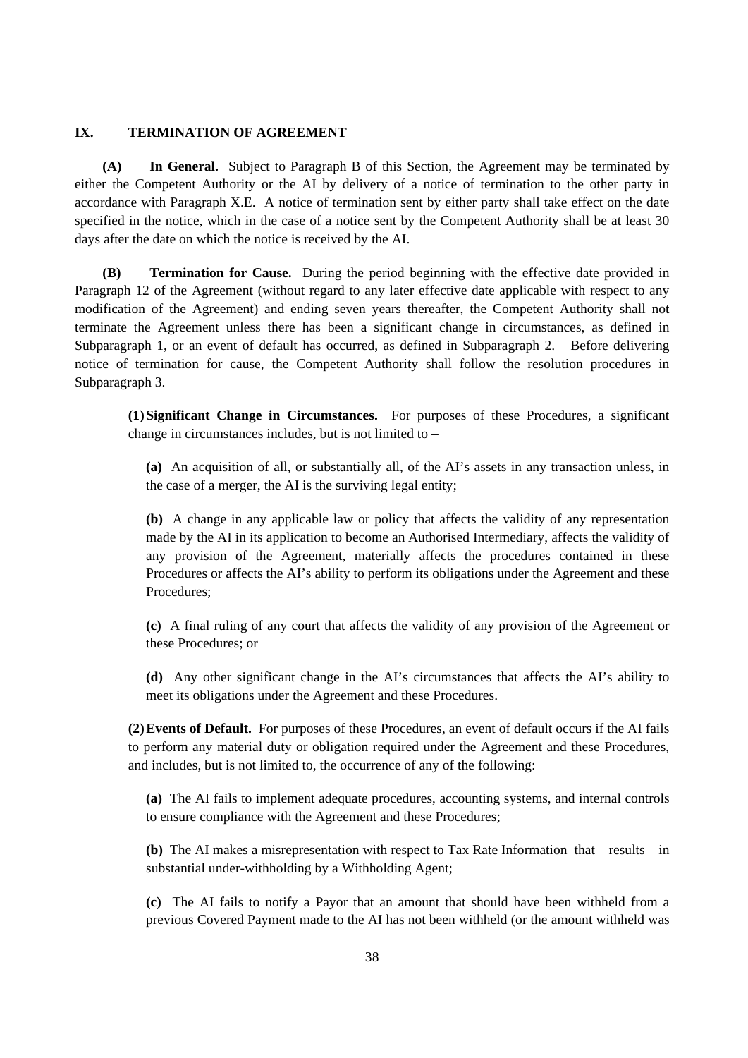## IX. TERMINATION OF AGREEMENT

**(A) In General.** Subject to Paragraph B of this Section, the Agreement may be terminated by either the Competent Authority or the AI by delivery of a notice of termination to the other party in accordance with Paragraph X.E. A notice of termination sent by either party shall take effect on the date specified in the notice, which in the case of a notice sent by the Competent Authority shall be at least 30 days after the date on which the notice is received by the AI.

**(B) Termination for Cause.** During the period beginning with the effective date provided in Paragraph 12 of the Agreement (without regard to any later effective date applicable with respect to any modification of the Agreement) and ending seven years thereafter, the Competent Authority shall not terminate the Agreement unless there has been a significant change in circumstances, as defined in Subparagraph 1, or an event of default has occurred, as defined in Subparagraph 2. Before delivering notice of termination for cause, the Competent Authority shall follow the resolution procedures in Subparagraph 3.

**(1) Significant Change in Circumstances.** For purposes of these Procedures, a significant change in circumstances includes, but is not limited to –

**(a)** An acquisition of all, or substantially all, of the AI's assets in any transaction unless, in the case of a merger, the AI is the surviving legal entity;

**(b)** A change in any applicable law or policy that affects the validity of any representation made by the AI in its application to become an Authorised Intermediary, affects the validity of any provision of the Agreement, materially affects the procedures contained in these Procedures or affects the AI's ability to perform its obligations under the Agreement and these Procedures;

**(c)** A final ruling of any court that affects the validity of any provision of the Agreement or these Procedures; or

**(d)** Any other significant change in the AI's circumstances that affects the AI's ability to meet its obligations under the Agreement and these Procedures.

**(2) Events of Default.** For purposes of these Procedures, an event of default occurs if the AI fails to perform any material duty or obligation required under the Agreement and these Procedures, and includes, but is not limited to, the occurrence of any of the following:

**(a)** The AI fails to implement adequate procedures, accounting systems, and internal controls to ensure compliance with the Agreement and these Procedures;

**(b)** The AI makes a misrepresentation with respect to Tax Rate Information that results in substantial under-withholding by a Withholding Agent;

**(c)** The AI fails to notify a Payor that an amount that should have been withheld from a previous Covered Payment made to the AI has not been withheld (or the amount withheld was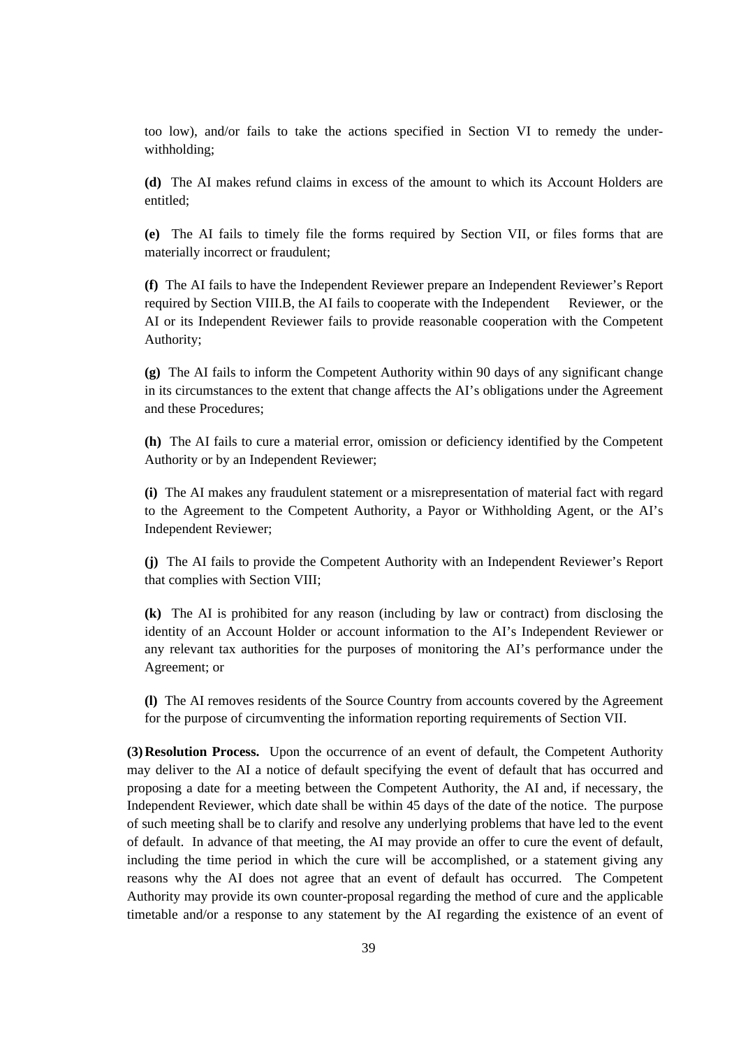too low), and/or fails to take the actions specified in Section VI to remedy the under-withholding;

**(d)** The AI makes refund claims in excess of the amount to which its Account Holders are entitled;

**(e)** The AI fails to timely file the forms required by Section VII, or files forms that are materially incorrect or fraudulent;

**(f)** The AI fails to have the Independent Reviewer prepare an Independent Reviewer's Report required by Section VIII.B, the AI fails to cooperate with the Independent Reviewer, or the AI or its Independent Reviewer fails to provide reasonable cooperation with the Competent Authority;

**(g)** The AI fails to inform the Competent Authority within 90 days of any significant change in its circumstances to the extent that change affects the AI's obligations under the Agreement and these Procedures;

**(h)** The AI fails to cure a material error, omission or deficiency identified by the Competent Authority or by an Independent Reviewer;

**(i)** The AI makes any fraudulent statement or a misrepresentation of material fact with regard to the Agreement to the Competent Authority, a Payor or Withholding Agent, or the AI's Independent Reviewer;

**(j)** The AI fails to provide the Competent Authority with an Independent Reviewer's Report that complies with Section VIII;

**(k)** The AI is prohibited for any reason (including by law or contract) from disclosing the identity of an Account Holder or account information to the AI's Independent Reviewer or any relevant tax authorities for the purposes of monitoring the AI's performance under the Agreement; or

**(l)** The AI removes residents of the Source Country from accounts covered by the Agreement for the purpose of circumventing the information reporting requirements of Section VII.

**(3) Resolution Process.** Upon the occurrence of an event of default, the Competent Authority may deliver to the AI a notice of default specifying the event of default that has occurred and proposing a date for a meeting between the Competent Authority, the AI and, if necessary, the Independent Reviewer, which date shall be within 45 days of the date of the notice. The purpose of such meeting shall be to clarify and resolve any underlying problems that have led to the event of default. In advance of that meeting, the AI may provide an offer to cure the event of default, including the time period in which the cure will be accomplished, or a statement giving any reasons why the AI does not agree that an event of default has occurred. The Competent Authority may provide its own counter-proposal regarding the method of cure and the applicable timetable and/or a response to any statement by the AI regarding the existence of an event of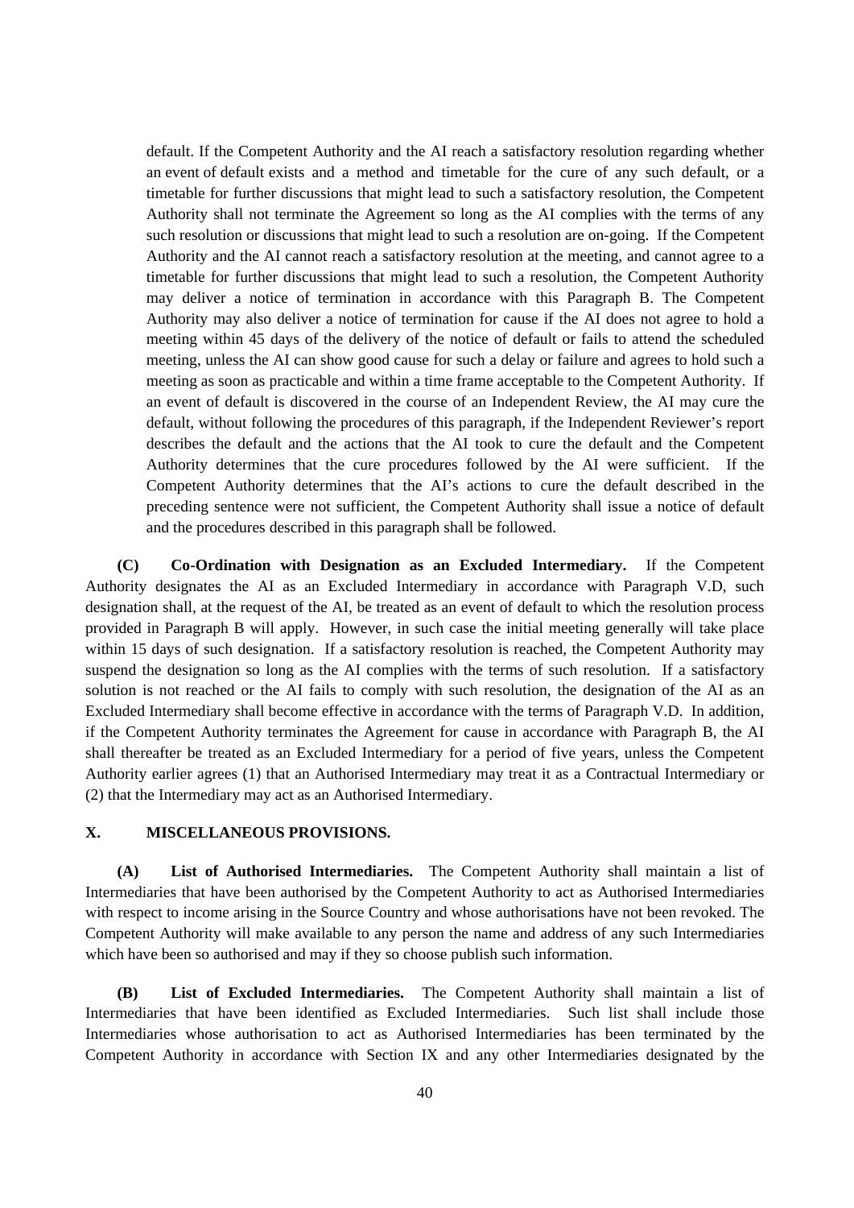default. If the Competent Authority and the AI reach a satisfactory resolution regarding whether an event of default exists and a method and timetable for the cure of any such default, or a timetable for further discussions that might lead to such a satisfactory resolution, the Competent Authority shall not terminate the Agreement so long as the AI complies with the terms of any such resolution or discussions that might lead to such a resolution are on-going. If the Competent Authority and the AI cannot reach a satisfactory resolution at the meeting, and cannot agree to a timetable for further discussions that might lead to such a resolution, the Competent Authority may deliver a notice of termination in accordance with this Paragraph B. The Competent Authority may also deliver a notice of termination for cause if the AI does not agree to hold a meeting within 45 days of the delivery of the notice of default or fails to attend the scheduled meeting, unless the AI can show good cause for such a delay or failure and agrees to hold such a meeting as soon as practicable and within a time frame acceptable to the Competent Authority. If an event of default is discovered in the course of an Independent Review, the AI may cure the default, without following the procedures of this paragraph, if the Independent Reviewer's report describes the default and the actions that the AI took to cure the default and the Competent Authority determines that the cure procedures followed by the AI were sufficient. If the Competent Authority determines that the AI's actions to cure the default described in the preceding sentence were not sufficient, the Competent Authority shall issue a notice of default and the procedures described in this paragraph shall be followed.

**(C) Co-Ordination with Designation as an Excluded Intermediary.** If the Competent Authority designates the AI as an Excluded Intermediary in accordance with Paragraph V.D, such designation shall, at the request of the AI, be treated as an event of default to which the resolution process provided in Paragraph B will apply. However, in such case the initial meeting generally will take place within 15 days of such designation. If a satisfactory resolution is reached, the Competent Authority may suspend the designation so long as the AI complies with the terms of such resolution. If a satisfactory solution is not reached or the AI fails to comply with such resolution, the designation of the AI as an Excluded Intermediary shall become effective in accordance with the terms of Paragraph V.D. In addition, if the Competent Authority terminates the Agreement for cause in accordance with Paragraph B, the AI shall thereafter be treated as an Excluded Intermediary for a period of five years, unless the Competent Authority earlier agrees (1) that an Authorised Intermediary may treat it as a Contractual Intermediary or (2) that the Intermediary may act as an Authorised Intermediary.

## X. MISCELLANEOUS PROVISIONS.

**(A) List of Authorised Intermediaries.** The Competent Authority shall maintain a list of Intermediaries that have been authorised by the Competent Authority to act as Authorised Intermediaries with respect to income arising in the Source Country and whose authorisations have not been revoked. The Competent Authority will make available to any person the name and address of any such Intermediaries which have been so authorised and may if they so choose publish such information.

**(B) List of Excluded Intermediaries.** The Competent Authority shall maintain a list of Intermediaries that have been identified as Excluded Intermediaries. Such list shall include those Intermediaries whose authorisation to act as Authorised Intermediaries has been terminated by the Competent Authority in accordance with Section IX and any other Intermediaries designated by the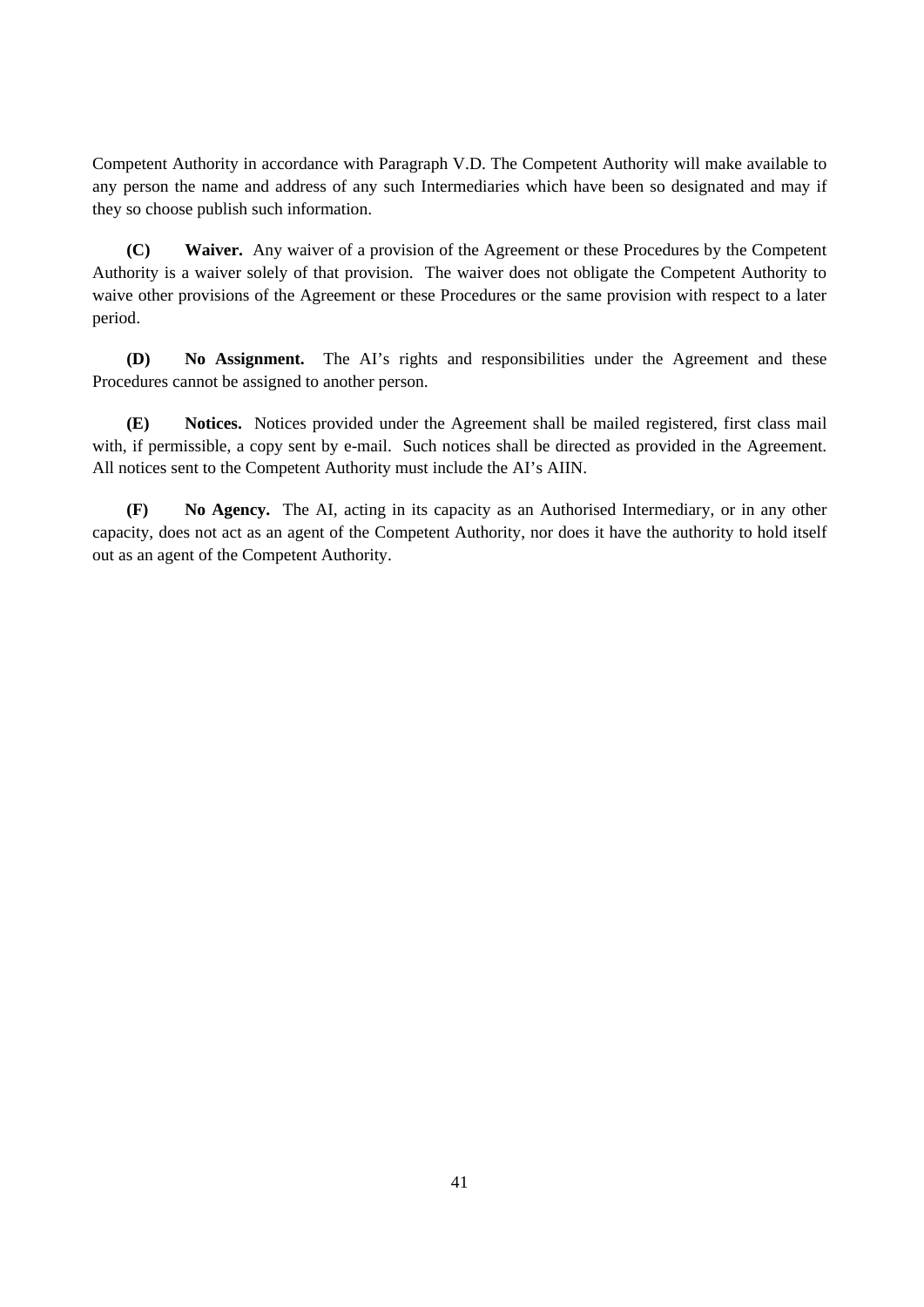Competent Authority in accordance with Paragraph V.D. The Competent Authority will make available to any person the name and address of any such Intermediaries which have been so designated and may if they so choose publish such information.

**(C) Waiver.** Any waiver of a provision of the Agreement or these Procedures by the Competent Authority is a waiver solely of that provision. The waiver does not obligate the Competent Authority to waive other provisions of the Agreement or these Procedures or the same provision with respect to a later period.

**(D) No Assignment.** The AI's rights and responsibilities under the Agreement and these Procedures cannot be assigned to another person.

**(E) Notices.** Notices provided under the Agreement shall be mailed registered, first class mail with, if permissible, a copy sent by e-mail. Such notices shall be directed as provided in the Agreement. All notices sent to the Competent Authority must include the AI's AIIN.

**(F) No Agency.** The AI, acting in its capacity as an Authorised Intermediary, or in any other capacity, does not act as an agent of the Competent Authority, nor does it have the authority to hold itself out as an agent of the Competent Authority.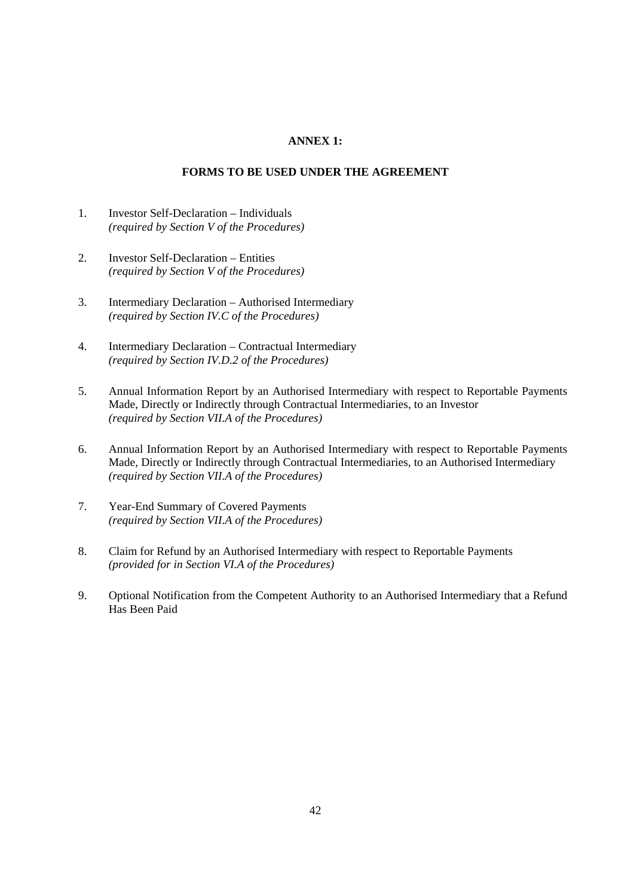# ANNEX 1:

## FORMS TO BE USED UNDER THE AGREEMENT

1. Investor Self-Declaration – Individuals
   *(required by Section V of the Procedures)*

2. Investor Self-Declaration – Entities
   *(required by Section V of the Procedures)*

3. Intermediary Declaration – Authorised Intermediary
   *(required by Section IV.C of the Procedures)*

4. Intermediary Declaration – Contractual Intermediary
   *(required by Section IV.D.2 of the Procedures)*

5. Annual Information Report by an Authorised Intermediary with respect to Reportable Payments Made, Directly or Indirectly through Contractual Intermediaries, to an Investor
   *(required by Section VII.A of the Procedures)*

6. Annual Information Report by an Authorised Intermediary with respect to Reportable Payments Made, Directly or Indirectly through Contractual Intermediaries, to an Authorised Intermediary
   *(required by Section VII.A of the Procedures)*

7. Year-End Summary of Covered Payments
   *(required by Section VII.A of the Procedures)*

8. Claim for Refund by an Authorised Intermediary with respect to Reportable Payments
   *(provided for in Section VI.A of the Procedures)*

9. Optional Notification from the Competent Authority to an Authorised Intermediary that a Refund Has Been Paid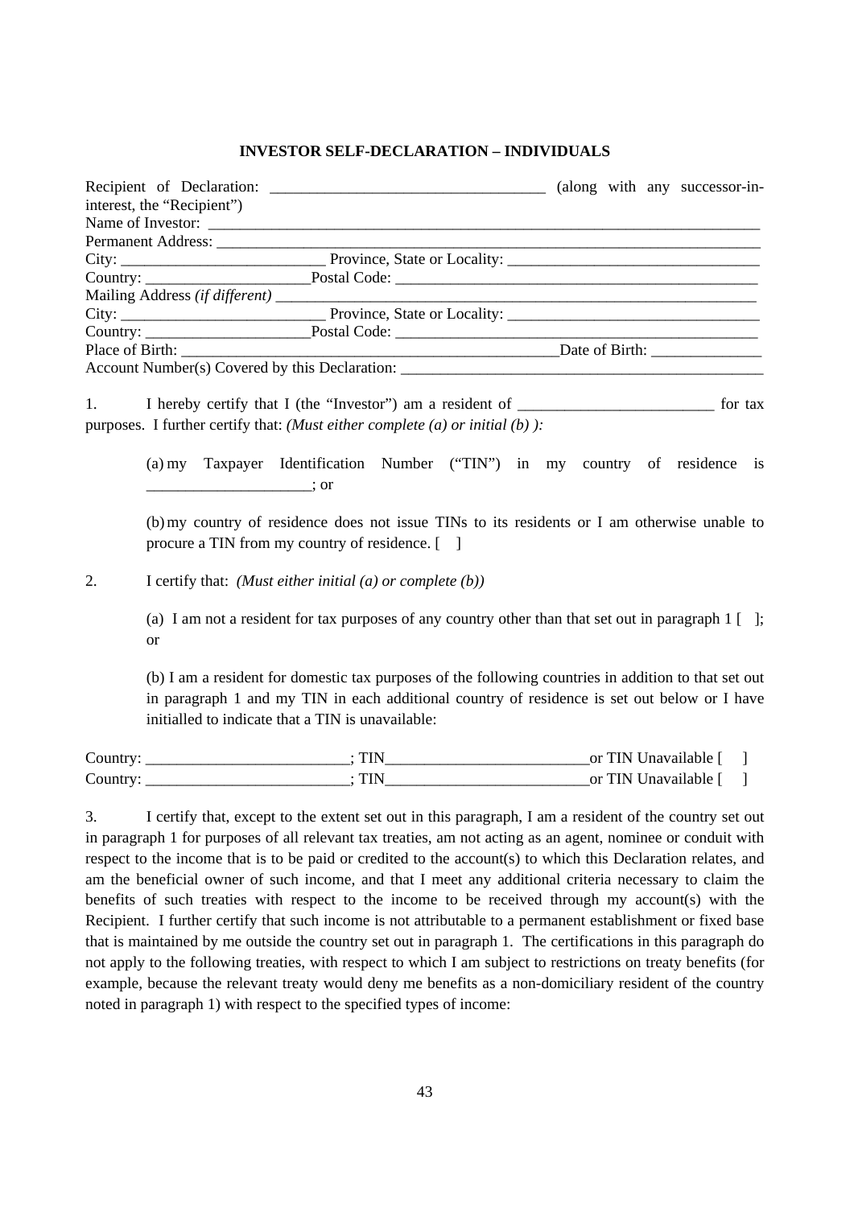**INVESTOR SELF-DECLARATION – INDIVIDUALS**

Recipient of Declaration: ___________________________________ (along with any successor-in-interest, the "Recipient")

Name of Investor: ___________________________________________________________________________

Permanent Address: _________________________________________________________________________

City: __________________________ Province, State or Locality: ________________________________

Country: _____________________Postal Code: ______________________________________________

Mailing Address *(if different)* ________________________________________________________________

City: __________________________ Province, State or Locality: ________________________________

Country: _____________________Postal Code: ______________________________________________

Place of Birth: ______________________________________________Date of Birth: ______________

Account Number(s) Covered by this Declaration: _______________________________________________

1. I hereby certify that I (the "Investor") am a resident of _________________________ for tax purposes. I further certify that: *(Must either complete (a) or initial (b) ):*

   (a) my Taxpayer Identification Number ("TIN") in my country of residence is _____________________; or

   (b) my country of residence does not issue TINs to its residents or I am otherwise unable to procure a TIN from my country of residence. [ ]

2. I certify that: *(Must either initial (a) or complete (b))*

   (a) I am not a resident for tax purposes of any country other than that set out in paragraph 1 [ ]; or

   (b) I am a resident for domestic tax purposes of the following countries in addition to that set out in paragraph 1 and my TIN in each additional country of residence is set out below or I have initialled to indicate that a TIN is unavailable:

Country: __________________________; TIN__________________________or TIN Unavailable [ ]

Country: __________________________; TIN__________________________or TIN Unavailable [ ]

3. I certify that, except to the extent set out in this paragraph, I am a resident of the country set out in paragraph 1 for purposes of all relevant tax treaties, am not acting as an agent, nominee or conduit with respect to the income that is to be paid or credited to the account(s) to which this Declaration relates, and am the beneficial owner of such income, and that I meet any additional criteria necessary to claim the benefits of such treaties with respect to the income to be received through my account(s) with the Recipient. I further certify that such income is not attributable to a permanent establishment or fixed base that is maintained by me outside the country set out in paragraph 1. The certifications in this paragraph do not apply to the following treaties, with respect to which I am subject to restrictions on treaty benefits (for example, because the relevant treaty would deny me benefits as a non-domiciliary resident of the country noted in paragraph 1) with respect to the specified types of income: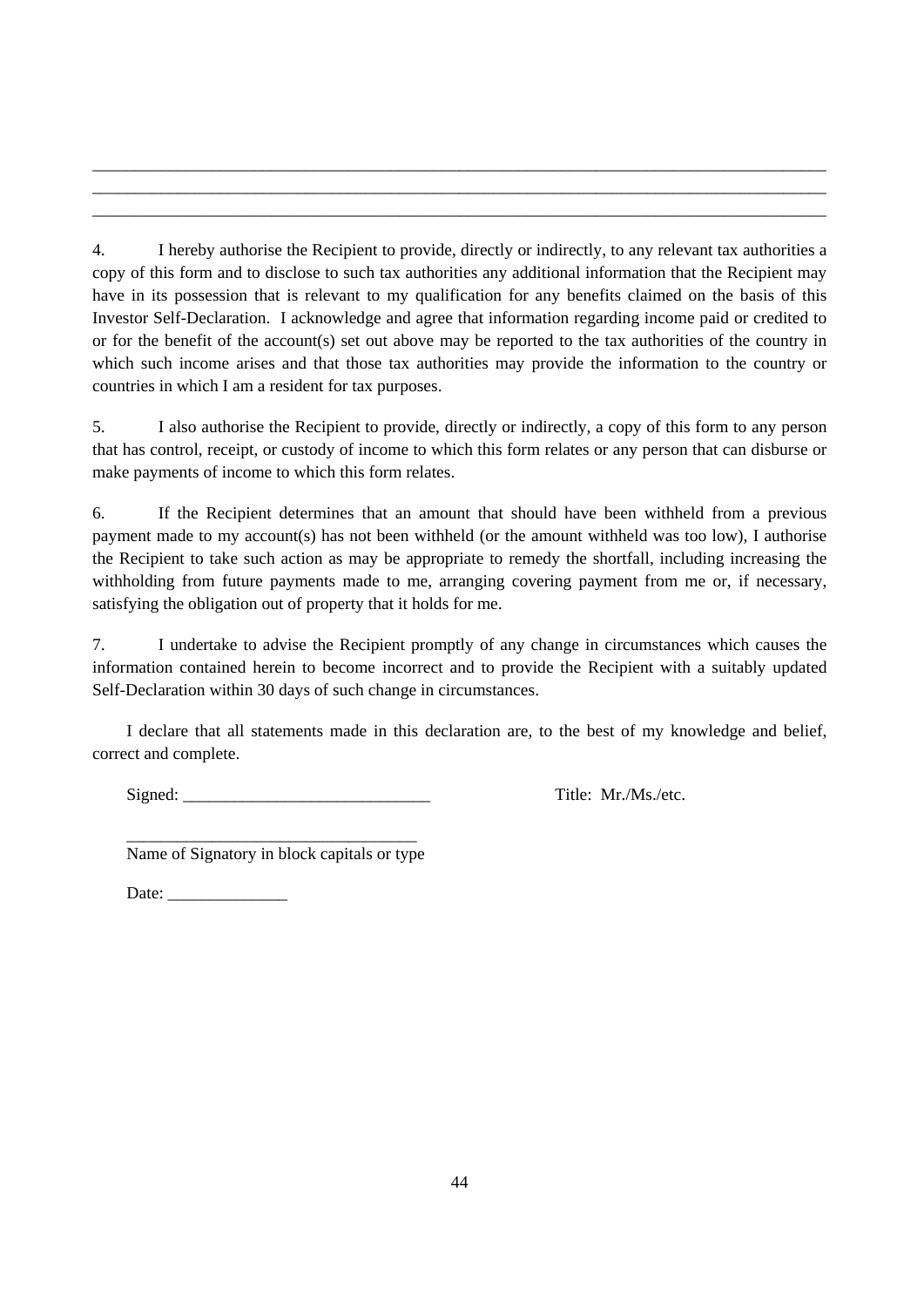\_\_\_\_\_\_\_\_\_\_\_\_\_\_\_\_\_\_\_\_\_\_\_\_\_\_\_\_\_\_\_\_\_\_\_\_\_\_\_\_\_\_\_\_\_\_\_\_\_\_\_\_\_\_\_\_\_\_\_\_\_\_\_\_\_\_\_\_\_\_\_\_\_\_\_\_\_\_\_\_\_\_\_\_

\_\_\_\_\_\_\_\_\_\_\_\_\_\_\_\_\_\_\_\_\_\_\_\_\_\_\_\_\_\_\_\_\_\_\_\_\_\_\_\_\_\_\_\_\_\_\_\_\_\_\_\_\_\_\_\_\_\_\_\_\_\_\_\_\_\_\_\_\_\_\_\_\_\_\_\_\_\_\_\_\_\_\_\_

\_\_\_\_\_\_\_\_\_\_\_\_\_\_\_\_\_\_\_\_\_\_\_\_\_\_\_\_\_\_\_\_\_\_\_\_\_\_\_\_\_\_\_\_\_\_\_\_\_\_\_\_\_\_\_\_\_\_\_\_\_\_\_\_\_\_\_\_\_\_\_\_\_\_\_\_\_\_\_\_\_\_\_\_

4. I hereby authorise the Recipient to provide, directly or indirectly, to any relevant tax authorities a copy of this form and to disclose to such tax authorities any additional information that the Recipient may have in its possession that is relevant to my qualification for any benefits claimed on the basis of this Investor Self-Declaration. I acknowledge and agree that information regarding income paid or credited to or for the benefit of the account(s) set out above may be reported to the tax authorities of the country in which such income arises and that those tax authorities may provide the information to the country or countries in which I am a resident for tax purposes.

5. I also authorise the Recipient to provide, directly or indirectly, a copy of this form to any person that has control, receipt, or custody of income to which this form relates or any person that can disburse or make payments of income to which this form relates.

6. If the Recipient determines that an amount that should have been withheld from a previous payment made to my account(s) has not been withheld (or the amount withheld was too low), I authorise the Recipient to take such action as may be appropriate to remedy the shortfall, including increasing the withholding from future payments made to me, arranging covering payment from me or, if necessary, satisfying the obligation out of property that it holds for me.

7. I undertake to advise the Recipient promptly of any change in circumstances which causes the information contained herein to become incorrect and to provide the Recipient with a suitably updated Self-Declaration within 30 days of such change in circumstances.

I declare that all statements made in this declaration are, to the best of my knowledge and belief, correct and complete.

Signed: \_\_\_\_\_\_\_\_\_\_\_\_\_\_\_\_\_\_\_\_\_\_\_\_\_\_\_\_\_ Title: Mr./Ms./etc.

\_\_\_\_\_\_\_\_\_\_\_\_\_\_\_\_\_\_\_\_\_\_\_\_\_\_\_\_\_\_\_\_\_\_

Name of Signatory in block capitals or type

Date: \_\_\_\_\_\_\_\_\_\_\_\_\_\_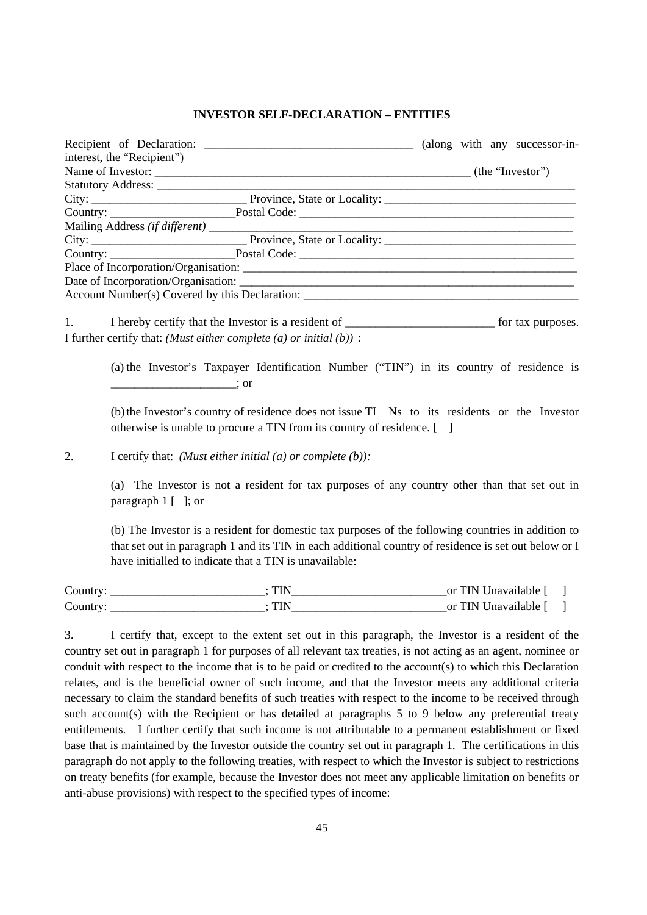**INVESTOR SELF-DECLARATION – ENTITIES**

Recipient of Declaration: ___________________________________ (along with any successor-in-interest, the "Recipient")
Name of Investor: ______________________________________________________ (the "Investor")
Statutory Address: ______________________________________________________________________
City: __________________________ Province, State or Locality: ________________________________
Country: _____________________Postal Code: _______________________________________________
Mailing Address *(if different)* __________________________________________________________
City: __________________________ Province, State or Locality: ________________________________
Country: _____________________Postal Code: _______________________________________________
Place of Incorporation/Organisation: ______________________________________________________
Date of Incorporation/Organisation: ______________________________________________________
Account Number(s) Covered by this Declaration: _______________________________________________

1. I hereby certify that the Investor is a resident of __________________________ for tax purposes. I further certify that: *(Must either complete (a) or initial (b))* :

   (a) the Investor's Taxpayer Identification Number ("TIN") in its country of residence is _____________________; or

   (b) the Investor's country of residence does not issue TINs to its residents or the Investor otherwise is unable to procure a TIN from its country of residence. [ ]

2. I certify that: *(Must either initial (a) or complete (b)):*

   (a) The Investor is not a resident for tax purposes of any country other than that set out in paragraph 1 [ ]; or

   (b) The Investor is a resident for domestic tax purposes of the following countries in addition to that set out in paragraph 1 and its TIN in each additional country of residence is set out below or I have initialled to indicate that a TIN is unavailable:

Country: __________________________; TIN__________________________or TIN Unavailable [ ]
Country: __________________________; TIN__________________________or TIN Unavailable [ ]

3. I certify that, except to the extent set out in this paragraph, the Investor is a resident of the country set out in paragraph 1 for purposes of all relevant tax treaties, is not acting as an agent, nominee or conduit with respect to the income that is to be paid or credited to the account(s) to which this Declaration relates, and is the beneficial owner of such income, and that the Investor meets any additional criteria necessary to claim the standard benefits of such treaties with respect to the income to be received through such account(s) with the Recipient or has detailed at paragraphs 5 to 9 below any preferential treaty entitlements. I further certify that such income is not attributable to a permanent establishment or fixed base that is maintained by the Investor outside the country set out in paragraph 1. The certifications in this paragraph do not apply to the following treaties, with respect to which the Investor is subject to restrictions on treaty benefits (for example, because the Investor does not meet any applicable limitation on benefits or anti-abuse provisions) with respect to the specified types of income: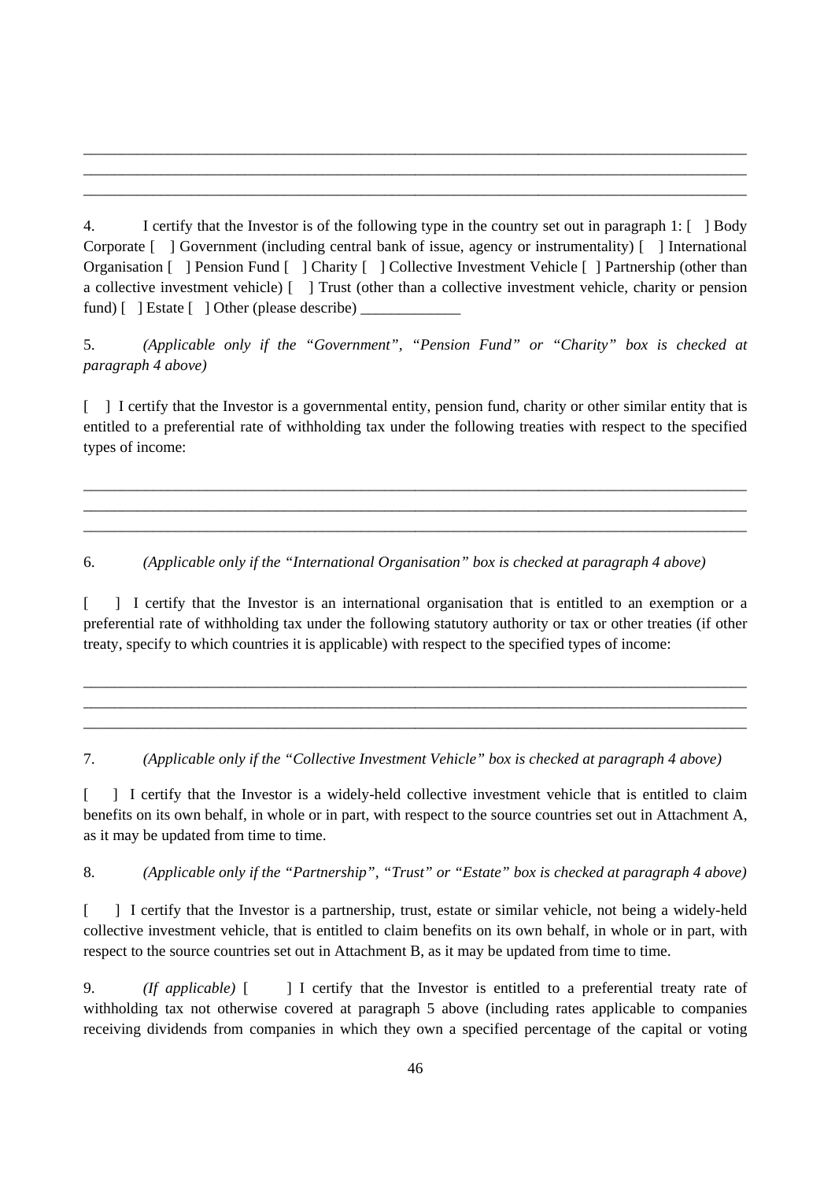\_\_\_\_\_\_\_\_\_\_\_\_\_\_\_\_\_\_\_\_\_\_\_\_\_\_\_\_\_\_\_\_\_\_\_\_\_\_\_\_\_\_\_\_\_\_\_\_\_\_\_\_\_\_\_\_\_\_\_\_\_\_\_\_\_\_\_\_\_\_\_\_\_\_\_\_\_\_
\_\_\_\_\_\_\_\_\_\_\_\_\_\_\_\_\_\_\_\_\_\_\_\_\_\_\_\_\_\_\_\_\_\_\_\_\_\_\_\_\_\_\_\_\_\_\_\_\_\_\_\_\_\_\_\_\_\_\_\_\_\_\_\_\_\_\_\_\_\_\_\_\_\_\_\_\_\_
\_\_\_\_\_\_\_\_\_\_\_\_\_\_\_\_\_\_\_\_\_\_\_\_\_\_\_\_\_\_\_\_\_\_\_\_\_\_\_\_\_\_\_\_\_\_\_\_\_\_\_\_\_\_\_\_\_\_\_\_\_\_\_\_\_\_\_\_\_\_\_\_\_\_\_\_\_\_

4. I certify that the Investor is of the following type in the country set out in paragraph 1: [ ] Body Corporate [ ] Government (including central bank of issue, agency or instrumentality) [ ] International Organisation [ ] Pension Fund [ ] Charity [ ] Collective Investment Vehicle [ ] Partnership (other than a collective investment vehicle) [ ] Trust (other than a collective investment vehicle, charity or pension fund) [ ] Estate [ ] Other (please describe) \_\_\_\_\_\_\_\_\_\_\_\_\_

5. *(Applicable only if the "Government", "Pension Fund" or "Charity" box is checked at paragraph 4 above)*

[ ] I certify that the Investor is a governmental entity, pension fund, charity or other similar entity that is entitled to a preferential rate of withholding tax under the following treaties with respect to the specified types of income:

\_\_\_\_\_\_\_\_\_\_\_\_\_\_\_\_\_\_\_\_\_\_\_\_\_\_\_\_\_\_\_\_\_\_\_\_\_\_\_\_\_\_\_\_\_\_\_\_\_\_\_\_\_\_\_\_\_\_\_\_\_\_\_\_\_\_\_\_\_\_\_\_\_\_\_\_\_\_
\_\_\_\_\_\_\_\_\_\_\_\_\_\_\_\_\_\_\_\_\_\_\_\_\_\_\_\_\_\_\_\_\_\_\_\_\_\_\_\_\_\_\_\_\_\_\_\_\_\_\_\_\_\_\_\_\_\_\_\_\_\_\_\_\_\_\_\_\_\_\_\_\_\_\_\_\_\_
\_\_\_\_\_\_\_\_\_\_\_\_\_\_\_\_\_\_\_\_\_\_\_\_\_\_\_\_\_\_\_\_\_\_\_\_\_\_\_\_\_\_\_\_\_\_\_\_\_\_\_\_\_\_\_\_\_\_\_\_\_\_\_\_\_\_\_\_\_\_\_\_\_\_\_\_\_\_

6. *(Applicable only if the "International Organisation" box is checked at paragraph 4 above)*

[ ] I certify that the Investor is an international organisation that is entitled to an exemption or a preferential rate of withholding tax under the following statutory authority or tax or other treaties (if other treaty, specify to which countries it is applicable) with respect to the specified types of income:

\_\_\_\_\_\_\_\_\_\_\_\_\_\_\_\_\_\_\_\_\_\_\_\_\_\_\_\_\_\_\_\_\_\_\_\_\_\_\_\_\_\_\_\_\_\_\_\_\_\_\_\_\_\_\_\_\_\_\_\_\_\_\_\_\_\_\_\_\_\_\_\_\_\_\_\_\_\_
\_\_\_\_\_\_\_\_\_\_\_\_\_\_\_\_\_\_\_\_\_\_\_\_\_\_\_\_\_\_\_\_\_\_\_\_\_\_\_\_\_\_\_\_\_\_\_\_\_\_\_\_\_\_\_\_\_\_\_\_\_\_\_\_\_\_\_\_\_\_\_\_\_\_\_\_\_\_
\_\_\_\_\_\_\_\_\_\_\_\_\_\_\_\_\_\_\_\_\_\_\_\_\_\_\_\_\_\_\_\_\_\_\_\_\_\_\_\_\_\_\_\_\_\_\_\_\_\_\_\_\_\_\_\_\_\_\_\_\_\_\_\_\_\_\_\_\_\_\_\_\_\_\_\_\_\_

7. *(Applicable only if the "Collective Investment Vehicle" box is checked at paragraph 4 above)*

[ ] I certify that the Investor is a widely-held collective investment vehicle that is entitled to claim benefits on its own behalf, in whole or in part, with respect to the source countries set out in Attachment A, as it may be updated from time to time.

8. *(Applicable only if the "Partnership", "Trust" or "Estate" box is checked at paragraph 4 above)*

[ ] I certify that the Investor is a partnership, trust, estate or similar vehicle, not being a widely-held collective investment vehicle, that is entitled to claim benefits on its own behalf, in whole or in part, with respect to the source countries set out in Attachment B, as it may be updated from time to time.

9. *(If applicable)* [ ] I certify that the Investor is entitled to a preferential treaty rate of withholding tax not otherwise covered at paragraph 5 above (including rates applicable to companies receiving dividends from companies in which they own a specified percentage of the capital or voting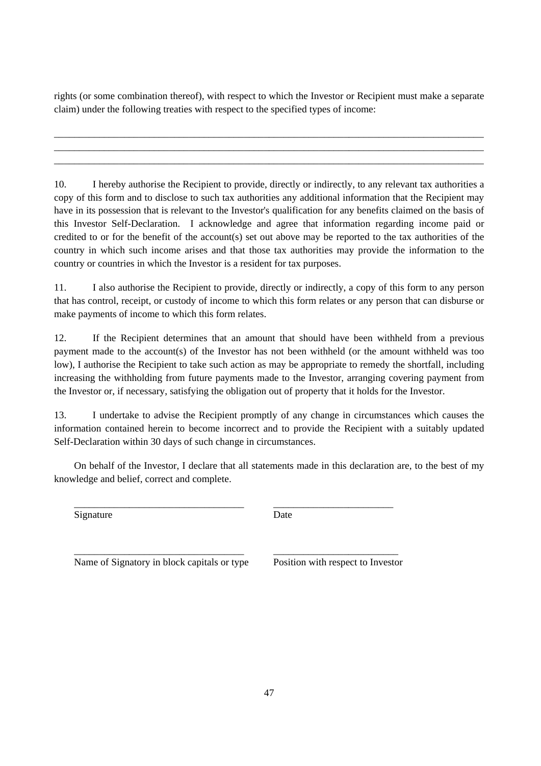rights (or some combination thereof), with respect to which the Investor or Recipient must make a separate claim) under the following treaties with respect to the specified types of income:

_______________________________________________________________________________________

_______________________________________________________________________________________

_______________________________________________________________________________________

10. I hereby authorise the Recipient to provide, directly or indirectly, to any relevant tax authorities a copy of this form and to disclose to such tax authorities any additional information that the Recipient may have in its possession that is relevant to the Investor's qualification for any benefits claimed on the basis of this Investor Self-Declaration. I acknowledge and agree that information regarding income paid or credited to or for the benefit of the account(s) set out above may be reported to the tax authorities of the country in which such income arises and that those tax authorities may provide the information to the country or countries in which the Investor is a resident for tax purposes.

11. I also authorise the Recipient to provide, directly or indirectly, a copy of this form to any person that has control, receipt, or custody of income to which this form relates or any person that can disburse or make payments of income to which this form relates.

12. If the Recipient determines that an amount that should have been withheld from a previous payment made to the account(s) of the Investor has not been withheld (or the amount withheld was too low), I authorise the Recipient to take such action as may be appropriate to remedy the shortfall, including increasing the withholding from future payments made to the Investor, arranging covering payment from the Investor or, if necessary, satisfying the obligation out of property that it holds for the Investor.

13. I undertake to advise the Recipient promptly of any change in circumstances which causes the information contained herein to become incorrect and to provide the Recipient with a suitably updated Self-Declaration within 30 days of such change in circumstances.

On behalf of the Investor, I declare that all statements made in this declaration are, to the best of my knowledge and belief, correct and complete.

___________________________________ ________________________

Signature Date

___________________________________ ________________________

Name of Signatory in block capitals or type Position with respect to Investor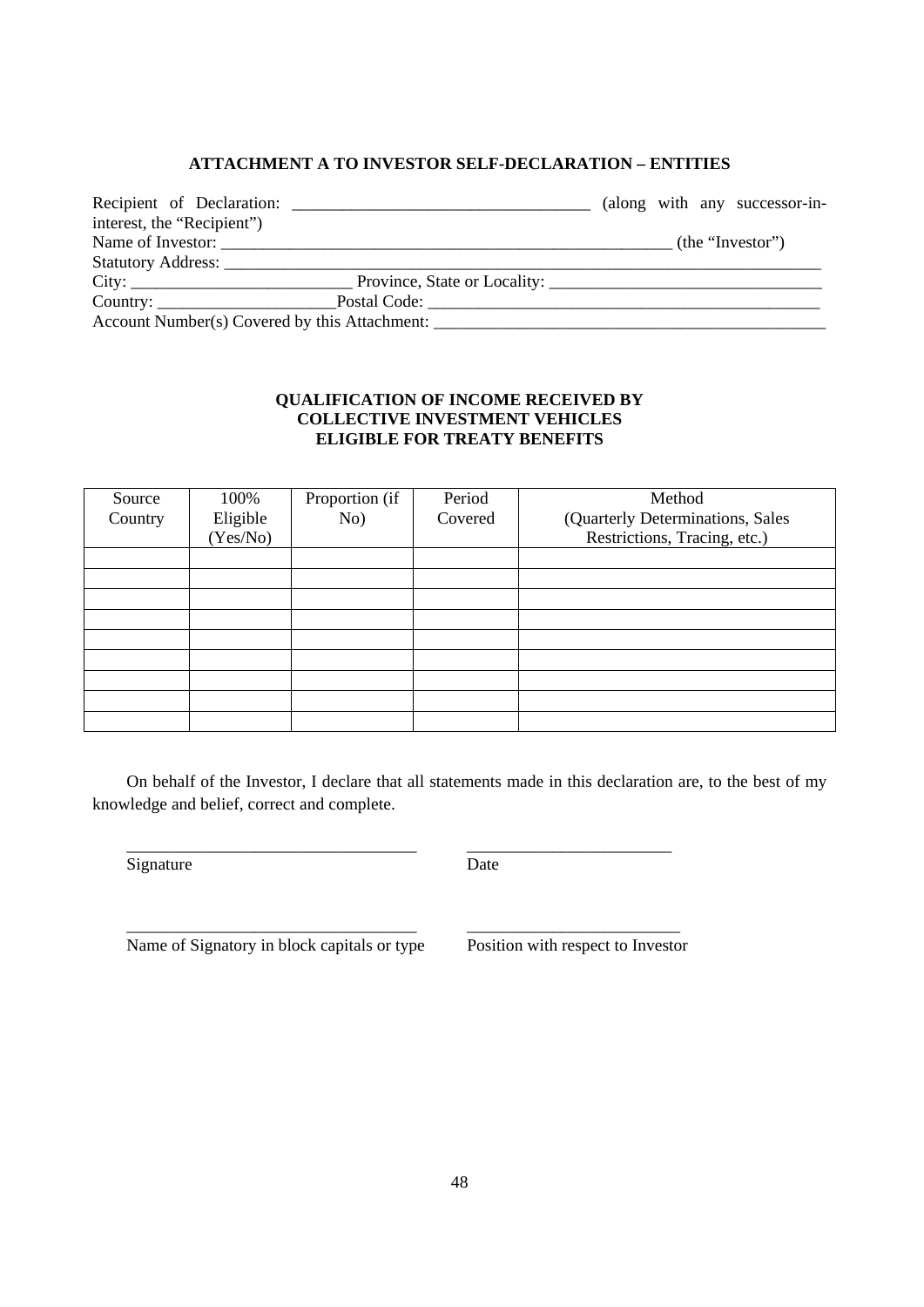**ATTACHMENT A TO INVESTOR SELF-DECLARATION – ENTITIES**

Recipient of Declaration: ___________________________________ (along with any successor-in-interest, the "Recipient")

Name of Investor: ___________________________________________________ (the "Investor")

Statutory Address: ___________________________________________________________________________

City: __________________________ Province, State or Locality: _________________________________

Country: _____________________Postal Code: _______________________________________________

Account Number(s) Covered by this Attachment: _______________________________________________

**QUALIFICATION OF INCOME RECEIVED BY**
**COLLECTIVE INVESTMENT VEHICLES**
**ELIGIBLE FOR TREATY BENEFITS**

| Source Country | 100% Eligible (Yes/No) | Proportion (if No) | Period Covered | Method (Quarterly Determinations, Sales Restrictions, Tracing, etc.) |
|---|---|---|---|---|
| | | | | |
| | | | | |
| | | | | |
| | | | | |
| | | | | |
| | | | | |
| | | | | |
| | | | | |
| | | | | |

On behalf of the Investor, I declare that all statements made in this declaration are, to the best of my knowledge and belief, correct and complete.

__________________________________ ________________________
Signature Date

__________________________________ _________________________
Name of Signatory in block capitals or type Position with respect to Investor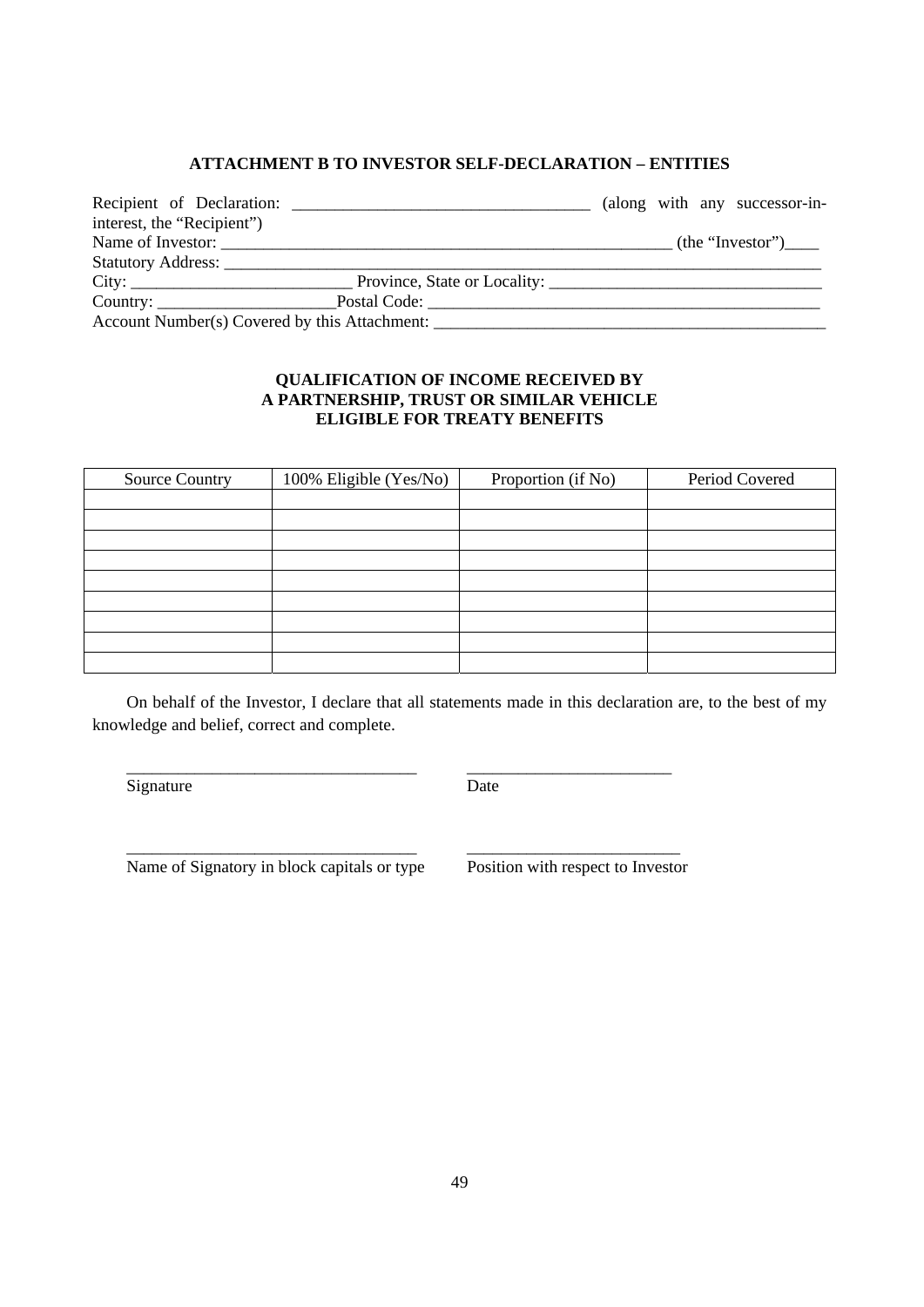**ATTACHMENT B TO INVESTOR SELF-DECLARATION – ENTITIES**

Recipient of Declaration: ___________________________________ (along with any successor-in-interest, the "Recipient")
Name of Investor: ____________________________________________________ (the "Investor")____
Statutory Address: ___________________________________________________________________________
City: __________________________ Province, State or Locality: ________________________________
Country: _____________________Postal Code: _______________________________________________
Account Number(s) Covered by this Attachment: ________________________________________________

**QUALIFICATION OF INCOME RECEIVED BY A PARTNERSHIP, TRUST OR SIMILAR VEHICLE ELIGIBLE FOR TREATY BENEFITS**

| Source Country | 100% Eligible (Yes/No) | Proportion (if No) | Period Covered |
|---|---|---|---|
| | | | |
| | | | |
| | | | |
| | | | |
| | | | |
| | | | |
| | | | |
| | | | |
| | | | |

On behalf of the Investor, I declare that all statements made in this declaration are, to the best of my knowledge and belief, correct and complete.

__________________________________ ________________________
Signature Date

__________________________________ ________________________
Name of Signatory in block capitals or type Position with respect to Investor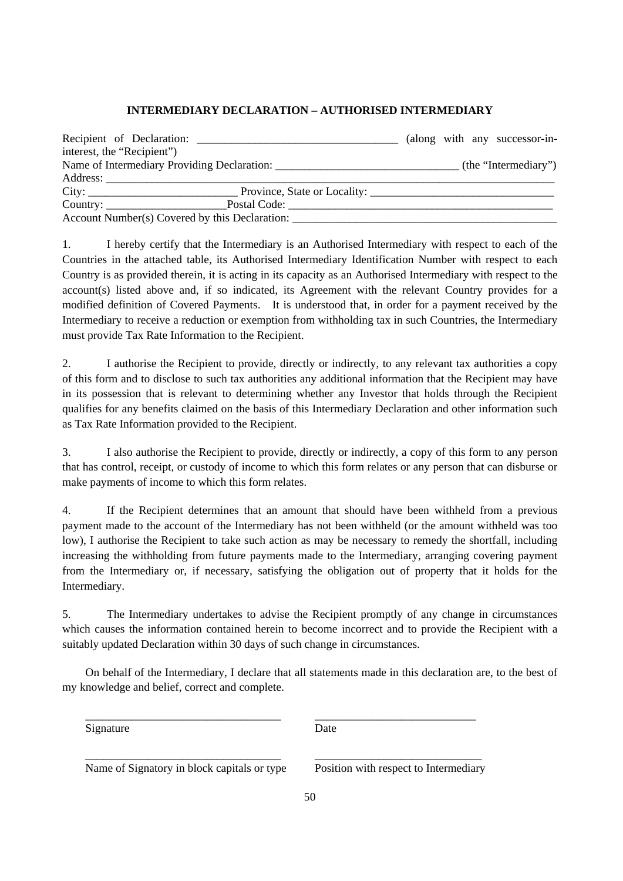**INTERMEDIARY DECLARATION – AUTHORISED INTERMEDIARY**

Recipient of Declaration: ___________________________________ (along with any successor-in-interest, the "Recipient")
Name of Intermediary Providing Declaration: ________________________________ (the "Intermediary")
Address: ______________________________________________________________________________
City: __________________________ Province, State or Locality: ________________________________
Country: _____________________Postal Code: ______________________________________________
Account Number(s) Covered by this Declaration: _______________________________________________

1. I hereby certify that the Intermediary is an Authorised Intermediary with respect to each of the Countries in the attached table, its Authorised Intermediary Identification Number with respect to each Country is as provided therein, it is acting in its capacity as an Authorised Intermediary with respect to the account(s) listed above and, if so indicated, its Agreement with the relevant Country provides for a modified definition of Covered Payments. It is understood that, in order for a payment received by the Intermediary to receive a reduction or exemption from withholding tax in such Countries, the Intermediary must provide Tax Rate Information to the Recipient.

2. I authorise the Recipient to provide, directly or indirectly, to any relevant tax authorities a copy of this form and to disclose to such tax authorities any additional information that the Recipient may have in its possession that is relevant to determining whether any Investor that holds through the Recipient qualifies for any benefits claimed on the basis of this Intermediary Declaration and other information such as Tax Rate Information provided to the Recipient.

3. I also authorise the Recipient to provide, directly or indirectly, a copy of this form to any person that has control, receipt, or custody of income to which this form relates or any person that can disburse or make payments of income to which this form relates.

4. If the Recipient determines that an amount that should have been withheld from a previous payment made to the account of the Intermediary has not been withheld (or the amount withheld was too low), I authorise the Recipient to take such action as may be necessary to remedy the shortfall, including increasing the withholding from future payments made to the Intermediary, arranging covering payment from the Intermediary or, if necessary, satisfying the obligation out of property that it holds for the Intermediary.

5. The Intermediary undertakes to advise the Recipient promptly of any change in circumstances which causes the information contained herein to become incorrect and to provide the Recipient with a suitably updated Declaration within 30 days of such change in circumstances.

On behalf of the Intermediary, I declare that all statements made in this declaration are, to the best of my knowledge and belief, correct and complete.

___________________________________ &nbsp;&nbsp;&nbsp;&nbsp; _____________________________
Signature &nbsp;&nbsp;&nbsp;&nbsp; Date

___________________________________ &nbsp;&nbsp;&nbsp;&nbsp; _____________________________
Name of Signatory in block capitals or type &nbsp;&nbsp;&nbsp;&nbsp; Position with respect to Intermediary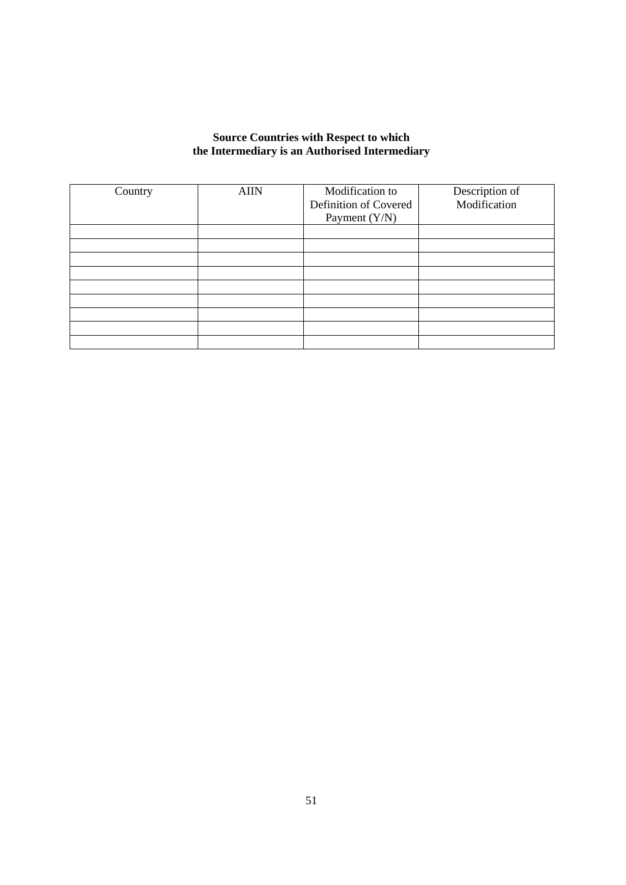**Source Countries with Respect to which the Intermediary is an Authorised Intermediary**

| Country | AIIN | Modification to Definition of Covered Payment (Y/N) | Description of Modification |
|---|---|---|---|
| | | | |
| | | | |
| | | | |
| | | | |
| | | | |
| | | | |
| | | | |
| | | | |
| | | | |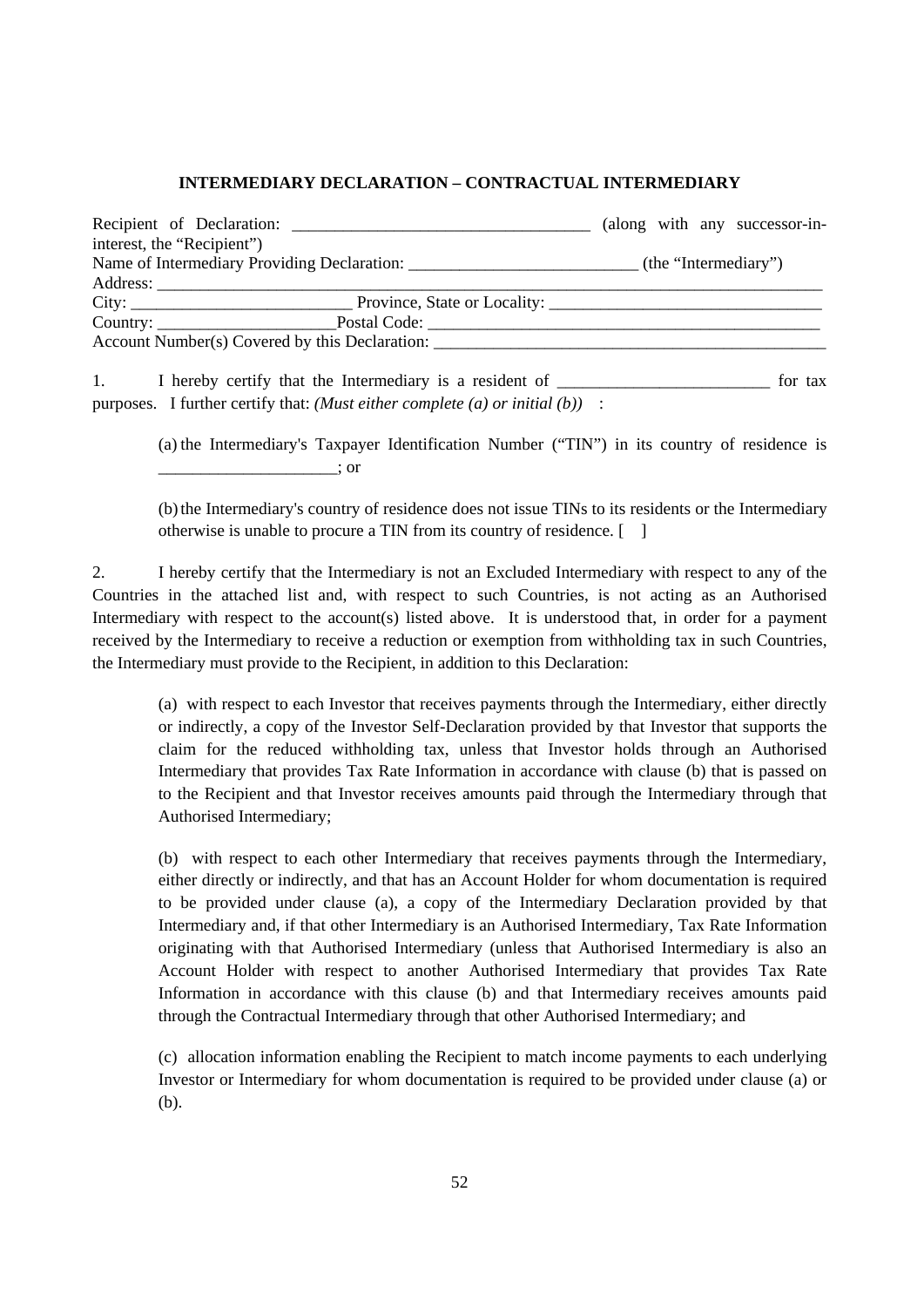**INTERMEDIARY DECLARATION – CONTRACTUAL INTERMEDIARY**

Recipient of Declaration: ___________________________________ (along with any successor-in-interest, the "Recipient")
Name of Intermediary Providing Declaration: ___________________________ (the "Intermediary")
Address: ________________________________________________________________________________
City: __________________________ Province, State or Locality: ________________________________
Country: _____________________Postal Code: _____________________________________________
Account Number(s) Covered by this Declaration: _______________________________________________

1. I hereby certify that the Intermediary is a resident of _________________________ for tax purposes. I further certify that: *(Must either complete (a) or initial (b))* :

(a) the Intermediary's Taxpayer Identification Number ("TIN") in its country of residence is _____________________; or

(b) the Intermediary's country of residence does not issue TINs to its residents or the Intermediary otherwise is unable to procure a TIN from its country of residence. [ ]

2. I hereby certify that the Intermediary is not an Excluded Intermediary with respect to any of the Countries in the attached list and, with respect to such Countries, is not acting as an Authorised Intermediary with respect to the account(s) listed above. It is understood that, in order for a payment received by the Intermediary to receive a reduction or exemption from withholding tax in such Countries, the Intermediary must provide to the Recipient, in addition to this Declaration:

(a) with respect to each Investor that receives payments through the Intermediary, either directly or indirectly, a copy of the Investor Self-Declaration provided by that Investor that supports the claim for the reduced withholding tax, unless that Investor holds through an Authorised Intermediary that provides Tax Rate Information in accordance with clause (b) that is passed on to the Recipient and that Investor receives amounts paid through the Intermediary through that Authorised Intermediary;

(b) with respect to each other Intermediary that receives payments through the Intermediary, either directly or indirectly, and that has an Account Holder for whom documentation is required to be provided under clause (a), a copy of the Intermediary Declaration provided by that Intermediary and, if that other Intermediary is an Authorised Intermediary, Tax Rate Information originating with that Authorised Intermediary (unless that Authorised Intermediary is also an Account Holder with respect to another Authorised Intermediary that provides Tax Rate Information in accordance with this clause (b) and that Intermediary receives amounts paid through the Contractual Intermediary through that other Authorised Intermediary; and

(c) allocation information enabling the Recipient to match income payments to each underlying Investor or Intermediary for whom documentation is required to be provided under clause (a) or (b).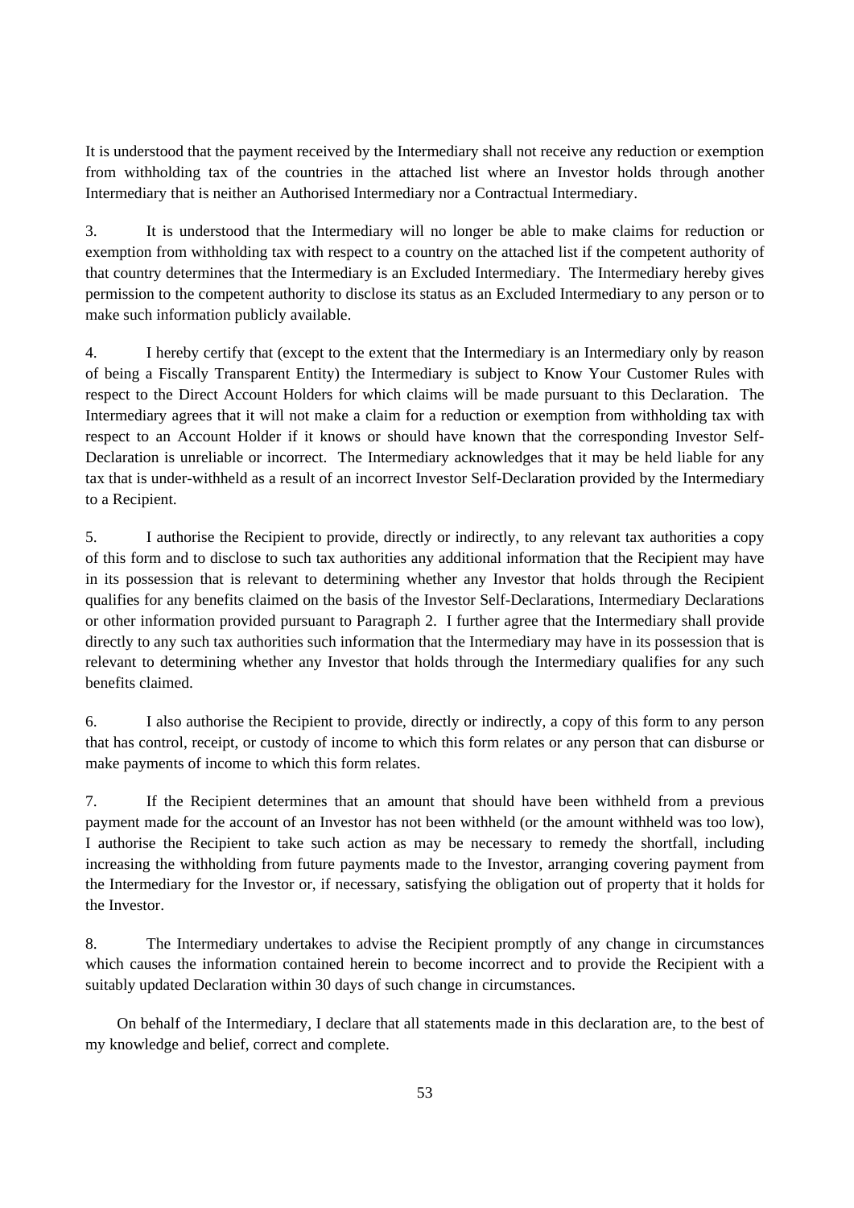It is understood that the payment received by the Intermediary shall not receive any reduction or exemption from withholding tax of the countries in the attached list where an Investor holds through another Intermediary that is neither an Authorised Intermediary nor a Contractual Intermediary.

3. It is understood that the Intermediary will no longer be able to make claims for reduction or exemption from withholding tax with respect to a country on the attached list if the competent authority of that country determines that the Intermediary is an Excluded Intermediary. The Intermediary hereby gives permission to the competent authority to disclose its status as an Excluded Intermediary to any person or to make such information publicly available.

4. I hereby certify that (except to the extent that the Intermediary is an Intermediary only by reason of being a Fiscally Transparent Entity) the Intermediary is subject to Know Your Customer Rules with respect to the Direct Account Holders for which claims will be made pursuant to this Declaration. The Intermediary agrees that it will not make a claim for a reduction or exemption from withholding tax with respect to an Account Holder if it knows or should have known that the corresponding Investor Self-Declaration is unreliable or incorrect. The Intermediary acknowledges that it may be held liable for any tax that is under-withheld as a result of an incorrect Investor Self-Declaration provided by the Intermediary to a Recipient.

5. I authorise the Recipient to provide, directly or indirectly, to any relevant tax authorities a copy of this form and to disclose to such tax authorities any additional information that the Recipient may have in its possession that is relevant to determining whether any Investor that holds through the Recipient qualifies for any benefits claimed on the basis of the Investor Self-Declarations, Intermediary Declarations or other information provided pursuant to Paragraph 2. I further agree that the Intermediary shall provide directly to any such tax authorities such information that the Intermediary may have in its possession that is relevant to determining whether any Investor that holds through the Intermediary qualifies for any such benefits claimed.

6. I also authorise the Recipient to provide, directly or indirectly, a copy of this form to any person that has control, receipt, or custody of income to which this form relates or any person that can disburse or make payments of income to which this form relates.

7. If the Recipient determines that an amount that should have been withheld from a previous payment made for the account of an Investor has not been withheld (or the amount withheld was too low), I authorise the Recipient to take such action as may be necessary to remedy the shortfall, including increasing the withholding from future payments made to the Investor, arranging covering payment from the Intermediary for the Investor or, if necessary, satisfying the obligation out of property that it holds for the Investor.

8. The Intermediary undertakes to advise the Recipient promptly of any change in circumstances which causes the information contained herein to become incorrect and to provide the Recipient with a suitably updated Declaration within 30 days of such change in circumstances.

On behalf of the Intermediary, I declare that all statements made in this declaration are, to the best of my knowledge and belief, correct and complete.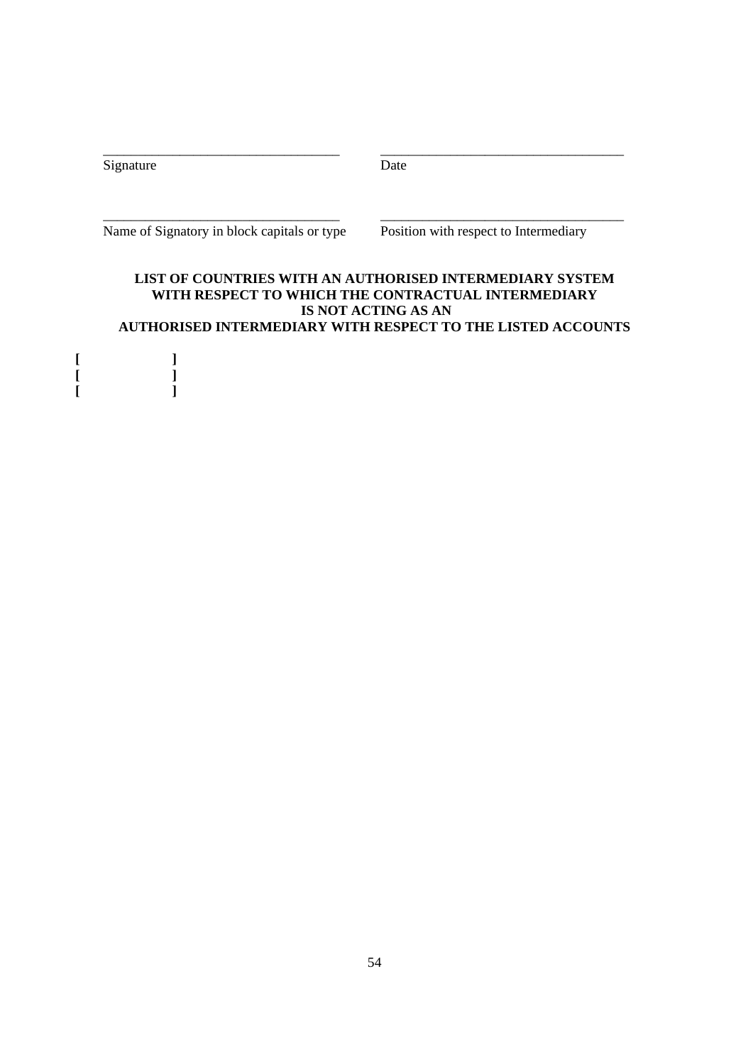\_\_\_\_\_\_\_\_\_\_\_\_\_\_\_\_\_\_\_\_\_\_\_\_\_\_\_\_\_\_\_\_\_\_\_ \_\_\_\_\_\_\_\_\_\_\_\_\_\_\_\_\_\_\_\_\_\_\_\_\_\_\_\_\_\_\_\_\_\_\_\_

Signature Date

\_\_\_\_\_\_\_\_\_\_\_\_\_\_\_\_\_\_\_\_\_\_\_\_\_\_\_\_\_\_\_\_\_\_\_ \_\_\_\_\_\_\_\_\_\_\_\_\_\_\_\_\_\_\_\_\_\_\_\_\_\_\_\_\_\_\_\_\_\_\_\_

Name of Signatory in block capitals or type Position with respect to Intermediary

**LIST OF COUNTRIES WITH AN AUTHORISED INTERMEDIARY SYSTEM WITH RESPECT TO WHICH THE CONTRACTUAL INTERMEDIARY IS NOT ACTING AS AN AUTHORISED INTERMEDIARY WITH RESPECT TO THE LISTED ACCOUNTS**

**[ ]**
**[ ]**
**[ ]**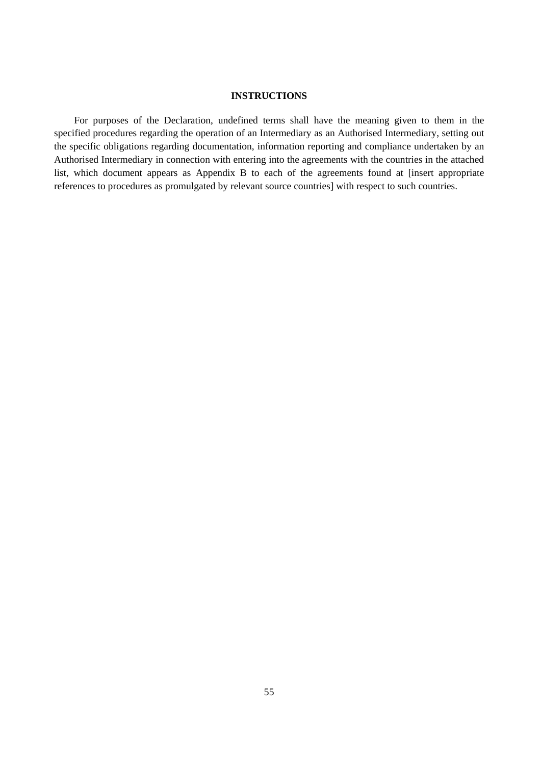**INSTRUCTIONS**

For purposes of the Declaration, undefined terms shall have the meaning given to them in the specified procedures regarding the operation of an Intermediary as an Authorised Intermediary, setting out the specific obligations regarding documentation, information reporting and compliance undertaken by an Authorised Intermediary in connection with entering into the agreements with the countries in the attached list, which document appears as Appendix B to each of the agreements found at [insert appropriate references to procedures as promulgated by relevant source countries] with respect to such countries.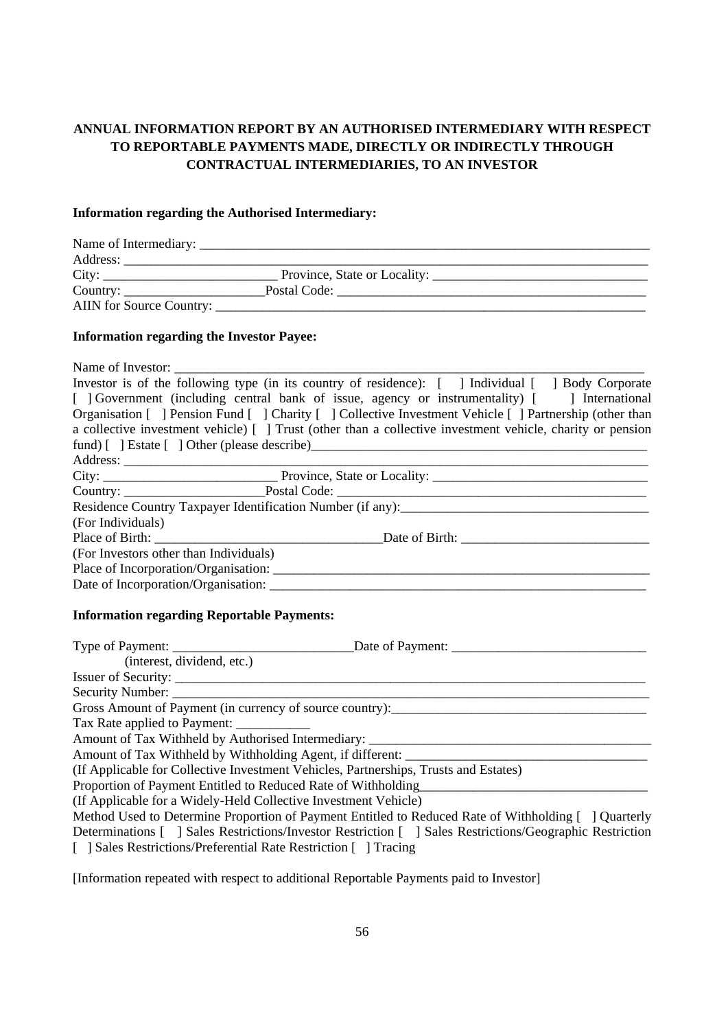**ANNUAL INFORMATION REPORT BY AN AUTHORISED INTERMEDIARY WITH RESPECT TO REPORTABLE PAYMENTS MADE, DIRECTLY OR INDIRECTLY THROUGH CONTRACTUAL INTERMEDIARIES, TO AN INVESTOR**

**Information regarding the Authorised Intermediary:**

Name of Intermediary: ______________________________________________________________________
Address: _____________________________________________________________________________
City: __________________________ Province, State or Locality: ________________________________
Country: _____________________Postal Code: _____________________________________________
AIIN for Source Country: ______________________________________________________________

**Information regarding the Investor Payee:**

Name of Investor: _______________________________________________________________________
Investor is of the following type (in its country of residence): [ ] Individual [ ] Body Corporate [ ] Government (including central bank of issue, agency or instrumentality) [ ] International Organisation [ ] Pension Fund [ ] Charity [ ] Collective Investment Vehicle [ ] Partnership (other than a collective investment vehicle) [ ] Trust (other than a collective investment vehicle, charity or pension fund) [ ] Estate [ ] Other (please describe)_____________________________________________________
Address: _____________________________________________________________________________
City: __________________________ Province, State or Locality: ________________________________
Country: _____________________Postal Code: _____________________________________________
Residence Country Taxpayer Identification Number (if any):_____________________________________
(For Individuals)
Place of Birth: __________________________________Date of Birth: ____________________________
(For Investors other than Individuals)
Place of Incorporation/Organisation: _________________________________________________________
Date of Incorporation/Organisation: _________________________________________________________

**Information regarding Reportable Payments:**

Type of Payment: ___________________________Date of Payment: _____________________________
(interest, dividend, etc.)
Issuer of Security: _______________________________________________________________________
Security Number: ________________________________________________________________________
Gross Amount of Payment (in currency of source country):______________________________________
Tax Rate applied to Payment: ___________
Amount of Tax Withheld by Authorised Intermediary: __________________________________________
Amount of Tax Withheld by Withholding Agent, if different: ____________________________________
(If Applicable for Collective Investment Vehicles, Partnerships, Trusts and Estates)
Proportion of Payment Entitled to Reduced Rate of Withholding__________________________________
(If Applicable for a Widely-Held Collective Investment Vehicle)
Method Used to Determine Proportion of Payment Entitled to Reduced Rate of Withholding [ ] Quarterly Determinations [ ] Sales Restrictions/Investor Restriction [ ] Sales Restrictions/Geographic Restriction [ ] Sales Restrictions/Preferential Rate Restriction [ ] Tracing

[Information repeated with respect to additional Reportable Payments paid to Investor]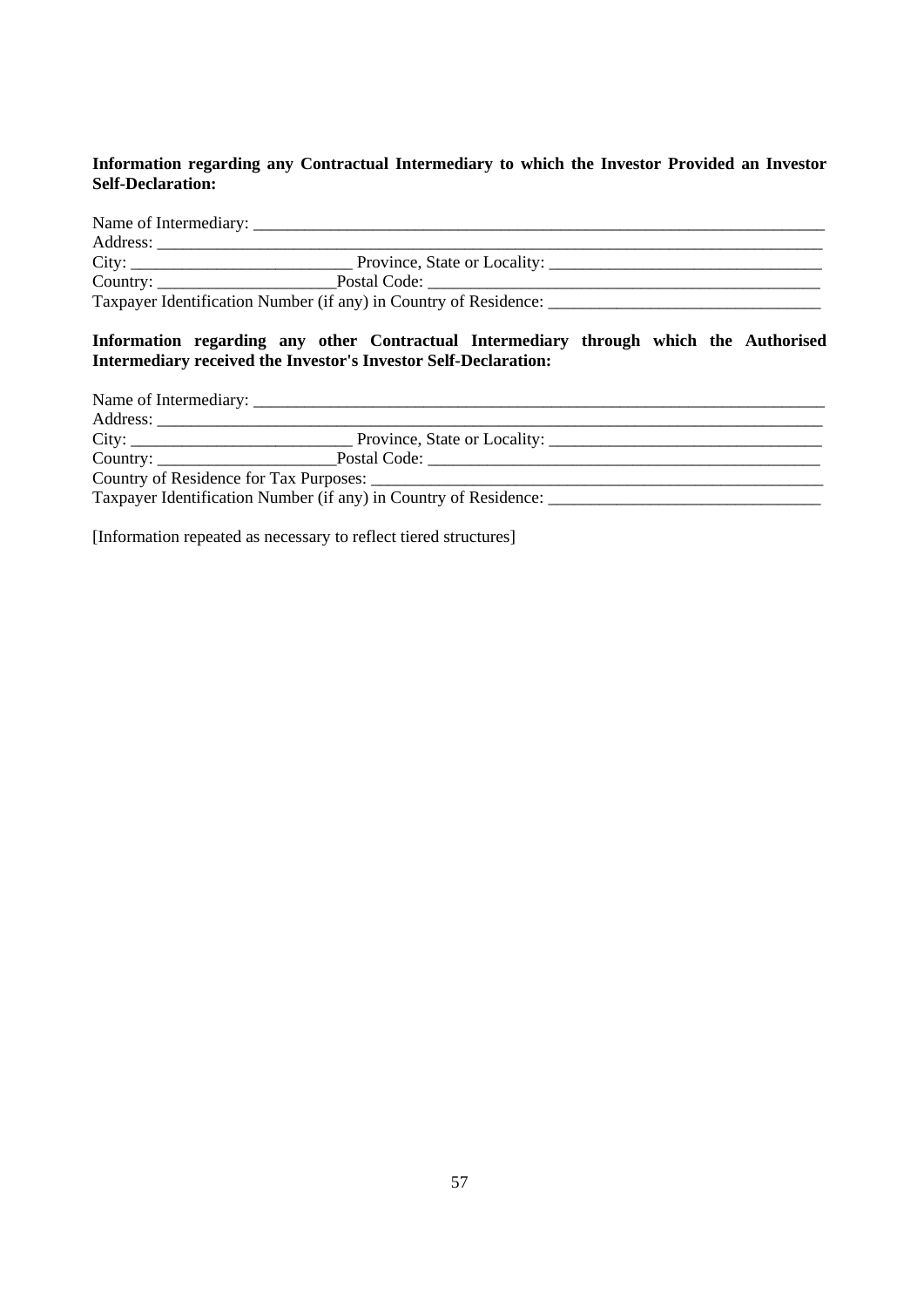**Information regarding any Contractual Intermediary to which the Investor Provided an Investor Self-Declaration:**

Name of Intermediary: ___________________________________________________________________
Address: ________________________________________________________________________________
City: __________________________ Province, State or Locality: ________________________________
Country: _____________________Postal Code: _______________________________________________
Taxpayer Identification Number (if any) in Country of Residence: ________________________________

**Information regarding any other Contractual Intermediary through which the Authorised Intermediary received the Investor's Investor Self-Declaration:**

Name of Intermediary: ___________________________________________________________________
Address: ________________________________________________________________________________
City: __________________________ Province, State or Locality: ________________________________
Country: _____________________Postal Code: _______________________________________________
Country of Residence for Tax Purposes: ______________________________________________________
Taxpayer Identification Number (if any) in Country of Residence: ________________________________

[Information repeated as necessary to reflect tiered structures]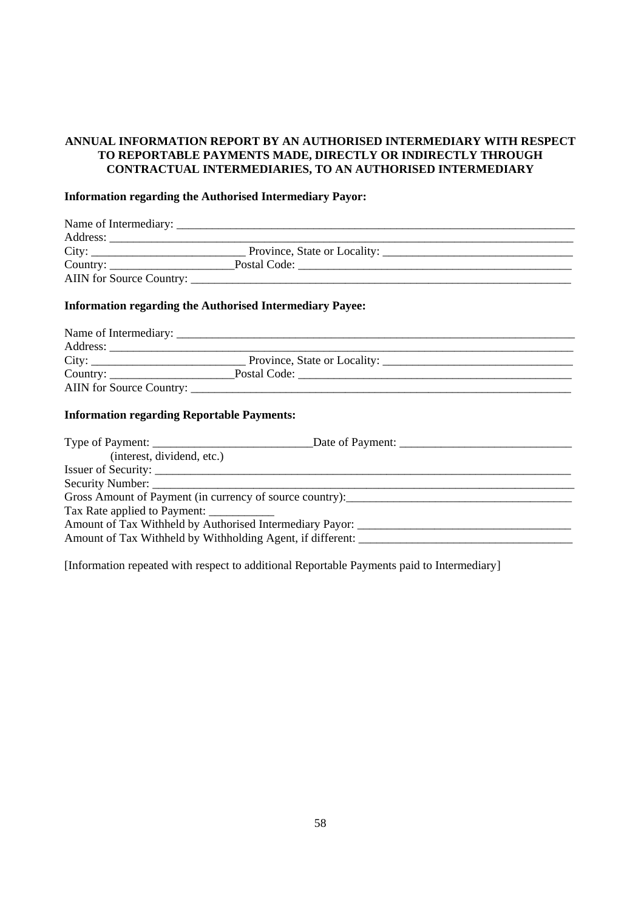**ANNUAL INFORMATION REPORT BY AN AUTHORISED INTERMEDIARY WITH RESPECT TO REPORTABLE PAYMENTS MADE, DIRECTLY OR INDIRECTLY THROUGH CONTRACTUAL INTERMEDIARIES, TO AN AUTHORISED INTERMEDIARY**

**Information regarding the Authorised Intermediary Payor:**

Name of Intermediary: ___________________________________________________________________
Address: _______________________________________________________________________________
City: __________________________ Province, State or Locality: ________________________________
Country: _____________________Postal Code: _____________________________________________
AIIN for Source Country: _________________________________________________________________

**Information regarding the Authorised Intermediary Payee:**

Name of Intermediary: ___________________________________________________________________
Address: _______________________________________________________________________________
City: __________________________ Province, State or Locality: ________________________________
Country: _____________________Postal Code: _____________________________________________
AIIN for Source Country: _________________________________________________________________

**Information regarding Reportable Payments:**

Type of Payment: ___________________________Date of Payment: _____________________________
(interest, dividend, etc.)
Issuer of Security: _______________________________________________________________________
Security Number: ________________________________________________________________________
Gross Amount of Payment (in currency of source country):_____________________________________
Tax Rate applied to Payment: ___________
Amount of Tax Withheld by Authorised Intermediary Payor: ____________________________________
Amount of Tax Withheld by Withholding Agent, if different: ____________________________________

[Information repeated with respect to additional Reportable Payments paid to Intermediary]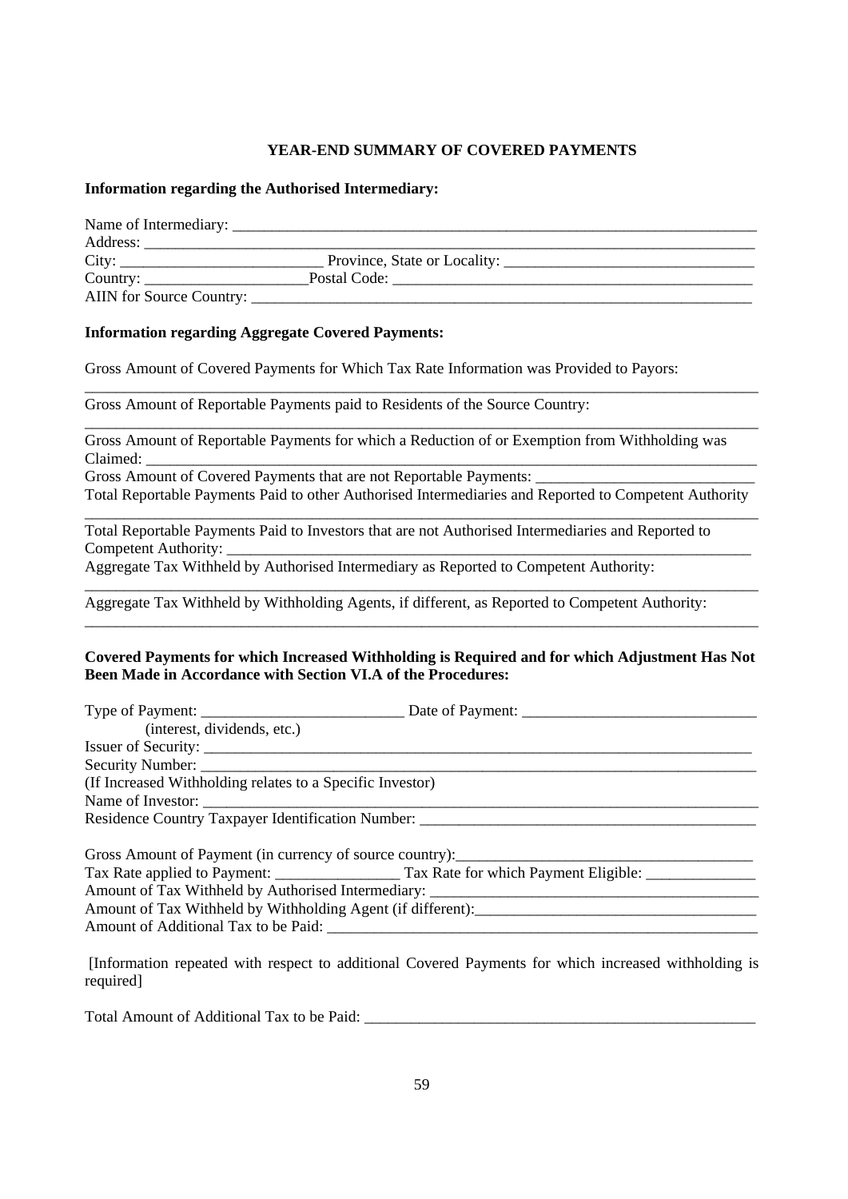**YEAR-END SUMMARY OF COVERED PAYMENTS**

**Information regarding the Authorised Intermediary:**

Name of Intermediary: ___________________________________________________________________

Address: _______________________________________________________________________________

City: _________________________ Province, State or Locality: _______________________________

Country: ____________________Postal Code: _____________________________________________

AIIN for Source Country: ________________________________________________________________

**Information regarding Aggregate Covered Payments:**

Gross Amount of Covered Payments for Which Tax Rate Information was Provided to Payors:

_______________________________________________________________________________________

Gross Amount of Reportable Payments paid to Residents of the Source Country:

_______________________________________________________________________________________

Gross Amount of Reportable Payments for which a Reduction of or Exemption from Withholding was Claimed: _______________________________________________________________________________

Gross Amount of Covered Payments that are not Reportable Payments: ___________________________

Total Reportable Payments Paid to other Authorised Intermediaries and Reported to Competent Authority

_______________________________________________________________________________________

Total Reportable Payments Paid to Investors that are not Authorised Intermediaries and Reported to Competent Authority: ___________________________________________________________________

Aggregate Tax Withheld by Authorised Intermediary as Reported to Competent Authority:

_______________________________________________________________________________________

Aggregate Tax Withheld by Withholding Agents, if different, as Reported to Competent Authority:

_______________________________________________________________________________________

**Covered Payments for which Increased Withholding is Required and for which Adjustment Has Not Been Made in Accordance with Section VI.A of the Procedures:**

Type of Payment: _________________________ Date of Payment: ______________________________

(interest, dividends, etc.)

Issuer of Security: _____________________________________________________________________

Security Number: _______________________________________________________________________

(If Increased Withholding relates to a Specific Investor)

Name of Investor: _______________________________________________________________________

Residence Country Taxpayer Identification Number: __________________________________________

Gross Amount of Payment (in currency of source country):____________________________________

Tax Rate applied to Payment: ________________ Tax Rate for which Payment Eligible: ______________

Amount of Tax Withheld by Authorised Intermediary: _________________________________________

Amount of Tax Withheld by Withholding Agent (if different):___________________________________

Amount of Additional Tax to be Paid: ______________________________________________________

[Information repeated with respect to additional Covered Payments for which increased withholding is required]

Total Amount of Additional Tax to be Paid: ___________________________________________________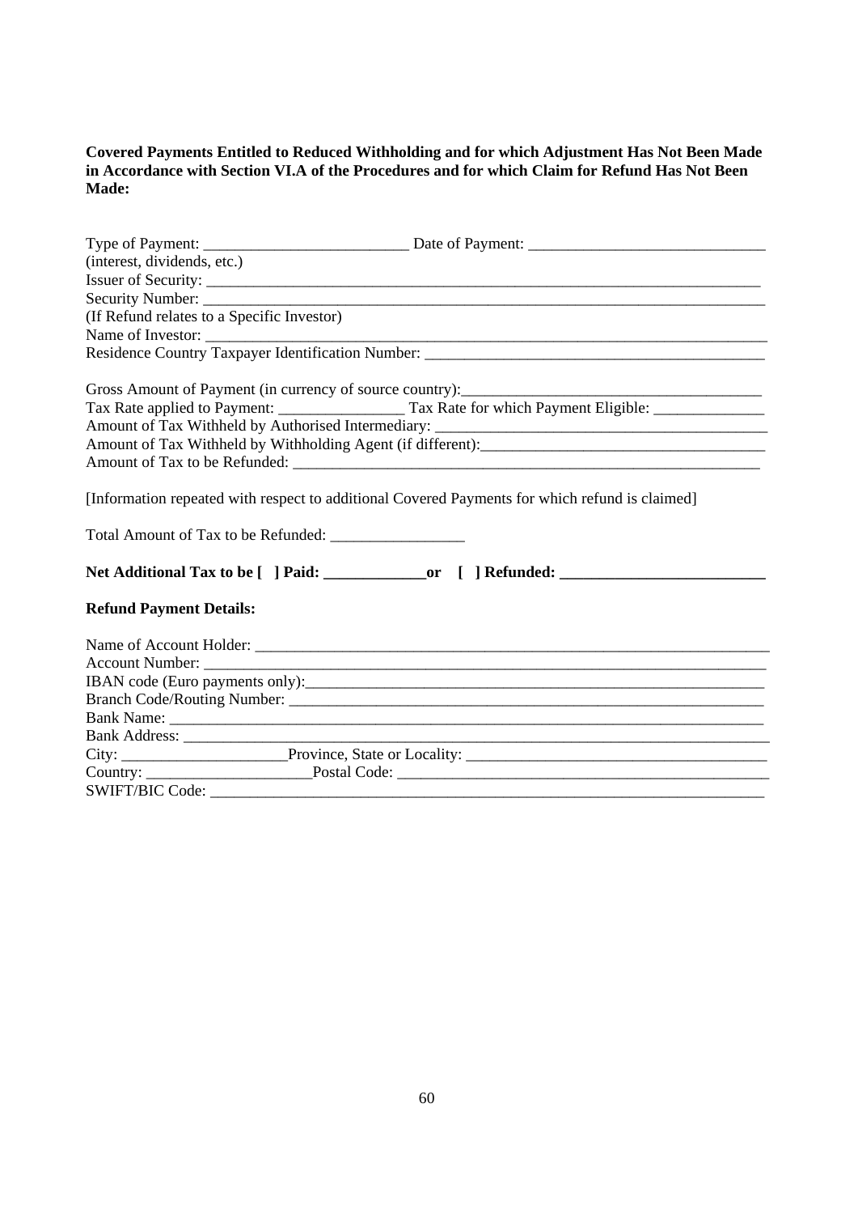**Covered Payments Entitled to Reduced Withholding and for which Adjustment Has Not Been Made in Accordance with Section VI.A of the Procedures and for which Claim for Refund Has Not Been Made:**

Type of Payment: __________________________ Date of Payment: ______________________________
(interest, dividends, etc.)
Issuer of Security: ___________________________________________________________________________
Security Number: ____________________________________________________________________________
(If Refund relates to a Specific Investor)
Name of Investor: ____________________________________________________________________________
Residence Country Taxpayer Identification Number: ___________________________________________

Gross Amount of Payment (in currency of source country):_____________________________________
Tax Rate applied to Payment: ________________ Tax Rate for which Payment Eligible: ______________
Amount of Tax Withheld by Authorised Intermediary: __________________________________________
Amount of Tax Withheld by Withholding Agent (if different):____________________________________
Amount of Tax to be Refunded: ________________________________________________________________

[Information repeated with respect to additional Covered Payments for which refund is claimed]

Total Amount of Tax to be Refunded: _________________

**Net Additional Tax to be [ ] Paid: _____________or [ ] Refunded: __________________________**

**Refund Payment Details:**

Name of Account Holder: _______________________________________________________________________
Account Number: _____________________________________________________________________________
IBAN code (Euro payments only):_______________________________________________________________
Branch Code/Routing Number: __________________________________________________________________
Bank Name: _________________________________________________________________________________
Bank Address: _______________________________________________________________________________
City: _____________________Province, State or Locality: ______________________________________
Country: _____________________Postal Code: _______________________________________________
SWIFT/BIC Code: ____________________________________________________________________________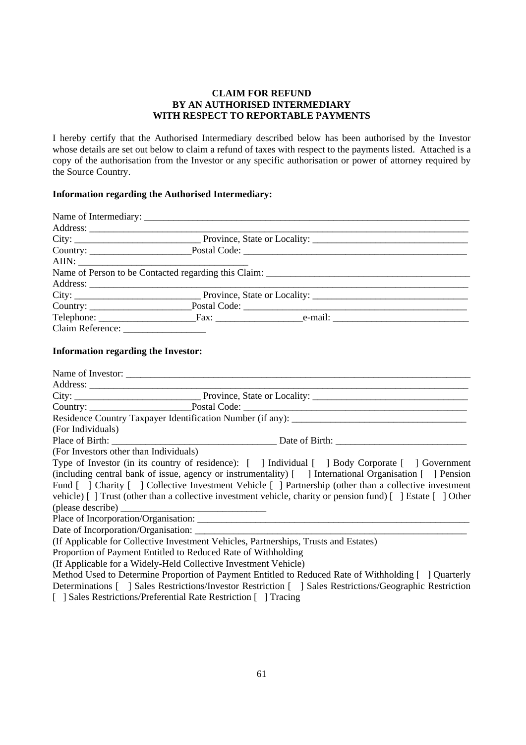**CLAIM FOR REFUND**
**BY AN AUTHORISED INTERMEDIARY**
**WITH RESPECT TO REPORTABLE PAYMENTS**

I hereby certify that the Authorised Intermediary described below has been authorised by the Investor whose details are set out below to claim a refund of taxes with respect to the payments listed. Attached is a copy of the authorisation from the Investor or any specific authorisation or power of attorney required by the Source Country.

**Information regarding the Authorised Intermediary:**

Name of Intermediary: ______________________________________________________________________
Address: ___________________________________________________________________________
City: __________________________ Province, State or Locality: ________________________________
Country: _____________________Postal Code: _______________________________________________
AIIN: ___________________________________
Name of Person to be Contacted regarding this Claim: ___________________________________________
Address: ___________________________________________________________________________
City: __________________________ Province, State or Locality: ________________________________
Country: _____________________Postal Code: _______________________________________________
Telephone: ____________________Fax: _________________e-mail: ____________________________
Claim Reference: _________________

**Information regarding the Investor:**

Name of Investor: __________________________________________________________________________
Address: ___________________________________________________________________________
City: __________________________ Province, State or Locality: ________________________________
Country: _____________________Postal Code: _______________________________________________
Residence Country Taxpayer Identification Number (if any): ___________________________________
(For Individuals)
Place of Birth: _________________________________ Date of Birth: ___________________________
(For Investors other than Individuals)
Type of Investor (in its country of residence): [ ] Individual [ ] Body Corporate [ ] Government (including central bank of issue, agency or instrumentality) [ ] International Organisation [ ] Pension Fund [ ] Charity [ ] Collective Investment Vehicle [ ] Partnership (other than a collective investment vehicle) [ ] Trust (other than a collective investment vehicle, charity or pension fund) [ ] Estate [ ] Other (please describe) _____________________________
Place of Incorporation/Organisation: __________________________________________________________
Date of Incorporation/Organisation: ___________________________________________________________
(If Applicable for Collective Investment Vehicles, Partnerships, Trusts and Estates)
Proportion of Payment Entitled to Reduced Rate of Withholding
(If Applicable for a Widely-Held Collective Investment Vehicle)
Method Used to Determine Proportion of Payment Entitled to Reduced Rate of Withholding [ ] Quarterly Determinations [ ] Sales Restrictions/Investor Restriction [ ] Sales Restrictions/Geographic Restriction [ ] Sales Restrictions/Preferential Rate Restriction [ ] Tracing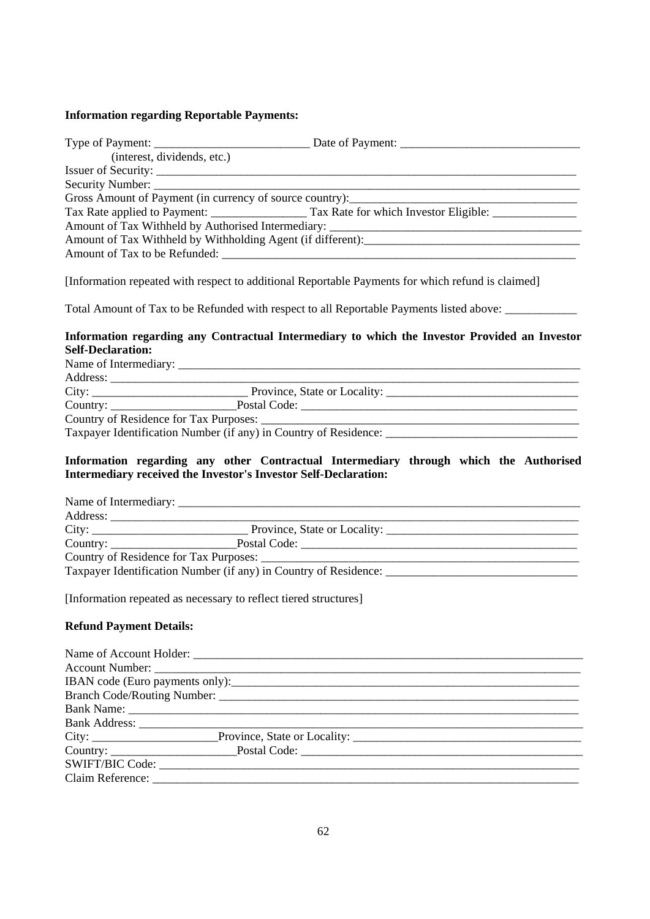**Information regarding Reportable Payments:**

Type of Payment: __________________________ Date of Payment: ______________________________
(interest, dividends, etc.)
Issuer of Security: ____________________________________________________________________________
Security Number: _____________________________________________________________________________
Gross Amount of Payment (in currency of source country):______________________________________
Tax Rate applied to Payment: ________________ Tax Rate for which Investor Eligible: ______________
Amount of Tax Withheld by Authorised Intermediary: _________________________________________
Amount of Tax Withheld by Withholding Agent (if different):_____________________________________
Amount of Tax to be Refunded: _______________________________________________________________

[Information repeated with respect to additional Reportable Payments for which refund is claimed]

Total Amount of Tax to be Refunded with respect to all Reportable Payments listed above: ____________

**Information regarding any Contractual Intermediary to which the Investor Provided an Investor Self-Declaration:**

Name of Intermediary: __________________________________________________________________
Address: ______________________________________________________________________________
City: __________________________ Province, State or Locality: ________________________________
Country: _____________________Postal Code: _______________________________________________
Country of Residence for Tax Purposes: _____________________________________________________
Taxpayer Identification Number (if any) in Country of Residence: ________________________________

**Information regarding any other Contractual Intermediary through which the Authorised Intermediary received the Investor's Investor Self-Declaration:**

Name of Intermediary: __________________________________________________________________
Address: ______________________________________________________________________________
City: __________________________ Province, State or Locality: ________________________________
Country: _____________________Postal Code: _______________________________________________
Country of Residence for Tax Purposes: _____________________________________________________
Taxpayer Identification Number (if any) in Country of Residence: ________________________________

[Information repeated as necessary to reflect tiered structures]

**Refund Payment Details:**

Name of Account Holder: _________________________________________________________________
Account Number: _______________________________________________________________________
IBAN code (Euro payments only):__________________________________________________________
Branch Code/Routing Number: ____________________________________________________________
Bank Name: ___________________________________________________________________________
Bank Address: _________________________________________________________________________
City: ____________________Province, State or Locality: _______________________________________
Country: _____________________Postal Code: _______________________________________________
SWIFT/BIC Code: ______________________________________________________________________
Claim Reference: _______________________________________________________________________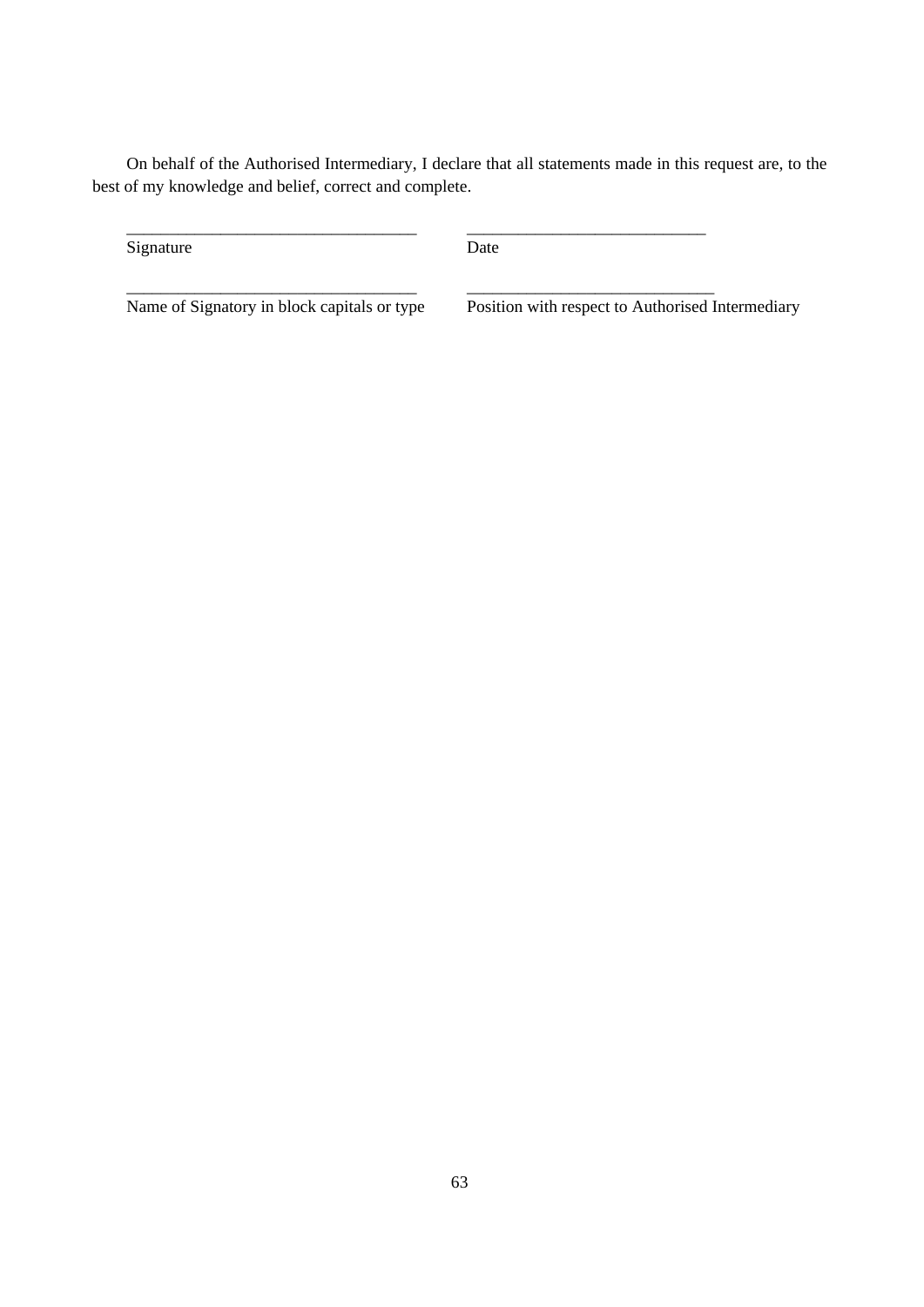On behalf of the Authorised Intermediary, I declare that all statements made in this request are, to the best of my knowledge and belief, correct and complete.

| ________________________________ | ____________________________ |
|---|---|
| Signature | Date |
| ________________________________ | ____________________________ |
| Name of Signatory in block capitals or type | Position with respect to Authorised Intermediary |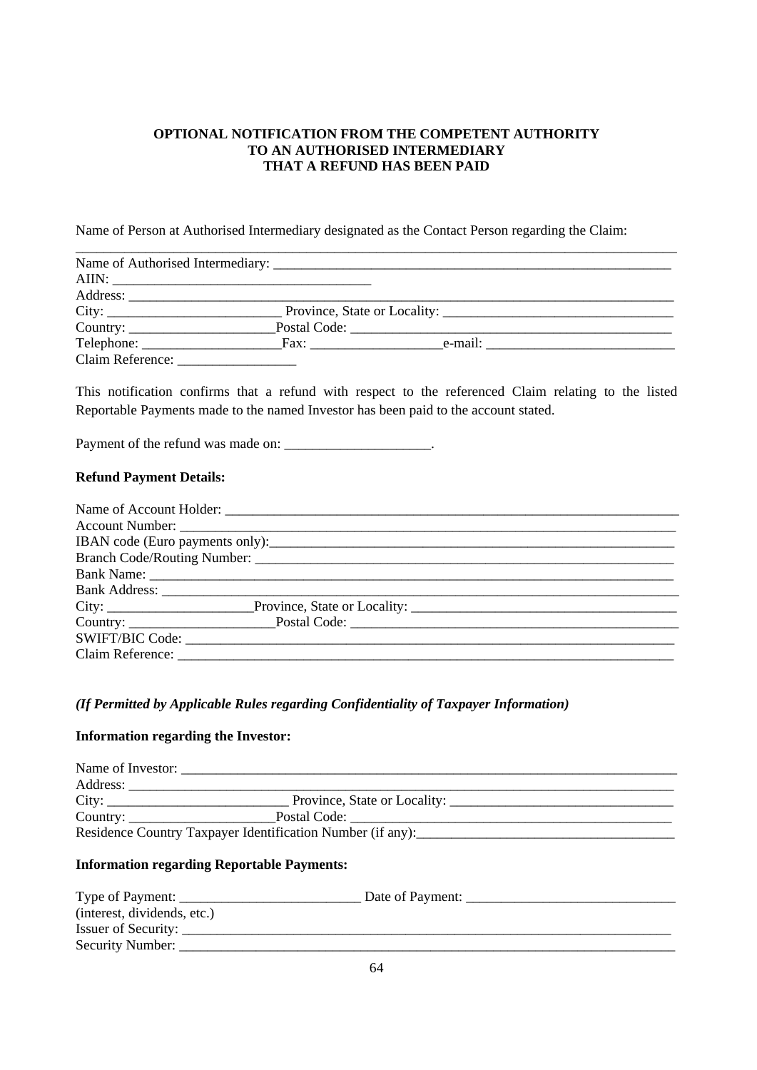**OPTIONAL NOTIFICATION FROM THE COMPETENT AUTHORITY TO AN AUTHORISED INTERMEDIARY THAT A REFUND HAS BEEN PAID**

Name of Person at Authorised Intermediary designated as the Contact Person regarding the Claim:

______________________________________________________________________________

Name of Authorised Intermediary: ________________________________________________

AIIN: ____________________________________

Address: ___________________________________________________________________

City: _________________________ Province, State or Locality: _________________________________

Country: _____________________Postal Code: ____________________________________________

Telephone: ____________________Fax: ___________________e-mail: ___________________________

Claim Reference: _________________

This notification confirms that a refund with respect to the referenced Claim relating to the listed Reportable Payments made to the named Investor has been paid to the account stated.

Payment of the refund was made on: _____________________.

**Refund Payment Details:**

Name of Account Holder: ____________________________________________________________

Account Number: _________________________________________________________________

IBAN code (Euro payments only):______________________________________________________

Branch Code/Routing Number: ________________________________________________________

Bank Name: _____________________________________________________________________

Bank Address: ____________________________________________________________________

City: _____________________Province, State or Locality: ______________________________________

Country: _____________________Postal Code: ______________________________________________

SWIFT/BIC Code: _________________________________________________________________

Claim Reference: __________________________________________________________________

***(If Permitted by Applicable Rules regarding Confidentiality of Taxpayer Information)***

**Information regarding the Investor:**

Name of Investor: __________________________________________________________________

Address: ________________________________________________________________________

City: __________________________ Province, State or Locality: ________________________________

Country: _____________________Postal Code: _____________________________________________

Residence Country Taxpayer Identification Number (if any):____________________________________

**Information regarding Reportable Payments:**

Type of Payment: __________________________ Date of Payment: ______________________________
(interest, dividends, etc.)

Issuer of Security: _________________________________________________________________

Security Number: __________________________________________________________________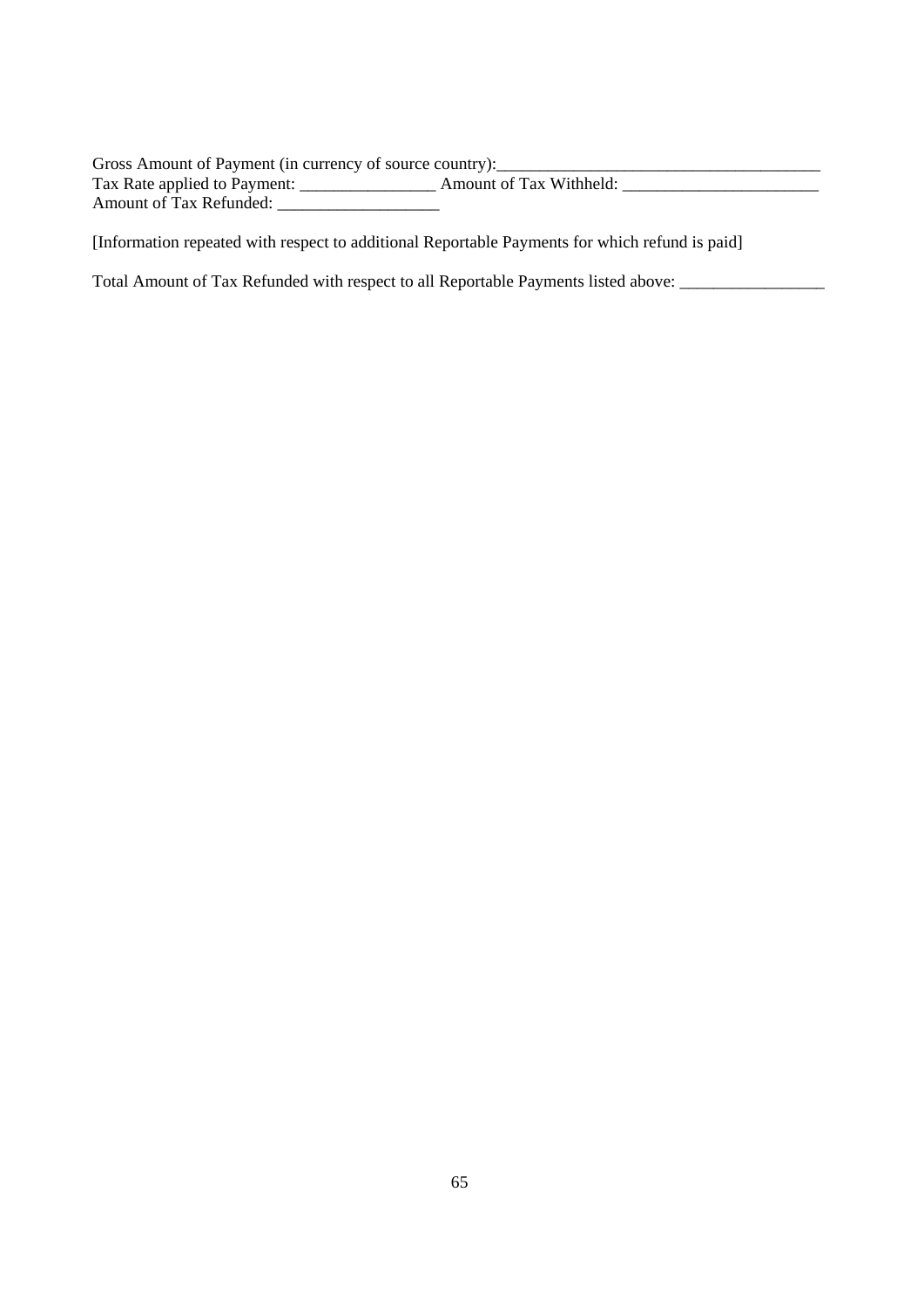Gross Amount of Payment (in currency of source country):_______________________________________
Tax Rate applied to Payment: ________________ Amount of Tax Withheld: _______________________
Amount of Tax Refunded: ___________________

[Information repeated with respect to additional Reportable Payments for which refund is paid]

Total Amount of Tax Refunded with respect to all Reportable Payments listed above: _________________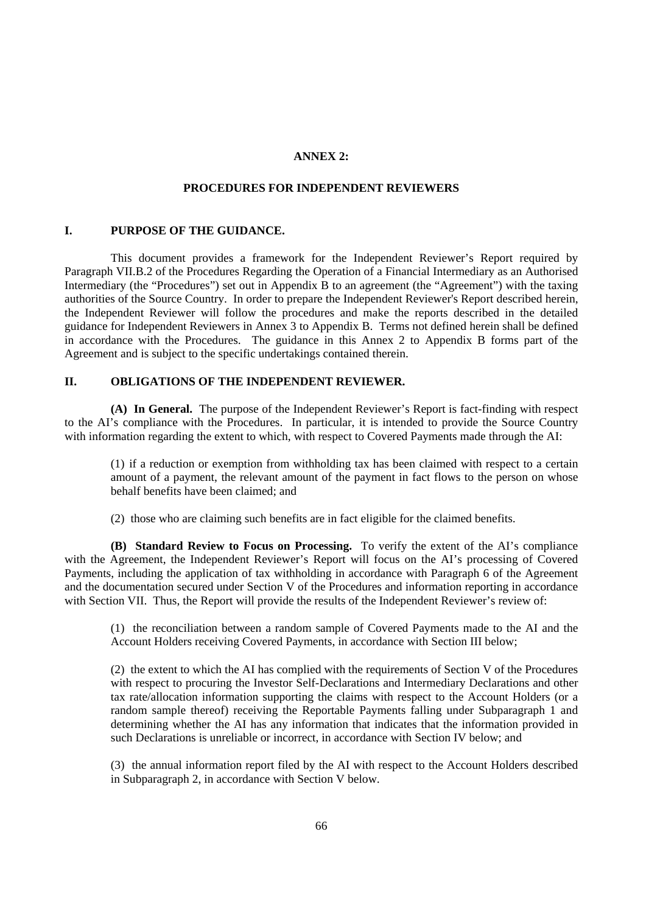# ANNEX 2:

## PROCEDURES FOR INDEPENDENT REVIEWERS

### I. PURPOSE OF THE GUIDANCE.

This document provides a framework for the Independent Reviewer's Report required by Paragraph VII.B.2 of the Procedures Regarding the Operation of a Financial Intermediary as an Authorised Intermediary (the "Procedures") set out in Appendix B to an agreement (the "Agreement") with the taxing authorities of the Source Country. In order to prepare the Independent Reviewer's Report described herein, the Independent Reviewer will follow the procedures and make the reports described in the detailed guidance for Independent Reviewers in Annex 3 to Appendix B. Terms not defined herein shall be defined in accordance with the Procedures. The guidance in this Annex 2 to Appendix B forms part of the Agreement and is subject to the specific undertakings contained therein.

### II. OBLIGATIONS OF THE INDEPENDENT REVIEWER.

**(A) In General.** The purpose of the Independent Reviewer's Report is fact-finding with respect to the AI's compliance with the Procedures. In particular, it is intended to provide the Source Country with information regarding the extent to which, with respect to Covered Payments made through the AI:

(1) if a reduction or exemption from withholding tax has been claimed with respect to a certain amount of a payment, the relevant amount of the payment in fact flows to the person on whose behalf benefits have been claimed; and

(2) those who are claiming such benefits are in fact eligible for the claimed benefits.

**(B) Standard Review to Focus on Processing.** To verify the extent of the AI's compliance with the Agreement, the Independent Reviewer's Report will focus on the AI's processing of Covered Payments, including the application of tax withholding in accordance with Paragraph 6 of the Agreement and the documentation secured under Section V of the Procedures and information reporting in accordance with Section VII. Thus, the Report will provide the results of the Independent Reviewer's review of:

(1) the reconciliation between a random sample of Covered Payments made to the AI and the Account Holders receiving Covered Payments, in accordance with Section III below;

(2) the extent to which the AI has complied with the requirements of Section V of the Procedures with respect to procuring the Investor Self-Declarations and Intermediary Declarations and other tax rate/allocation information supporting the claims with respect to the Account Holders (or a random sample thereof) receiving the Reportable Payments falling under Subparagraph 1 and determining whether the AI has any information that indicates that the information provided in such Declarations is unreliable or incorrect, in accordance with Section IV below; and

(3) the annual information report filed by the AI with respect to the Account Holders described in Subparagraph 2, in accordance with Section V below.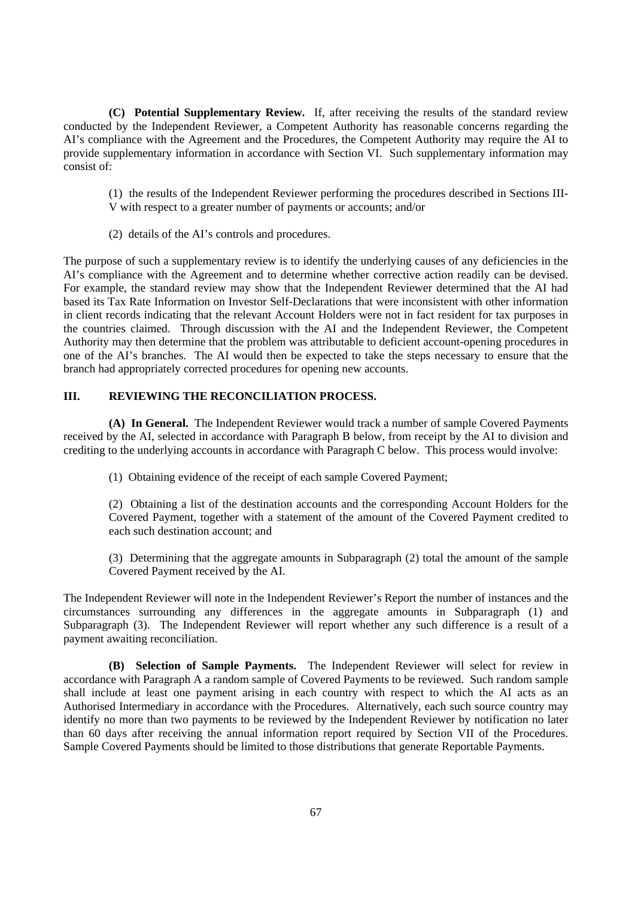**(C) Potential Supplementary Review.** If, after receiving the results of the standard review conducted by the Independent Reviewer, a Competent Authority has reasonable concerns regarding the AI's compliance with the Agreement and the Procedures, the Competent Authority may require the AI to provide supplementary information in accordance with Section VI. Such supplementary information may consist of:

(1) the results of the Independent Reviewer performing the procedures described in Sections III-V with respect to a greater number of payments or accounts; and/or

(2) details of the AI's controls and procedures.

The purpose of such a supplementary review is to identify the underlying causes of any deficiencies in the AI's compliance with the Agreement and to determine whether corrective action readily can be devised. For example, the standard review may show that the Independent Reviewer determined that the AI had based its Tax Rate Information on Investor Self-Declarations that were inconsistent with other information in client records indicating that the relevant Account Holders were not in fact resident for tax purposes in the countries claimed. Through discussion with the AI and the Independent Reviewer, the Competent Authority may then determine that the problem was attributable to deficient account-opening procedures in one of the AI's branches. The AI would then be expected to take the steps necessary to ensure that the branch had appropriately corrected procedures for opening new accounts.

## III. REVIEWING THE RECONCILIATION PROCESS.

**(A) In General.** The Independent Reviewer would track a number of sample Covered Payments received by the AI, selected in accordance with Paragraph B below, from receipt by the AI to division and crediting to the underlying accounts in accordance with Paragraph C below. This process would involve:

(1) Obtaining evidence of the receipt of each sample Covered Payment;

(2) Obtaining a list of the destination accounts and the corresponding Account Holders for the Covered Payment, together with a statement of the amount of the Covered Payment credited to each such destination account; and

(3) Determining that the aggregate amounts in Subparagraph (2) total the amount of the sample Covered Payment received by the AI.

The Independent Reviewer will note in the Independent Reviewer's Report the number of instances and the circumstances surrounding any differences in the aggregate amounts in Subparagraph (1) and Subparagraph (3). The Independent Reviewer will report whether any such difference is a result of a payment awaiting reconciliation.

**(B) Selection of Sample Payments.** The Independent Reviewer will select for review in accordance with Paragraph A a random sample of Covered Payments to be reviewed. Such random sample shall include at least one payment arising in each country with respect to which the AI acts as an Authorised Intermediary in accordance with the Procedures. Alternatively, each such source country may identify no more than two payments to be reviewed by the Independent Reviewer by notification no later than 60 days after receiving the annual information report required by Section VII of the Procedures. Sample Covered Payments should be limited to those distributions that generate Reportable Payments.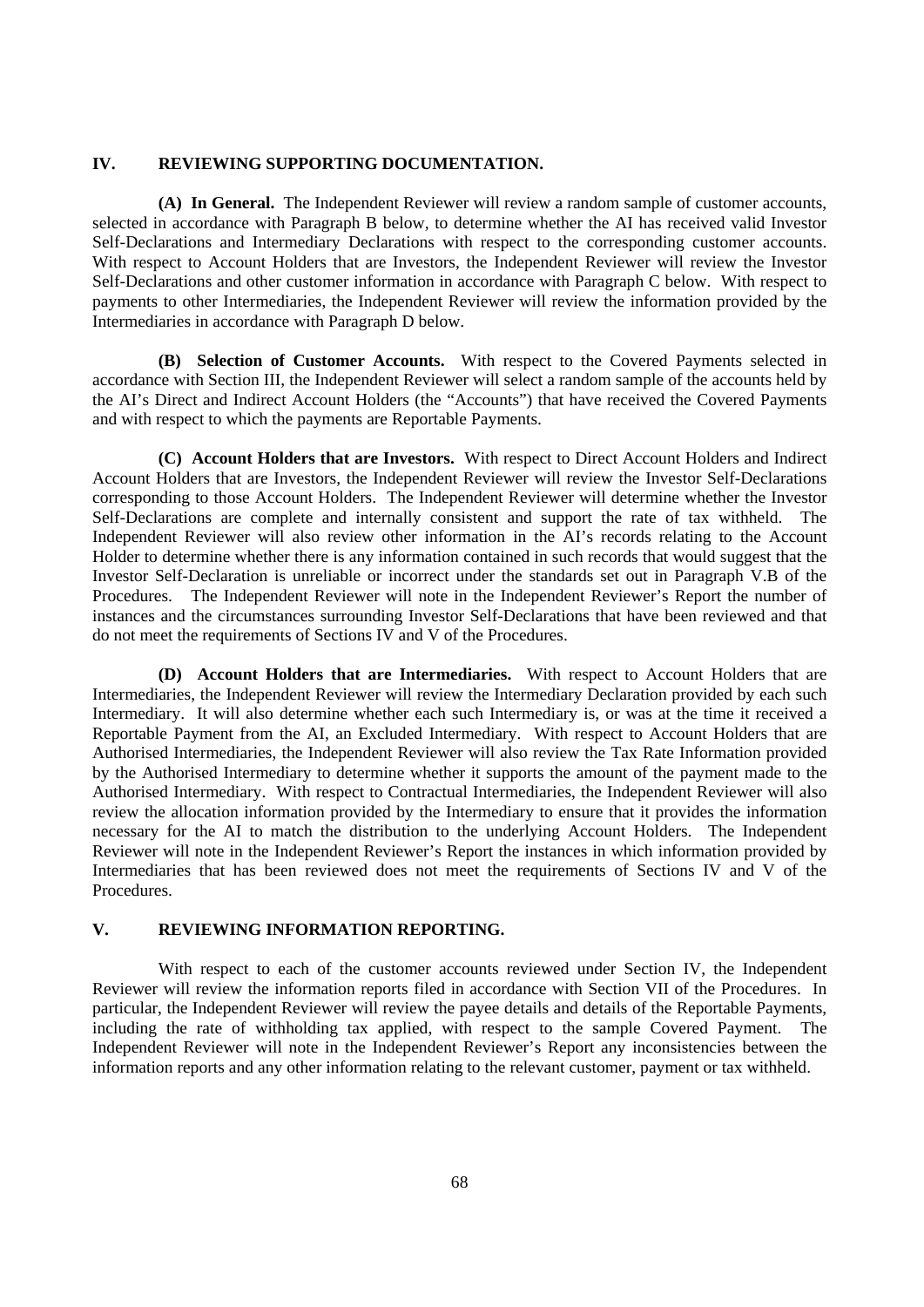## IV. REVIEWING SUPPORTING DOCUMENTATION.

**(A) In General.** The Independent Reviewer will review a random sample of customer accounts, selected in accordance with Paragraph B below, to determine whether the AI has received valid Investor Self-Declarations and Intermediary Declarations with respect to the corresponding customer accounts. With respect to Account Holders that are Investors, the Independent Reviewer will review the Investor Self-Declarations and other customer information in accordance with Paragraph C below. With respect to payments to other Intermediaries, the Independent Reviewer will review the information provided by the Intermediaries in accordance with Paragraph D below.

**(B) Selection of Customer Accounts.** With respect to the Covered Payments selected in accordance with Section III, the Independent Reviewer will select a random sample of the accounts held by the AI's Direct and Indirect Account Holders (the "Accounts") that have received the Covered Payments and with respect to which the payments are Reportable Payments.

**(C) Account Holders that are Investors.** With respect to Direct Account Holders and Indirect Account Holders that are Investors, the Independent Reviewer will review the Investor Self-Declarations corresponding to those Account Holders. The Independent Reviewer will determine whether the Investor Self-Declarations are complete and internally consistent and support the rate of tax withheld. The Independent Reviewer will also review other information in the AI's records relating to the Account Holder to determine whether there is any information contained in such records that would suggest that the Investor Self-Declaration is unreliable or incorrect under the standards set out in Paragraph V.B of the Procedures. The Independent Reviewer will note in the Independent Reviewer's Report the number of instances and the circumstances surrounding Investor Self-Declarations that have been reviewed and that do not meet the requirements of Sections IV and V of the Procedures.

**(D) Account Holders that are Intermediaries.** With respect to Account Holders that are Intermediaries, the Independent Reviewer will review the Intermediary Declaration provided by each such Intermediary. It will also determine whether each such Intermediary is, or was at the time it received a Reportable Payment from the AI, an Excluded Intermediary. With respect to Account Holders that are Authorised Intermediaries, the Independent Reviewer will also review the Tax Rate Information provided by the Authorised Intermediary to determine whether it supports the amount of the payment made to the Authorised Intermediary. With respect to Contractual Intermediaries, the Independent Reviewer will also review the allocation information provided by the Intermediary to ensure that it provides the information necessary for the AI to match the distribution to the underlying Account Holders. The Independent Reviewer will note in the Independent Reviewer's Report the instances in which information provided by Intermediaries that has been reviewed does not meet the requirements of Sections IV and V of the Procedures.

## V. REVIEWING INFORMATION REPORTING.

With respect to each of the customer accounts reviewed under Section IV, the Independent Reviewer will review the information reports filed in accordance with Section VII of the Procedures. In particular, the Independent Reviewer will review the payee details and details of the Reportable Payments, including the rate of withholding tax applied, with respect to the sample Covered Payment. The Independent Reviewer will note in the Independent Reviewer's Report any inconsistencies between the information reports and any other information relating to the relevant customer, payment or tax withheld.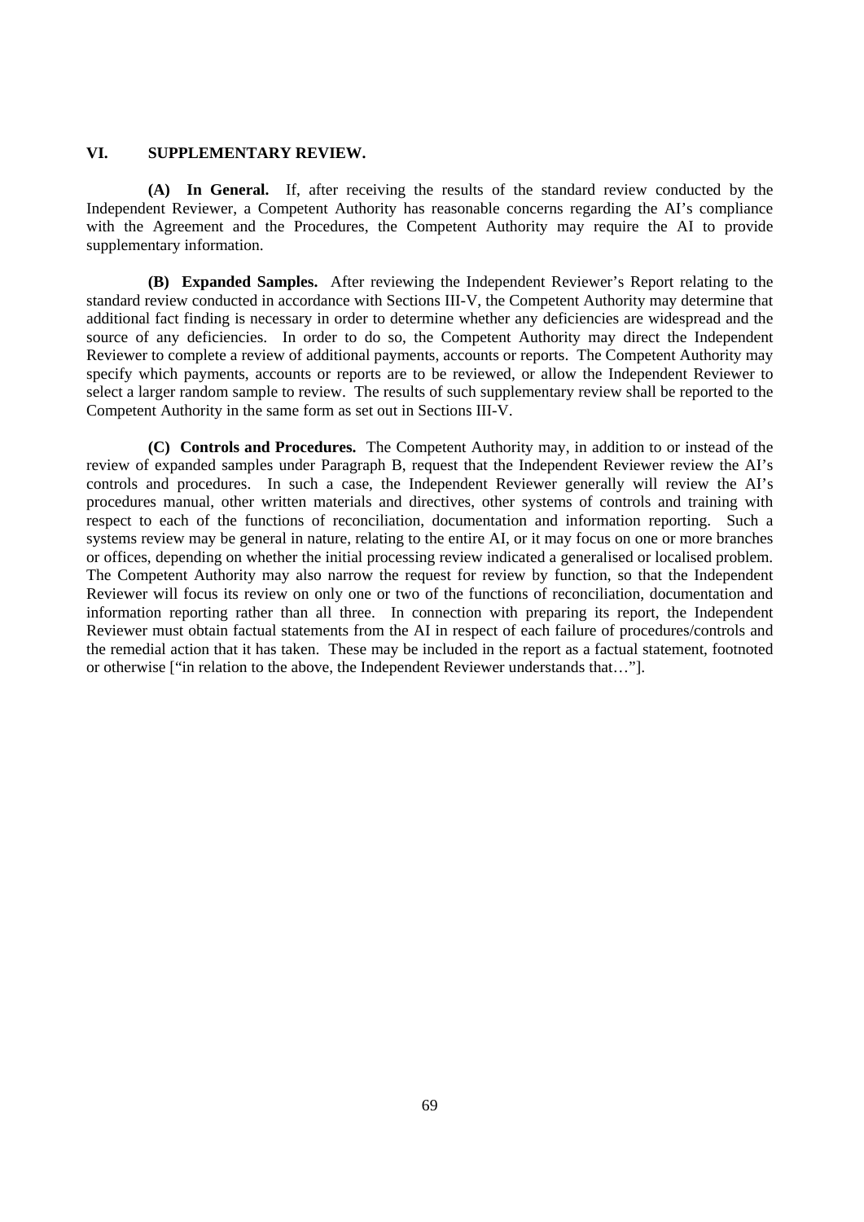## VI. SUPPLEMENTARY REVIEW.

**(A) In General.** If, after receiving the results of the standard review conducted by the Independent Reviewer, a Competent Authority has reasonable concerns regarding the AI's compliance with the Agreement and the Procedures, the Competent Authority may require the AI to provide supplementary information.

**(B) Expanded Samples.** After reviewing the Independent Reviewer's Report relating to the standard review conducted in accordance with Sections III-V, the Competent Authority may determine that additional fact finding is necessary in order to determine whether any deficiencies are widespread and the source of any deficiencies. In order to do so, the Competent Authority may direct the Independent Reviewer to complete a review of additional payments, accounts or reports. The Competent Authority may specify which payments, accounts or reports are to be reviewed, or allow the Independent Reviewer to select a larger random sample to review. The results of such supplementary review shall be reported to the Competent Authority in the same form as set out in Sections III-V.

**(C) Controls and Procedures.** The Competent Authority may, in addition to or instead of the review of expanded samples under Paragraph B, request that the Independent Reviewer review the AI's controls and procedures. In such a case, the Independent Reviewer generally will review the AI's procedures manual, other written materials and directives, other systems of controls and training with respect to each of the functions of reconciliation, documentation and information reporting. Such a systems review may be general in nature, relating to the entire AI, or it may focus on one or more branches or offices, depending on whether the initial processing review indicated a generalised or localised problem. The Competent Authority may also narrow the request for review by function, so that the Independent Reviewer will focus its review on only one or two of the functions of reconciliation, documentation and information reporting rather than all three. In connection with preparing its report, the Independent Reviewer must obtain factual statements from the AI in respect of each failure of procedures/controls and the remedial action that it has taken. These may be included in the report as a factual statement, footnoted or otherwise ["in relation to the above, the Independent Reviewer understands that…"].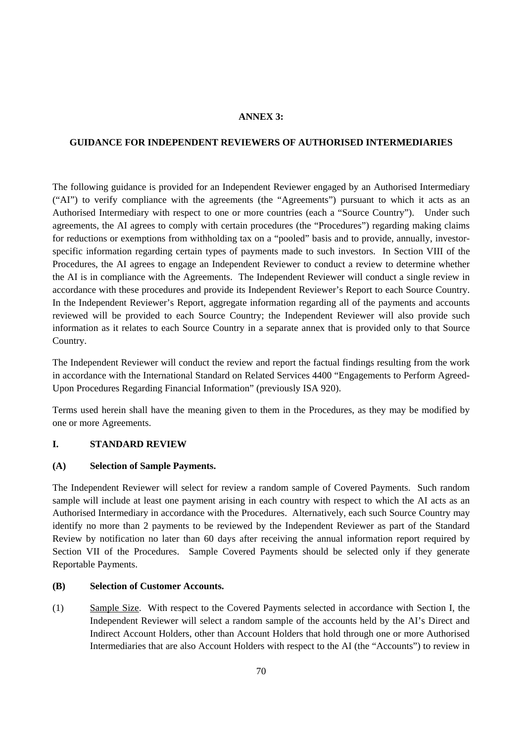# ANNEX 3:

## GUIDANCE FOR INDEPENDENT REVIEWERS OF AUTHORISED INTERMEDIARIES

The following guidance is provided for an Independent Reviewer engaged by an Authorised Intermediary ("AI") to verify compliance with the agreements (the "Agreements") pursuant to which it acts as an Authorised Intermediary with respect to one or more countries (each a "Source Country"). Under such agreements, the AI agrees to comply with certain procedures (the "Procedures") regarding making claims for reductions or exemptions from withholding tax on a "pooled" basis and to provide, annually, investor-specific information regarding certain types of payments made to such investors. In Section VIII of the Procedures, the AI agrees to engage an Independent Reviewer to conduct a review to determine whether the AI is in compliance with the Agreements. The Independent Reviewer will conduct a single review in accordance with these procedures and provide its Independent Reviewer's Report to each Source Country. In the Independent Reviewer's Report, aggregate information regarding all of the payments and accounts reviewed will be provided to each Source Country; the Independent Reviewer will also provide such information as it relates to each Source Country in a separate annex that is provided only to that Source Country.

The Independent Reviewer will conduct the review and report the factual findings resulting from the work in accordance with the International Standard on Related Services 4400 "Engagements to Perform Agreed-Upon Procedures Regarding Financial Information" (previously ISA 920).

Terms used herein shall have the meaning given to them in the Procedures, as they may be modified by one or more Agreements.

### I. STANDARD REVIEW

#### (A) Selection of Sample Payments.

The Independent Reviewer will select for review a random sample of Covered Payments. Such random sample will include at least one payment arising in each country with respect to which the AI acts as an Authorised Intermediary in accordance with the Procedures. Alternatively, each such Source Country may identify no more than 2 payments to be reviewed by the Independent Reviewer as part of the Standard Review by notification no later than 60 days after receiving the annual information report required by Section VII of the Procedures. Sample Covered Payments should be selected only if they generate Reportable Payments.

#### (B) Selection of Customer Accounts.

(1) Sample Size. With respect to the Covered Payments selected in accordance with Section I, the Independent Reviewer will select a random sample of the accounts held by the AI's Direct and Indirect Account Holders, other than Account Holders that hold through one or more Authorised Intermediaries that are also Account Holders with respect to the AI (the "Accounts") to review in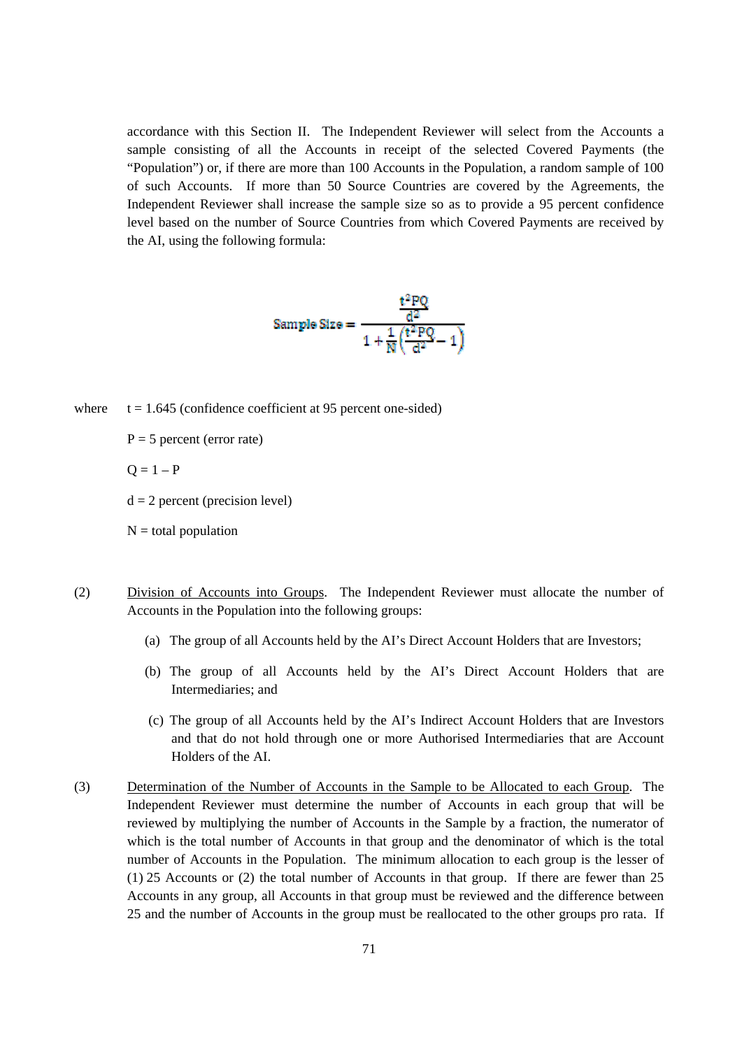accordance with this Section II. The Independent Reviewer will select from the Accounts a sample consisting of all the Accounts in receipt of the selected Covered Payments (the "Population") or, if there are more than 100 Accounts in the Population, a random sample of 100 of such Accounts. If more than 50 Source Countries are covered by the Agreements, the Independent Reviewer shall increase the sample size so as to provide a 95 percent confidence level based on the number of Source Countries from which Covered Payments are received by the AI, using the following formula:

$$\text{Sample Size} = \frac{\frac{t^2PQ}{d^2}}{1 + \frac{1}{N}\left(\frac{t^2PQ}{d^2} - 1\right)}$$

where $t = 1.645$ (confidence coefficient at 95 percent one-sided)

$P = 5$ percent (error rate)

$Q = 1 - P$

$d = 2$ percent (precision level)

$N$ = total population

(2) Division of Accounts into Groups. The Independent Reviewer must allocate the number of Accounts in the Population into the following groups:

(a) The group of all Accounts held by the AI's Direct Account Holders that are Investors;

(b) The group of all Accounts held by the AI's Direct Account Holders that are Intermediaries; and

(c) The group of all Accounts held by the AI's Indirect Account Holders that are Investors and that do not hold through one or more Authorised Intermediaries that are Account Holders of the AI.

(3) Determination of the Number of Accounts in the Sample to be Allocated to each Group. The Independent Reviewer must determine the number of Accounts in each group that will be reviewed by multiplying the number of Accounts in the Sample by a fraction, the numerator of which is the total number of Accounts in that group and the denominator of which is the total number of Accounts in the Population. The minimum allocation to each group is the lesser of (1) 25 Accounts or (2) the total number of Accounts in that group. If there are fewer than 25 Accounts in any group, all Accounts in that group must be reviewed and the difference between 25 and the number of Accounts in the group must be reallocated to the other groups pro rata. If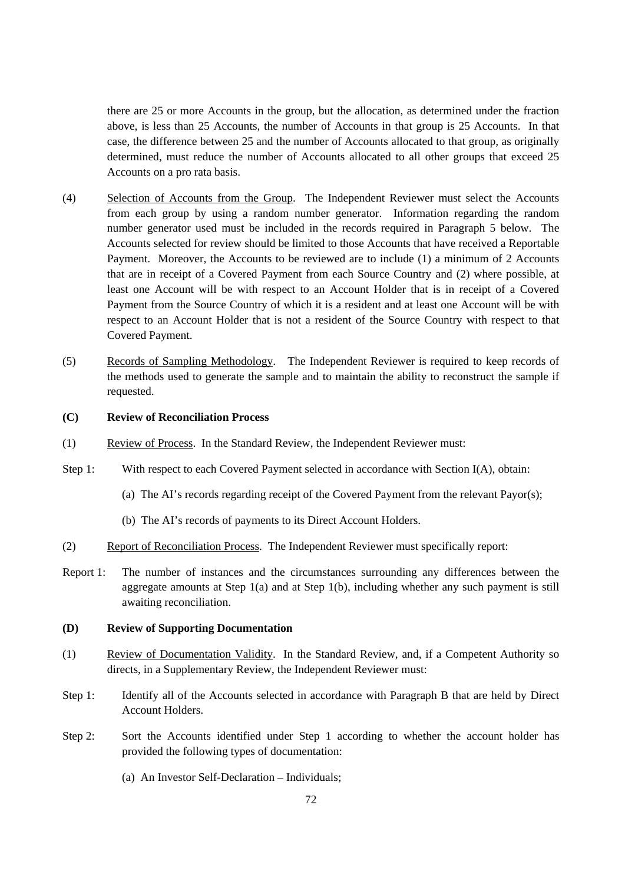there are 25 or more Accounts in the group, but the allocation, as determined under the fraction above, is less than 25 Accounts, the number of Accounts in that group is 25 Accounts. In that case, the difference between 25 and the number of Accounts allocated to that group, as originally determined, must reduce the number of Accounts allocated to all other groups that exceed 25 Accounts on a pro rata basis.

(4) Selection of Accounts from the Group. The Independent Reviewer must select the Accounts from each group by using a random number generator. Information regarding the random number generator used must be included in the records required in Paragraph 5 below. The Accounts selected for review should be limited to those Accounts that have received a Reportable Payment. Moreover, the Accounts to be reviewed are to include (1) a minimum of 2 Accounts that are in receipt of a Covered Payment from each Source Country and (2) where possible, at least one Account will be with respect to an Account Holder that is in receipt of a Covered Payment from the Source Country of which it is a resident and at least one Account will be with respect to an Account Holder that is not a resident of the Source Country with respect to that Covered Payment.

(5) Records of Sampling Methodology. The Independent Reviewer is required to keep records of the methods used to generate the sample and to maintain the ability to reconstruct the sample if requested.

**(C) Review of Reconciliation Process**

(1) Review of Process. In the Standard Review, the Independent Reviewer must:

Step 1: With respect to each Covered Payment selected in accordance with Section I(A), obtain:

(a) The AI's records regarding receipt of the Covered Payment from the relevant Payor(s);

(b) The AI's records of payments to its Direct Account Holders.

(2) Report of Reconciliation Process. The Independent Reviewer must specifically report:

Report 1: The number of instances and the circumstances surrounding any differences between the aggregate amounts at Step 1(a) and at Step 1(b), including whether any such payment is still awaiting reconciliation.

**(D) Review of Supporting Documentation**

(1) Review of Documentation Validity. In the Standard Review, and, if a Competent Authority so directs, in a Supplementary Review, the Independent Reviewer must:

Step 1: Identify all of the Accounts selected in accordance with Paragraph B that are held by Direct Account Holders.

Step 2: Sort the Accounts identified under Step 1 according to whether the account holder has provided the following types of documentation:

(a) An Investor Self-Declaration – Individuals;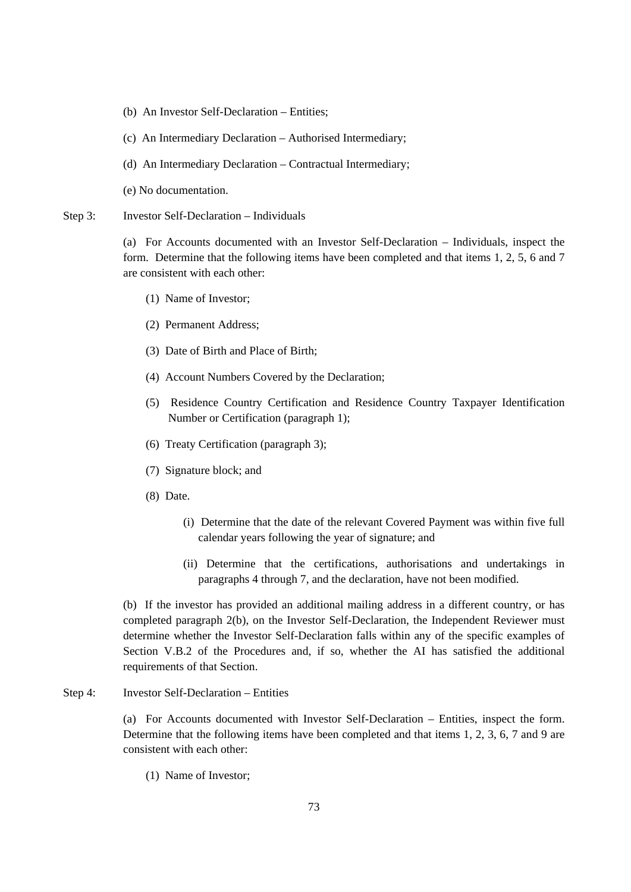(b) An Investor Self-Declaration – Entities;

(c) An Intermediary Declaration – Authorised Intermediary;

(d) An Intermediary Declaration – Contractual Intermediary;

(e) No documentation.

Step 3: Investor Self-Declaration – Individuals

(a) For Accounts documented with an Investor Self-Declaration – Individuals, inspect the form. Determine that the following items have been completed and that items 1, 2, 5, 6 and 7 are consistent with each other:

(1) Name of Investor;

(2) Permanent Address;

(3) Date of Birth and Place of Birth;

(4) Account Numbers Covered by the Declaration;

(5) Residence Country Certification and Residence Country Taxpayer Identification Number or Certification (paragraph 1);

(6) Treaty Certification (paragraph 3);

(7) Signature block; and

(8) Date.

(i) Determine that the date of the relevant Covered Payment was within five full calendar years following the year of signature; and

(ii) Determine that the certifications, authorisations and undertakings in paragraphs 4 through 7, and the declaration, have not been modified.

(b) If the investor has provided an additional mailing address in a different country, or has completed paragraph 2(b), on the Investor Self-Declaration, the Independent Reviewer must determine whether the Investor Self-Declaration falls within any of the specific examples of Section V.B.2 of the Procedures and, if so, whether the AI has satisfied the additional requirements of that Section.

Step 4: Investor Self-Declaration – Entities

(a) For Accounts documented with Investor Self-Declaration – Entities, inspect the form. Determine that the following items have been completed and that items 1, 2, 3, 6, 7 and 9 are consistent with each other:

(1) Name of Investor;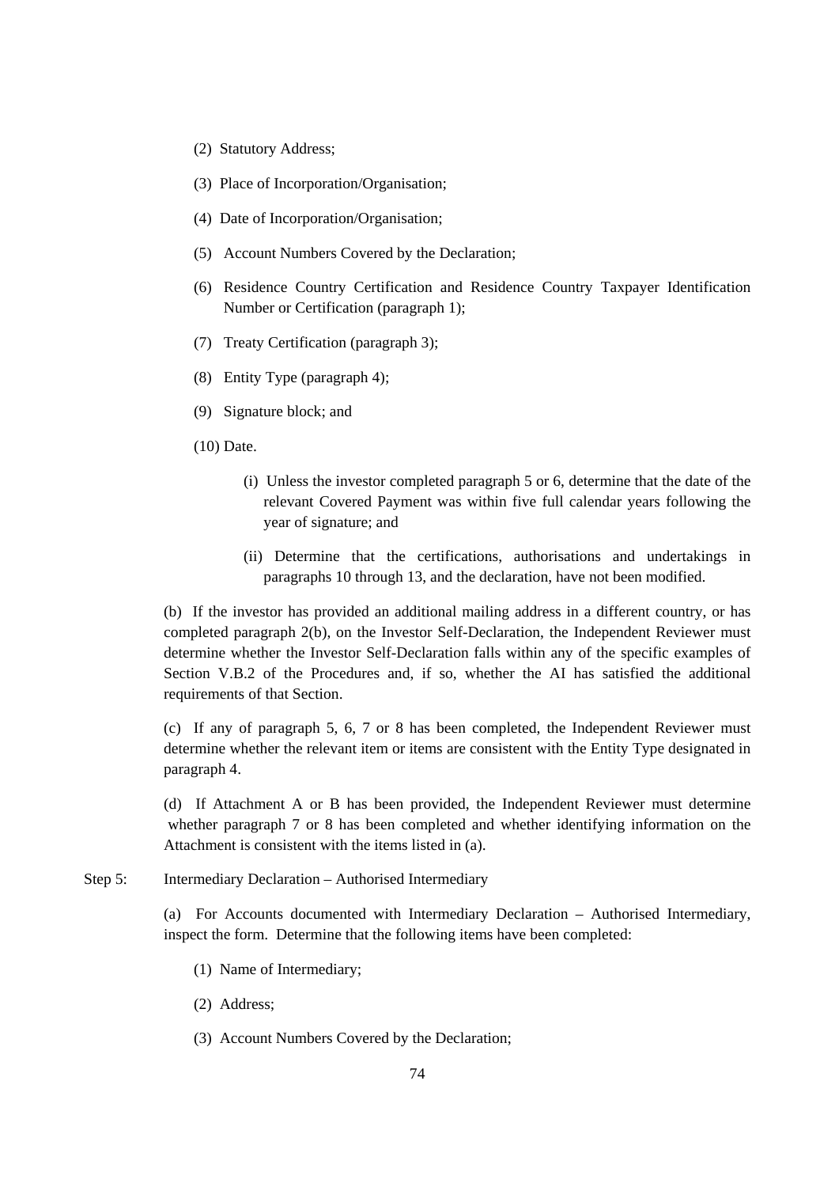(2) Statutory Address;

(3) Place of Incorporation/Organisation;

(4) Date of Incorporation/Organisation;

(5) Account Numbers Covered by the Declaration;

(6) Residence Country Certification and Residence Country Taxpayer Identification Number or Certification (paragraph 1);

(7) Treaty Certification (paragraph 3);

(8) Entity Type (paragraph 4);

(9) Signature block; and

(10) Date.

(i) Unless the investor completed paragraph 5 or 6, determine that the date of the relevant Covered Payment was within five full calendar years following the year of signature; and

(ii) Determine that the certifications, authorisations and undertakings in paragraphs 10 through 13, and the declaration, have not been modified.

(b) If the investor has provided an additional mailing address in a different country, or has completed paragraph 2(b), on the Investor Self-Declaration, the Independent Reviewer must determine whether the Investor Self-Declaration falls within any of the specific examples of Section V.B.2 of the Procedures and, if so, whether the AI has satisfied the additional requirements of that Section.

(c) If any of paragraph 5, 6, 7 or 8 has been completed, the Independent Reviewer must determine whether the relevant item or items are consistent with the Entity Type designated in paragraph 4.

(d) If Attachment A or B has been provided, the Independent Reviewer must determine whether paragraph 7 or 8 has been completed and whether identifying information on the Attachment is consistent with the items listed in (a).

Step 5: Intermediary Declaration – Authorised Intermediary

(a) For Accounts documented with Intermediary Declaration – Authorised Intermediary, inspect the form. Determine that the following items have been completed:

(1) Name of Intermediary;

(2) Address;

(3) Account Numbers Covered by the Declaration;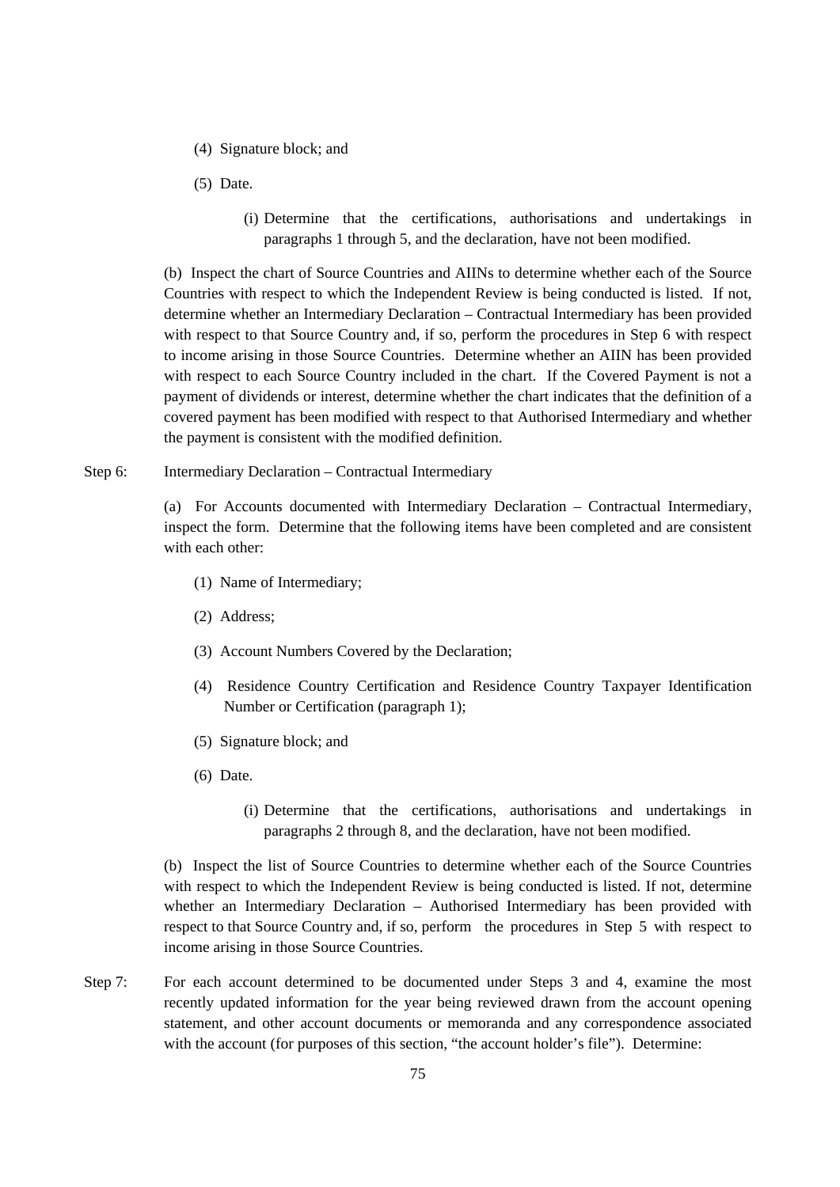(4) Signature block; and

(5) Date.

(i) Determine that the certifications, authorisations and undertakings in paragraphs 1 through 5, and the declaration, have not been modified.

(b) Inspect the chart of Source Countries and AIINs to determine whether each of the Source Countries with respect to which the Independent Review is being conducted is listed. If not, determine whether an Intermediary Declaration – Contractual Intermediary has been provided with respect to that Source Country and, if so, perform the procedures in Step 6 with respect to income arising in those Source Countries. Determine whether an AIIN has been provided with respect to each Source Country included in the chart. If the Covered Payment is not a payment of dividends or interest, determine whether the chart indicates that the definition of a covered payment has been modified with respect to that Authorised Intermediary and whether the payment is consistent with the modified definition.

Step 6: Intermediary Declaration – Contractual Intermediary

(a) For Accounts documented with Intermediary Declaration – Contractual Intermediary, inspect the form. Determine that the following items have been completed and are consistent with each other:

(1) Name of Intermediary;

(2) Address;

(3) Account Numbers Covered by the Declaration;

(4) Residence Country Certification and Residence Country Taxpayer Identification Number or Certification (paragraph 1);

(5) Signature block; and

(6) Date.

(i) Determine that the certifications, authorisations and undertakings in paragraphs 2 through 8, and the declaration, have not been modified.

(b) Inspect the list of Source Countries to determine whether each of the Source Countries with respect to which the Independent Review is being conducted is listed. If not, determine whether an Intermediary Declaration – Authorised Intermediary has been provided with respect to that Source Country and, if so, perform the procedures in Step 5 with respect to income arising in those Source Countries.

Step 7: For each account determined to be documented under Steps 3 and 4, examine the most recently updated information for the year being reviewed drawn from the account opening statement, and other account documents or memoranda and any correspondence associated with the account (for purposes of this section, "the account holder's file"). Determine: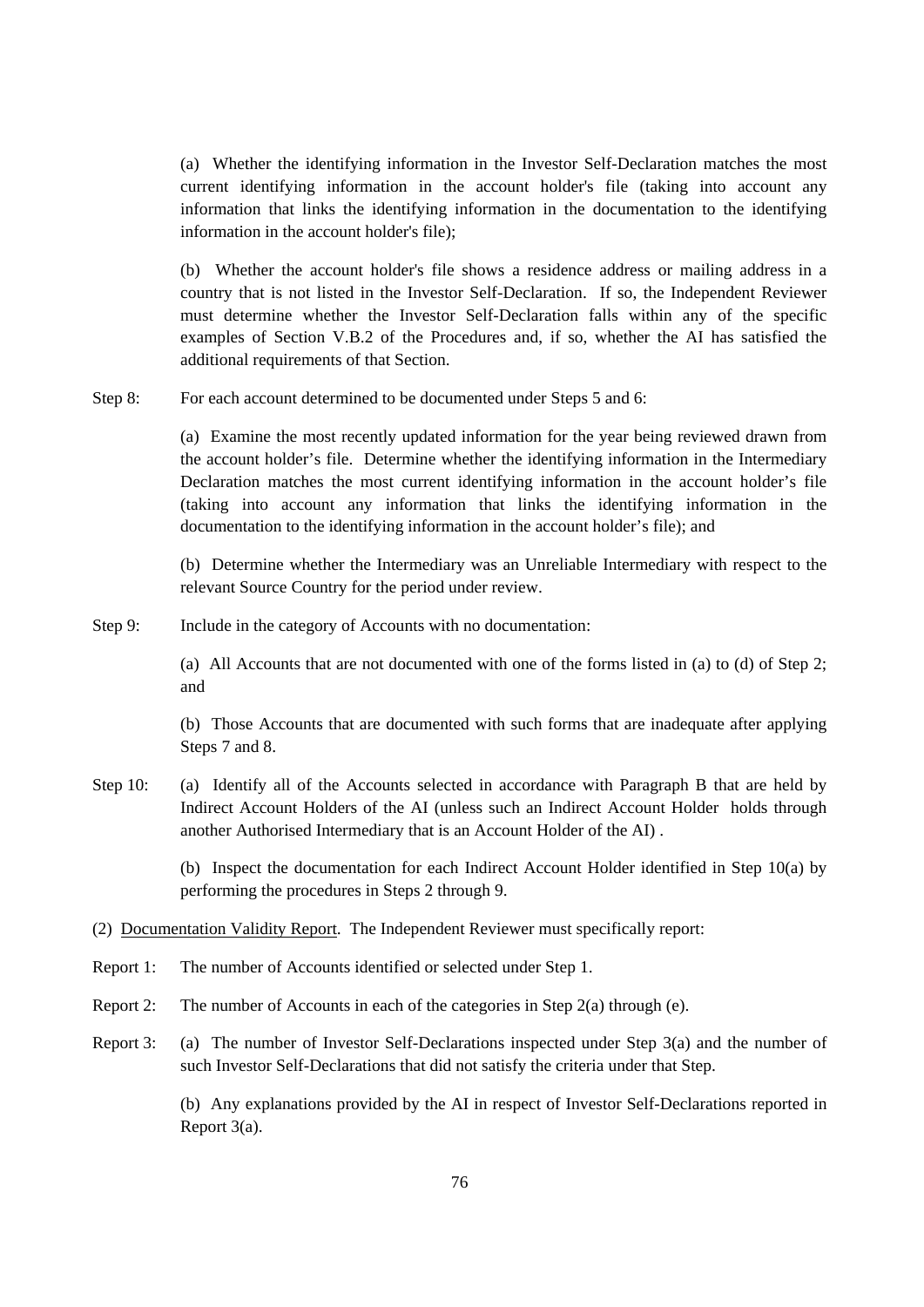(a) Whether the identifying information in the Investor Self-Declaration matches the most current identifying information in the account holder's file (taking into account any information that links the identifying information in the documentation to the identifying information in the account holder's file);

(b) Whether the account holder's file shows a residence address or mailing address in a country that is not listed in the Investor Self-Declaration. If so, the Independent Reviewer must determine whether the Investor Self-Declaration falls within any of the specific examples of Section V.B.2 of the Procedures and, if so, whether the AI has satisfied the additional requirements of that Section.

Step 8: For each account determined to be documented under Steps 5 and 6:

(a) Examine the most recently updated information for the year being reviewed drawn from the account holder's file. Determine whether the identifying information in the Intermediary Declaration matches the most current identifying information in the account holder's file (taking into account any information that links the identifying information in the documentation to the identifying information in the account holder's file); and

(b) Determine whether the Intermediary was an Unreliable Intermediary with respect to the relevant Source Country for the period under review.

Step 9: Include in the category of Accounts with no documentation:

(a) All Accounts that are not documented with one of the forms listed in (a) to (d) of Step 2; and

(b) Those Accounts that are documented with such forms that are inadequate after applying Steps 7 and 8.

Step 10: (a) Identify all of the Accounts selected in accordance with Paragraph B that are held by Indirect Account Holders of the AI (unless such an Indirect Account Holder holds through another Authorised Intermediary that is an Account Holder of the AI) .

(b) Inspect the documentation for each Indirect Account Holder identified in Step 10(a) by performing the procedures in Steps 2 through 9.

(2) <u>Documentation Validity Report</u>. The Independent Reviewer must specifically report:

Report 1: The number of Accounts identified or selected under Step 1.

Report 2: The number of Accounts in each of the categories in Step 2(a) through (e).

Report 3: (a) The number of Investor Self-Declarations inspected under Step 3(a) and the number of such Investor Self-Declarations that did not satisfy the criteria under that Step.

(b) Any explanations provided by the AI in respect of Investor Self-Declarations reported in Report 3(a).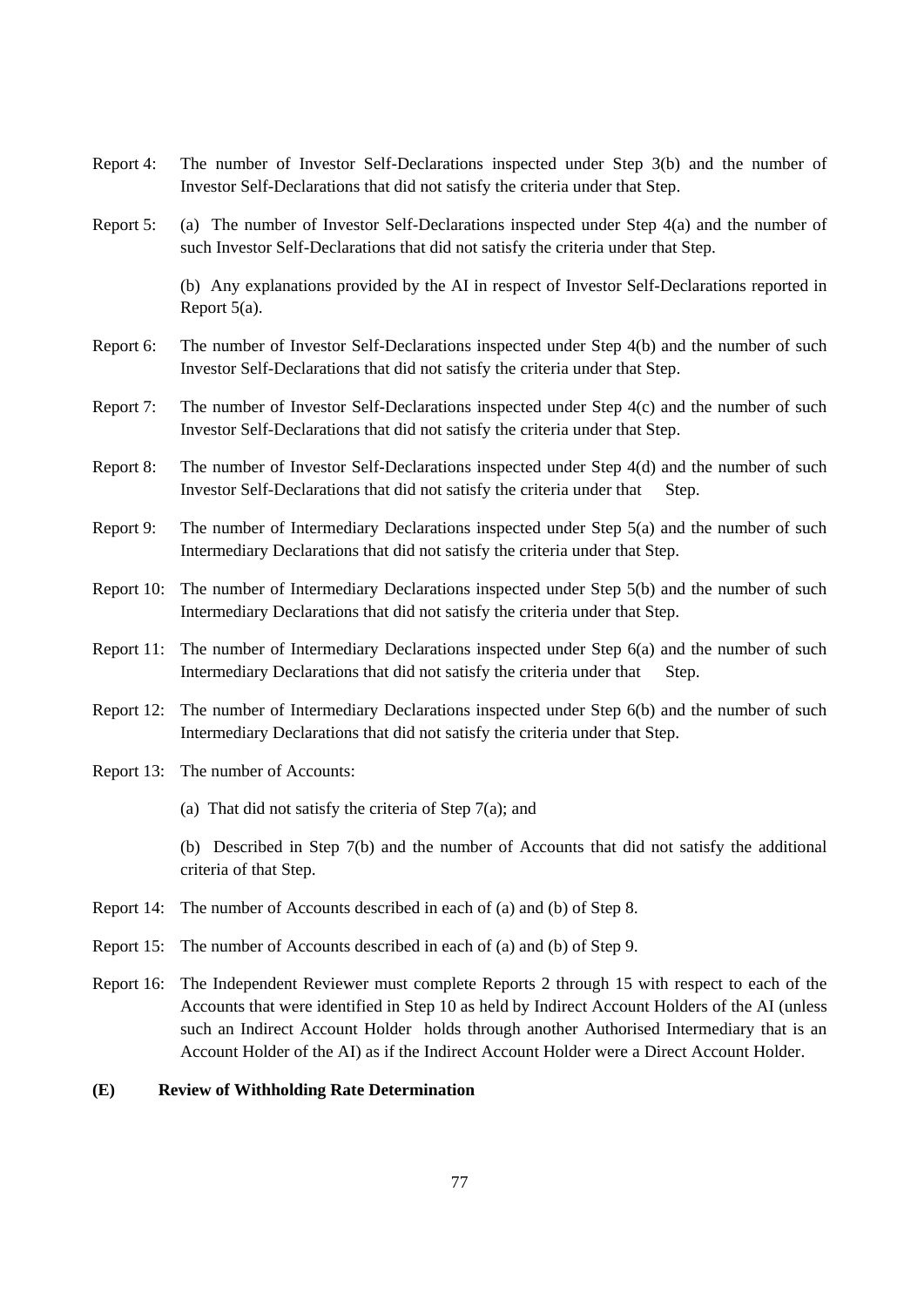Report 4: The number of Investor Self-Declarations inspected under Step 3(b) and the number of Investor Self-Declarations that did not satisfy the criteria under that Step.

Report 5: (a) The number of Investor Self-Declarations inspected under Step 4(a) and the number of such Investor Self-Declarations that did not satisfy the criteria under that Step.

(b) Any explanations provided by the AI in respect of Investor Self-Declarations reported in Report 5(a).

Report 6: The number of Investor Self-Declarations inspected under Step 4(b) and the number of such Investor Self-Declarations that did not satisfy the criteria under that Step.

Report 7: The number of Investor Self-Declarations inspected under Step 4(c) and the number of such Investor Self-Declarations that did not satisfy the criteria under that Step.

Report 8: The number of Investor Self-Declarations inspected under Step 4(d) and the number of such Investor Self-Declarations that did not satisfy the criteria under that Step.

Report 9: The number of Intermediary Declarations inspected under Step 5(a) and the number of such Intermediary Declarations that did not satisfy the criteria under that Step.

Report 10: The number of Intermediary Declarations inspected under Step 5(b) and the number of such Intermediary Declarations that did not satisfy the criteria under that Step.

Report 11: The number of Intermediary Declarations inspected under Step 6(a) and the number of such Intermediary Declarations that did not satisfy the criteria under that Step.

Report 12: The number of Intermediary Declarations inspected under Step 6(b) and the number of such Intermediary Declarations that did not satisfy the criteria under that Step.

Report 13: The number of Accounts:

(a) That did not satisfy the criteria of Step 7(a); and

(b) Described in Step 7(b) and the number of Accounts that did not satisfy the additional criteria of that Step.

Report 14: The number of Accounts described in each of (a) and (b) of Step 8.

Report 15: The number of Accounts described in each of (a) and (b) of Step 9.

Report 16: The Independent Reviewer must complete Reports 2 through 15 with respect to each of the Accounts that were identified in Step 10 as held by Indirect Account Holders of the AI (unless such an Indirect Account Holder holds through another Authorised Intermediary that is an Account Holder of the AI) as if the Indirect Account Holder were a Direct Account Holder.

**(E) Review of Withholding Rate Determination**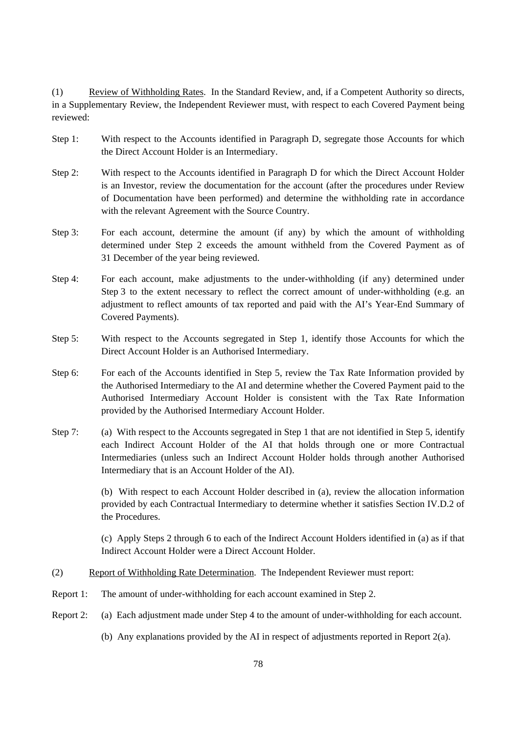(1) Review of Withholding Rates. In the Standard Review, and, if a Competent Authority so directs, in a Supplementary Review, the Independent Reviewer must, with respect to each Covered Payment being reviewed:

Step 1: With respect to the Accounts identified in Paragraph D, segregate those Accounts for which the Direct Account Holder is an Intermediary.

Step 2: With respect to the Accounts identified in Paragraph D for which the Direct Account Holder is an Investor, review the documentation for the account (after the procedures under Review of Documentation have been performed) and determine the withholding rate in accordance with the relevant Agreement with the Source Country.

Step 3: For each account, determine the amount (if any) by which the amount of withholding determined under Step 2 exceeds the amount withheld from the Covered Payment as of 31 December of the year being reviewed.

Step 4: For each account, make adjustments to the under-withholding (if any) determined under Step 3 to the extent necessary to reflect the correct amount of under-withholding (e.g. an adjustment to reflect amounts of tax reported and paid with the AI's Year-End Summary of Covered Payments).

Step 5: With respect to the Accounts segregated in Step 1, identify those Accounts for which the Direct Account Holder is an Authorised Intermediary.

Step 6: For each of the Accounts identified in Step 5, review the Tax Rate Information provided by the Authorised Intermediary to the AI and determine whether the Covered Payment paid to the Authorised Intermediary Account Holder is consistent with the Tax Rate Information provided by the Authorised Intermediary Account Holder.

Step 7: (a) With respect to the Accounts segregated in Step 1 that are not identified in Step 5, identify each Indirect Account Holder of the AI that holds through one or more Contractual Intermediaries (unless such an Indirect Account Holder holds through another Authorised Intermediary that is an Account Holder of the AI).

(b) With respect to each Account Holder described in (a), review the allocation information provided by each Contractual Intermediary to determine whether it satisfies Section IV.D.2 of the Procedures.

(c) Apply Steps 2 through 6 to each of the Indirect Account Holders identified in (a) as if that Indirect Account Holder were a Direct Account Holder.

(2) Report of Withholding Rate Determination. The Independent Reviewer must report:

Report 1: The amount of under-withholding for each account examined in Step 2.

Report 2: (a) Each adjustment made under Step 4 to the amount of under-withholding for each account.

(b) Any explanations provided by the AI in respect of adjustments reported in Report 2(a).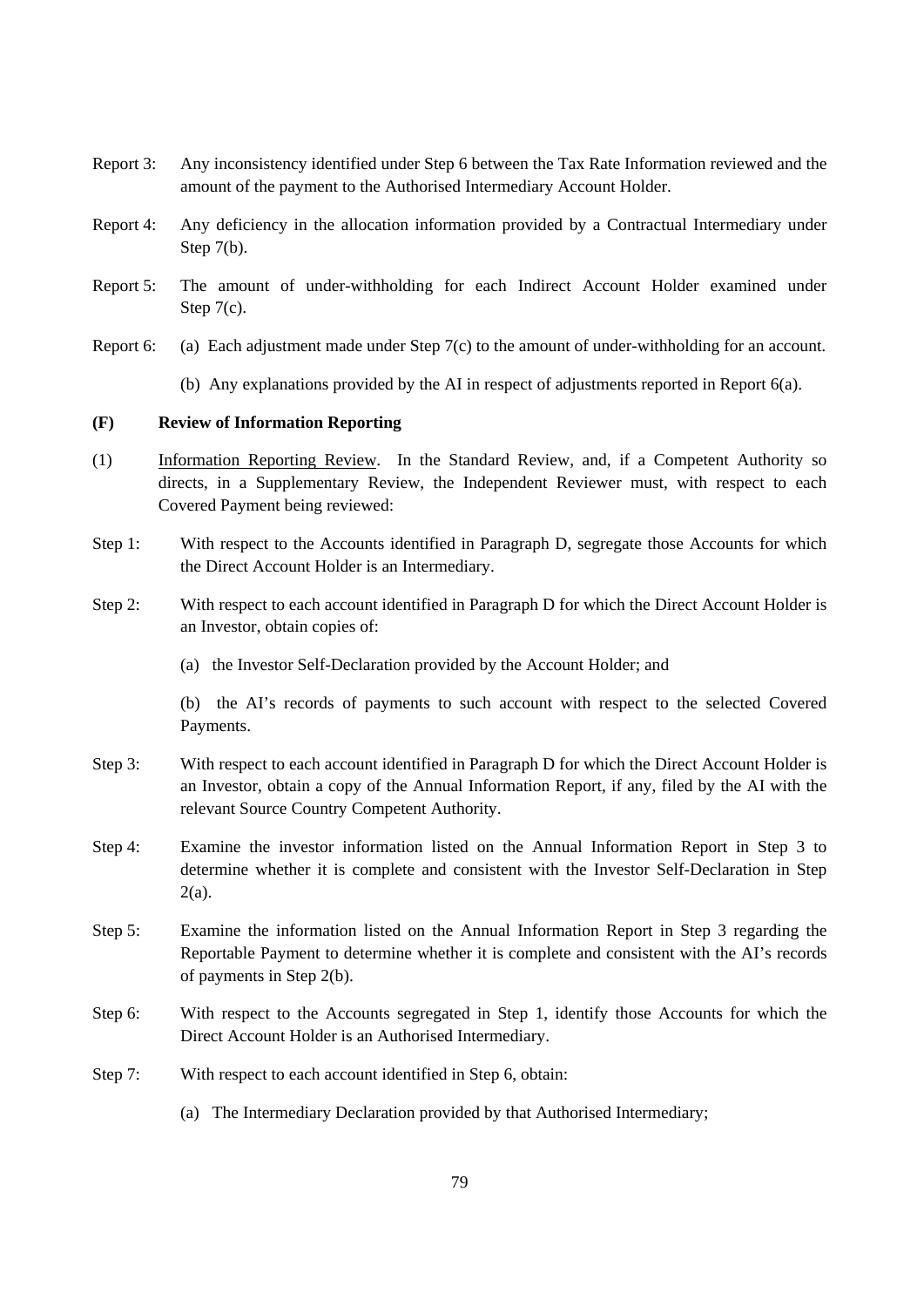Report 3: Any inconsistency identified under Step 6 between the Tax Rate Information reviewed and the amount of the payment to the Authorised Intermediary Account Holder.

Report 4: Any deficiency in the allocation information provided by a Contractual Intermediary under Step 7(b).

Report 5: The amount of under-withholding for each Indirect Account Holder examined under Step 7(c).

Report 6: (a) Each adjustment made under Step 7(c) to the amount of under-withholding for an account.

(b) Any explanations provided by the AI in respect of adjustments reported in Report 6(a).

**(F) Review of Information Reporting**

(1) Information Reporting Review. In the Standard Review, and, if a Competent Authority so directs, in a Supplementary Review, the Independent Reviewer must, with respect to each Covered Payment being reviewed:

Step 1: With respect to the Accounts identified in Paragraph D, segregate those Accounts for which the Direct Account Holder is an Intermediary.

Step 2: With respect to each account identified in Paragraph D for which the Direct Account Holder is an Investor, obtain copies of:

(a) the Investor Self-Declaration provided by the Account Holder; and

(b) the AI's records of payments to such account with respect to the selected Covered Payments.

Step 3: With respect to each account identified in Paragraph D for which the Direct Account Holder is an Investor, obtain a copy of the Annual Information Report, if any, filed by the AI with the relevant Source Country Competent Authority.

Step 4: Examine the investor information listed on the Annual Information Report in Step 3 to determine whether it is complete and consistent with the Investor Self-Declaration in Step 2(a).

Step 5: Examine the information listed on the Annual Information Report in Step 3 regarding the Reportable Payment to determine whether it is complete and consistent with the AI's records of payments in Step 2(b).

Step 6: With respect to the Accounts segregated in Step 1, identify those Accounts for which the Direct Account Holder is an Authorised Intermediary.

Step 7: With respect to each account identified in Step 6, obtain:

(a) The Intermediary Declaration provided by that Authorised Intermediary;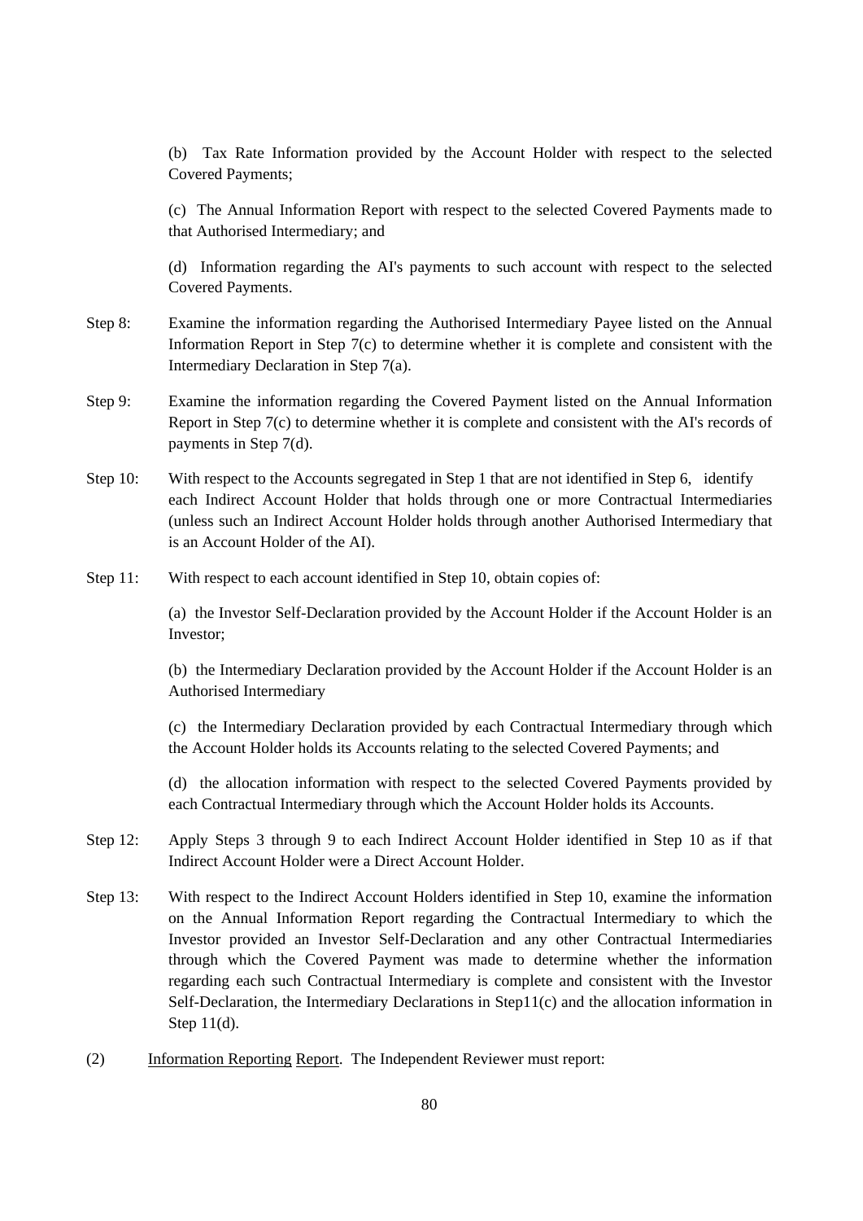(b) Tax Rate Information provided by the Account Holder with respect to the selected Covered Payments;

(c) The Annual Information Report with respect to the selected Covered Payments made to that Authorised Intermediary; and

(d) Information regarding the AI's payments to such account with respect to the selected Covered Payments.

Step 8: Examine the information regarding the Authorised Intermediary Payee listed on the Annual Information Report in Step 7(c) to determine whether it is complete and consistent with the Intermediary Declaration in Step 7(a).

Step 9: Examine the information regarding the Covered Payment listed on the Annual Information Report in Step 7(c) to determine whether it is complete and consistent with the AI's records of payments in Step 7(d).

Step 10: With respect to the Accounts segregated in Step 1 that are not identified in Step 6, identify each Indirect Account Holder that holds through one or more Contractual Intermediaries (unless such an Indirect Account Holder holds through another Authorised Intermediary that is an Account Holder of the AI).

Step 11: With respect to each account identified in Step 10, obtain copies of:

(a) the Investor Self-Declaration provided by the Account Holder if the Account Holder is an Investor;

(b) the Intermediary Declaration provided by the Account Holder if the Account Holder is an Authorised Intermediary

(c) the Intermediary Declaration provided by each Contractual Intermediary through which the Account Holder holds its Accounts relating to the selected Covered Payments; and

(d) the allocation information with respect to the selected Covered Payments provided by each Contractual Intermediary through which the Account Holder holds its Accounts.

Step 12: Apply Steps 3 through 9 to each Indirect Account Holder identified in Step 10 as if that Indirect Account Holder were a Direct Account Holder.

Step 13: With respect to the Indirect Account Holders identified in Step 10, examine the information on the Annual Information Report regarding the Contractual Intermediary to which the Investor provided an Investor Self-Declaration and any other Contractual Intermediaries through which the Covered Payment was made to determine whether the information regarding each such Contractual Intermediary is complete and consistent with the Investor Self-Declaration, the Intermediary Declarations in Step11(c) and the allocation information in Step 11(d).

(2) Information Reporting Report. The Independent Reviewer must report: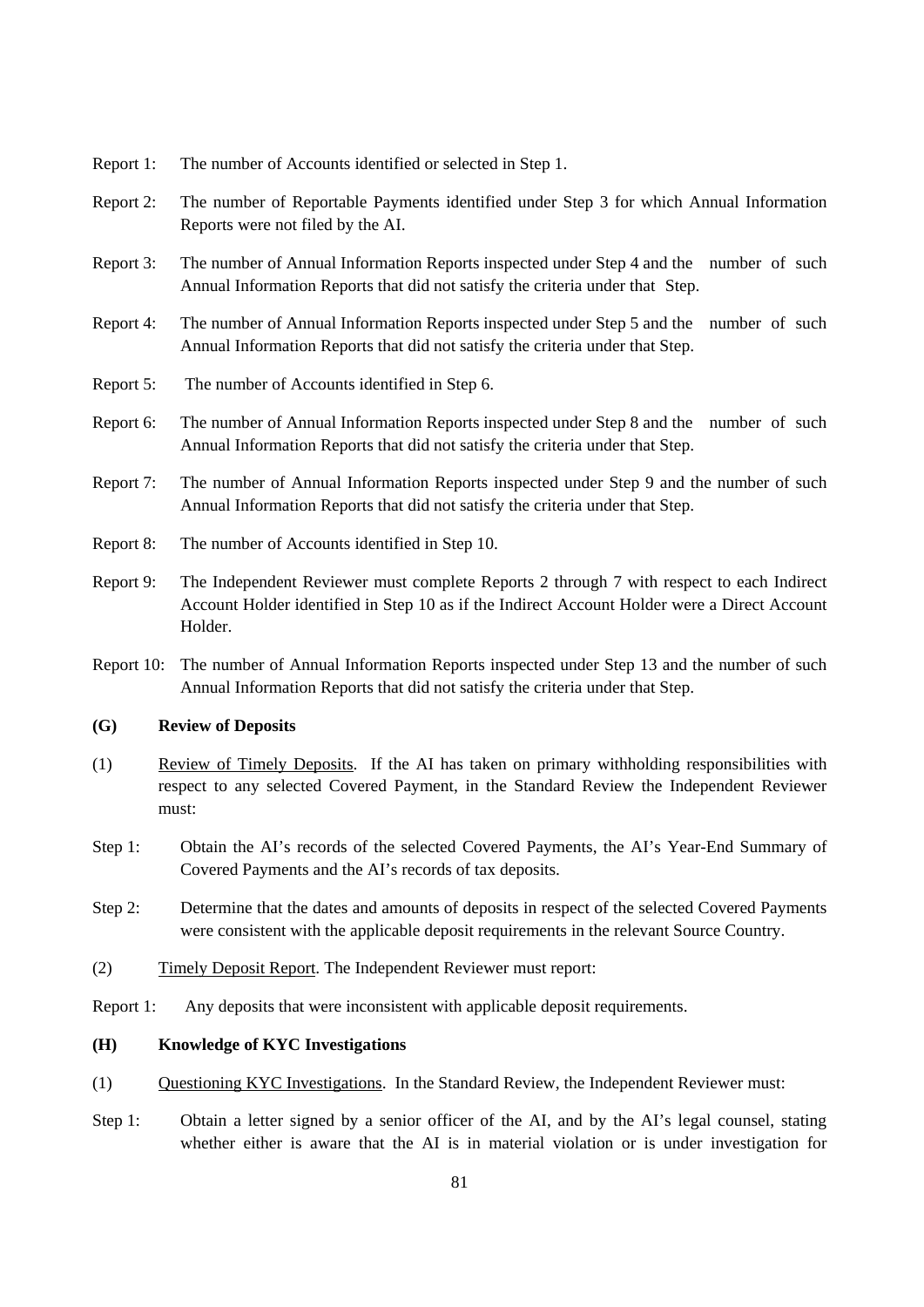Report 1: The number of Accounts identified or selected in Step 1.

Report 2: The number of Reportable Payments identified under Step 3 for which Annual Information Reports were not filed by the AI.

Report 3: The number of Annual Information Reports inspected under Step 4 and the number of such Annual Information Reports that did not satisfy the criteria under that Step.

Report 4: The number of Annual Information Reports inspected under Step 5 and the number of such Annual Information Reports that did not satisfy the criteria under that Step.

Report 5: The number of Accounts identified in Step 6.

Report 6: The number of Annual Information Reports inspected under Step 8 and the number of such Annual Information Reports that did not satisfy the criteria under that Step.

Report 7: The number of Annual Information Reports inspected under Step 9 and the number of such Annual Information Reports that did not satisfy the criteria under that Step.

Report 8: The number of Accounts identified in Step 10.

Report 9: The Independent Reviewer must complete Reports 2 through 7 with respect to each Indirect Account Holder identified in Step 10 as if the Indirect Account Holder were a Direct Account Holder.

Report 10: The number of Annual Information Reports inspected under Step 13 and the number of such Annual Information Reports that did not satisfy the criteria under that Step.

**(G) Review of Deposits**

(1) Review of Timely Deposits. If the AI has taken on primary withholding responsibilities with respect to any selected Covered Payment, in the Standard Review the Independent Reviewer must:

Step 1: Obtain the AI's records of the selected Covered Payments, the AI's Year-End Summary of Covered Payments and the AI's records of tax deposits.

Step 2: Determine that the dates and amounts of deposits in respect of the selected Covered Payments were consistent with the applicable deposit requirements in the relevant Source Country.

(2) Timely Deposit Report. The Independent Reviewer must report:

Report 1: Any deposits that were inconsistent with applicable deposit requirements.

**(H) Knowledge of KYC Investigations**

(1) Questioning KYC Investigations. In the Standard Review, the Independent Reviewer must:

Step 1: Obtain a letter signed by a senior officer of the AI, and by the AI's legal counsel, stating whether either is aware that the AI is in material violation or is under investigation for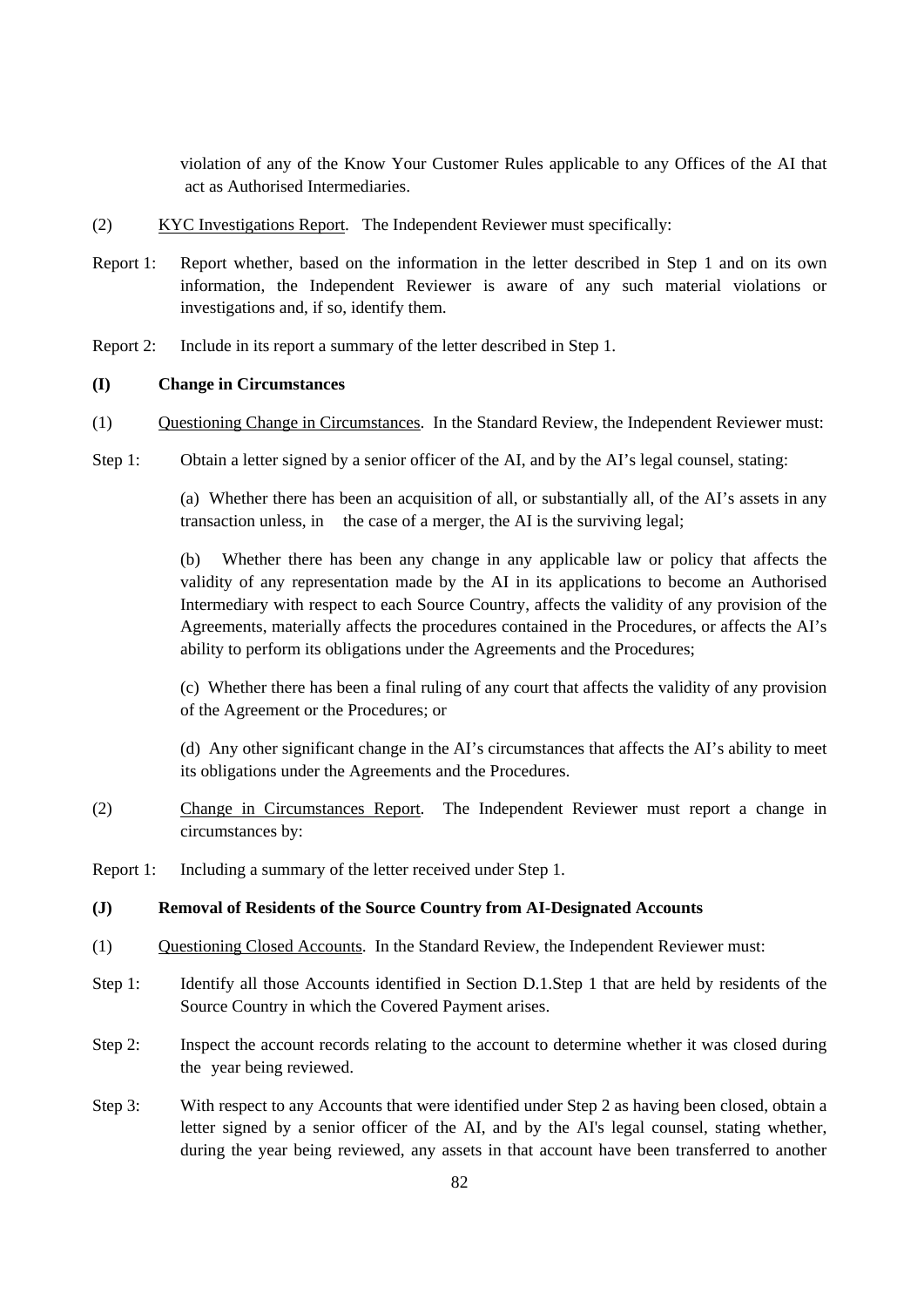violation of any of the Know Your Customer Rules applicable to any Offices of the AI that act as Authorised Intermediaries.

(2) KYC Investigations Report. The Independent Reviewer must specifically:

Report 1: Report whether, based on the information in the letter described in Step 1 and on its own information, the Independent Reviewer is aware of any such material violations or investigations and, if so, identify them.

Report 2: Include in its report a summary of the letter described in Step 1.

**(I) Change in Circumstances**

(1) Questioning Change in Circumstances. In the Standard Review, the Independent Reviewer must:

Step 1: Obtain a letter signed by a senior officer of the AI, and by the AI's legal counsel, stating:

(a) Whether there has been an acquisition of all, or substantially all, of the AI's assets in any transaction unless, in the case of a merger, the AI is the surviving legal;

(b) Whether there has been any change in any applicable law or policy that affects the validity of any representation made by the AI in its applications to become an Authorised Intermediary with respect to each Source Country, affects the validity of any provision of the Agreements, materially affects the procedures contained in the Procedures, or affects the AI's ability to perform its obligations under the Agreements and the Procedures;

(c) Whether there has been a final ruling of any court that affects the validity of any provision of the Agreement or the Procedures; or

(d) Any other significant change in the AI's circumstances that affects the AI's ability to meet its obligations under the Agreements and the Procedures.

(2) Change in Circumstances Report. The Independent Reviewer must report a change in circumstances by:

Report 1: Including a summary of the letter received under Step 1.

**(J) Removal of Residents of the Source Country from AI-Designated Accounts**

(1) Questioning Closed Accounts. In the Standard Review, the Independent Reviewer must:

Step 1: Identify all those Accounts identified in Section D.1.Step 1 that are held by residents of the Source Country in which the Covered Payment arises.

Step 2: Inspect the account records relating to the account to determine whether it was closed during the year being reviewed.

Step 3: With respect to any Accounts that were identified under Step 2 as having been closed, obtain a letter signed by a senior officer of the AI, and by the AI's legal counsel, stating whether, during the year being reviewed, any assets in that account have been transferred to another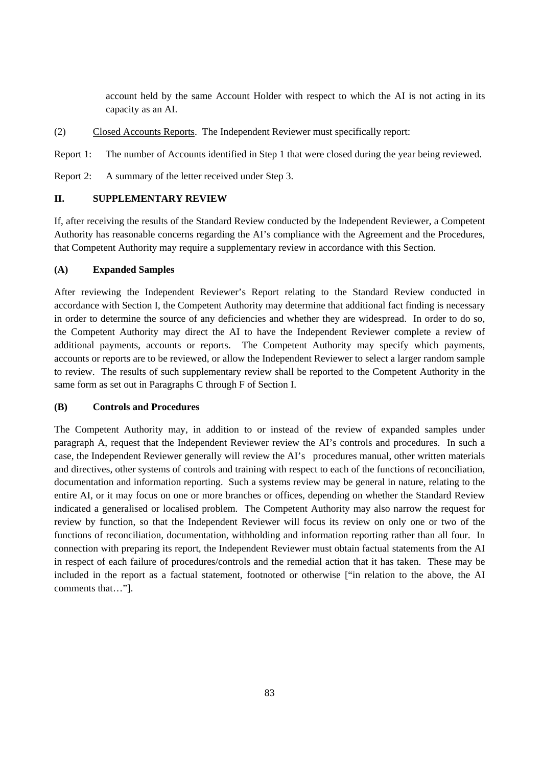account held by the same Account Holder with respect to which the AI is not acting in its capacity as an AI.

(2) Closed Accounts Reports. The Independent Reviewer must specifically report:

Report 1: The number of Accounts identified in Step 1 that were closed during the year being reviewed.

Report 2: A summary of the letter received under Step 3.

## II. SUPPLEMENTARY REVIEW

If, after receiving the results of the Standard Review conducted by the Independent Reviewer, a Competent Authority has reasonable concerns regarding the AI's compliance with the Agreement and the Procedures, that Competent Authority may require a supplementary review in accordance with this Section.

### (A) Expanded Samples

After reviewing the Independent Reviewer's Report relating to the Standard Review conducted in accordance with Section I, the Competent Authority may determine that additional fact finding is necessary in order to determine the source of any deficiencies and whether they are widespread. In order to do so, the Competent Authority may direct the AI to have the Independent Reviewer complete a review of additional payments, accounts or reports. The Competent Authority may specify which payments, accounts or reports are to be reviewed, or allow the Independent Reviewer to select a larger random sample to review. The results of such supplementary review shall be reported to the Competent Authority in the same form as set out in Paragraphs C through F of Section I.

### (B) Controls and Procedures

The Competent Authority may, in addition to or instead of the review of expanded samples under paragraph A, request that the Independent Reviewer review the AI's controls and procedures. In such a case, the Independent Reviewer generally will review the AI's procedures manual, other written materials and directives, other systems of controls and training with respect to each of the functions of reconciliation, documentation and information reporting. Such a systems review may be general in nature, relating to the entire AI, or it may focus on one or more branches or offices, depending on whether the Standard Review indicated a generalised or localised problem. The Competent Authority may also narrow the request for review by function, so that the Independent Reviewer will focus its review on only one or two of the functions of reconciliation, documentation, withholding and information reporting rather than all four. In connection with preparing its report, the Independent Reviewer must obtain factual statements from the AI in respect of each failure of procedures/controls and the remedial action that it has taken. These may be included in the report as a factual statement, footnoted or otherwise ["in relation to the above, the AI comments that…"].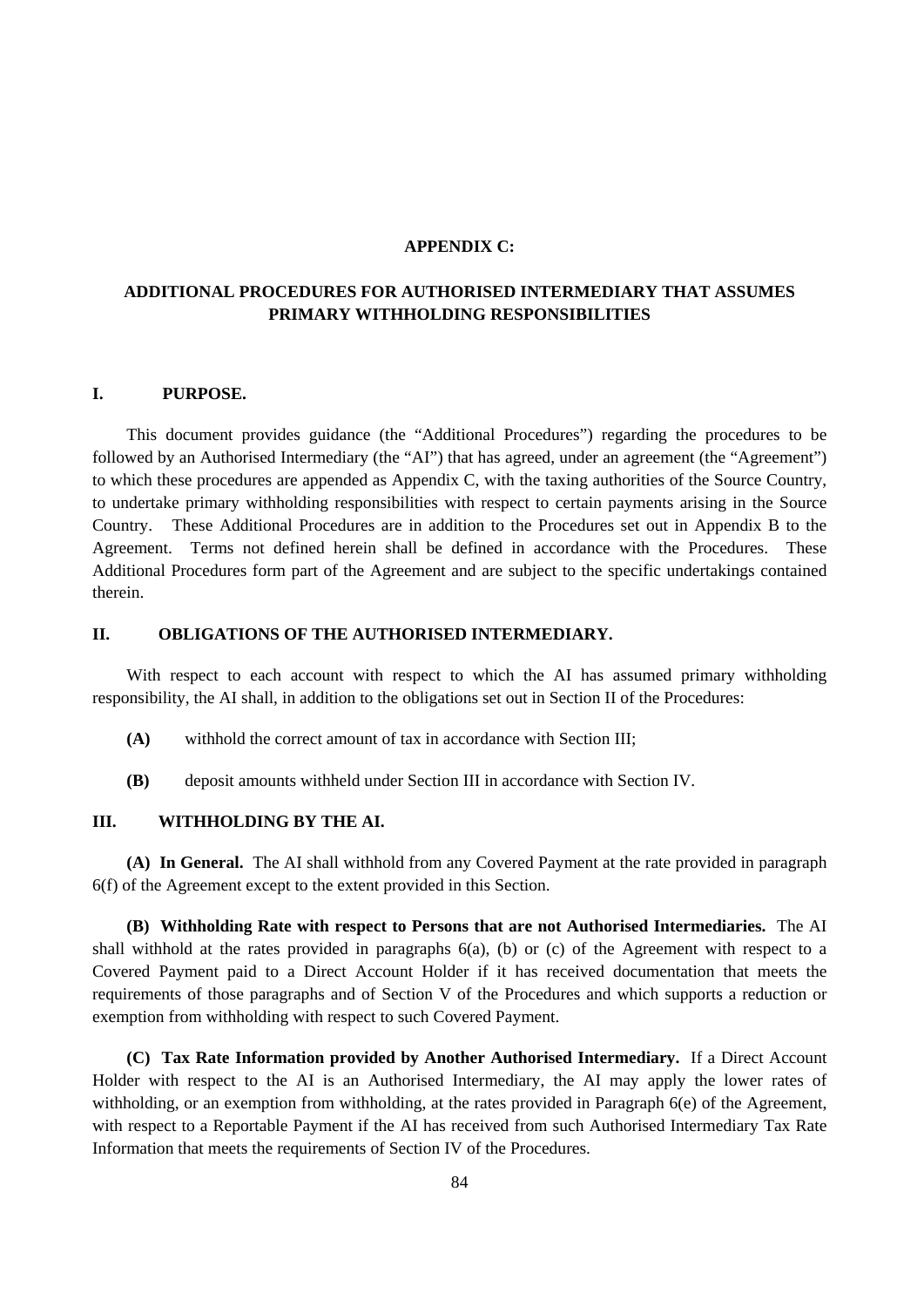# APPENDIX C:

# ADDITIONAL PROCEDURES FOR AUTHORISED INTERMEDIARY THAT ASSUMES PRIMARY WITHHOLDING RESPONSIBILITIES

## I. PURPOSE.

This document provides guidance (the "Additional Procedures") regarding the procedures to be followed by an Authorised Intermediary (the "AI") that has agreed, under an agreement (the "Agreement") to which these procedures are appended as Appendix C, with the taxing authorities of the Source Country, to undertake primary withholding responsibilities with respect to certain payments arising in the Source Country. These Additional Procedures are in addition to the Procedures set out in Appendix B to the Agreement. Terms not defined herein shall be defined in accordance with the Procedures. These Additional Procedures form part of the Agreement and are subject to the specific undertakings contained therein.

## II. OBLIGATIONS OF THE AUTHORISED INTERMEDIARY.

With respect to each account with respect to which the AI has assumed primary withholding responsibility, the AI shall, in addition to the obligations set out in Section II of the Procedures:

**(A)** withhold the correct amount of tax in accordance with Section III;

**(B)** deposit amounts withheld under Section III in accordance with Section IV.

## III. WITHHOLDING BY THE AI.

**(A) In General.** The AI shall withhold from any Covered Payment at the rate provided in paragraph 6(f) of the Agreement except to the extent provided in this Section.

**(B) Withholding Rate with respect to Persons that are not Authorised Intermediaries.** The AI shall withhold at the rates provided in paragraphs 6(a), (b) or (c) of the Agreement with respect to a Covered Payment paid to a Direct Account Holder if it has received documentation that meets the requirements of those paragraphs and of Section V of the Procedures and which supports a reduction or exemption from withholding with respect to such Covered Payment.

**(C) Tax Rate Information provided by Another Authorised Intermediary.** If a Direct Account Holder with respect to the AI is an Authorised Intermediary, the AI may apply the lower rates of withholding, or an exemption from withholding, at the rates provided in Paragraph 6(e) of the Agreement, with respect to a Reportable Payment if the AI has received from such Authorised Intermediary Tax Rate Information that meets the requirements of Section IV of the Procedures.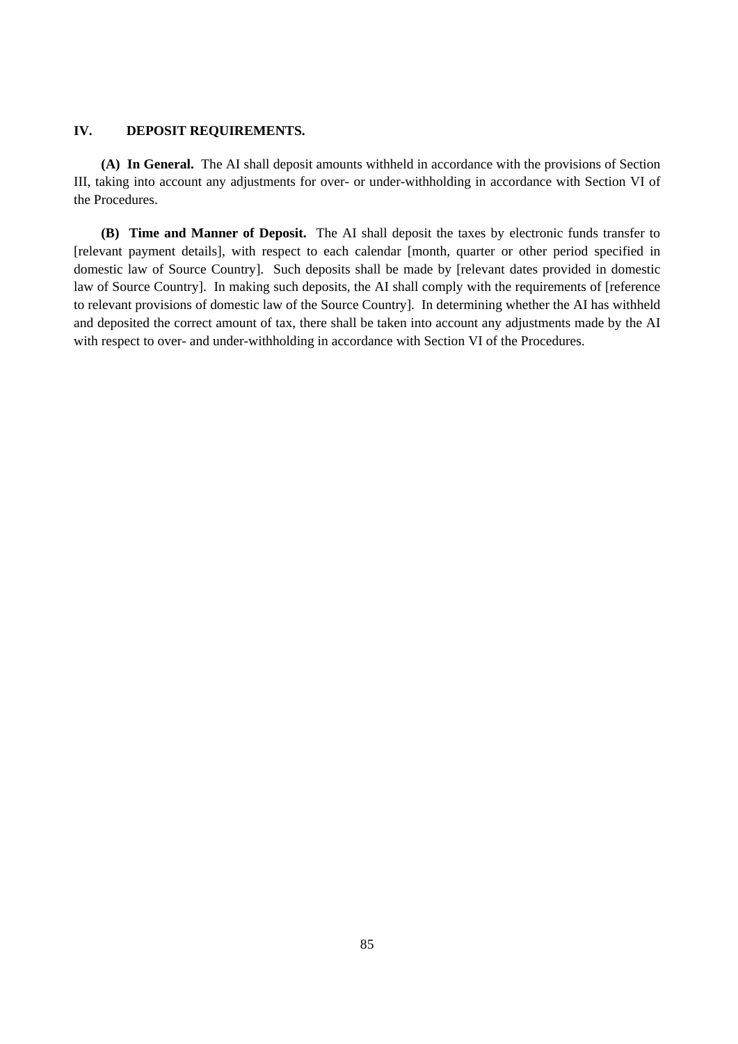## IV. DEPOSIT REQUIREMENTS.

**(A) In General.** The AI shall deposit amounts withheld in accordance with the provisions of Section III, taking into account any adjustments for over- or under-withholding in accordance with Section VI of the Procedures.

**(B) Time and Manner of Deposit.** The AI shall deposit the taxes by electronic funds transfer to [relevant payment details], with respect to each calendar [month, quarter or other period specified in domestic law of Source Country]. Such deposits shall be made by [relevant dates provided in domestic law of Source Country]. In making such deposits, the AI shall comply with the requirements of [reference to relevant provisions of domestic law of the Source Country]. In determining whether the AI has withheld and deposited the correct amount of tax, there shall be taken into account any adjustments made by the AI with respect to over- and under-withholding in accordance with Section VI of the Procedures.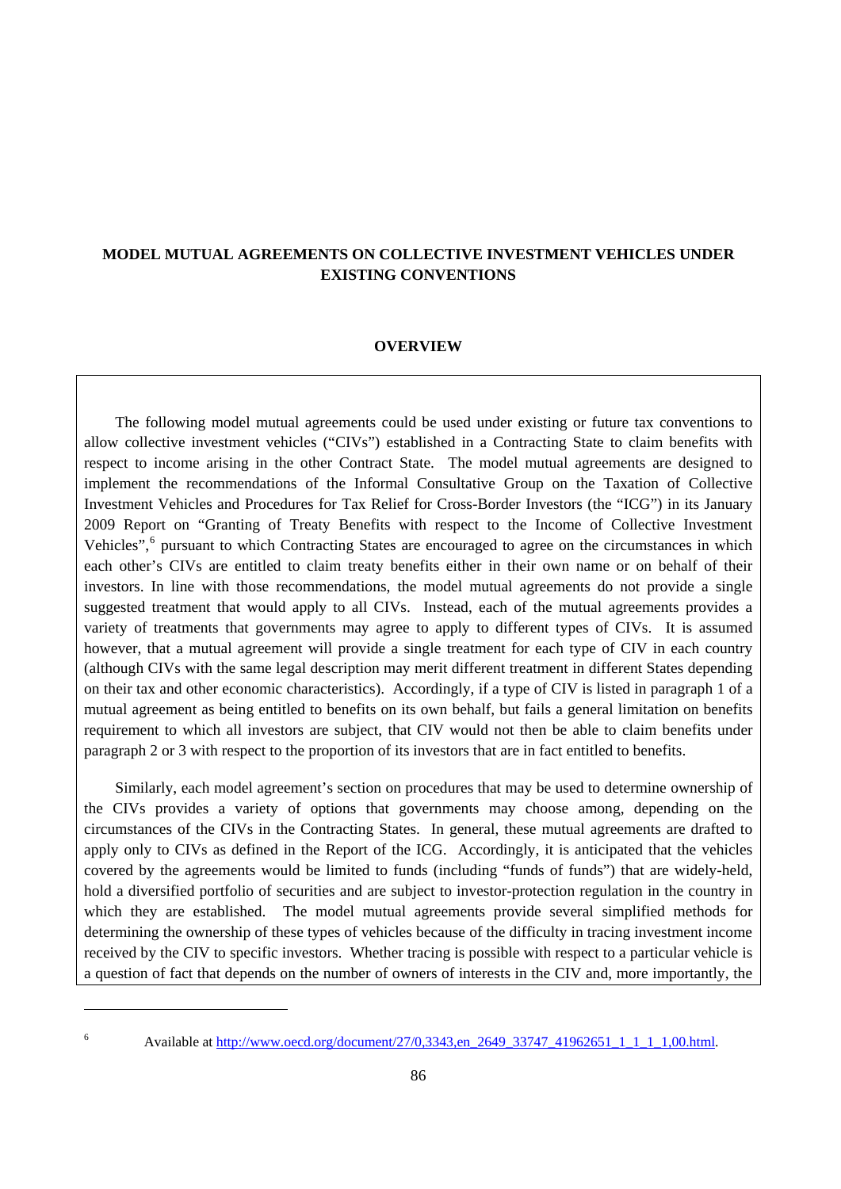# MODEL MUTUAL AGREEMENTS ON COLLECTIVE INVESTMENT VEHICLES UNDER EXISTING CONVENTIONS

## OVERVIEW

The following model mutual agreements could be used under existing or future tax conventions to allow collective investment vehicles ("CIVs") established in a Contracting State to claim benefits with respect to income arising in the other Contract State. The model mutual agreements are designed to implement the recommendations of the Informal Consultative Group on the Taxation of Collective Investment Vehicles and Procedures for Tax Relief for Cross-Border Investors (the "ICG") in its January 2009 Report on "Granting of Treaty Benefits with respect to the Income of Collective Investment Vehicles",[6] pursuant to which Contracting States are encouraged to agree on the circumstances in which each other's CIVs are entitled to claim treaty benefits either in their own name or on behalf of their investors. In line with those recommendations, the model mutual agreements do not provide a single suggested treatment that would apply to all CIVs. Instead, each of the mutual agreements provides a variety of treatments that governments may agree to apply to different types of CIVs. It is assumed however, that a mutual agreement will provide a single treatment for each type of CIV in each country (although CIVs with the same legal description may merit different treatment in different States depending on their tax and other economic characteristics). Accordingly, if a type of CIV is listed in paragraph 1 of a mutual agreement as being entitled to benefits on its own behalf, but fails a general limitation on benefits requirement to which all investors are subject, that CIV would not then be able to claim benefits under paragraph 2 or 3 with respect to the proportion of its investors that are in fact entitled to benefits.

Similarly, each model agreement's section on procedures that may be used to determine ownership of the CIVs provides a variety of options that governments may choose among, depending on the circumstances of the CIVs in the Contracting States. In general, these mutual agreements are drafted to apply only to CIVs as defined in the Report of the ICG. Accordingly, it is anticipated that the vehicles covered by the agreements would be limited to funds (including "funds of funds") that are widely-held, hold a diversified portfolio of securities and are subject to investor-protection regulation in the country in which they are established. The model mutual agreements provide several simplified methods for determining the ownership of these types of vehicles because of the difficulty in tracing investment income received by the CIV to specific investors. Whether tracing is possible with respect to a particular vehicle is a question of fact that depends on the number of owners of interests in the CIV and, more importantly, the

[6] Available at http://www.oecd.org/document/27/0,3343,en_2649_33747_41962651_1_1_1_1,00.html.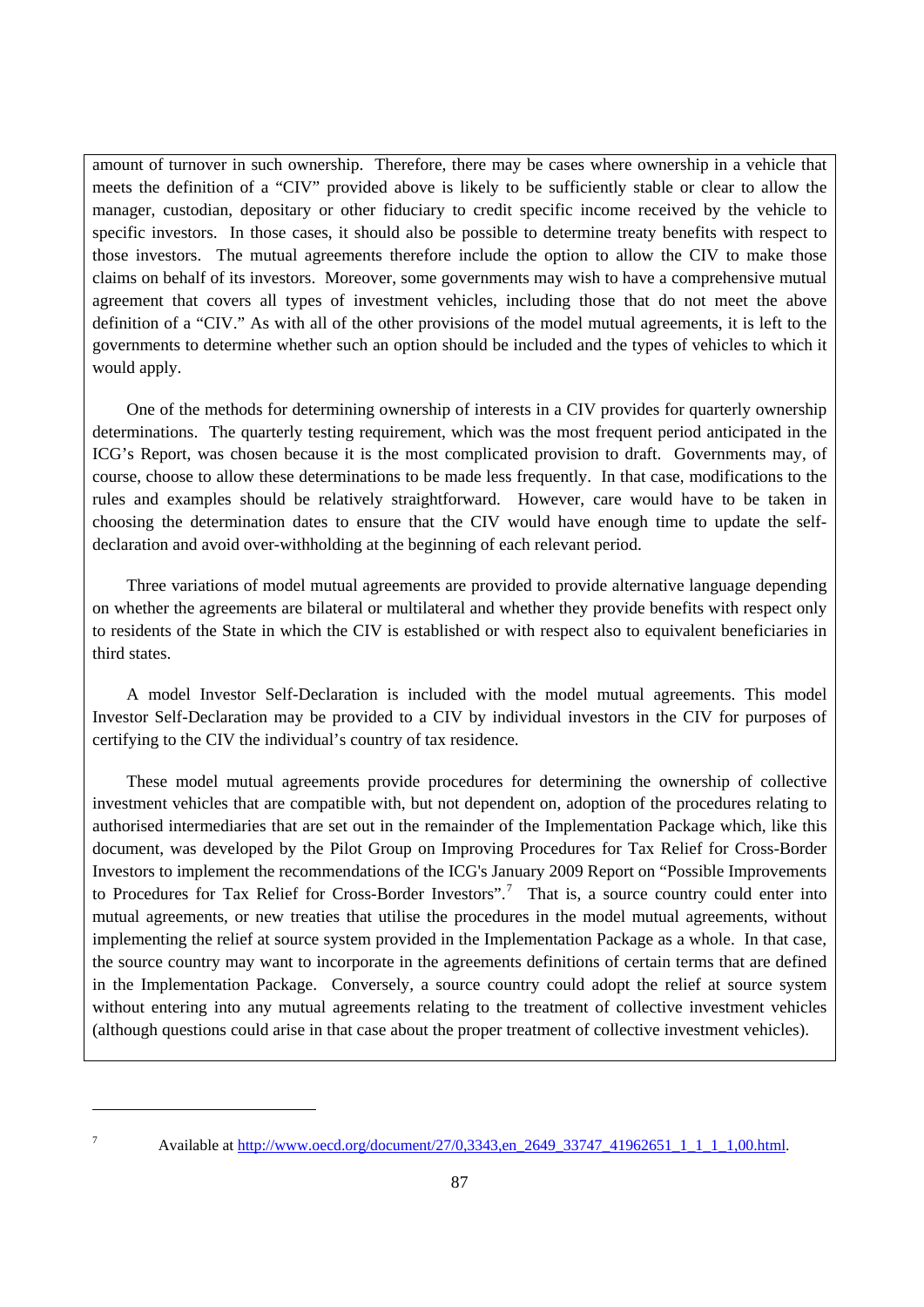amount of turnover in such ownership. Therefore, there may be cases where ownership in a vehicle that meets the definition of a "CIV" provided above is likely to be sufficiently stable or clear to allow the manager, custodian, depositary or other fiduciary to credit specific income received by the vehicle to specific investors. In those cases, it should also be possible to determine treaty benefits with respect to those investors. The mutual agreements therefore include the option to allow the CIV to make those claims on behalf of its investors. Moreover, some governments may wish to have a comprehensive mutual agreement that covers all types of investment vehicles, including those that do not meet the above definition of a "CIV." As with all of the other provisions of the model mutual agreements, it is left to the governments to determine whether such an option should be included and the types of vehicles to which it would apply.

One of the methods for determining ownership of interests in a CIV provides for quarterly ownership determinations. The quarterly testing requirement, which was the most frequent period anticipated in the ICG's Report, was chosen because it is the most complicated provision to draft. Governments may, of course, choose to allow these determinations to be made less frequently. In that case, modifications to the rules and examples should be relatively straightforward. However, care would have to be taken in choosing the determination dates to ensure that the CIV would have enough time to update the self-declaration and avoid over-withholding at the beginning of each relevant period.

Three variations of model mutual agreements are provided to provide alternative language depending on whether the agreements are bilateral or multilateral and whether they provide benefits with respect only to residents of the State in which the CIV is established or with respect also to equivalent beneficiaries in third states.

A model Investor Self-Declaration is included with the model mutual agreements. This model Investor Self-Declaration may be provided to a CIV by individual investors in the CIV for purposes of certifying to the CIV the individual's country of tax residence.

These model mutual agreements provide procedures for determining the ownership of collective investment vehicles that are compatible with, but not dependent on, adoption of the procedures relating to authorised intermediaries that are set out in the remainder of the Implementation Package which, like this document, was developed by the Pilot Group on Improving Procedures for Tax Relief for Cross-Border Investors to implement the recommendations of the ICG's January 2009 Report on "Possible Improvements to Procedures for Tax Relief for Cross-Border Investors".[7] That is, a source country could enter into mutual agreements, or new treaties that utilise the procedures in the model mutual agreements, without implementing the relief at source system provided in the Implementation Package as a whole. In that case, the source country may want to incorporate in the agreements definitions of certain terms that are defined in the Implementation Package. Conversely, a source country could adopt the relief at source system without entering into any mutual agreements relating to the treatment of collective investment vehicles (although questions could arise in that case about the proper treatment of collective investment vehicles).

---

[7] Available at http://www.oecd.org/document/27/0,3343,en_2649_33747_41962651_1_1_1_1,00.html.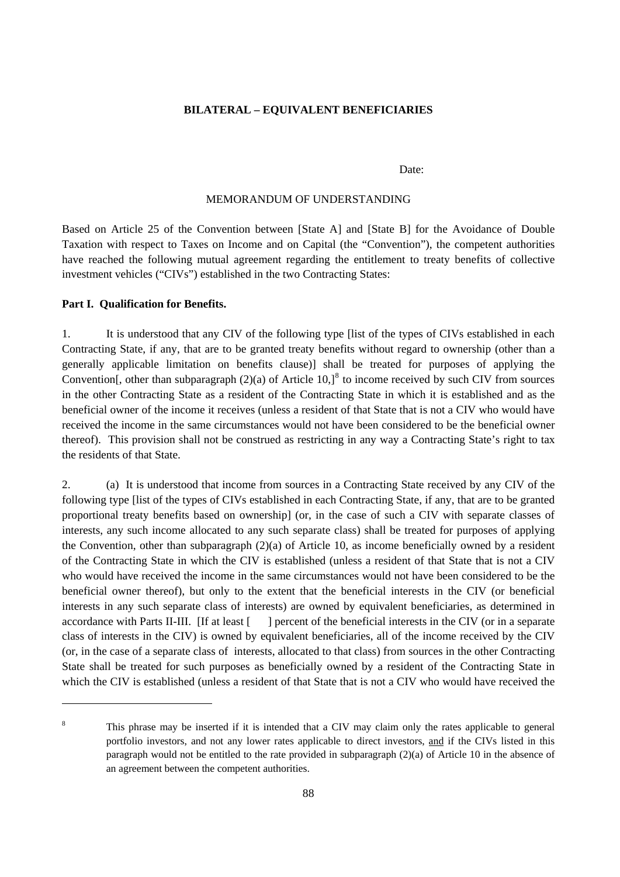**BILATERAL – EQUIVALENT BENEFICIARIES**

Date:

MEMORANDUM OF UNDERSTANDING

Based on Article 25 of the Convention between [State A] and [State B] for the Avoidance of Double Taxation with respect to Taxes on Income and on Capital (the "Convention"), the competent authorities have reached the following mutual agreement regarding the entitlement to treaty benefits of collective investment vehicles ("CIVs") established in the two Contracting States:

**Part I. Qualification for Benefits.**

1. It is understood that any CIV of the following type [list of the types of CIVs established in each Contracting State, if any, that are to be granted treaty benefits without regard to ownership (other than a generally applicable limitation on benefits clause)] shall be treated for purposes of applying the Convention[, other than subparagraph (2)(a) of Article 10,][8] to income received by such CIV from sources in the other Contracting State as a resident of the Contracting State in which it is established and as the beneficial owner of the income it receives (unless a resident of that State that is not a CIV who would have received the income in the same circumstances would not have been considered to be the beneficial owner thereof). This provision shall not be construed as restricting in any way a Contracting State's right to tax the residents of that State.

2. (a) It is understood that income from sources in a Contracting State received by any CIV of the following type [list of the types of CIVs established in each Contracting State, if any, that are to be granted proportional treaty benefits based on ownership] (or, in the case of such a CIV with separate classes of interests, any such income allocated to any such separate class) shall be treated for purposes of applying the Convention, other than subparagraph (2)(a) of Article 10, as income beneficially owned by a resident of the Contracting State in which the CIV is established (unless a resident of that State that is not a CIV who would have received the income in the same circumstances would not have been considered to be the beneficial owner thereof), but only to the extent that the beneficial interests in the CIV (or beneficial interests in any such separate class of interests) are owned by equivalent beneficiaries, as determined in accordance with Parts II-III. [If at least [ ] percent of the beneficial interests in the CIV (or in a separate class of interests in the CIV) is owned by equivalent beneficiaries, all of the income received by the CIV (or, in the case of a separate class of interests, allocated to that class) from sources in the other Contracting State shall be treated for such purposes as beneficially owned by a resident of the Contracting State in which the CIV is established (unless a resident of that State that is not a CIV who would have received the

---

[8] This phrase may be inserted if it is intended that a CIV may claim only the rates applicable to general portfolio investors, and not any lower rates applicable to direct investors, and if the CIVs listed in this paragraph would not be entitled to the rate provided in subparagraph (2)(a) of Article 10 in the absence of an agreement between the competent authorities.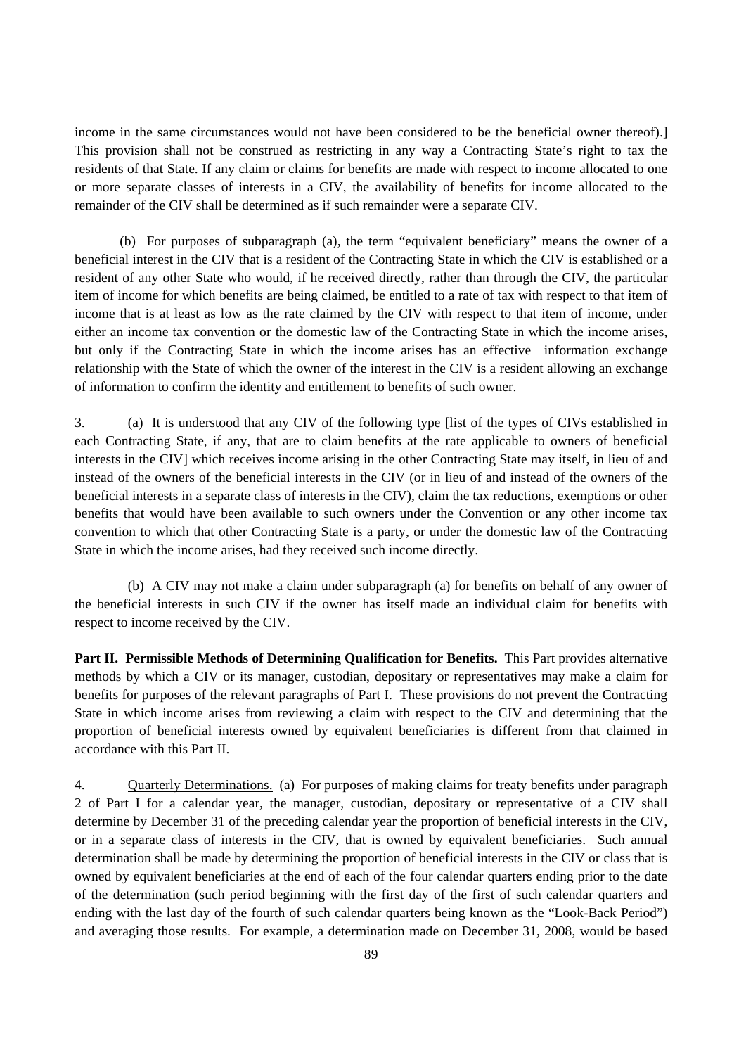income in the same circumstances would not have been considered to be the beneficial owner thereof).] This provision shall not be construed as restricting in any way a Contracting State's right to tax the residents of that State. If any claim or claims for benefits are made with respect to income allocated to one or more separate classes of interests in a CIV, the availability of benefits for income allocated to the remainder of the CIV shall be determined as if such remainder were a separate CIV.

(b) For purposes of subparagraph (a), the term "equivalent beneficiary" means the owner of a beneficial interest in the CIV that is a resident of the Contracting State in which the CIV is established or a resident of any other State who would, if he received directly, rather than through the CIV, the particular item of income for which benefits are being claimed, be entitled to a rate of tax with respect to that item of income that is at least as low as the rate claimed by the CIV with respect to that item of income, under either an income tax convention or the domestic law of the Contracting State in which the income arises, but only if the Contracting State in which the income arises has an effective information exchange relationship with the State of which the owner of the interest in the CIV is a resident allowing an exchange of information to confirm the identity and entitlement to benefits of such owner.

3. (a) It is understood that any CIV of the following type [list of the types of CIVs established in each Contracting State, if any, that are to claim benefits at the rate applicable to owners of beneficial interests in the CIV] which receives income arising in the other Contracting State may itself, in lieu of and instead of the owners of the beneficial interests in the CIV (or in lieu of and instead of the owners of the beneficial interests in a separate class of interests in the CIV), claim the tax reductions, exemptions or other benefits that would have been available to such owners under the Convention or any other income tax convention to which that other Contracting State is a party, or under the domestic law of the Contracting State in which the income arises, had they received such income directly.

(b) A CIV may not make a claim under subparagraph (a) for benefits on behalf of any owner of the beneficial interests in such CIV if the owner has itself made an individual claim for benefits with respect to income received by the CIV.

**Part II. Permissible Methods of Determining Qualification for Benefits.** This Part provides alternative methods by which a CIV or its manager, custodian, depositary or representatives may make a claim for benefits for purposes of the relevant paragraphs of Part I. These provisions do not prevent the Contracting State in which income arises from reviewing a claim with respect to the CIV and determining that the proportion of beneficial interests owned by equivalent beneficiaries is different from that claimed in accordance with this Part II.

4. Quarterly Determinations. (a) For purposes of making claims for treaty benefits under paragraph 2 of Part I for a calendar year, the manager, custodian, depositary or representative of a CIV shall determine by December 31 of the preceding calendar year the proportion of beneficial interests in the CIV, or in a separate class of interests in the CIV, that is owned by equivalent beneficiaries. Such annual determination shall be made by determining the proportion of beneficial interests in the CIV or class that is owned by equivalent beneficiaries at the end of each of the four calendar quarters ending prior to the date of the determination (such period beginning with the first day of the first of such calendar quarters and ending with the last day of the fourth of such calendar quarters being known as the "Look-Back Period") and averaging those results. For example, a determination made on December 31, 2008, would be based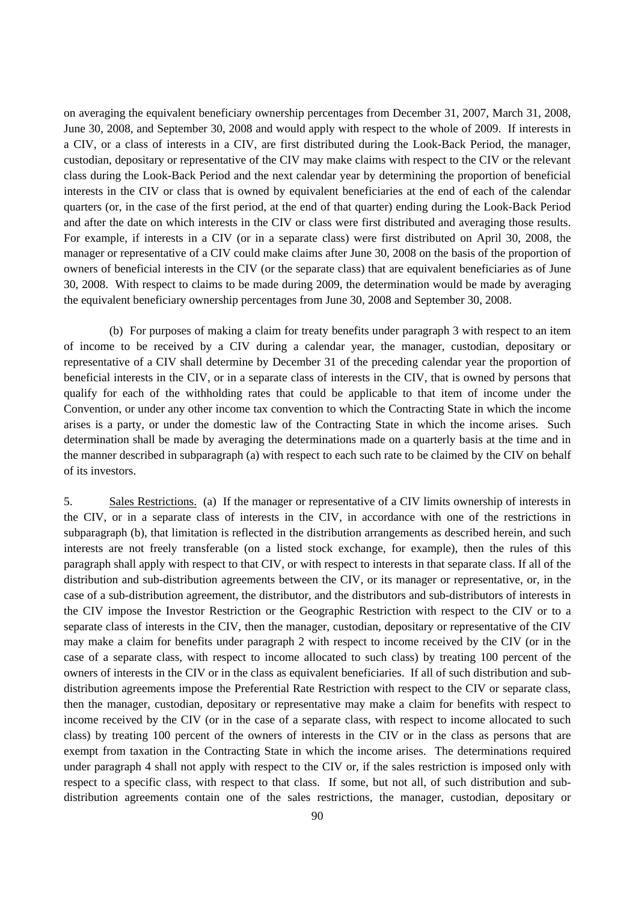on averaging the equivalent beneficiary ownership percentages from December 31, 2007, March 31, 2008, June 30, 2008, and September 30, 2008 and would apply with respect to the whole of 2009. If interests in a CIV, or a class of interests in a CIV, are first distributed during the Look-Back Period, the manager, custodian, depositary or representative of the CIV may make claims with respect to the CIV or the relevant class during the Look-Back Period and the next calendar year by determining the proportion of beneficial interests in the CIV or class that is owned by equivalent beneficiaries at the end of each of the calendar quarters (or, in the case of the first period, at the end of that quarter) ending during the Look-Back Period and after the date on which interests in the CIV or class were first distributed and averaging those results. For example, if interests in a CIV (or in a separate class) were first distributed on April 30, 2008, the manager or representative of a CIV could make claims after June 30, 2008 on the basis of the proportion of owners of beneficial interests in the CIV (or the separate class) that are equivalent beneficiaries as of June 30, 2008. With respect to claims to be made during 2009, the determination would be made by averaging the equivalent beneficiary ownership percentages from June 30, 2008 and September 30, 2008.

(b) For purposes of making a claim for treaty benefits under paragraph 3 with respect to an item of income to be received by a CIV during a calendar year, the manager, custodian, depositary or representative of a CIV shall determine by December 31 of the preceding calendar year the proportion of beneficial interests in the CIV, or in a separate class of interests in the CIV, that is owned by persons that qualify for each of the withholding rates that could be applicable to that item of income under the Convention, or under any other income tax convention to which the Contracting State in which the income arises is a party, or under the domestic law of the Contracting State in which the income arises. Such determination shall be made by averaging the determinations made on a quarterly basis at the time and in the manner described in subparagraph (a) with respect to each such rate to be claimed by the CIV on behalf of its investors.

5. Sales Restrictions. (a) If the manager or representative of a CIV limits ownership of interests in the CIV, or in a separate class of interests in the CIV, in accordance with one of the restrictions in subparagraph (b), that limitation is reflected in the distribution arrangements as described herein, and such interests are not freely transferable (on a listed stock exchange, for example), then the rules of this paragraph shall apply with respect to that CIV, or with respect to interests in that separate class. If all of the distribution and sub-distribution agreements between the CIV, or its manager or representative, or, in the case of a sub-distribution agreement, the distributor, and the distributors and sub-distributors of interests in the CIV impose the Investor Restriction or the Geographic Restriction with respect to the CIV or to a separate class of interests in the CIV, then the manager, custodian, depositary or representative of the CIV may make a claim for benefits under paragraph 2 with respect to income received by the CIV (or in the case of a separate class, with respect to income allocated to such class) by treating 100 percent of the owners of interests in the CIV or in the class as equivalent beneficiaries. If all of such distribution and sub-distribution agreements impose the Preferential Rate Restriction with respect to the CIV or separate class, then the manager, custodian, depositary or representative may make a claim for benefits with respect to income received by the CIV (or in the case of a separate class, with respect to income allocated to such class) by treating 100 percent of the owners of interests in the CIV or in the class as persons that are exempt from taxation in the Contracting State in which the income arises. The determinations required under paragraph 4 shall not apply with respect to the CIV or, if the sales restriction is imposed only with respect to a specific class, with respect to that class. If some, but not all, of such distribution and sub-distribution agreements contain one of the sales restrictions, the manager, custodian, depositary or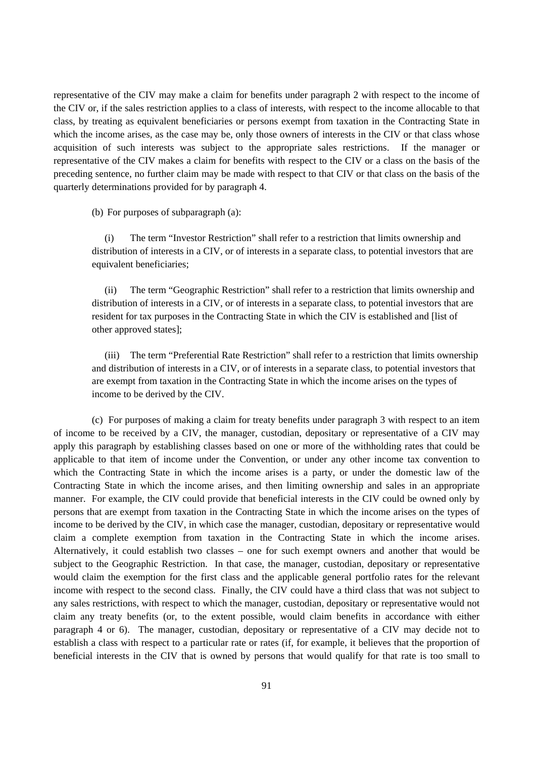representative of the CIV may make a claim for benefits under paragraph 2 with respect to the income of the CIV or, if the sales restriction applies to a class of interests, with respect to the income allocable to that class, by treating as equivalent beneficiaries or persons exempt from taxation in the Contracting State in which the income arises, as the case may be, only those owners of interests in the CIV or that class whose acquisition of such interests was subject to the appropriate sales restrictions. If the manager or representative of the CIV makes a claim for benefits with respect to the CIV or a class on the basis of the preceding sentence, no further claim may be made with respect to that CIV or that class on the basis of the quarterly determinations provided for by paragraph 4.

(b) For purposes of subparagraph (a):

(i) The term "Investor Restriction" shall refer to a restriction that limits ownership and distribution of interests in a CIV, or of interests in a separate class, to potential investors that are equivalent beneficiaries;

(ii) The term "Geographic Restriction" shall refer to a restriction that limits ownership and distribution of interests in a CIV, or of interests in a separate class, to potential investors that are resident for tax purposes in the Contracting State in which the CIV is established and [list of other approved states];

(iii) The term "Preferential Rate Restriction" shall refer to a restriction that limits ownership and distribution of interests in a CIV, or of interests in a separate class, to potential investors that are exempt from taxation in the Contracting State in which the income arises on the types of income to be derived by the CIV.

(c) For purposes of making a claim for treaty benefits under paragraph 3 with respect to an item of income to be received by a CIV, the manager, custodian, depositary or representative of a CIV may apply this paragraph by establishing classes based on one or more of the withholding rates that could be applicable to that item of income under the Convention, or under any other income tax convention to which the Contracting State in which the income arises is a party, or under the domestic law of the Contracting State in which the income arises, and then limiting ownership and sales in an appropriate manner. For example, the CIV could provide that beneficial interests in the CIV could be owned only by persons that are exempt from taxation in the Contracting State in which the income arises on the types of income to be derived by the CIV, in which case the manager, custodian, depositary or representative would claim a complete exemption from taxation in the Contracting State in which the income arises. Alternatively, it could establish two classes – one for such exempt owners and another that would be subject to the Geographic Restriction. In that case, the manager, custodian, depositary or representative would claim the exemption for the first class and the applicable general portfolio rates for the relevant income with respect to the second class. Finally, the CIV could have a third class that was not subject to any sales restrictions, with respect to which the manager, custodian, depositary or representative would not claim any treaty benefits (or, to the extent possible, would claim benefits in accordance with either paragraph 4 or 6). The manager, custodian, depositary or representative of a CIV may decide not to establish a class with respect to a particular rate or rates (if, for example, it believes that the proportion of beneficial interests in the CIV that is owned by persons that would qualify for that rate is too small to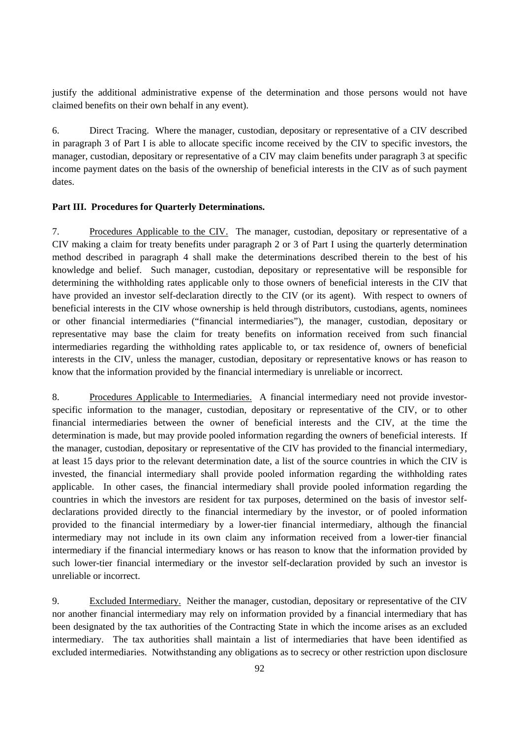justify the additional administrative expense of the determination and those persons would not have claimed benefits on their own behalf in any event).

6. Direct Tracing. Where the manager, custodian, depositary or representative of a CIV described in paragraph 3 of Part I is able to allocate specific income received by the CIV to specific investors, the manager, custodian, depositary or representative of a CIV may claim benefits under paragraph 3 at specific income payment dates on the basis of the ownership of beneficial interests in the CIV as of such payment dates.

**Part III. Procedures for Quarterly Determinations.**

7. Procedures Applicable to the CIV. The manager, custodian, depositary or representative of a CIV making a claim for treaty benefits under paragraph 2 or 3 of Part I using the quarterly determination method described in paragraph 4 shall make the determinations described therein to the best of his knowledge and belief. Such manager, custodian, depositary or representative will be responsible for determining the withholding rates applicable only to those owners of beneficial interests in the CIV that have provided an investor self-declaration directly to the CIV (or its agent). With respect to owners of beneficial interests in the CIV whose ownership is held through distributors, custodians, agents, nominees or other financial intermediaries ("financial intermediaries"), the manager, custodian, depositary or representative may base the claim for treaty benefits on information received from such financial intermediaries regarding the withholding rates applicable to, or tax residence of, owners of beneficial interests in the CIV, unless the manager, custodian, depositary or representative knows or has reason to know that the information provided by the financial intermediary is unreliable or incorrect.

8. Procedures Applicable to Intermediaries. A financial intermediary need not provide investor-specific information to the manager, custodian, depositary or representative of the CIV, or to other financial intermediaries between the owner of beneficial interests and the CIV, at the time the determination is made, but may provide pooled information regarding the owners of beneficial interests. If the manager, custodian, depositary or representative of the CIV has provided to the financial intermediary, at least 15 days prior to the relevant determination date, a list of the source countries in which the CIV is invested, the financial intermediary shall provide pooled information regarding the withholding rates applicable. In other cases, the financial intermediary shall provide pooled information regarding the countries in which the investors are resident for tax purposes, determined on the basis of investor self-declarations provided directly to the financial intermediary by the investor, or of pooled information provided to the financial intermediary by a lower-tier financial intermediary, although the financial intermediary may not include in its own claim any information received from a lower-tier financial intermediary if the financial intermediary knows or has reason to know that the information provided by such lower-tier financial intermediary or the investor self-declaration provided by such an investor is unreliable or incorrect.

9. Excluded Intermediary. Neither the manager, custodian, depositary or representative of the CIV nor another financial intermediary may rely on information provided by a financial intermediary that has been designated by the tax authorities of the Contracting State in which the income arises as an excluded intermediary. The tax authorities shall maintain a list of intermediaries that have been identified as excluded intermediaries. Notwithstanding any obligations as to secrecy or other restriction upon disclosure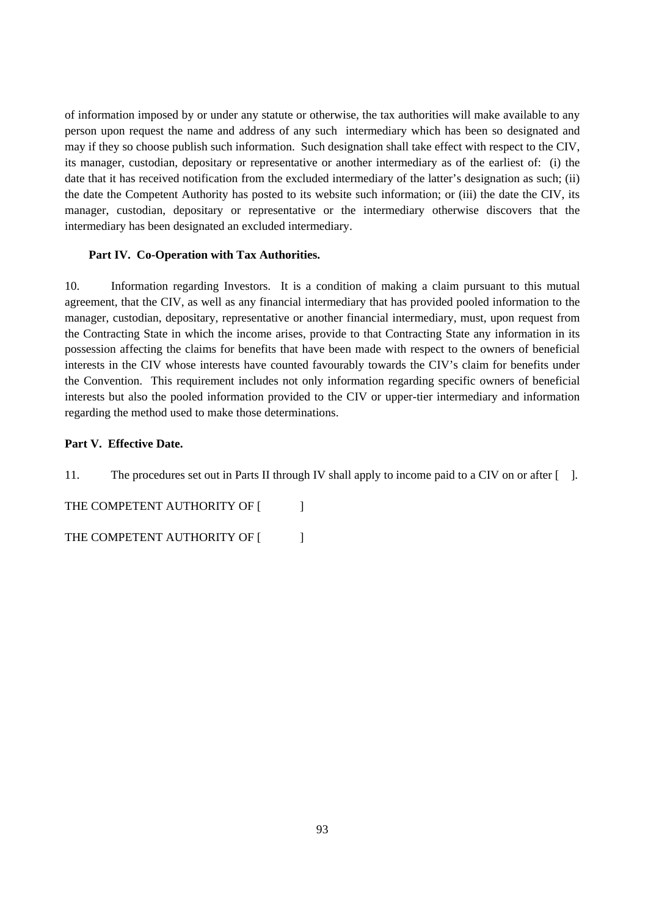of information imposed by or under any statute or otherwise, the tax authorities will make available to any person upon request the name and address of any such intermediary which has been so designated and may if they so choose publish such information. Such designation shall take effect with respect to the CIV, its manager, custodian, depositary or representative or another intermediary as of the earliest of: (i) the date that it has received notification from the excluded intermediary of the latter's designation as such; (ii) the date the Competent Authority has posted to its website such information; or (iii) the date the CIV, its manager, custodian, depositary or representative or the intermediary otherwise discovers that the intermediary has been designated an excluded intermediary.

**Part IV. Co-Operation with Tax Authorities.**

10. Information regarding Investors. It is a condition of making a claim pursuant to this mutual agreement, that the CIV, as well as any financial intermediary that has provided pooled information to the manager, custodian, depositary, representative or another financial intermediary, must, upon request from the Contracting State in which the income arises, provide to that Contracting State any information in its possession affecting the claims for benefits that have been made with respect to the owners of beneficial interests in the CIV whose interests have counted favourably towards the CIV's claim for benefits under the Convention. This requirement includes not only information regarding specific owners of beneficial interests but also the pooled information provided to the CIV or upper-tier intermediary and information regarding the method used to make those determinations.

**Part V. Effective Date.**

11. The procedures set out in Parts II through IV shall apply to income paid to a CIV on or after [ ].

THE COMPETENT AUTHORITY OF [ ]

THE COMPETENT AUTHORITY OF [ ]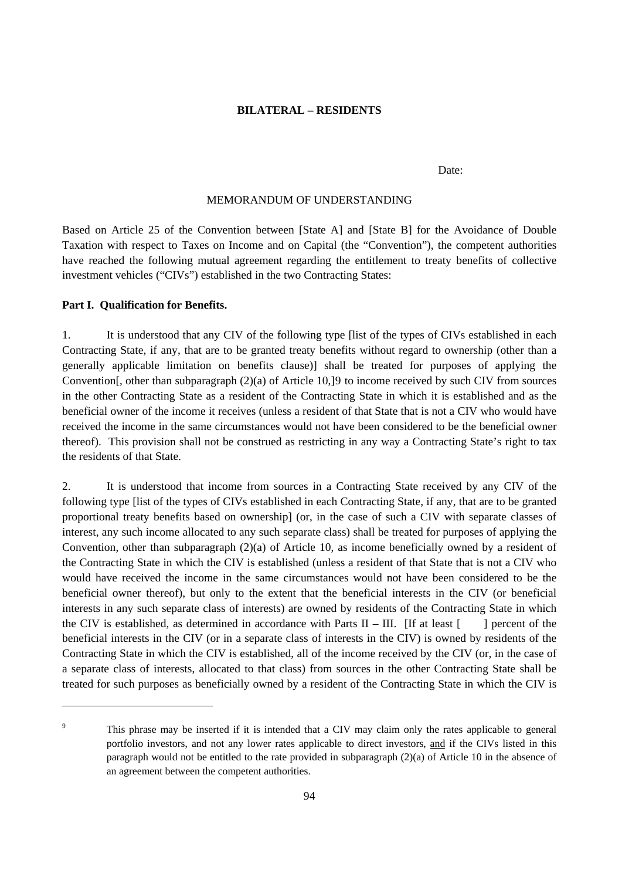**BILATERAL – RESIDENTS**

Date:

MEMORANDUM OF UNDERSTANDING

Based on Article 25 of the Convention between [State A] and [State B] for the Avoidance of Double Taxation with respect to Taxes on Income and on Capital (the "Convention"), the competent authorities have reached the following mutual agreement regarding the entitlement to treaty benefits of collective investment vehicles ("CIVs") established in the two Contracting States:

**Part I. Qualification for Benefits.**

1. It is understood that any CIV of the following type [list of the types of CIVs established in each Contracting State, if any, that are to be granted treaty benefits without regard to ownership (other than a generally applicable limitation on benefits clause)] shall be treated for purposes of applying the Convention[, other than subparagraph (2)(a) of Article 10,][9] to income received by such CIV from sources in the other Contracting State as a resident of the Contracting State in which it is established and as the beneficial owner of the income it receives (unless a resident of that State that is not a CIV who would have received the income in the same circumstances would not have been considered to be the beneficial owner thereof). This provision shall not be construed as restricting in any way a Contracting State's right to tax the residents of that State.

2. It is understood that income from sources in a Contracting State received by any CIV of the following type [list of the types of CIVs established in each Contracting State, if any, that are to be granted proportional treaty benefits based on ownership] (or, in the case of such a CIV with separate classes of interest, any such income allocated to any such separate class) shall be treated for purposes of applying the Convention, other than subparagraph (2)(a) of Article 10, as income beneficially owned by a resident of the Contracting State in which the CIV is established (unless a resident of that State that is not a CIV who would have received the income in the same circumstances would not have been considered to be the beneficial owner thereof), but only to the extent that the beneficial interests in the CIV (or beneficial interests in any such separate class of interests) are owned by residents of the Contracting State in which the CIV is established, as determined in accordance with Parts II – III. [If at least [ ] percent of the beneficial interests in the CIV (or in a separate class of interests in the CIV) is owned by residents of the Contracting State in which the CIV is established, all of the income received by the CIV (or, in the case of a separate class of interests, allocated to that class) from sources in the other Contracting State shall be treated for such purposes as beneficially owned by a resident of the Contracting State in which the CIV is

---

[9] This phrase may be inserted if it is intended that a CIV may claim only the rates applicable to general portfolio investors, and not any lower rates applicable to direct investors, and if the CIVs listed in this paragraph would not be entitled to the rate provided in subparagraph (2)(a) of Article 10 in the absence of an agreement between the competent authorities.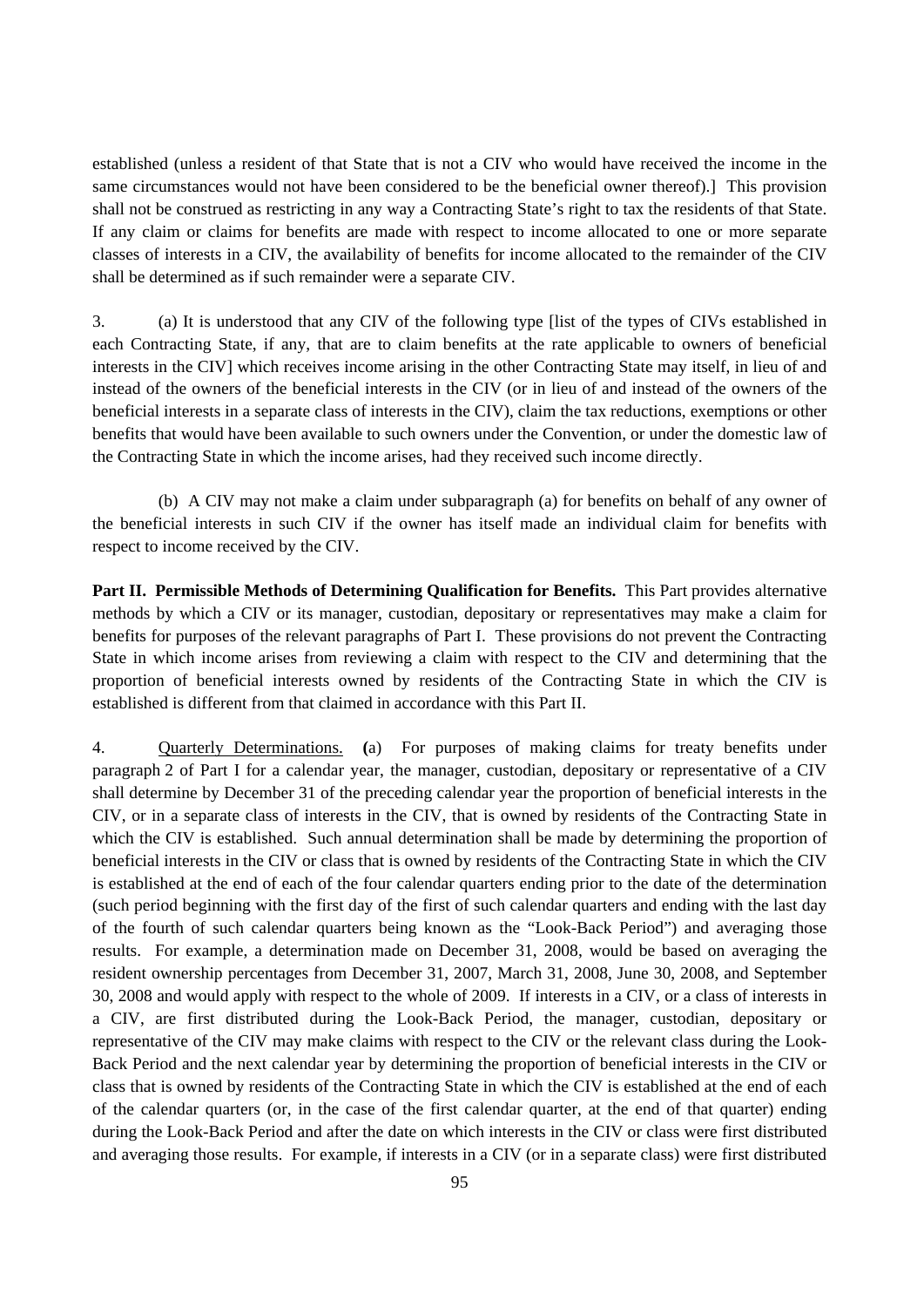established (unless a resident of that State that is not a CIV who would have received the income in the same circumstances would not have been considered to be the beneficial owner thereof).] This provision shall not be construed as restricting in any way a Contracting State's right to tax the residents of that State. If any claim or claims for benefits are made with respect to income allocated to one or more separate classes of interests in a CIV, the availability of benefits for income allocated to the remainder of the CIV shall be determined as if such remainder were a separate CIV.

3. (a) It is understood that any CIV of the following type [list of the types of CIVs established in each Contracting State, if any, that are to claim benefits at the rate applicable to owners of beneficial interests in the CIV] which receives income arising in the other Contracting State may itself, in lieu of and instead of the owners of the beneficial interests in the CIV (or in lieu of and instead of the owners of the beneficial interests in a separate class of interests in the CIV), claim the tax reductions, exemptions or other benefits that would have been available to such owners under the Convention, or under the domestic law of the Contracting State in which the income arises, had they received such income directly.

(b) A CIV may not make a claim under subparagraph (a) for benefits on behalf of any owner of the beneficial interests in such CIV if the owner has itself made an individual claim for benefits with respect to income received by the CIV.

**Part II. Permissible Methods of Determining Qualification for Benefits.** This Part provides alternative methods by which a CIV or its manager, custodian, depositary or representatives may make a claim for benefits for purposes of the relevant paragraphs of Part I. These provisions do not prevent the Contracting State in which income arises from reviewing a claim with respect to the CIV and determining that the proportion of beneficial interests owned by residents of the Contracting State in which the CIV is established is different from that claimed in accordance with this Part II.

4. Quarterly Determinations. **(**a) For purposes of making claims for treaty benefits under paragraph 2 of Part I for a calendar year, the manager, custodian, depositary or representative of a CIV shall determine by December 31 of the preceding calendar year the proportion of beneficial interests in the CIV, or in a separate class of interests in the CIV, that is owned by residents of the Contracting State in which the CIV is established. Such annual determination shall be made by determining the proportion of beneficial interests in the CIV or class that is owned by residents of the Contracting State in which the CIV is established at the end of each of the four calendar quarters ending prior to the date of the determination (such period beginning with the first day of the first of such calendar quarters and ending with the last day of the fourth of such calendar quarters being known as the "Look-Back Period") and averaging those results. For example, a determination made on December 31, 2008, would be based on averaging the resident ownership percentages from December 31, 2007, March 31, 2008, June 30, 2008, and September 30, 2008 and would apply with respect to the whole of 2009. If interests in a CIV, or a class of interests in a CIV, are first distributed during the Look-Back Period, the manager, custodian, depositary or representative of the CIV may make claims with respect to the CIV or the relevant class during the Look-Back Period and the next calendar year by determining the proportion of beneficial interests in the CIV or class that is owned by residents of the Contracting State in which the CIV is established at the end of each of the calendar quarters (or, in the case of the first calendar quarter, at the end of that quarter) ending during the Look-Back Period and after the date on which interests in the CIV or class were first distributed and averaging those results. For example, if interests in a CIV (or in a separate class) were first distributed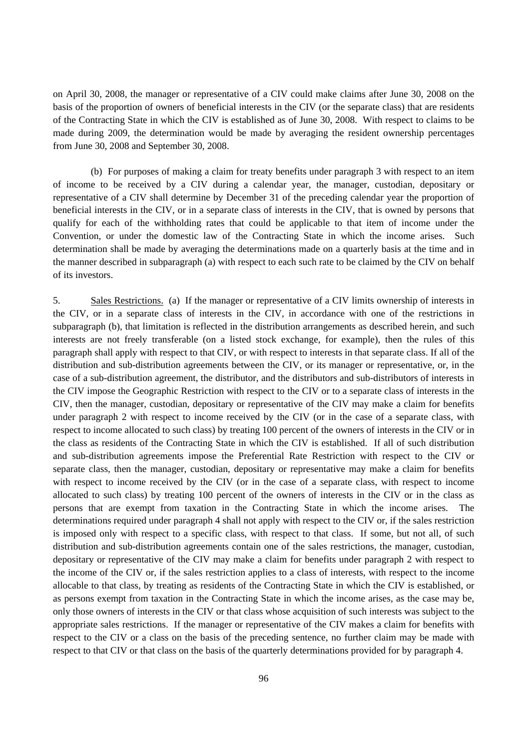on April 30, 2008, the manager or representative of a CIV could make claims after June 30, 2008 on the basis of the proportion of owners of beneficial interests in the CIV (or the separate class) that are residents of the Contracting State in which the CIV is established as of June 30, 2008. With respect to claims to be made during 2009, the determination would be made by averaging the resident ownership percentages from June 30, 2008 and September 30, 2008.

(b) For purposes of making a claim for treaty benefits under paragraph 3 with respect to an item of income to be received by a CIV during a calendar year, the manager, custodian, depositary or representative of a CIV shall determine by December 31 of the preceding calendar year the proportion of beneficial interests in the CIV, or in a separate class of interests in the CIV, that is owned by persons that qualify for each of the withholding rates that could be applicable to that item of income under the Convention, or under the domestic law of the Contracting State in which the income arises. Such determination shall be made by averaging the determinations made on a quarterly basis at the time and in the manner described in subparagraph (a) with respect to each such rate to be claimed by the CIV on behalf of its investors.

5. Sales Restrictions. (a) If the manager or representative of a CIV limits ownership of interests in the CIV, or in a separate class of interests in the CIV, in accordance with one of the restrictions in subparagraph (b), that limitation is reflected in the distribution arrangements as described herein, and such interests are not freely transferable (on a listed stock exchange, for example), then the rules of this paragraph shall apply with respect to that CIV, or with respect to interests in that separate class. If all of the distribution and sub-distribution agreements between the CIV, or its manager or representative, or, in the case of a sub-distribution agreement, the distributor, and the distributors and sub-distributors of interests in the CIV impose the Geographic Restriction with respect to the CIV or to a separate class of interests in the CIV, then the manager, custodian, depositary or representative of the CIV may make a claim for benefits under paragraph 2 with respect to income received by the CIV (or in the case of a separate class, with respect to income allocated to such class) by treating 100 percent of the owners of interests in the CIV or in the class as residents of the Contracting State in which the CIV is established. If all of such distribution and sub-distribution agreements impose the Preferential Rate Restriction with respect to the CIV or separate class, then the manager, custodian, depositary or representative may make a claim for benefits with respect to income received by the CIV (or in the case of a separate class, with respect to income allocated to such class) by treating 100 percent of the owners of interests in the CIV or in the class as persons that are exempt from taxation in the Contracting State in which the income arises. The determinations required under paragraph 4 shall not apply with respect to the CIV or, if the sales restriction is imposed only with respect to a specific class, with respect to that class. If some, but not all, of such distribution and sub-distribution agreements contain one of the sales restrictions, the manager, custodian, depositary or representative of the CIV may make a claim for benefits under paragraph 2 with respect to the income of the CIV or, if the sales restriction applies to a class of interests, with respect to the income allocable to that class, by treating as residents of the Contracting State in which the CIV is established, or as persons exempt from taxation in the Contracting State in which the income arises, as the case may be, only those owners of interests in the CIV or that class whose acquisition of such interests was subject to the appropriate sales restrictions. If the manager or representative of the CIV makes a claim for benefits with respect to the CIV or a class on the basis of the preceding sentence, no further claim may be made with respect to that CIV or that class on the basis of the quarterly determinations provided for by paragraph 4.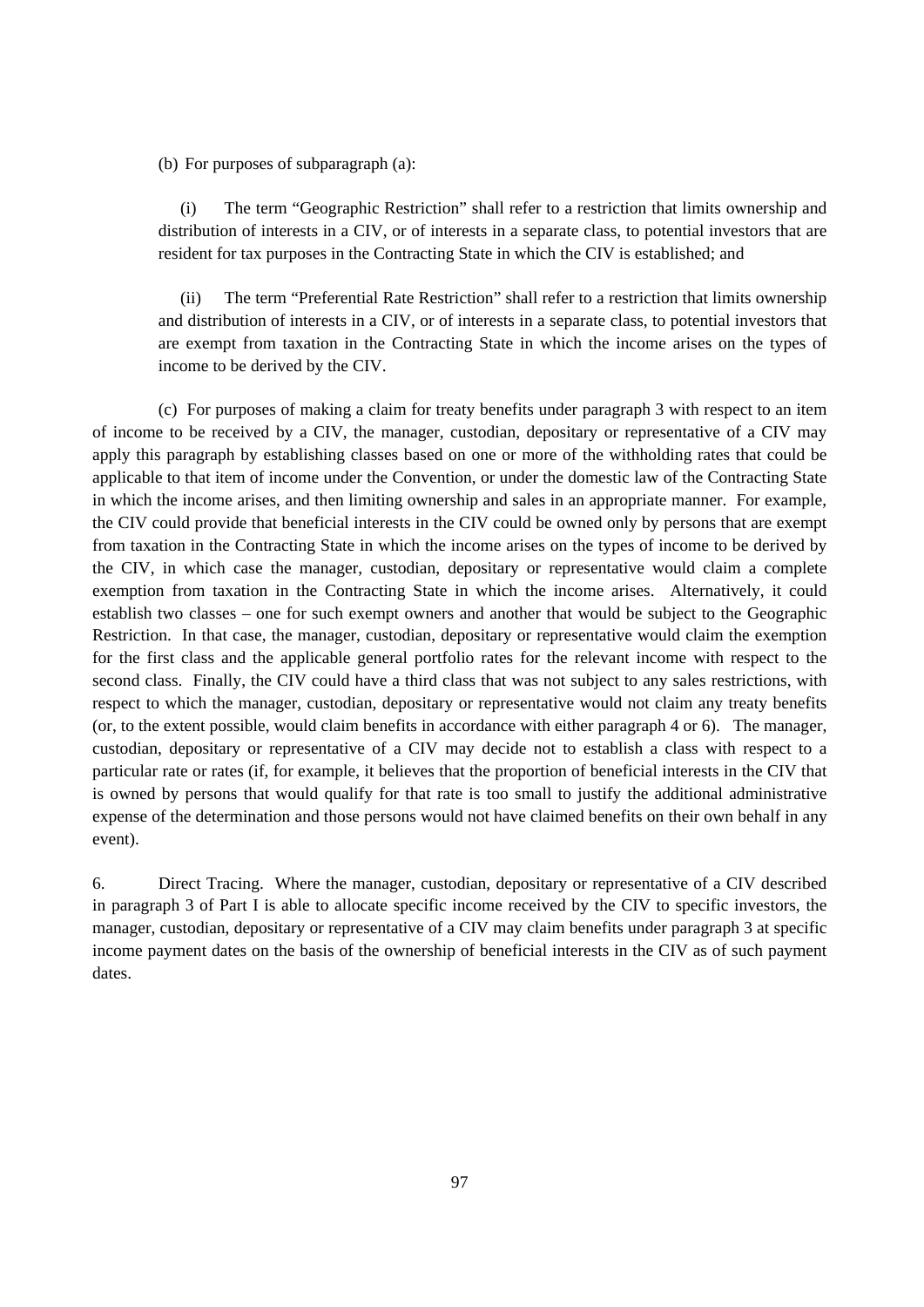(b) For purposes of subparagraph (a):

(i) The term “Geographic Restriction” shall refer to a restriction that limits ownership and distribution of interests in a CIV, or of interests in a separate class, to potential investors that are resident for tax purposes in the Contracting State in which the CIV is established; and

(ii) The term “Preferential Rate Restriction” shall refer to a restriction that limits ownership and distribution of interests in a CIV, or of interests in a separate class, to potential investors that are exempt from taxation in the Contracting State in which the income arises on the types of income to be derived by the CIV.

(c) For purposes of making a claim for treaty benefits under paragraph 3 with respect to an item of income to be received by a CIV, the manager, custodian, depositary or representative of a CIV may apply this paragraph by establishing classes based on one or more of the withholding rates that could be applicable to that item of income under the Convention, or under the domestic law of the Contracting State in which the income arises, and then limiting ownership and sales in an appropriate manner. For example, the CIV could provide that beneficial interests in the CIV could be owned only by persons that are exempt from taxation in the Contracting State in which the income arises on the types of income to be derived by the CIV, in which case the manager, custodian, depositary or representative would claim a complete exemption from taxation in the Contracting State in which the income arises. Alternatively, it could establish two classes – one for such exempt owners and another that would be subject to the Geographic Restriction. In that case, the manager, custodian, depositary or representative would claim the exemption for the first class and the applicable general portfolio rates for the relevant income with respect to the second class. Finally, the CIV could have a third class that was not subject to any sales restrictions, with respect to which the manager, custodian, depositary or representative would not claim any treaty benefits (or, to the extent possible, would claim benefits in accordance with either paragraph 4 or 6). The manager, custodian, depositary or representative of a CIV may decide not to establish a class with respect to a particular rate or rates (if, for example, it believes that the proportion of beneficial interests in the CIV that is owned by persons that would qualify for that rate is too small to justify the additional administrative expense of the determination and those persons would not have claimed benefits on their own behalf in any event).

6. Direct Tracing. Where the manager, custodian, depositary or representative of a CIV described in paragraph 3 of Part I is able to allocate specific income received by the CIV to specific investors, the manager, custodian, depositary or representative of a CIV may claim benefits under paragraph 3 at specific income payment dates on the basis of the ownership of beneficial interests in the CIV as of such payment dates.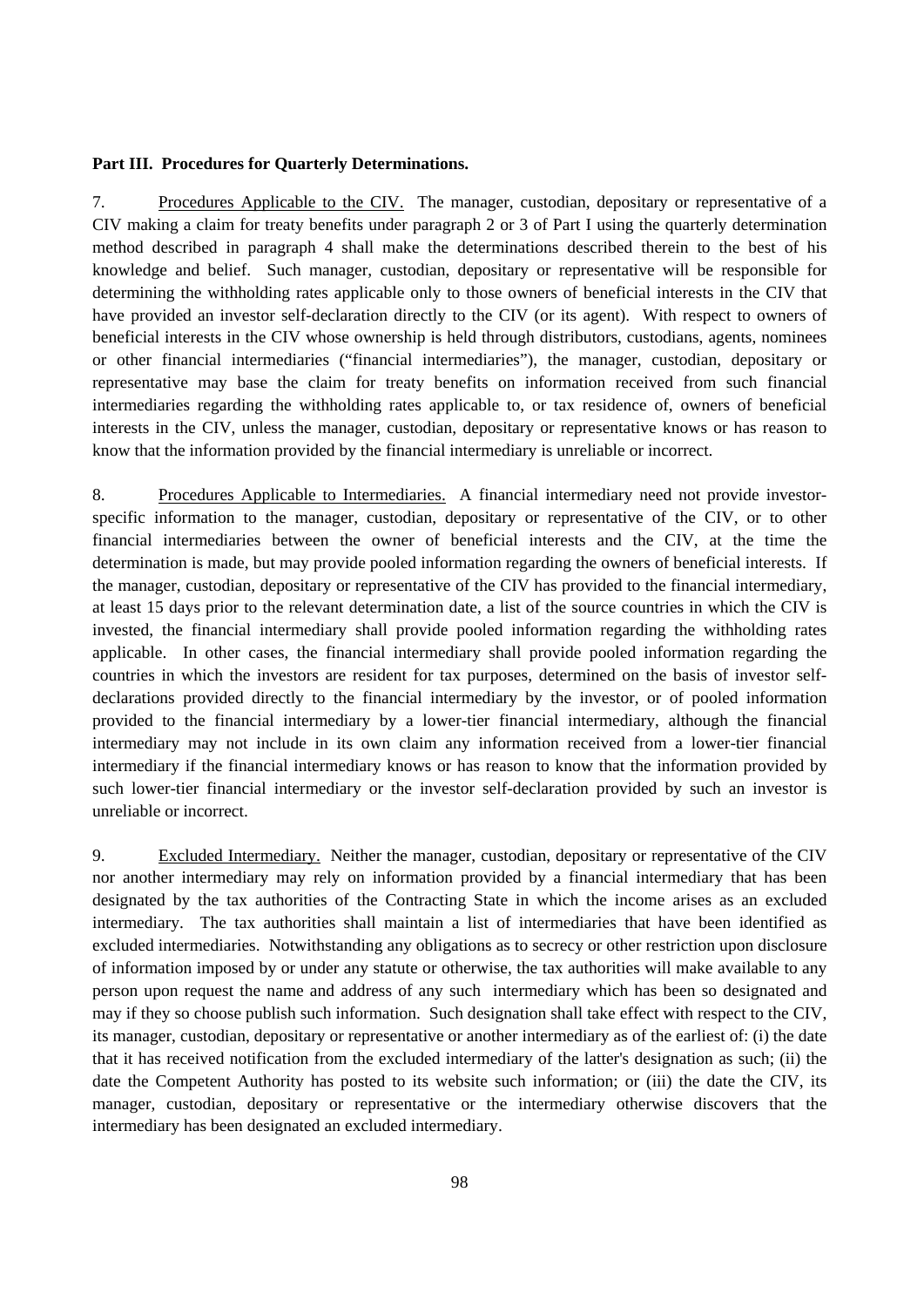**Part III. Procedures for Quarterly Determinations.**

7. Procedures Applicable to the CIV. The manager, custodian, depositary or representative of a CIV making a claim for treaty benefits under paragraph 2 or 3 of Part I using the quarterly determination method described in paragraph 4 shall make the determinations described therein to the best of his knowledge and belief. Such manager, custodian, depositary or representative will be responsible for determining the withholding rates applicable only to those owners of beneficial interests in the CIV that have provided an investor self-declaration directly to the CIV (or its agent). With respect to owners of beneficial interests in the CIV whose ownership is held through distributors, custodians, agents, nominees or other financial intermediaries ("financial intermediaries"), the manager, custodian, depositary or representative may base the claim for treaty benefits on information received from such financial intermediaries regarding the withholding rates applicable to, or tax residence of, owners of beneficial interests in the CIV, unless the manager, custodian, depositary or representative knows or has reason to know that the information provided by the financial intermediary is unreliable or incorrect.

8. Procedures Applicable to Intermediaries. A financial intermediary need not provide investor-specific information to the manager, custodian, depositary or representative of the CIV, or to other financial intermediaries between the owner of beneficial interests and the CIV, at the time the determination is made, but may provide pooled information regarding the owners of beneficial interests. If the manager, custodian, depositary or representative of the CIV has provided to the financial intermediary, at least 15 days prior to the relevant determination date, a list of the source countries in which the CIV is invested, the financial intermediary shall provide pooled information regarding the withholding rates applicable. In other cases, the financial intermediary shall provide pooled information regarding the countries in which the investors are resident for tax purposes, determined on the basis of investor self-declarations provided directly to the financial intermediary by the investor, or of pooled information provided to the financial intermediary by a lower-tier financial intermediary, although the financial intermediary may not include in its own claim any information received from a lower-tier financial intermediary if the financial intermediary knows or has reason to know that the information provided by such lower-tier financial intermediary or the investor self-declaration provided by such an investor is unreliable or incorrect.

9. Excluded Intermediary. Neither the manager, custodian, depositary or representative of the CIV nor another intermediary may rely on information provided by a financial intermediary that has been designated by the tax authorities of the Contracting State in which the income arises as an excluded intermediary. The tax authorities shall maintain a list of intermediaries that have been identified as excluded intermediaries. Notwithstanding any obligations as to secrecy or other restriction upon disclosure of information imposed by or under any statute or otherwise, the tax authorities will make available to any person upon request the name and address of any such intermediary which has been so designated and may if they so choose publish such information. Such designation shall take effect with respect to the CIV, its manager, custodian, depositary or representative or another intermediary as of the earliest of: (i) the date that it has received notification from the excluded intermediary of the latter's designation as such; (ii) the date the Competent Authority has posted to its website such information; or (iii) the date the CIV, its manager, custodian, depositary or representative or the intermediary otherwise discovers that the intermediary has been designated an excluded intermediary.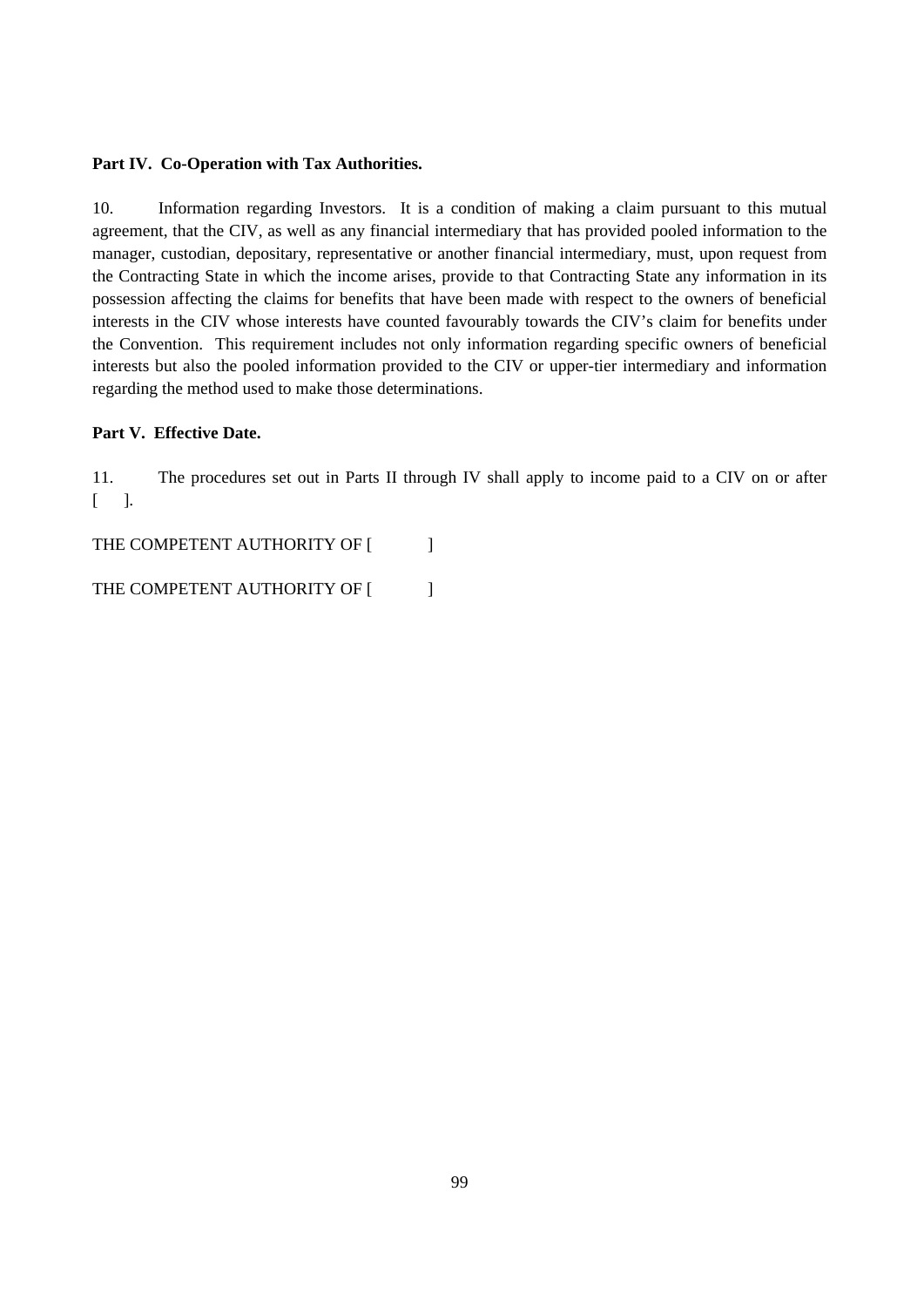**Part IV. Co-Operation with Tax Authorities.**

10. Information regarding Investors. It is a condition of making a claim pursuant to this mutual agreement, that the CIV, as well as any financial intermediary that has provided pooled information to the manager, custodian, depositary, representative or another financial intermediary, must, upon request from the Contracting State in which the income arises, provide to that Contracting State any information in its possession affecting the claims for benefits that have been made with respect to the owners of beneficial interests in the CIV whose interests have counted favourably towards the CIV's claim for benefits under the Convention. This requirement includes not only information regarding specific owners of beneficial interests but also the pooled information provided to the CIV or upper-tier intermediary and information regarding the method used to make those determinations.

**Part V. Effective Date.**

11. The procedures set out in Parts II through IV shall apply to income paid to a CIV on or after [ ].

THE COMPETENT AUTHORITY OF [ ]

THE COMPETENT AUTHORITY OF [ ]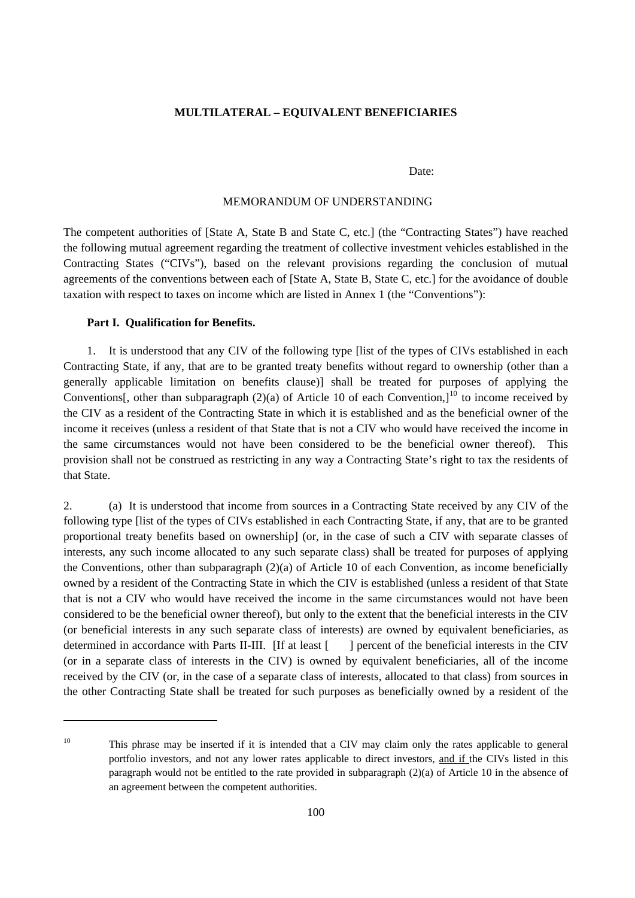**MULTILATERAL – EQUIVALENT BENEFICIARIES**

Date:

MEMORANDUM OF UNDERSTANDING

The competent authorities of [State A, State B and State C, etc.] (the "Contracting States") have reached the following mutual agreement regarding the treatment of collective investment vehicles established in the Contracting States ("CIVs"), based on the relevant provisions regarding the conclusion of mutual agreements of the conventions between each of [State A, State B, State C, etc.] for the avoidance of double taxation with respect to taxes on income which are listed in Annex 1 (the "Conventions"):

**Part I. Qualification for Benefits.**

1. It is understood that any CIV of the following type [list of the types of CIVs established in each Contracting State, if any, that are to be granted treaty benefits without regard to ownership (other than a generally applicable limitation on benefits clause)] shall be treated for purposes of applying the Conventions[, other than subparagraph (2)(a) of Article 10 of each Convention,][10] to income received by the CIV as a resident of the Contracting State in which it is established and as the beneficial owner of the income it receives (unless a resident of that State that is not a CIV who would have received the income in the same circumstances would not have been considered to be the beneficial owner thereof). This provision shall not be construed as restricting in any way a Contracting State's right to tax the residents of that State.

2. (a) It is understood that income from sources in a Contracting State received by any CIV of the following type [list of the types of CIVs established in each Contracting State, if any, that are to be granted proportional treaty benefits based on ownership] (or, in the case of such a CIV with separate classes of interests, any such income allocated to any such separate class) shall be treated for purposes of applying the Conventions, other than subparagraph (2)(a) of Article 10 of each Convention, as income beneficially owned by a resident of the Contracting State in which the CIV is established (unless a resident of that State that is not a CIV who would have received the income in the same circumstances would not have been considered to be the beneficial owner thereof), but only to the extent that the beneficial interests in the CIV (or beneficial interests in any such separate class of interests) are owned by equivalent beneficiaries, as determined in accordance with Parts II-III. [If at least [ ] percent of the beneficial interests in the CIV (or in a separate class of interests in the CIV) is owned by equivalent beneficiaries, all of the income received by the CIV (or, in the case of a separate class of interests, allocated to that class) from sources in the other Contracting State shall be treated for such purposes as beneficially owned by a resident of the

---

[10] This phrase may be inserted if it is intended that a CIV may claim only the rates applicable to general portfolio investors, and not any lower rates applicable to direct investors, and if the CIVs listed in this paragraph would not be entitled to the rate provided in subparagraph (2)(a) of Article 10 in the absence of an agreement between the competent authorities.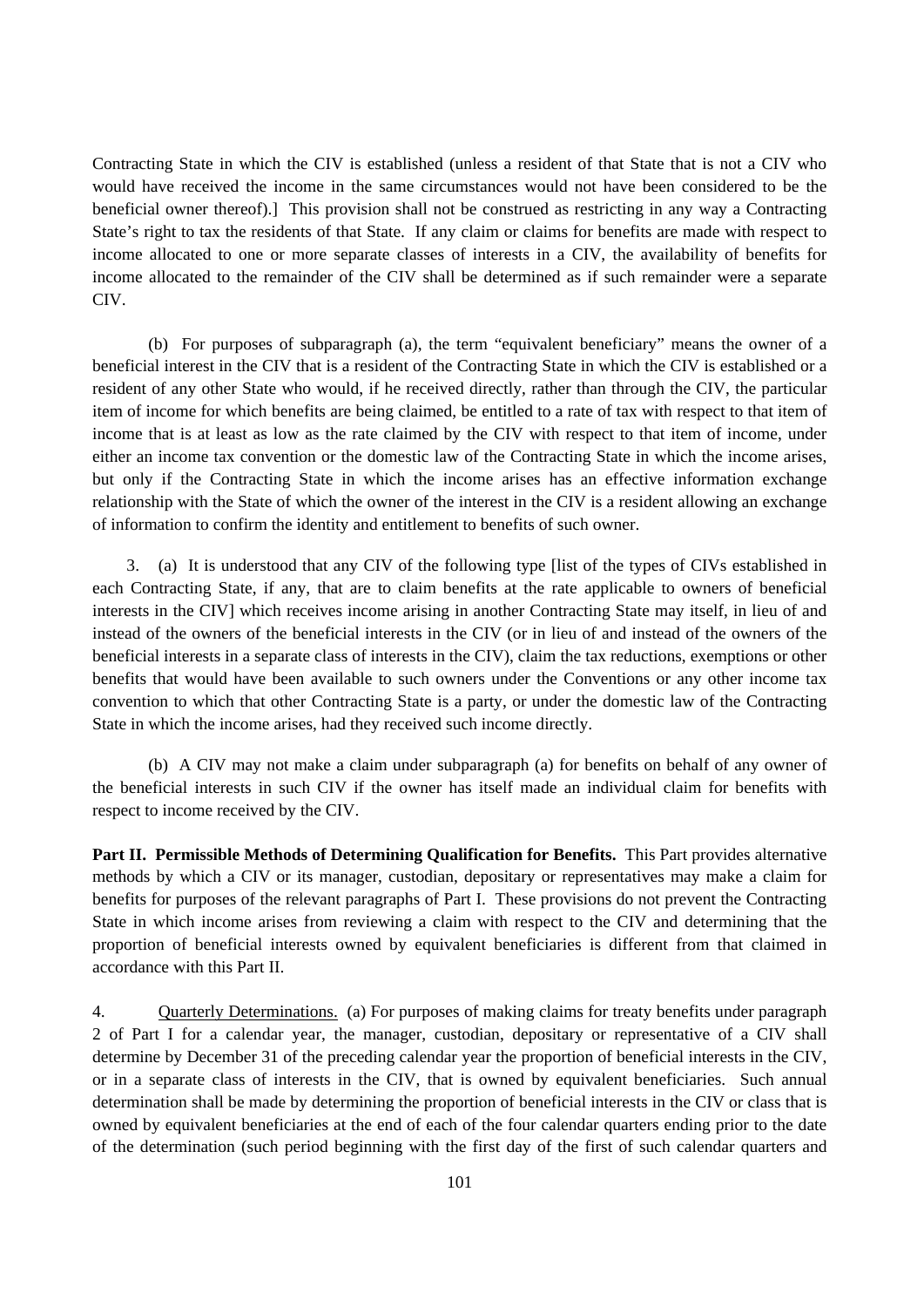Contracting State in which the CIV is established (unless a resident of that State that is not a CIV who would have received the income in the same circumstances would not have been considered to be the beneficial owner thereof).]  This provision shall not be construed as restricting in any way a Contracting State's right to tax the residents of that State.  If any claim or claims for benefits are made with respect to income allocated to one or more separate classes of interests in a CIV, the availability of benefits for income allocated to the remainder of the CIV shall be determined as if such remainder were a separate CIV.

(b)  For purposes of subparagraph (a), the term "equivalent beneficiary" means the owner of a beneficial interest in the CIV that is a resident of the Contracting State in which the CIV is established or a resident of any other State who would, if he received directly, rather than through the CIV, the particular item of income for which benefits are being claimed, be entitled to a rate of tax with respect to that item of income that is at least as low as the rate claimed by the CIV with respect to that item of income, under either an income tax convention or the domestic law of the Contracting State in which the income arises, but only if the Contracting State in which the income arises has an effective information exchange relationship with the State of which the owner of the interest in the CIV is a resident allowing an exchange of information to confirm the identity and entitlement to benefits of such owner.

3.  (a)  It is understood that any CIV of the following type [list of the types of CIVs established in each Contracting State, if any, that are to claim benefits at the rate applicable to owners of beneficial interests in the CIV] which receives income arising in another Contracting State may itself, in lieu of and instead of the owners of the beneficial interests in the CIV (or in lieu of and instead of the owners of the beneficial interests in a separate class of interests in the CIV), claim the tax reductions, exemptions or other benefits that would have been available to such owners under the Conventions or any other income tax convention to which that other Contracting State is a party, or under the domestic law of the Contracting State in which the income arises, had they received such income directly.

(b)  A CIV may not make a claim under subparagraph (a) for benefits on behalf of any owner of the beneficial interests in such CIV if the owner has itself made an individual claim for benefits with respect to income received by the CIV.

**Part II.  Permissible Methods of Determining Qualification for Benefits.**  This Part provides alternative methods by which a CIV or its manager, custodian, depositary or representatives may make a claim for benefits for purposes of the relevant paragraphs of Part I.  These provisions do not prevent the Contracting State in which income arises from reviewing a claim with respect to the CIV and determining that the proportion of beneficial interests owned by equivalent beneficiaries is different from that claimed in accordance with this Part II.

4.  Quarterly Determinations.  (a) For purposes of making claims for treaty benefits under paragraph 2 of Part I for a calendar year, the manager, custodian, depositary or representative of a CIV shall determine by December 31 of the preceding calendar year the proportion of beneficial interests in the CIV, or in a separate class of interests in the CIV, that is owned by equivalent beneficiaries.  Such annual determination shall be made by determining the proportion of beneficial interests in the CIV or class that is owned by equivalent beneficiaries at the end of each of the four calendar quarters ending prior to the date of the determination (such period beginning with the first day of the first of such calendar quarters and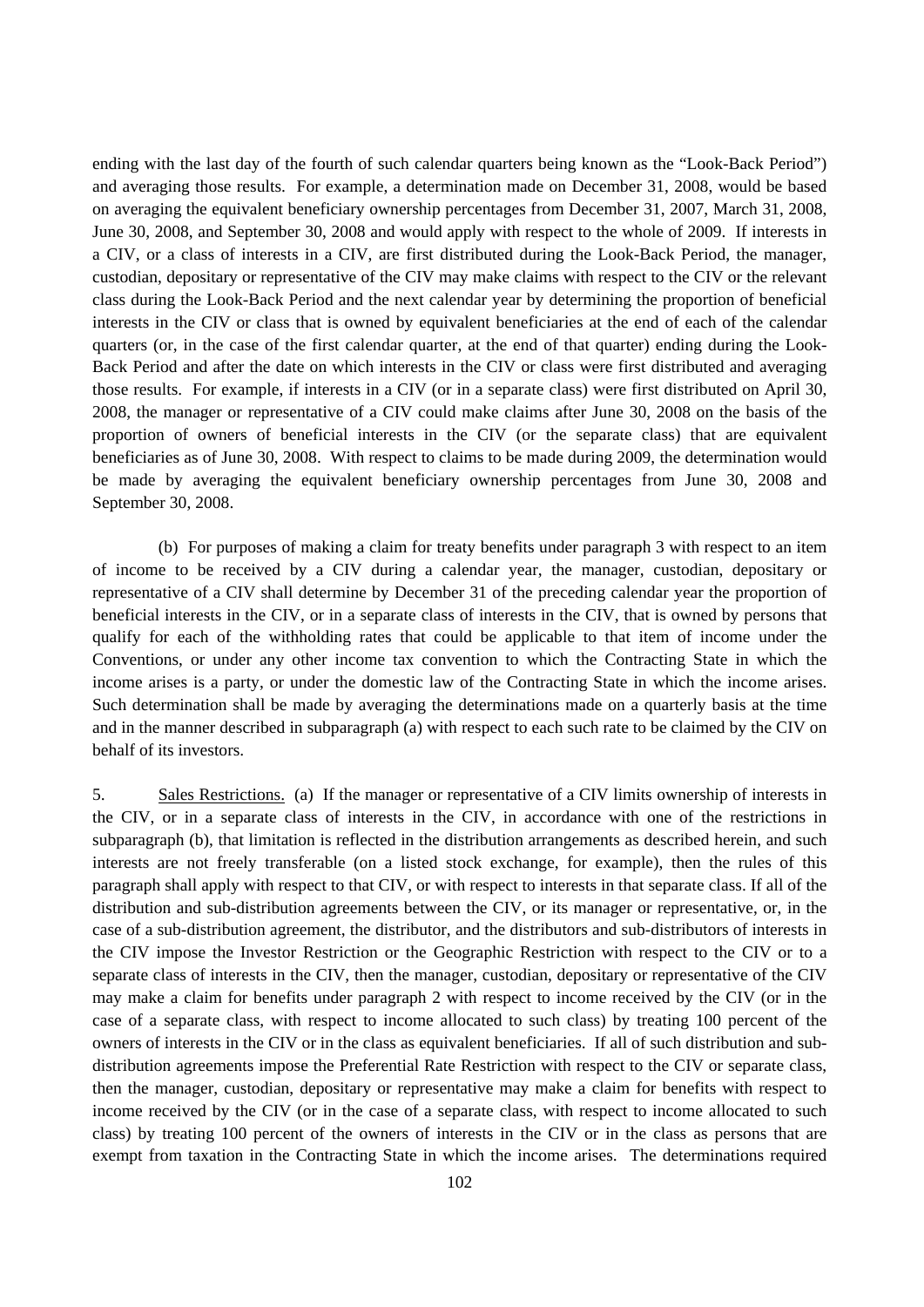ending with the last day of the fourth of such calendar quarters being known as the "Look-Back Period") and averaging those results. For example, a determination made on December 31, 2008, would be based on averaging the equivalent beneficiary ownership percentages from December 31, 2007, March 31, 2008, June 30, 2008, and September 30, 2008 and would apply with respect to the whole of 2009. If interests in a CIV, or a class of interests in a CIV, are first distributed during the Look-Back Period, the manager, custodian, depositary or representative of the CIV may make claims with respect to the CIV or the relevant class during the Look-Back Period and the next calendar year by determining the proportion of beneficial interests in the CIV or class that is owned by equivalent beneficiaries at the end of each of the calendar quarters (or, in the case of the first calendar quarter, at the end of that quarter) ending during the Look-Back Period and after the date on which interests in the CIV or class were first distributed and averaging those results. For example, if interests in a CIV (or in a separate class) were first distributed on April 30, 2008, the manager or representative of a CIV could make claims after June 30, 2008 on the basis of the proportion of owners of beneficial interests in the CIV (or the separate class) that are equivalent beneficiaries as of June 30, 2008. With respect to claims to be made during 2009, the determination would be made by averaging the equivalent beneficiary ownership percentages from June 30, 2008 and September 30, 2008.

(b) For purposes of making a claim for treaty benefits under paragraph 3 with respect to an item of income to be received by a CIV during a calendar year, the manager, custodian, depositary or representative of a CIV shall determine by December 31 of the preceding calendar year the proportion of beneficial interests in the CIV, or in a separate class of interests in the CIV, that is owned by persons that qualify for each of the withholding rates that could be applicable to that item of income under the Conventions, or under any other income tax convention to which the Contracting State in which the income arises is a party, or under the domestic law of the Contracting State in which the income arises. Such determination shall be made by averaging the determinations made on a quarterly basis at the time and in the manner described in subparagraph (a) with respect to each such rate to be claimed by the CIV on behalf of its investors.

5. Sales Restrictions. (a) If the manager or representative of a CIV limits ownership of interests in the CIV, or in a separate class of interests in the CIV, in accordance with one of the restrictions in subparagraph (b), that limitation is reflected in the distribution arrangements as described herein, and such interests are not freely transferable (on a listed stock exchange, for example), then the rules of this paragraph shall apply with respect to that CIV, or with respect to interests in that separate class. If all of the distribution and sub-distribution agreements between the CIV, or its manager or representative, or, in the case of a sub-distribution agreement, the distributor, and the distributors and sub-distributors of interests in the CIV impose the Investor Restriction or the Geographic Restriction with respect to the CIV or to a separate class of interests in the CIV, then the manager, custodian, depositary or representative of the CIV may make a claim for benefits under paragraph 2 with respect to income received by the CIV (or in the case of a separate class, with respect to income allocated to such class) by treating 100 percent of the owners of interests in the CIV or in the class as equivalent beneficiaries. If all of such distribution and sub-distribution agreements impose the Preferential Rate Restriction with respect to the CIV or separate class, then the manager, custodian, depositary or representative may make a claim for benefits with respect to income received by the CIV (or in the case of a separate class, with respect to income allocated to such class) by treating 100 percent of the owners of interests in the CIV or in the class as persons that are exempt from taxation in the Contracting State in which the income arises. The determinations required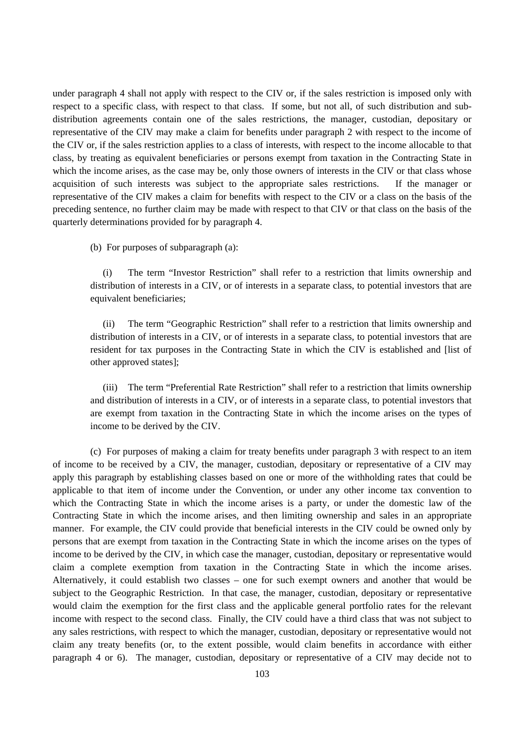under paragraph 4 shall not apply with respect to the CIV or, if the sales restriction is imposed only with respect to a specific class, with respect to that class. If some, but not all, of such distribution and sub-distribution agreements contain one of the sales restrictions, the manager, custodian, depositary or representative of the CIV may make a claim for benefits under paragraph 2 with respect to the income of the CIV or, if the sales restriction applies to a class of interests, with respect to the income allocable to that class, by treating as equivalent beneficiaries or persons exempt from taxation in the Contracting State in which the income arises, as the case may be, only those owners of interests in the CIV or that class whose acquisition of such interests was subject to the appropriate sales restrictions. If the manager or representative of the CIV makes a claim for benefits with respect to the CIV or a class on the basis of the preceding sentence, no further claim may be made with respect to that CIV or that class on the basis of the quarterly determinations provided for by paragraph 4.

(b) For purposes of subparagraph (a):

(i) The term "Investor Restriction" shall refer to a restriction that limits ownership and distribution of interests in a CIV, or of interests in a separate class, to potential investors that are equivalent beneficiaries;

(ii) The term "Geographic Restriction" shall refer to a restriction that limits ownership and distribution of interests in a CIV, or of interests in a separate class, to potential investors that are resident for tax purposes in the Contracting State in which the CIV is established and [list of other approved states];

(iii) The term "Preferential Rate Restriction" shall refer to a restriction that limits ownership and distribution of interests in a CIV, or of interests in a separate class, to potential investors that are exempt from taxation in the Contracting State in which the income arises on the types of income to be derived by the CIV.

(c) For purposes of making a claim for treaty benefits under paragraph 3 with respect to an item of income to be received by a CIV, the manager, custodian, depositary or representative of a CIV may apply this paragraph by establishing classes based on one or more of the withholding rates that could be applicable to that item of income under the Convention, or under any other income tax convention to which the Contracting State in which the income arises is a party, or under the domestic law of the Contracting State in which the income arises, and then limiting ownership and sales in an appropriate manner. For example, the CIV could provide that beneficial interests in the CIV could be owned only by persons that are exempt from taxation in the Contracting State in which the income arises on the types of income to be derived by the CIV, in which case the manager, custodian, depositary or representative would claim a complete exemption from taxation in the Contracting State in which the income arises. Alternatively, it could establish two classes – one for such exempt owners and another that would be subject to the Geographic Restriction. In that case, the manager, custodian, depositary or representative would claim the exemption for the first class and the applicable general portfolio rates for the relevant income with respect to the second class. Finally, the CIV could have a third class that was not subject to any sales restrictions, with respect to which the manager, custodian, depositary or representative would not claim any treaty benefits (or, to the extent possible, would claim benefits in accordance with either paragraph 4 or 6). The manager, custodian, depositary or representative of a CIV may decide not to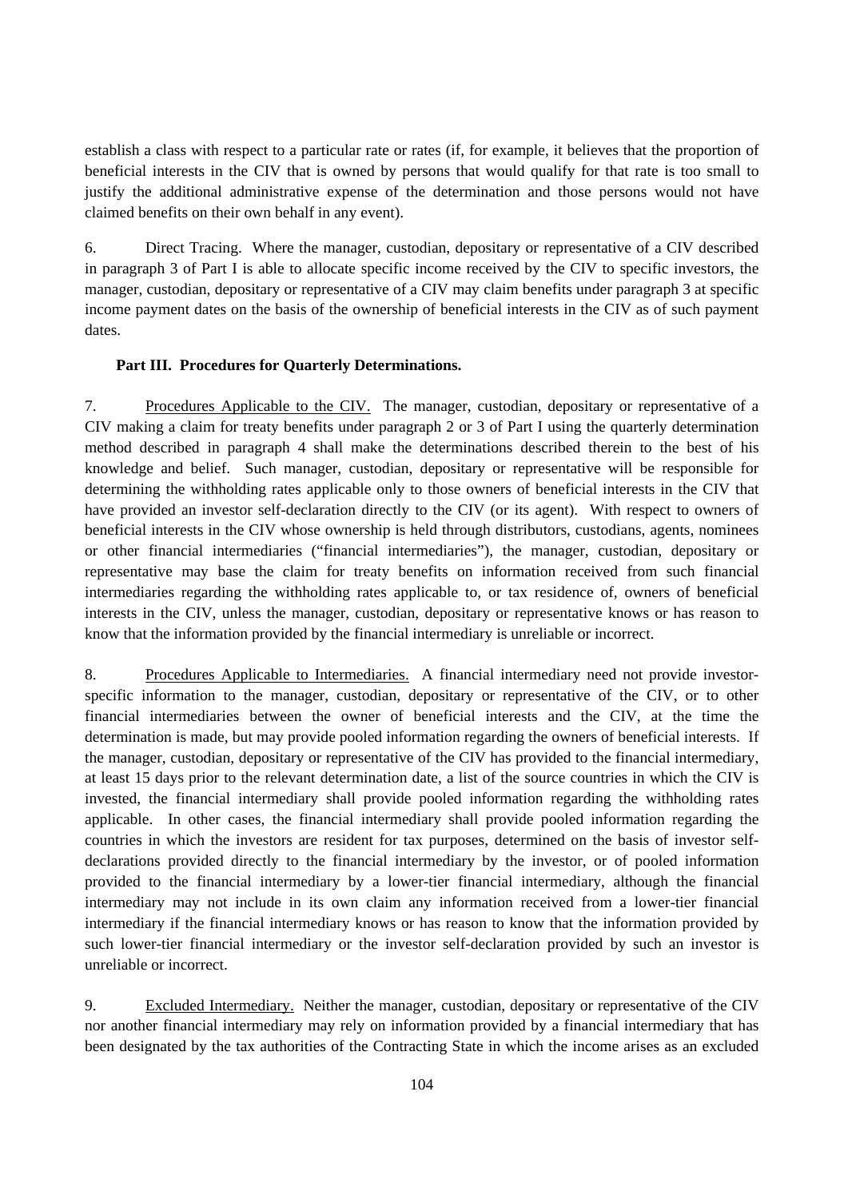establish a class with respect to a particular rate or rates (if, for example, it believes that the proportion of beneficial interests in the CIV that is owned by persons that would qualify for that rate is too small to justify the additional administrative expense of the determination and those persons would not have claimed benefits on their own behalf in any event).

6. Direct Tracing. Where the manager, custodian, depositary or representative of a CIV described in paragraph 3 of Part I is able to allocate specific income received by the CIV to specific investors, the manager, custodian, depositary or representative of a CIV may claim benefits under paragraph 3 at specific income payment dates on the basis of the ownership of beneficial interests in the CIV as of such payment dates.

**Part III. Procedures for Quarterly Determinations.**

7. Procedures Applicable to the CIV. The manager, custodian, depositary or representative of a CIV making a claim for treaty benefits under paragraph 2 or 3 of Part I using the quarterly determination method described in paragraph 4 shall make the determinations described therein to the best of his knowledge and belief. Such manager, custodian, depositary or representative will be responsible for determining the withholding rates applicable only to those owners of beneficial interests in the CIV that have provided an investor self-declaration directly to the CIV (or its agent). With respect to owners of beneficial interests in the CIV whose ownership is held through distributors, custodians, agents, nominees or other financial intermediaries ("financial intermediaries"), the manager, custodian, depositary or representative may base the claim for treaty benefits on information received from such financial intermediaries regarding the withholding rates applicable to, or tax residence of, owners of beneficial interests in the CIV, unless the manager, custodian, depositary or representative knows or has reason to know that the information provided by the financial intermediary is unreliable or incorrect.

8. Procedures Applicable to Intermediaries. A financial intermediary need not provide investor-specific information to the manager, custodian, depositary or representative of the CIV, or to other financial intermediaries between the owner of beneficial interests and the CIV, at the time the determination is made, but may provide pooled information regarding the owners of beneficial interests. If the manager, custodian, depositary or representative of the CIV has provided to the financial intermediary, at least 15 days prior to the relevant determination date, a list of the source countries in which the CIV is invested, the financial intermediary shall provide pooled information regarding the withholding rates applicable. In other cases, the financial intermediary shall provide pooled information regarding the countries in which the investors are resident for tax purposes, determined on the basis of investor self-declarations provided directly to the financial intermediary by the investor, or of pooled information provided to the financial intermediary by a lower-tier financial intermediary, although the financial intermediary may not include in its own claim any information received from a lower-tier financial intermediary if the financial intermediary knows or has reason to know that the information provided by such lower-tier financial intermediary or the investor self-declaration provided by such an investor is unreliable or incorrect.

9. Excluded Intermediary. Neither the manager, custodian, depositary or representative of the CIV nor another financial intermediary may rely on information provided by a financial intermediary that has been designated by the tax authorities of the Contracting State in which the income arises as an excluded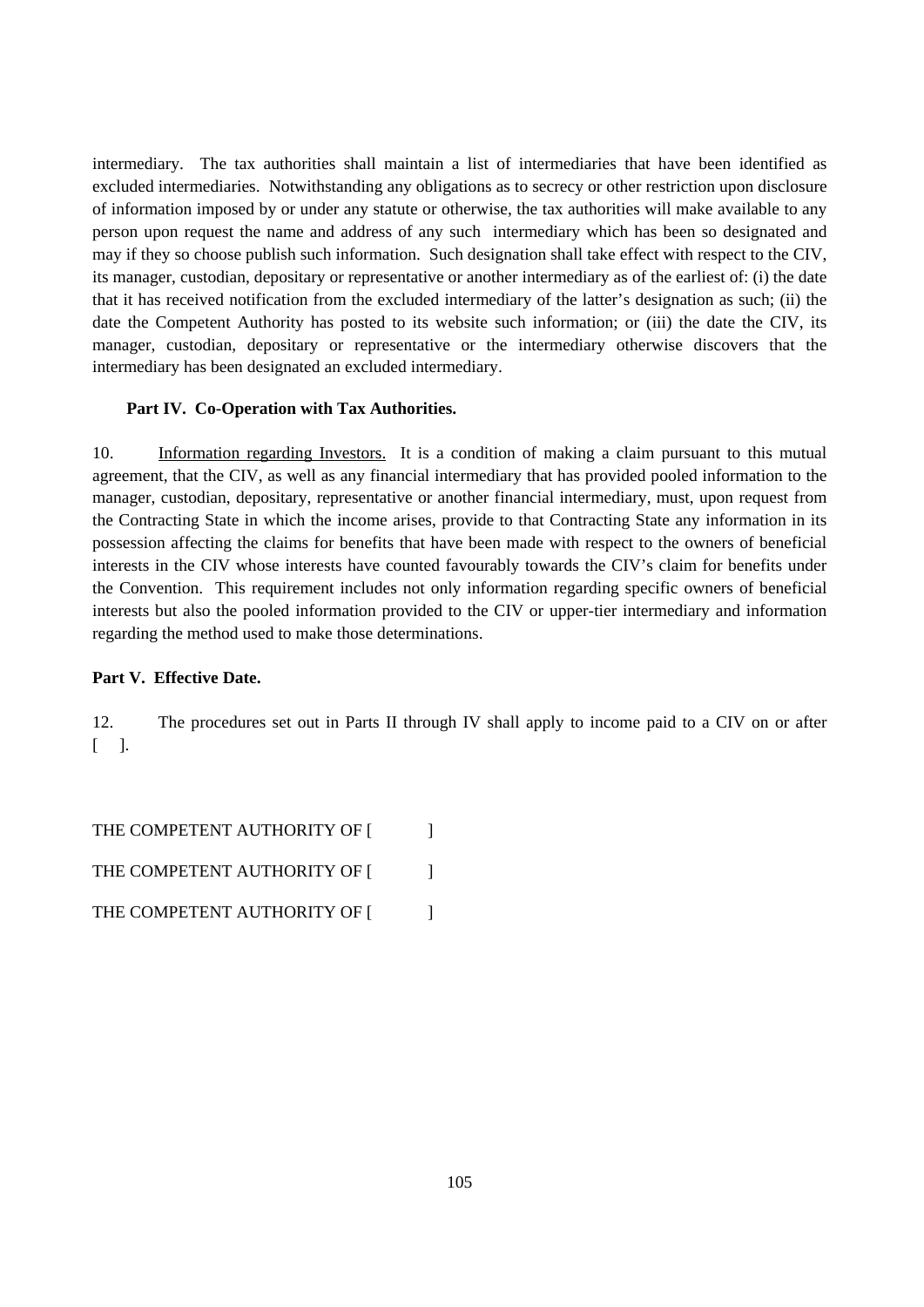intermediary. The tax authorities shall maintain a list of intermediaries that have been identified as excluded intermediaries. Notwithstanding any obligations as to secrecy or other restriction upon disclosure of information imposed by or under any statute or otherwise, the tax authorities will make available to any person upon request the name and address of any such intermediary which has been so designated and may if they so choose publish such information. Such designation shall take effect with respect to the CIV, its manager, custodian, depositary or representative or another intermediary as of the earliest of: (i) the date that it has received notification from the excluded intermediary of the latter's designation as such; (ii) the date the Competent Authority has posted to its website such information; or (iii) the date the CIV, its manager, custodian, depositary or representative or the intermediary otherwise discovers that the intermediary has been designated an excluded intermediary.

**Part IV. Co-Operation with Tax Authorities.**

10. Information regarding Investors. It is a condition of making a claim pursuant to this mutual agreement, that the CIV, as well as any financial intermediary that has provided pooled information to the manager, custodian, depositary, representative or another financial intermediary, must, upon request from the Contracting State in which the income arises, provide to that Contracting State any information in its possession affecting the claims for benefits that have been made with respect to the owners of beneficial interests in the CIV whose interests have counted favourably towards the CIV's claim for benefits under the Convention. This requirement includes not only information regarding specific owners of beneficial interests but also the pooled information provided to the CIV or upper-tier intermediary and information regarding the method used to make those determinations.

**Part V. Effective Date.**

12. The procedures set out in Parts II through IV shall apply to income paid to a CIV on or after [ ].

THE COMPETENT AUTHORITY OF [ ]

THE COMPETENT AUTHORITY OF [ ]

THE COMPETENT AUTHORITY OF [ ]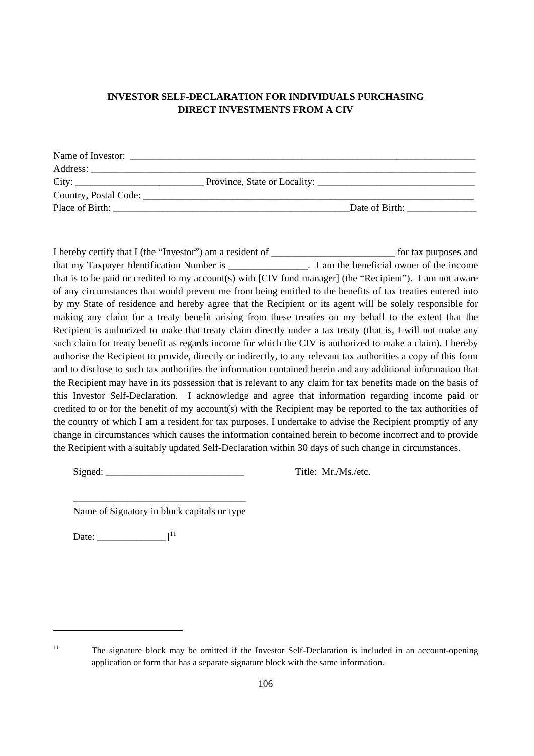**INVESTOR SELF-DECLARATION FOR INDIVIDUALS PURCHASING DIRECT INVESTMENTS FROM A CIV**

Name of Investor: ___________________________________________________________________________

Address: ___________________________________________________________________________

City: __________________________ Province, State or Locality: ________________________________

Country, Postal Code: __________________________________________________________________

Place of Birth: ________________________________________________Date of Birth: ______________

I hereby certify that I (the "Investor") am a resident of _________________________ for tax purposes and that my Taxpayer Identification Number is ________________. I am the beneficial owner of the income that is to be paid or credited to my account(s) with [CIV fund manager] (the "Recipient"). I am not aware of any circumstances that would prevent me from being entitled to the benefits of tax treaties entered into by my State of residence and hereby agree that the Recipient or its agent will be solely responsible for making any claim for a treaty benefit arising from these treaties on my behalf to the extent that the Recipient is authorized to make that treaty claim directly under a tax treaty (that is, I will not make any such claim for treaty benefit as regards income for which the CIV is authorized to make a claim). I hereby authorise the Recipient to provide, directly or indirectly, to any relevant tax authorities a copy of this form and to disclose to such tax authorities the information contained herein and any additional information that the Recipient may have in its possession that is relevant to any claim for tax benefits made on the basis of this Investor Self-Declaration. I acknowledge and agree that information regarding income paid or credited to or for the benefit of my account(s) with the Recipient may be reported to the tax authorities of the country of which I am a resident for tax purposes. I undertake to advise the Recipient promptly of any change in circumstances which causes the information contained herein to become incorrect and to provide the Recipient with a suitably updated Self-Declaration within 30 days of such change in circumstances.

Signed: ____________________________ Title: Mr./Ms./etc.

___________________________________
Name of Signatory in block capitals or type

Date: ______________][11]

---

[11] The signature block may be omitted if the Investor Self-Declaration is included in an account-opening application or form that has a separate signature block with the same information.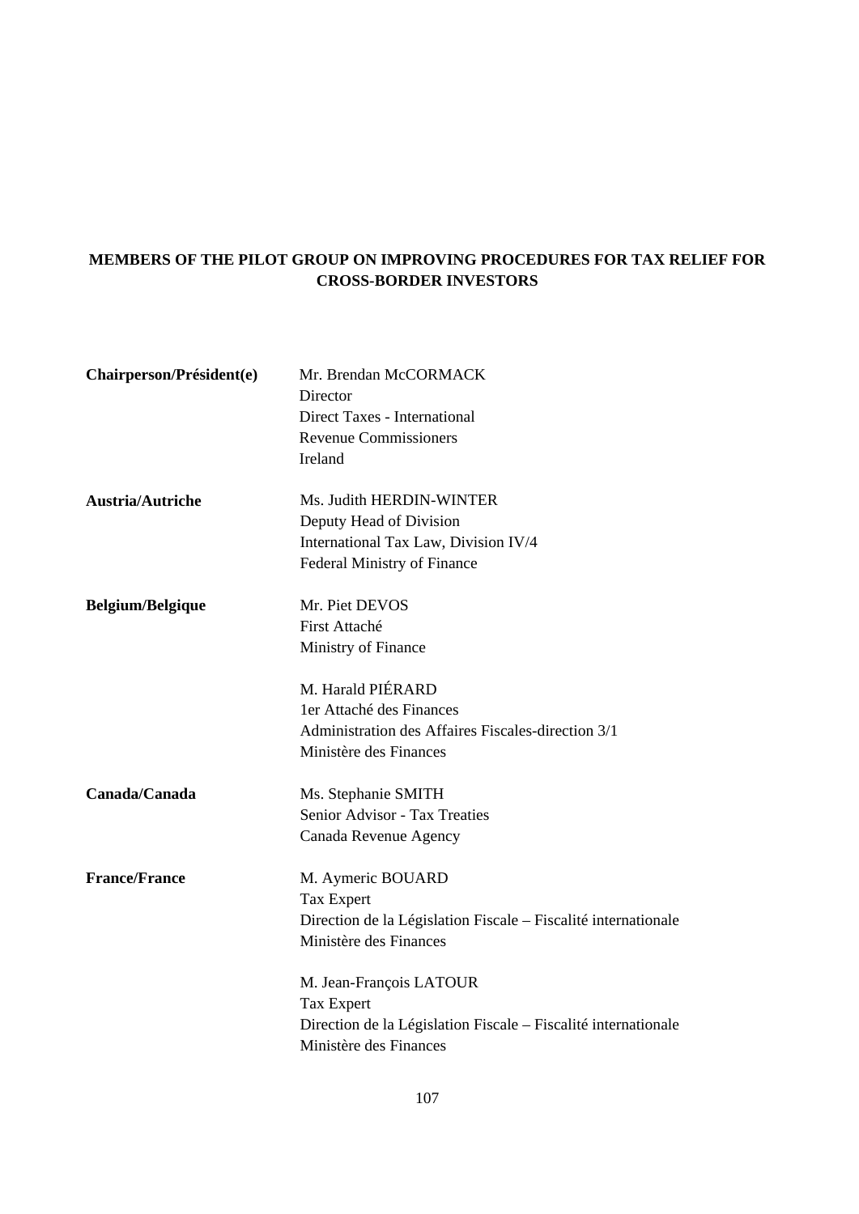## MEMBERS OF THE PILOT GROUP ON IMPROVING PROCEDURES FOR TAX RELIEF FOR CROSS-BORDER INVESTORS

| | |
|---|---|
| **Chairperson/Président(e)** | Mr. Brendan McCORMACK<br>Director<br>Direct Taxes - International<br>Revenue Commissioners<br>Ireland |
| **Austria/Autriche** | Ms. Judith HERDIN-WINTER<br>Deputy Head of Division<br>International Tax Law, Division IV/4<br>Federal Ministry of Finance |
| **Belgium/Belgique** | Mr. Piet DEVOS<br>First Attaché<br>Ministry of Finance |
| | M. Harald PIÉRARD<br>1er Attaché des Finances<br>Administration des Affaires Fiscales-direction 3/1<br>Ministère des Finances |
| **Canada/Canada** | Ms. Stephanie SMITH<br>Senior Advisor - Tax Treaties<br>Canada Revenue Agency |
| **France/France** | M. Aymeric BOUARD<br>Tax Expert<br>Direction de la Législation Fiscale – Fiscalité internationale<br>Ministère des Finances |
| | M. Jean-François LATOUR<br>Tax Expert<br>Direction de la Législation Fiscale – Fiscalité internationale<br>Ministère des Finances |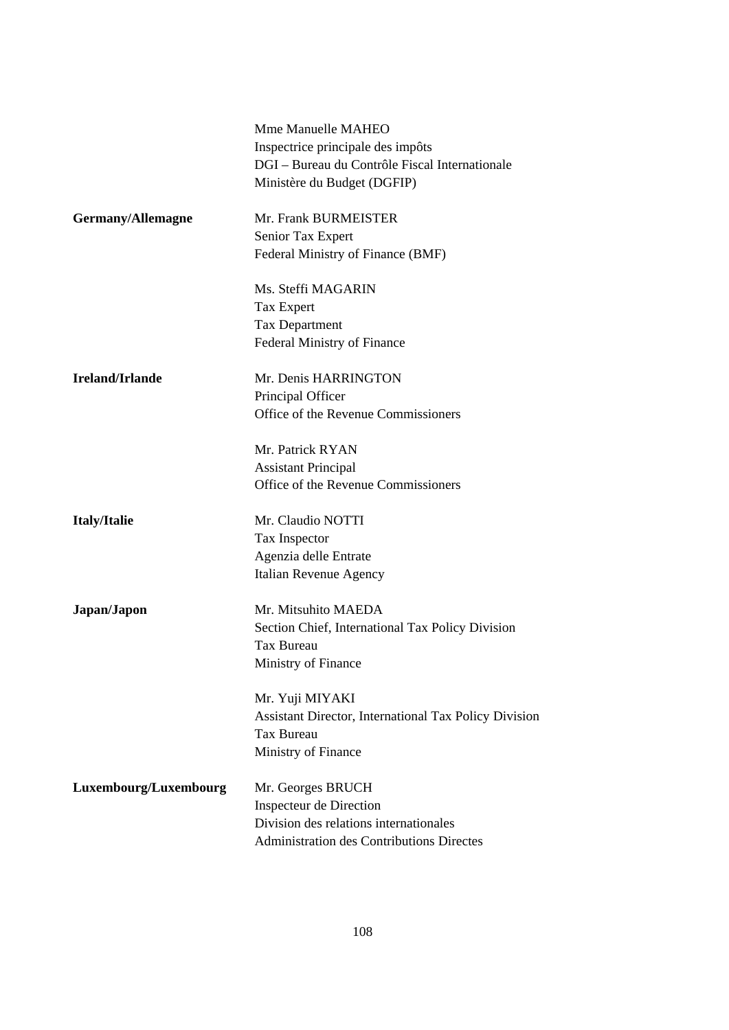|  | Mme Manuelle MAHEO<br>Inspectrice principale des impôts<br>DGI – Bureau du Contrôle Fiscal Internationale<br>Ministère du Budget (DGFIP) |
|---|---|
| **Germany/Allemagne** | Mr. Frank BURMEISTER<br>Senior Tax Expert<br>Federal Ministry of Finance (BMF) |
|  | Ms. Steffi MAGARIN<br>Tax Expert<br>Tax Department<br>Federal Ministry of Finance |
| **Ireland/Irlande** | Mr. Denis HARRINGTON<br>Principal Officer<br>Office of the Revenue Commissioners |
|  | Mr. Patrick RYAN<br>Assistant Principal<br>Office of the Revenue Commissioners |
| **Italy/Italie** | Mr. Claudio NOTTI<br>Tax Inspector<br>Agenzia delle Entrate<br>Italian Revenue Agency |
| **Japan/Japon** | Mr. Mitsuhito MAEDA<br>Section Chief, International Tax Policy Division<br>Tax Bureau<br>Ministry of Finance |
|  | Mr. Yuji MIYAKI<br>Assistant Director, International Tax Policy Division<br>Tax Bureau<br>Ministry of Finance |
| **Luxembourg/Luxembourg** | Mr. Georges BRUCH<br>Inspecteur de Direction<br>Division des relations internationales<br>Administration des Contributions Directes |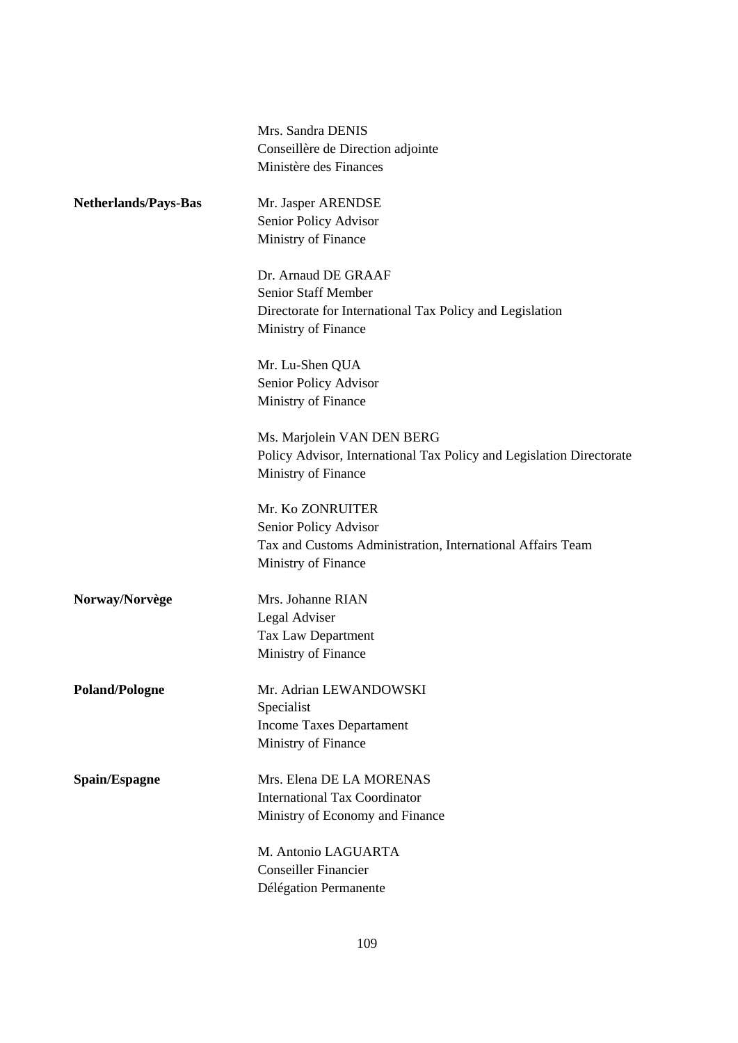Mrs. Sandra DENIS
Conseillère de Direction adjointe
Ministère des Finances

**Netherlands/Pays-Bas**

Mr. Jasper ARENDSE
Senior Policy Advisor
Ministry of Finance

Dr. Arnaud DE GRAAF
Senior Staff Member
Directorate for International Tax Policy and Legislation
Ministry of Finance

Mr. Lu-Shen QUA
Senior Policy Advisor
Ministry of Finance

Ms. Marjolein VAN DEN BERG
Policy Advisor, International Tax Policy and Legislation Directorate
Ministry of Finance

Mr. Ko ZONRUITER
Senior Policy Advisor
Tax and Customs Administration, International Affairs Team
Ministry of Finance

**Norway/Norvège**

Mrs. Johanne RIAN
Legal Adviser
Tax Law Department
Ministry of Finance

**Poland/Pologne**

Mr. Adrian LEWANDOWSKI
Specialist
Income Taxes Departament
Ministry of Finance

**Spain/Espagne**

Mrs. Elena DE LA MORENAS
International Tax Coordinator
Ministry of Economy and Finance

M. Antonio LAGUARTA
Conseiller Financier
Délégation Permanente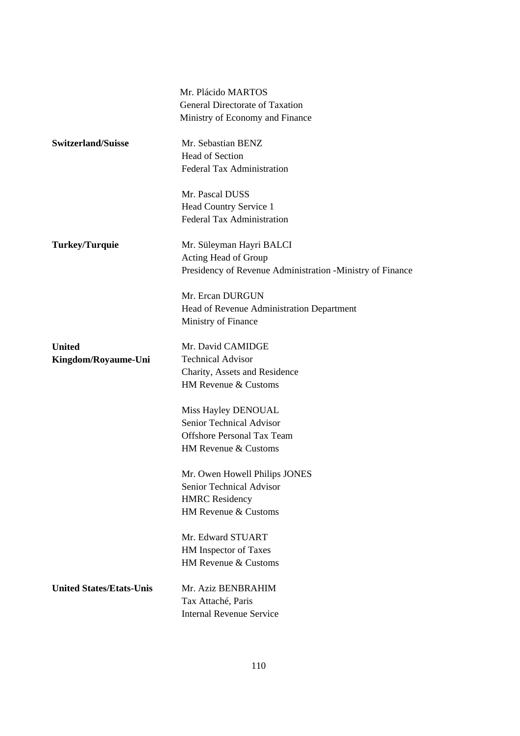|  | Mr. Plácido MARTOS<br>General Directorate of Taxation<br>Ministry of Economy and Finance |
|---|---|
| **Switzerland/Suisse** | Mr. Sebastian BENZ<br>Head of Section<br>Federal Tax Administration |
|  | Mr. Pascal DUSS<br>Head Country Service 1<br>Federal Tax Administration |
| **Turkey/Turquie** | Mr. Süleyman Hayri BALCI<br>Acting Head of Group<br>Presidency of Revenue Administration -Ministry of Finance |
|  | Mr. Ercan DURGUN<br>Head of Revenue Administration Department<br>Ministry of Finance |
| **United Kingdom/Royaume-Uni** | Mr. David CAMIDGE<br>Technical Advisor<br>Charity, Assets and Residence<br>HM Revenue & Customs |
|  | Miss Hayley DENOUAL<br>Senior Technical Advisor<br>Offshore Personal Tax Team<br>HM Revenue & Customs |
|  | Mr. Owen Howell Philips JONES<br>Senior Technical Advisor<br>HMRC Residency<br>HM Revenue & Customs |
|  | Mr. Edward STUART<br>HM Inspector of Taxes<br>HM Revenue & Customs |
| **United States/Etats-Unis** | Mr. Aziz BENBRAHIM<br>Tax Attaché, Paris<br>Internal Revenue Service |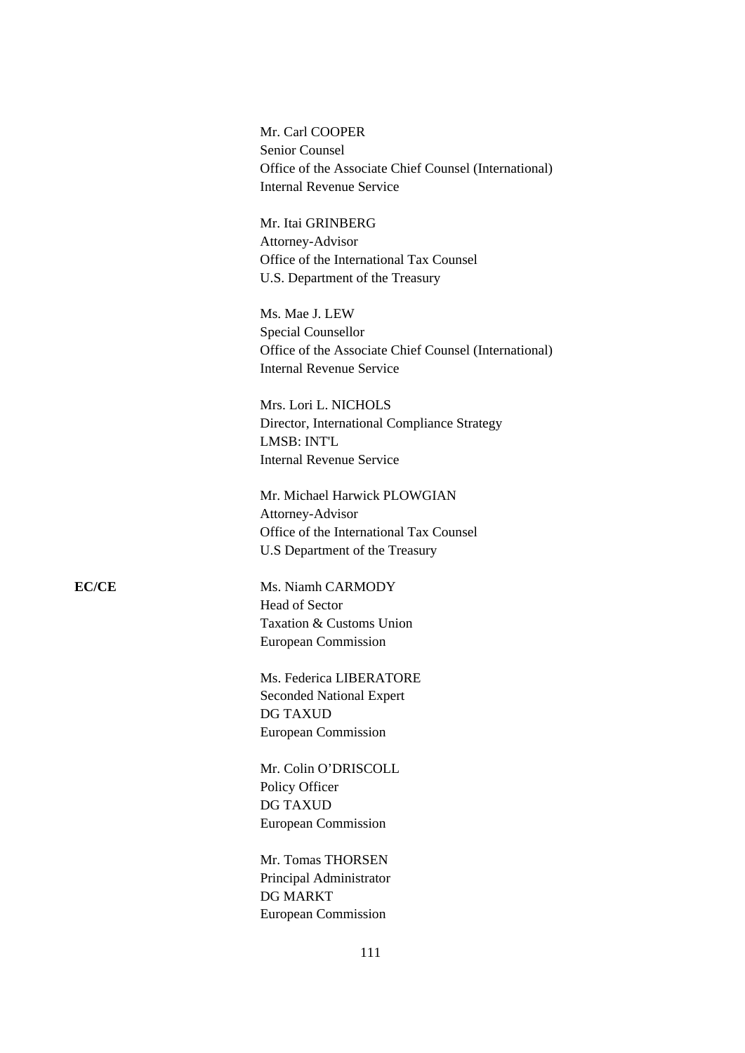Mr. Carl COOPER
Senior Counsel
Office of the Associate Chief Counsel (International)
Internal Revenue Service

Mr. Itai GRINBERG
Attorney-Advisor
Office of the International Tax Counsel
U.S. Department of the Treasury

Ms. Mae J. LEW
Special Counsellor
Office of the Associate Chief Counsel (International)
Internal Revenue Service

Mrs. Lori L. NICHOLS
Director, International Compliance Strategy
LMSB: INT'L
Internal Revenue Service

Mr. Michael Harwick PLOWGIAN
Attorney-Advisor
Office of the International Tax Counsel
U.S Department of the Treasury

**EC/CE**

Ms. Niamh CARMODY
Head of Sector
Taxation & Customs Union
European Commission

Ms. Federica LIBERATORE
Seconded National Expert
DG TAXUD
European Commission

Mr. Colin O'DRISCOLL
Policy Officer
DG TAXUD
European Commission

Mr. Tomas THORSEN
Principal Administrator
DG MARKT
European Commission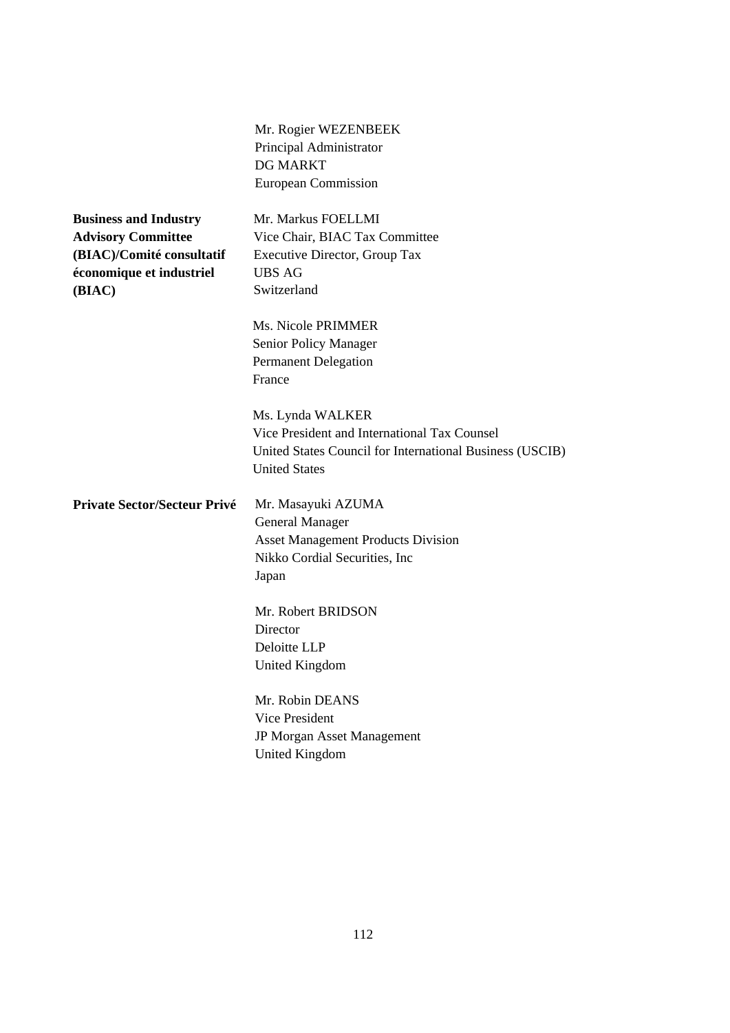| | |
|---|---|
| | Mr. Rogier WEZENBEEK<br>Principal Administrator<br>DG MARKT<br>European Commission |
| **Business and Industry Advisory Committee (BIAC)/Comité consultatif économique et industriel (BIAC)** | Mr. Markus FOELLMI<br>Vice Chair, BIAC Tax Committee<br>Executive Director, Group Tax<br>UBS AG<br>Switzerland |
| | Ms. Nicole PRIMMER<br>Senior Policy Manager<br>Permanent Delegation<br>France |
| | Ms. Lynda WALKER<br>Vice President and International Tax Counsel<br>United States Council for International Business (USCIB)<br>United States |
| **Private Sector/Secteur Privé** | Mr. Masayuki AZUMA<br>General Manager<br>Asset Management Products Division<br>Nikko Cordial Securities, Inc<br>Japan |
| | Mr. Robert BRIDSON<br>Director<br>Deloitte LLP<br>United Kingdom |
| | Mr. Robin DEANS<br>Vice President<br>JP Morgan Asset Management<br>United Kingdom |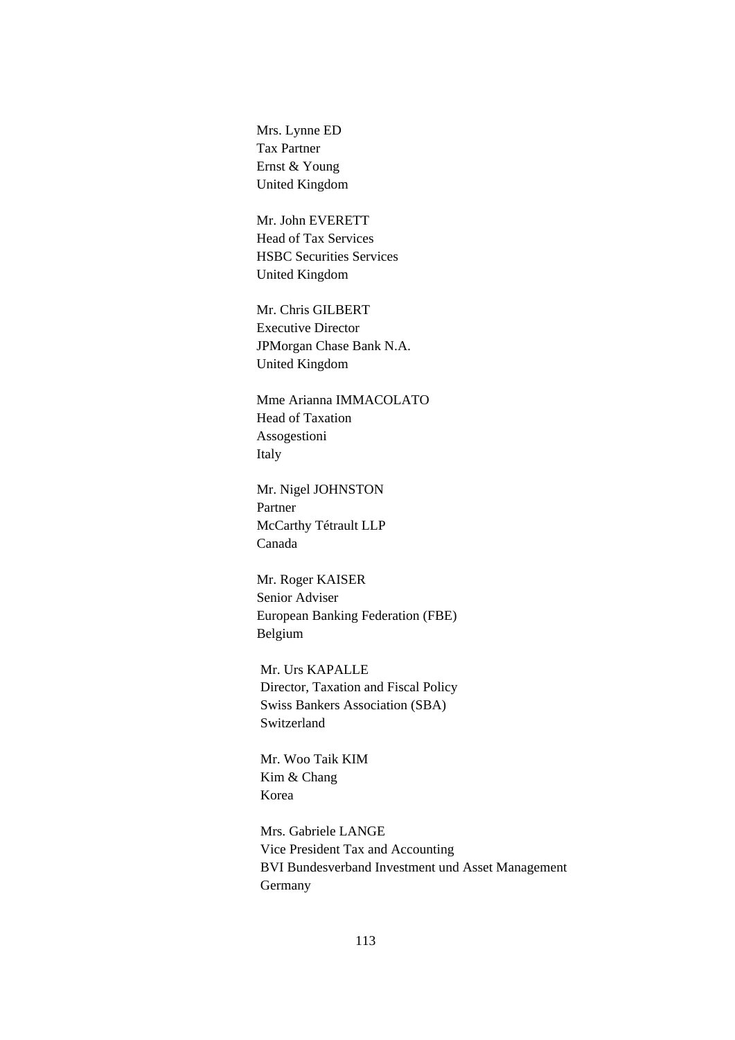Mrs. Lynne ED
Tax Partner
Ernst & Young
United Kingdom

Mr. John EVERETT
Head of Tax Services
HSBC Securities Services
United Kingdom

Mr. Chris GILBERT
Executive Director
JPMorgan Chase Bank N.A.
United Kingdom

Mme Arianna IMMACOLATO
Head of Taxation
Assogestioni
Italy

Mr. Nigel JOHNSTON
Partner
McCarthy Tétrault LLP
Canada

Mr. Roger KAISER
Senior Adviser
European Banking Federation (FBE)
Belgium

Mr. Urs KAPALLE
Director, Taxation and Fiscal Policy
Swiss Bankers Association (SBA)
Switzerland

Mr. Woo Taik KIM
Kim & Chang
Korea

Mrs. Gabriele LANGE
Vice President Tax and Accounting
BVI Bundesverband Investment und Asset Management
Germany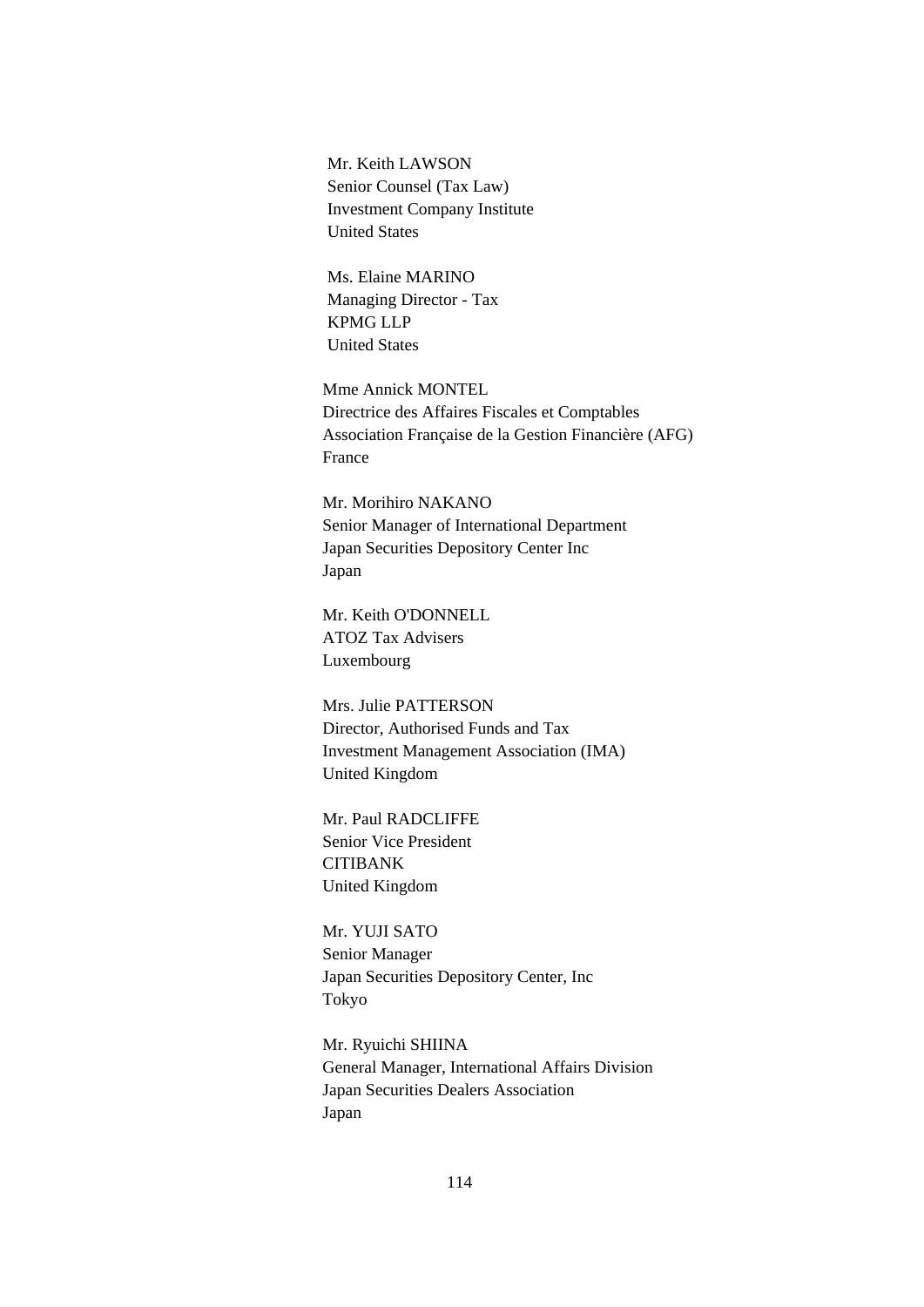Mr. Keith LAWSON
Senior Counsel (Tax Law)
Investment Company Institute
United States

Ms. Elaine MARINO
Managing Director - Tax
KPMG LLP
United States

Mme Annick MONTEL
Directrice des Affaires Fiscales et Comptables
Association Française de la Gestion Financière (AFG)
France

Mr. Morihiro NAKANO
Senior Manager of International Department
Japan Securities Depository Center Inc
Japan

Mr. Keith O'DONNELL
ATOZ Tax Advisers
Luxembourg

Mrs. Julie PATTERSON
Director, Authorised Funds and Tax
Investment Management Association (IMA)
United Kingdom

Mr. Paul RADCLIFFE
Senior Vice President
CITIBANK
United Kingdom

Mr. YUJI SATO
Senior Manager
Japan Securities Depository Center, Inc
Tokyo

Mr. Ryuichi SHIINA
General Manager, International Affairs Division
Japan Securities Dealers Association
Japan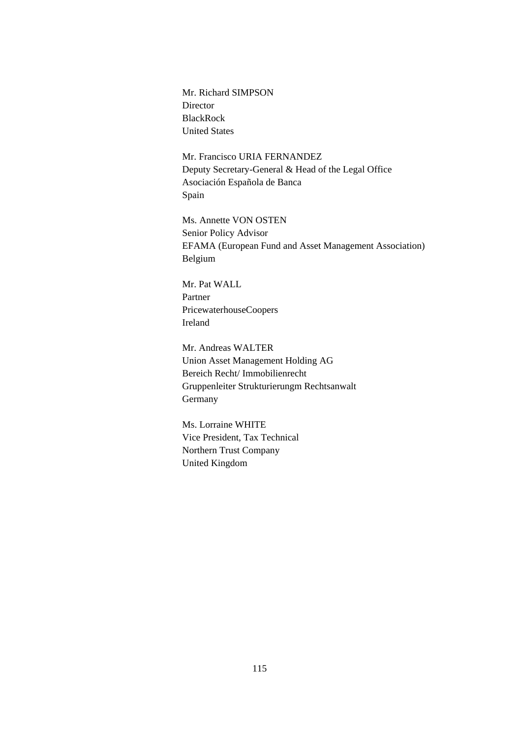Mr. Richard SIMPSON
Director
BlackRock
United States

Mr. Francisco URIA FERNANDEZ
Deputy Secretary-General & Head of the Legal Office
Asociación Española de Banca
Spain

Ms. Annette VON OSTEN
Senior Policy Advisor
EFAMA (European Fund and Asset Management Association)
Belgium

Mr. Pat WALL
Partner
PricewaterhouseCoopers
Ireland

Mr. Andreas WALTER
Union Asset Management Holding AG
Bereich Recht/ Immobilienrecht
Gruppenleiter Strukturierungm Rechtsanwalt
Germany

Ms. Lorraine WHITE
Vice President, Tax Technical
Northern Trust Company
United Kingdom